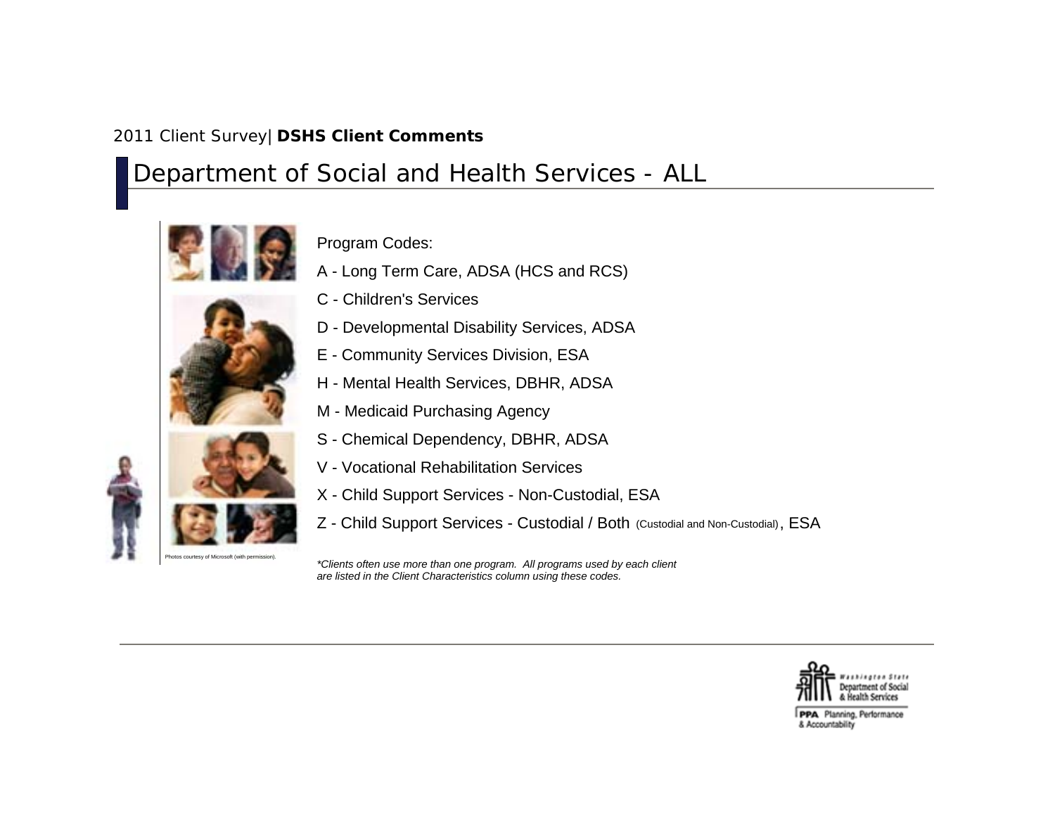2011 Client Survey| **DSHS Client Comments**

# Department of Social and Health Services - ALL

Photos courtesy of Microsoft (with permission).

Program Codes:

A - Long Term Care, ADSA (HCS and RCS)

C - Children's Services

D - Developmental Disability Services, ADSA

E - Community Services Division, ESA

H - Mental Health Services, DBHR, ADSA

M - Medicaid Purchasing Agency

S - Chemical Dependency, DBHR, ADSA

V - Vocational Rehabilitation Services

X - Child Support Services - Non-Custodial, ESA

Z - Child Support Services - Custodial / Both (Custodial and Non-Custodial), ESA

*\*Clients often use more than one program. All programs used by each client are listed in the Client Characteristics column using these codes.*

Washington State Department of Social & Health Services

PPA Planning, Performance & Accountability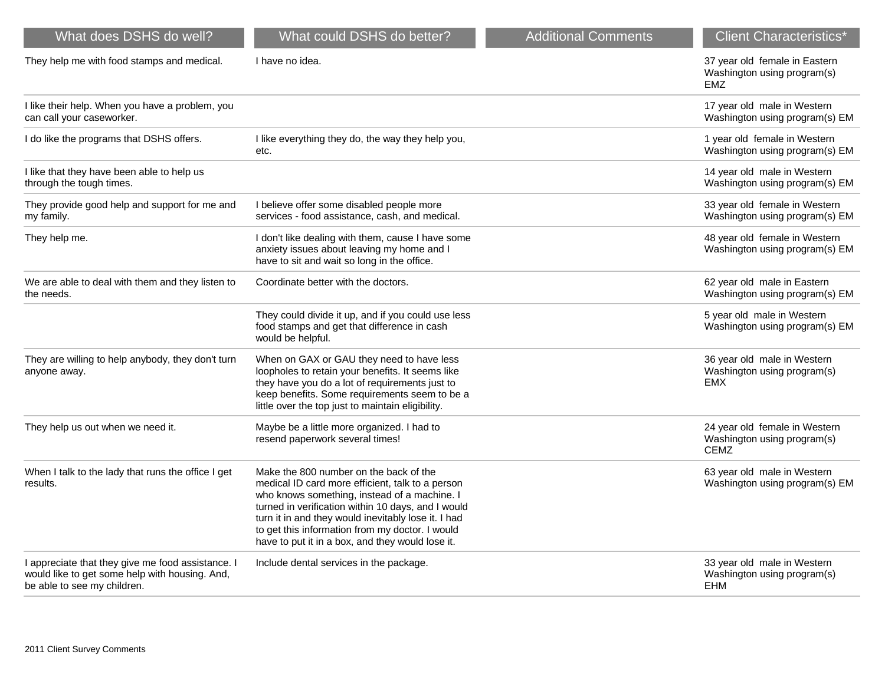| What does DSHS do well? | What could DSHS do better? | Additional Comments | Client Characteristics* |
|---|---|---|---|
| They help me with food stamps and medical. | I have no idea. | | 37 year old female in Eastern Washington using program(s) EMZ |
| I like their help. When you have a problem, you can call your caseworker. | | | 17 year old male in Western Washington using program(s) EM |
| I do like the programs that DSHS offers. | I like everything they do, the way they help you, etc. | | 1 year old female in Western Washington using program(s) EM |
| I like that they have been able to help us through the tough times. | | | 14 year old male in Western Washington using program(s) EM |
| They provide good help and support for me and my family. | I believe offer some disabled people more services - food assistance, cash, and medical. | | 33 year old female in Western Washington using program(s) EM |
| They help me. | I don't like dealing with them, cause I have some anxiety issues about leaving my home and I have to sit and wait so long in the office. | | 48 year old female in Western Washington using program(s) EM |
| We are able to deal with them and they listen to the needs. | Coordinate better with the doctors. | | 62 year old male in Eastern Washington using program(s) EM |
| | They could divide it up, and if you could use less food stamps and get that difference in cash would be helpful. | | 5 year old male in Western Washington using program(s) EM |
| They are willing to help anybody, they don't turn anyone away. | When on GAX or GAU they need to have less loopholes to retain your benefits. It seems like they have you do a lot of requirements just to keep benefits. Some requirements seem to be a little over the top just to maintain eligibility. | | 36 year old male in Western Washington using program(s) EMX |
| They help us out when we need it. | Maybe be a little more organized. I had to resend paperwork several times! | | 24 year old female in Western Washington using program(s) CEMZ |
| When I talk to the lady that runs the office I get results. | Make the 800 number on the back of the medical ID card more efficient, talk to a person who knows something, instead of a machine. I turned in verification within 10 days, and I would turn it in and they would inevitably lose it. I had to get this information from my doctor. I would have to put it in a box, and they would lose it. | | 63 year old male in Western Washington using program(s) EM |
| I appreciate that they give me food assistance. I would like to get some help with housing. And, be able to see my children. | Include dental services in the package. | | 33 year old male in Western Washington using program(s) EHM |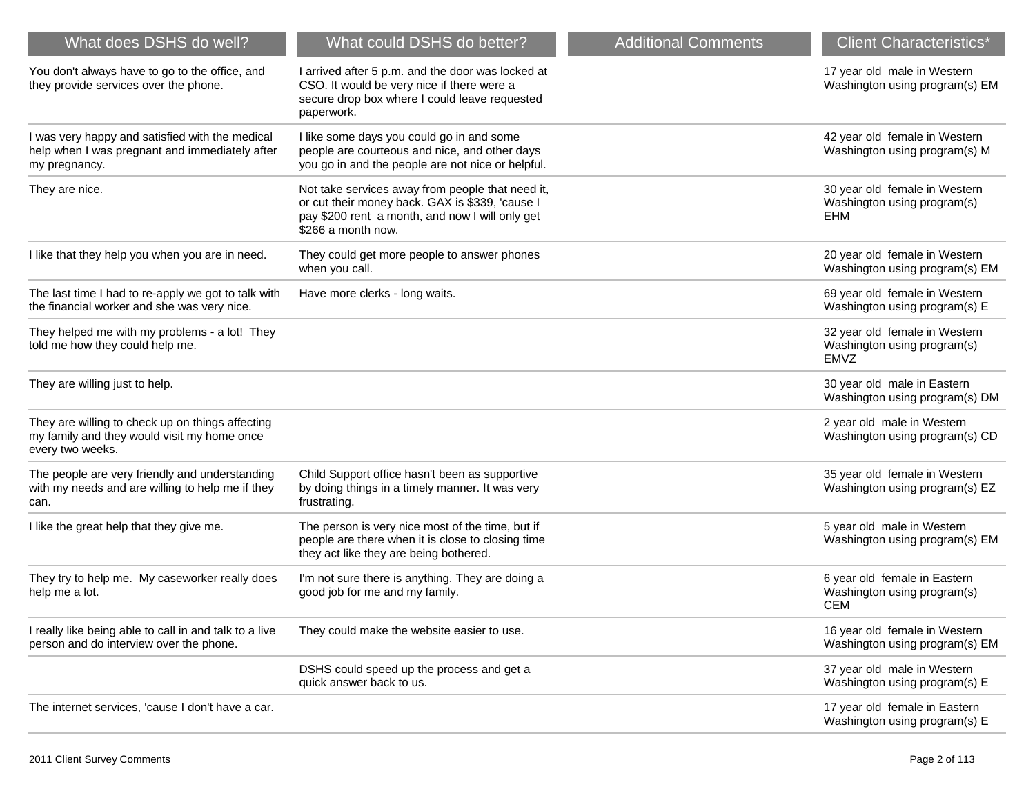| What does DSHS do well? | What could DSHS do better? | Additional Comments | Client Characteristics* |
|---|---|---|---|
| You don't always have to go to the office, and they provide services over the phone. | I arrived after 5 p.m. and the door was locked at CSO. It would be very nice if there were a secure drop box where I could leave requested paperwork. | | 17 year old male in Western Washington using program(s) EM |
| I was very happy and satisfied with the medical help when I was pregnant and immediately after my pregnancy. | I like some days you could go in and some people are courteous and nice, and other days you go in and the people are not nice or helpful. | | 42 year old female in Western Washington using program(s) M |
| They are nice. | Not take services away from people that need it, or cut their money back. GAX is $339, 'cause I pay $200 rent a month, and now I will only get $266 a month now. | | 30 year old female in Western Washington using program(s) EHM |
| I like that they help you when you are in need. | They could get more people to answer phones when you call. | | 20 year old female in Western Washington using program(s) EM |
| The last time I had to re-apply we got to talk with the financial worker and she was very nice. | Have more clerks - long waits. | | 69 year old female in Western Washington using program(s) E |
| They helped me with my problems - a lot! They told me how they could help me. | | | 32 year old female in Western Washington using program(s) EMVZ |
| They are willing just to help. | | | 30 year old male in Eastern Washington using program(s) DM |
| They are willing to check up on things affecting my family and they would visit my home once every two weeks. | | | 2 year old male in Western Washington using program(s) CD |
| The people are very friendly and understanding with my needs and are willing to help me if they can. | Child Support office hasn't been as supportive by doing things in a timely manner. It was very frustrating. | | 35 year old female in Western Washington using program(s) EZ |
| I like the great help that they give me. | The person is very nice most of the time, but if people are there when it is close to closing time they act like they are being bothered. | | 5 year old male in Western Washington using program(s) EM |
| They try to help me. My caseworker really does help me a lot. | I'm not sure there is anything. They are doing a good job for me and my family. | | 6 year old female in Eastern Washington using program(s) CEM |
| I really like being able to call in and talk to a live person and do interview over the phone. | They could make the website easier to use. | | 16 year old female in Western Washington using program(s) EM |
| | DSHS could speed up the process and get a quick answer back to us. | | 37 year old male in Western Washington using program(s) E |
| The internet services, 'cause I don't have a car. | | | 17 year old female in Eastern Washington using program(s) E |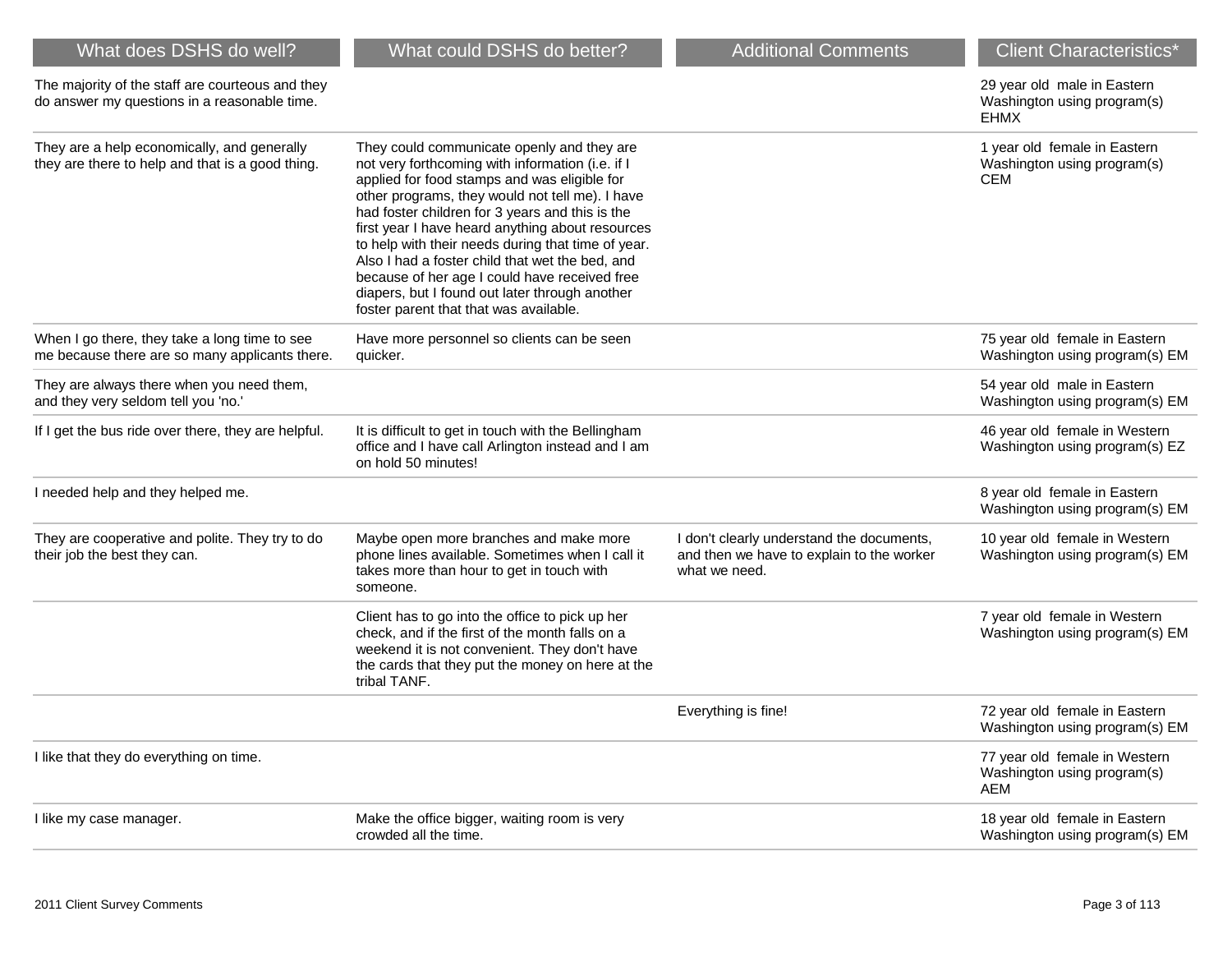| What does DSHS do well? | What could DSHS do better? | Additional Comments | Client Characteristics* |
| --- | --- | --- | --- |
| The majority of the staff are courteous and they do answer my questions in a reasonable time. | | | 29 year old male in Eastern Washington using program(s) EHMX |
| They are a help economically, and generally they are there to help and that is a good thing. | They could communicate openly and they are not very forthcoming with information (i.e. if I applied for food stamps and was eligible for other programs, they would not tell me). I have had foster children for 3 years and this is the first year I have heard anything about resources to help with their needs during that time of year. Also I had a foster child that wet the bed, and because of her age I could have received free diapers, but I found out later through another foster parent that that was available. | | 1 year old female in Eastern Washington using program(s) CEM |
| When I go there, they take a long time to see me because there are so many applicants there. | Have more personnel so clients can be seen quicker. | | 75 year old female in Eastern Washington using program(s) EM |
| They are always there when you need them, and they very seldom tell you 'no.' | | | 54 year old male in Eastern Washington using program(s) EM |
| If I get the bus ride over there, they are helpful. | It is difficult to get in touch with the Bellingham office and I have call Arlington instead and I am on hold 50 minutes! | | 46 year old female in Western Washington using program(s) EZ |
| I needed help and they helped me. | | | 8 year old female in Eastern Washington using program(s) EM |
| They are cooperative and polite. They try to do their job the best they can. | Maybe open more branches and make more phone lines available. Sometimes when I call it takes more than hour to get in touch with someone. | I don't clearly understand the documents, and then we have to explain to the worker what we need. | 10 year old female in Western Washington using program(s) EM |
| | Client has to go into the office to pick up her check, and if the first of the month falls on a weekend it is not convenient. They don't have the cards that they put the money on here at the tribal TANF. | | 7 year old female in Western Washington using program(s) EM |
| | | Everything is fine! | 72 year old female in Eastern Washington using program(s) EM |
| I like that they do everything on time. | | | 77 year old female in Western Washington using program(s) AEM |
| I like my case manager. | Make the office bigger, waiting room is very crowded all the time. | | 18 year old female in Eastern Washington using program(s) EM |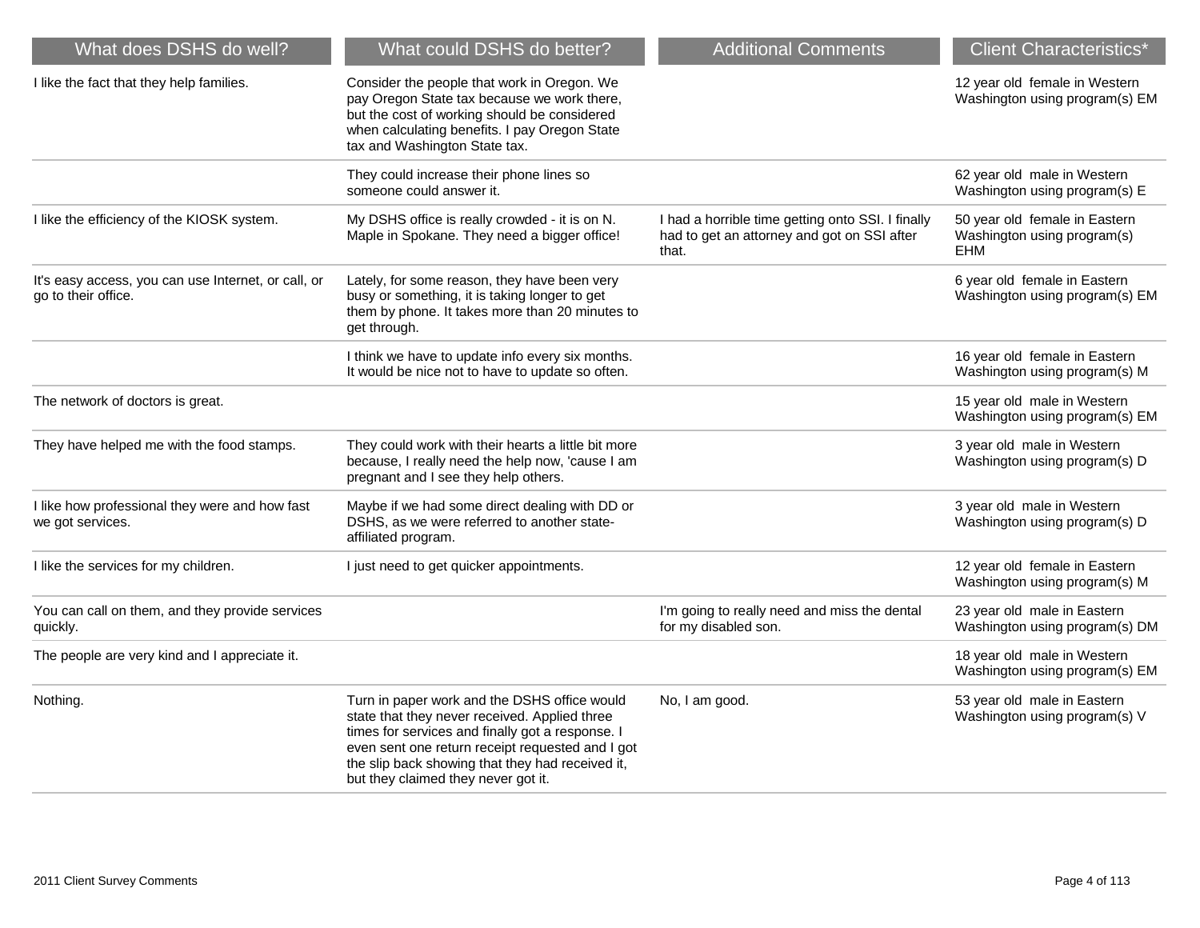| What does DSHS do well? | What could DSHS do better? | Additional Comments | Client Characteristics* |
|---|---|---|---|
| I like the fact that they help families. | Consider the people that work in Oregon. We pay Oregon State tax because we work there, but the cost of working should be considered when calculating benefits. I pay Oregon State tax and Washington State tax. | | 12 year old female in Western Washington using program(s) EM |
| | They could increase their phone lines so someone could answer it. | | 62 year old male in Western Washington using program(s) E |
| I like the efficiency of the KIOSK system. | My DSHS office is really crowded - it is on N. Maple in Spokane. They need a bigger office! | I had a horrible time getting onto SSI. I finally had to get an attorney and got on SSI after that. | 50 year old female in Eastern Washington using program(s) EHM |
| It's easy access, you can use Internet, or call, or go to their office. | Lately, for some reason, they have been very busy or something, it is taking longer to get them by phone. It takes more than 20 minutes to get through. | | 6 year old female in Eastern Washington using program(s) EM |
| | I think we have to update info every six months. It would be nice not to have to update so often. | | 16 year old female in Eastern Washington using program(s) M |
| The network of doctors is great. | | | 15 year old male in Western Washington using program(s) EM |
| They have helped me with the food stamps. | They could work with their hearts a little bit more because, I really need the help now, 'cause I am pregnant and I see they help others. | | 3 year old male in Western Washington using program(s) D |
| I like how professional they were and how fast we got services. | Maybe if we had some direct dealing with DD or DSHS, as we were referred to another state-affiliated program. | | 3 year old male in Western Washington using program(s) D |
| I like the services for my children. | I just need to get quicker appointments. | | 12 year old female in Eastern Washington using program(s) M |
| You can call on them, and they provide services quickly. | | I'm going to really need and miss the dental for my disabled son. | 23 year old male in Eastern Washington using program(s) DM |
| The people are very kind and I appreciate it. | | | 18 year old male in Western Washington using program(s) EM |
| Nothing. | Turn in paper work and the DSHS office would state that they never received. Applied three times for services and finally got a response. I even sent one return receipt requested and I got the slip back showing that they had received it, but they claimed they never got it. | No, I am good. | 53 year old male in Eastern Washington using program(s) V |

2011 Client Survey Comments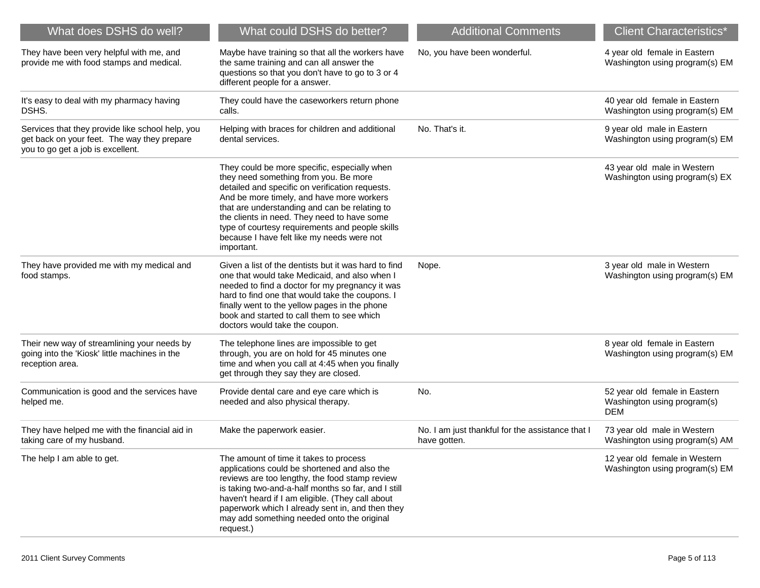| What does DSHS do well? | What could DSHS do better? | Additional Comments | Client Characteristics* |
|---|---|---|---|
| They have been very helpful with me, and provide me with food stamps and medical. | Maybe have training so that all the workers have the same training and can all answer the questions so that you don't have to go to 3 or 4 different people for a answer. | No, you have been wonderful. | 4 year old female in Eastern Washington using program(s) EM |
| It's easy to deal with my pharmacy having DSHS. | They could have the caseworkers return phone calls. | | 40 year old female in Eastern Washington using program(s) EM |
| Services that they provide like school help, you get back on your feet. The way they prepare you to go get a job is excellent. | Helping with braces for children and additional dental services. | No. That's it. | 9 year old male in Eastern Washington using program(s) EM |
| | They could be more specific, especially when they need something from you. Be more detailed and specific on verification requests. And be more timely, and have more workers that are understanding and can be relating to the clients in need. They need to have some type of courtesy requirements and people skills because I have felt like my needs were not important. | | 43 year old male in Western Washington using program(s) EX |
| They have provided me with my medical and food stamps. | Given a list of the dentists but it was hard to find one that would take Medicaid, and also when I needed to find a doctor for my pregnancy it was hard to find one that would take the coupons. I finally went to the yellow pages in the phone book and started to call them to see which doctors would take the coupon. | Nope. | 3 year old male in Western Washington using program(s) EM |
| Their new way of streamlining your needs by going into the 'Kiosk' little machines in the reception area. | The telephone lines are impossible to get through, you are on hold for 45 minutes one time and when you call at 4:45 when you finally get through they say they are closed. | | 8 year old female in Eastern Washington using program(s) EM |
| Communication is good and the services have helped me. | Provide dental care and eye care which is needed and also physical therapy. | No. | 52 year old female in Eastern Washington using program(s) DEM |
| They have helped me with the financial aid in taking care of my husband. | Make the paperwork easier. | No. I am just thankful for the assistance that I have gotten. | 73 year old male in Western Washington using program(s) AM |
| The help I am able to get. | The amount of time it takes to process applications could be shortened and also the reviews are too lengthy, the food stamp review is taking two-and-a-half months so far, and I still haven't heard if I am eligible. (They call about paperwork which I already sent in, and then they may add something needed onto the original request.) | | 12 year old female in Western Washington using program(s) EM |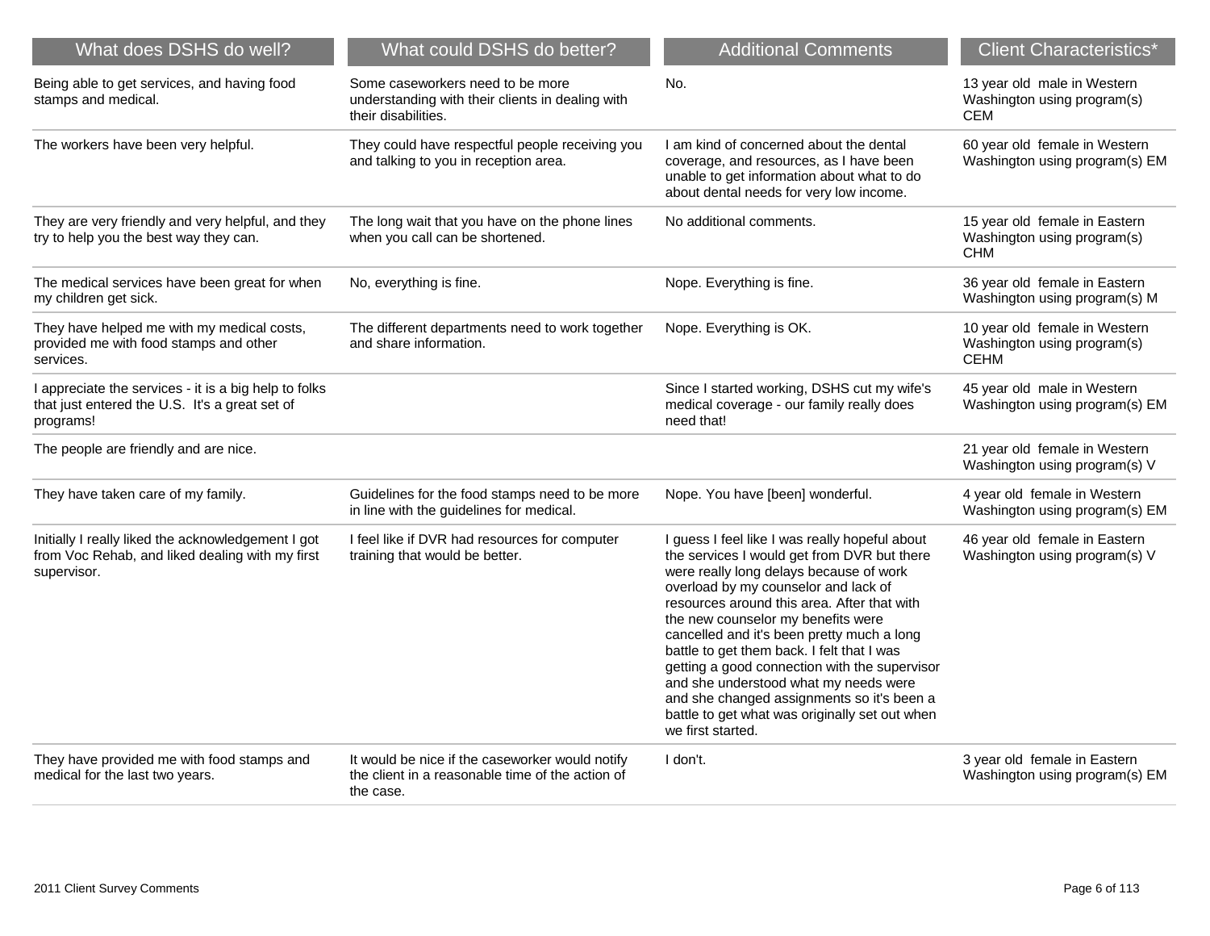| What does DSHS do well? | What could DSHS do better? | Additional Comments | Client Characteristics* |
|---|---|---|---|
| Being able to get services, and having food stamps and medical. | Some caseworkers need to be more understanding with their clients in dealing with their disabilities. | No. | 13 year old male in Western Washington using program(s) CEM |
| The workers have been very helpful. | They could have respectful people receiving you and talking to you in reception area. | I am kind of concerned about the dental coverage, and resources, as I have been unable to get information about what to do about dental needs for very low income. | 60 year old female in Western Washington using program(s) EM |
| They are very friendly and very helpful, and they try to help you the best way they can. | The long wait that you have on the phone lines when you call can be shortened. | No additional comments. | 15 year old female in Eastern Washington using program(s) CHM |
| The medical services have been great for when my children get sick. | No, everything is fine. | Nope. Everything is fine. | 36 year old female in Eastern Washington using program(s) M |
| They have helped me with my medical costs, provided me with food stamps and other services. | The different departments need to work together and share information. | Nope. Everything is OK. | 10 year old female in Western Washington using program(s) CEHM |
| I appreciate the services - it is a big help to folks that just entered the U.S. It's a great set of programs! | | Since I started working, DSHS cut my wife's medical coverage - our family really does need that! | 45 year old male in Western Washington using program(s) EM |
| The people are friendly and are nice. | | | 21 year old female in Western Washington using program(s) V |
| They have taken care of my family. | Guidelines for the food stamps need to be more in line with the guidelines for medical. | Nope. You have [been] wonderful. | 4 year old female in Western Washington using program(s) EM |
| Initially I really liked the acknowledgement I got from Voc Rehab, and liked dealing with my first supervisor. | I feel like if DVR had resources for computer training that would be better. | I guess I feel like I was really hopeful about the services I would get from DVR but there were really long delays because of work overload by my counselor and lack of resources around this area. After that with the new counselor my benefits were cancelled and it's been pretty much a long battle to get them back. I felt that I was getting a good connection with the supervisor and she understood what my needs were and she changed assignments so it's been a battle to get what was originally set out when we first started. | 46 year old female in Eastern Washington using program(s) V |
| They have provided me with food stamps and medical for the last two years. | It would be nice if the caseworker would notify the client in a reasonable time of the action of the case. | I don't. | 3 year old female in Eastern Washington using program(s) EM |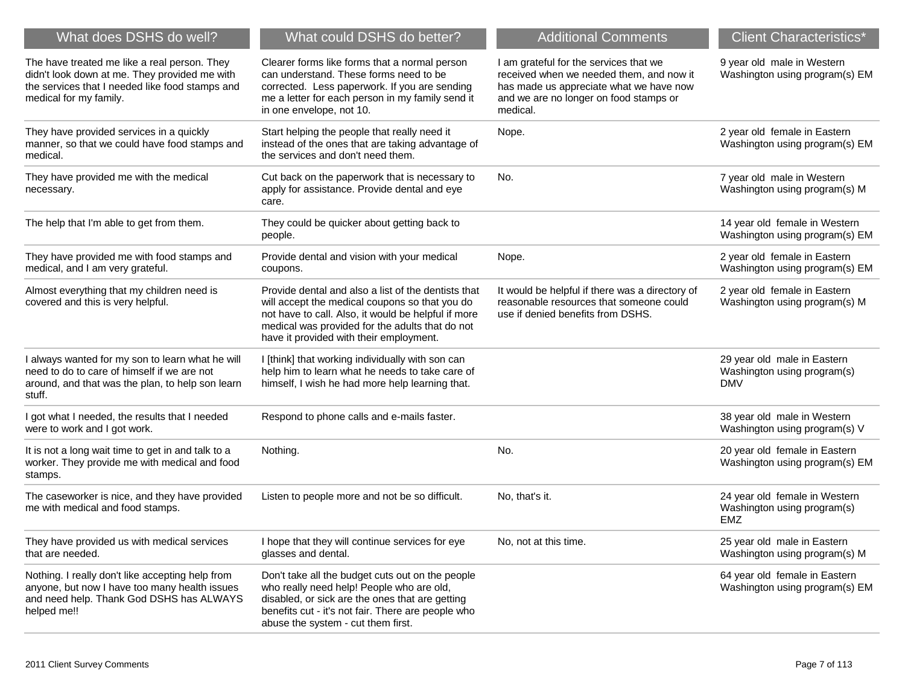| What does DSHS do well? | What could DSHS do better? | Additional Comments | Client Characteristics* |
|---|---|---|---|
| The have treated me like a real person. They didn't look down at me. They provided me with the services that I needed like food stamps and medical for my family. | Clearer forms like forms that a normal person can understand. These forms need to be corrected. Less paperwork. If you are sending me a letter for each person in my family send it in one envelope, not 10. | I am grateful for the services that we received when we needed them, and now it has made us appreciate what we have now and we are no longer on food stamps or medical. | 9 year old male in Western Washington using program(s) EM |
| They have provided services in a quickly manner, so that we could have food stamps and medical. | Start helping the people that really need it instead of the ones that are taking advantage of the services and don't need them. | Nope. | 2 year old female in Eastern Washington using program(s) EM |
| They have provided me with the medical necessary. | Cut back on the paperwork that is necessary to apply for assistance. Provide dental and eye care. | No. | 7 year old male in Western Washington using program(s) M |
| The help that I'm able to get from them. | They could be quicker about getting back to people. | | 14 year old female in Western Washington using program(s) EM |
| They have provided me with food stamps and medical, and I am very grateful. | Provide dental and vision with your medical coupons. | Nope. | 2 year old female in Eastern Washington using program(s) EM |
| Almost everything that my children need is covered and this is very helpful. | Provide dental and also a list of the dentists that will accept the medical coupons so that you do not have to call. Also, it would be helpful if more medical was provided for the adults that do not have it provided with their employment. | It would be helpful if there was a directory of reasonable resources that someone could use if denied benefits from DSHS. | 2 year old female in Eastern Washington using program(s) M |
| I always wanted for my son to learn what he will need to do to care of himself if we are not around, and that was the plan, to help son learn stuff. | I [think] that working individually with son can help him to learn what he needs to take care of himself, I wish he had more help learning that. | | 29 year old male in Eastern Washington using program(s) DMV |
| I got what I needed, the results that I needed were to work and I got work. | Respond to phone calls and e-mails faster. | | 38 year old male in Western Washington using program(s) V |
| It is not a long wait time to get in and talk to a worker. They provide me with medical and food stamps. | Nothing. | No. | 20 year old female in Eastern Washington using program(s) EM |
| The caseworker is nice, and they have provided me with medical and food stamps. | Listen to people more and not be so difficult. | No, that's it. | 24 year old female in Western Washington using program(s) EMZ |
| They have provided us with medical services that are needed. | I hope that they will continue services for eye glasses and dental. | No, not at this time. | 25 year old male in Eastern Washington using program(s) M |
| Nothing. I really don't like accepting help from anyone, but now I have too many health issues and need help. Thank God DSHS has ALWAYS helped me!! | Don't take all the budget cuts out on the people who really need help! People who are old, disabled, or sick are the ones that are getting benefits cut - it's not fair. There are people who abuse the system - cut them first. | | 64 year old female in Eastern Washington using program(s) EM |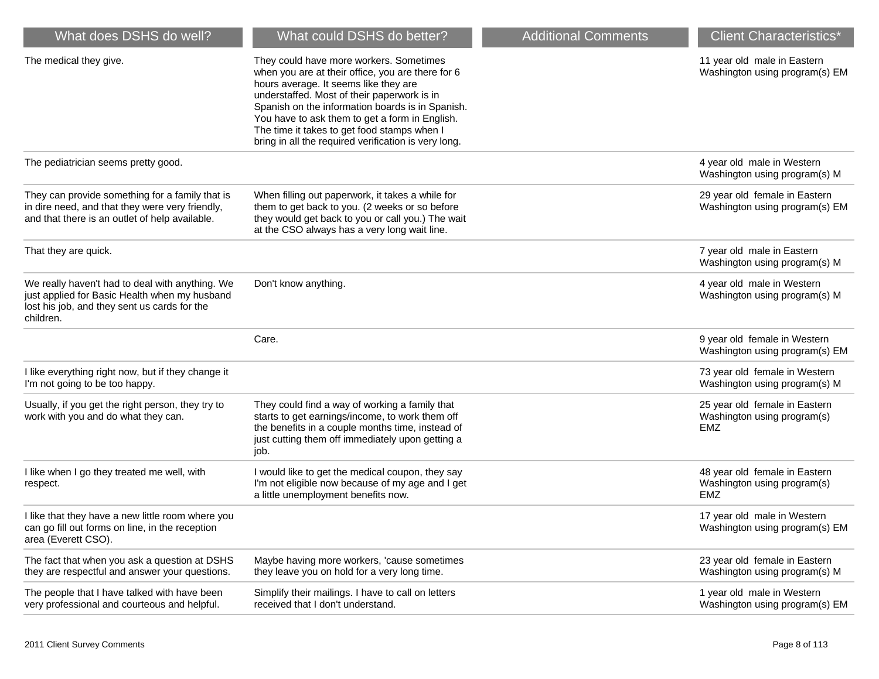| What does DSHS do well? | What could DSHS do better? | Additional Comments | Client Characteristics* |
|---|---|---|---|
| The medical they give. | They could have more workers. Sometimes when you are at their office, you are there for 6 hours average. It seems like they are understaffed. Most of their paperwork is in Spanish on the information boards is in Spanish. You have to ask them to get a form in English. The time it takes to get food stamps when I bring in all the required verification is very long. | | 11 year old male in Eastern Washington using program(s) EM |
| The pediatrician seems pretty good. | | | 4 year old male in Western Washington using program(s) M |
| They can provide something for a family that is in dire need, and that they were very friendly, and that there is an outlet of help available. | When filling out paperwork, it takes a while for them to get back to you. (2 weeks or so before they would get back to you or call you.) The wait at the CSO always has a very long wait line. | | 29 year old female in Eastern Washington using program(s) EM |
| That they are quick. | | | 7 year old male in Eastern Washington using program(s) M |
| We really haven't had to deal with anything. We just applied for Basic Health when my husband lost his job, and they sent us cards for the children. | Don't know anything. | | 4 year old male in Western Washington using program(s) M |
| | Care. | | 9 year old female in Western Washington using program(s) EM |
| I like everything right now, but if they change it I'm not going to be too happy. | | | 73 year old female in Western Washington using program(s) M |
| Usually, if you get the right person, they try to work with you and do what they can. | They could find a way of working a family that starts to get earnings/income, to work them off the benefits in a couple months time, instead of just cutting them off immediately upon getting a job. | | 25 year old female in Eastern Washington using program(s) EMZ |
| I like when I go they treated me well, with respect. | I would like to get the medical coupon, they say I'm not eligible now because of my age and I get a little unemployment benefits now. | | 48 year old female in Eastern Washington using program(s) EMZ |
| I like that they have a new little room where you can go fill out forms on line, in the reception area (Everett CSO). | | | 17 year old male in Western Washington using program(s) EM |
| The fact that when you ask a question at DSHS they are respectful and answer your questions. | Maybe having more workers, 'cause sometimes they leave you on hold for a very long time. | | 23 year old female in Eastern Washington using program(s) M |
| The people that I have talked with have been very professional and courteous and helpful. | Simplify their mailings. I have to call on letters received that I don't understand. | | 1 year old male in Western Washington using program(s) EM |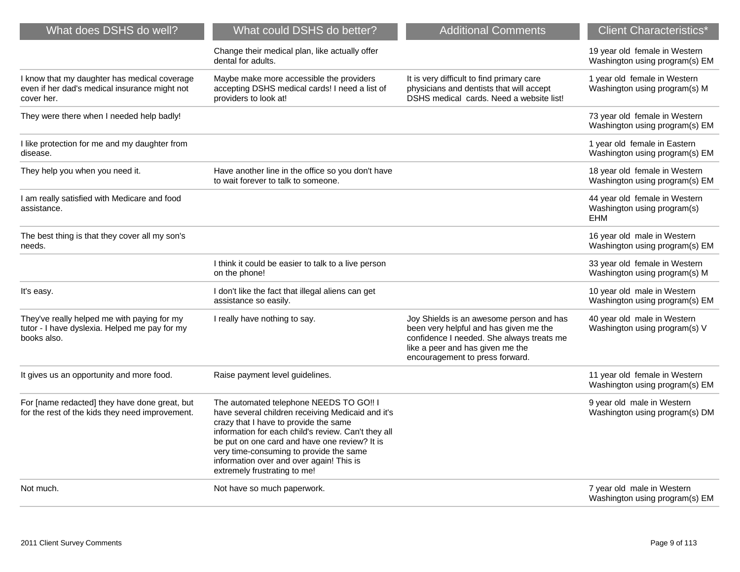| What does DSHS do well? | What could DSHS do better? | Additional Comments | Client Characteristics* |
|---|---|---|---|
| | Change their medical plan, like actually offer dental for adults. | | 19 year old female in Western Washington using program(s) EM |
| I know that my daughter has medical coverage even if her dad's medical insurance might not cover her. | Maybe make more accessible the providers accepting DSHS medical cards! I need a list of providers to look at! | It is very difficult to find primary care physicians and dentists that will accept DSHS medical cards. Need a website list! | 1 year old female in Western Washington using program(s) M |
| They were there when I needed help badly! | | | 73 year old female in Western Washington using program(s) EM |
| I like protection for me and my daughter from disease. | | | 1 year old female in Eastern Washington using program(s) EM |
| They help you when you need it. | Have another line in the office so you don't have to wait forever to talk to someone. | | 18 year old female in Western Washington using program(s) EM |
| I am really satisfied with Medicare and food assistance. | | | 44 year old female in Western Washington using program(s) EHM |
| The best thing is that they cover all my son's needs. | | | 16 year old male in Western Washington using program(s) EM |
| | I think it could be easier to talk to a live person on the phone! | | 33 year old female in Western Washington using program(s) M |
| It's easy. | I don't like the fact that illegal aliens can get assistance so easily. | | 10 year old male in Western Washington using program(s) EM |
| They've really helped me with paying for my tutor - I have dyslexia. Helped me pay for my books also. | I really have nothing to say. | Joy Shields is an awesome person and has been very helpful and has given me the confidence I needed. She always treats me like a peer and has given me the encouragement to press forward. | 40 year old male in Western Washington using program(s) V |
| It gives us an opportunity and more food. | Raise payment level guidelines. | | 11 year old female in Western Washington using program(s) EM |
| For [name redacted] they have done great, but for the rest of the kids they need improvement. | The automated telephone NEEDS TO GO!! I have several children receiving Medicaid and it's crazy that I have to provide the same information for each child's review. Can't they all be put on one card and have one review? It is very time-consuming to provide the same information over and over again! This is extremely frustrating to me! | | 9 year old male in Western Washington using program(s) DM |
| Not much. | Not have so much paperwork. | | 7 year old male in Western Washington using program(s) EM |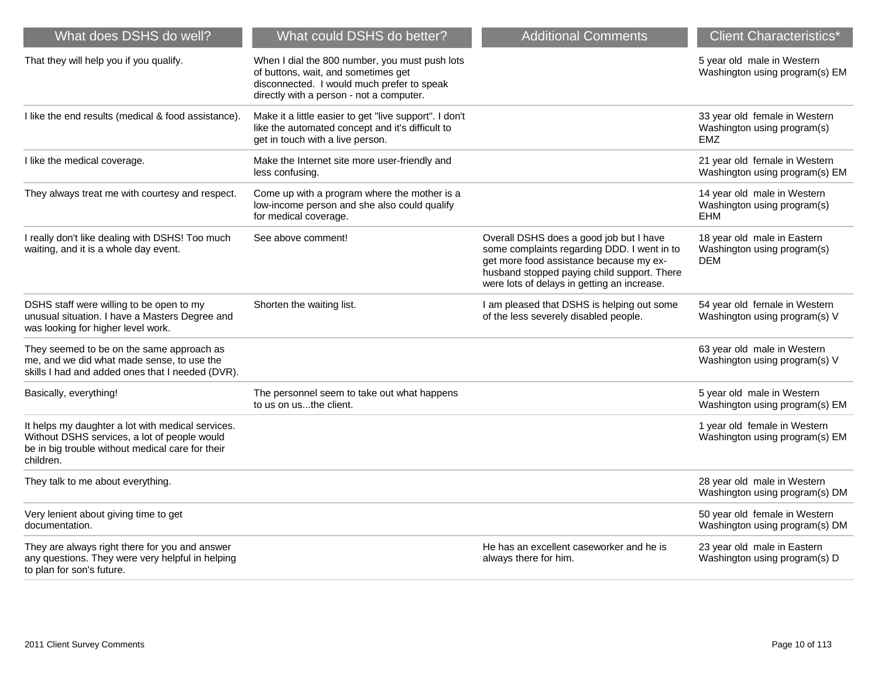| What does DSHS do well? | What could DSHS do better? | Additional Comments | Client Characteristics* |
|---|---|---|---|
| That they will help you if you qualify. | When I dial the 800 number, you must push lots of buttons, wait, and sometimes get disconnected. I would much prefer to speak directly with a person - not a computer. | | 5 year old male in Western Washington using program(s) EM |
| I like the end results (medical & food assistance). | Make it a little easier to get "live support". I don't like the automated concept and it's difficult to get in touch with a live person. | | 33 year old female in Western Washington using program(s) EMZ |
| I like the medical coverage. | Make the Internet site more user-friendly and less confusing. | | 21 year old female in Western Washington using program(s) EM |
| They always treat me with courtesy and respect. | Come up with a program where the mother is a low-income person and she also could qualify for medical coverage. | | 14 year old male in Western Washington using program(s) EHM |
| I really don't like dealing with DSHS! Too much waiting, and it is a whole day event. | See above comment! | Overall DSHS does a good job but I have some complaints regarding DDD. I went in to get more food assistance because my ex-husband stopped paying child support. There were lots of delays in getting an increase. | 18 year old male in Eastern Washington using program(s) DEM |
| DSHS staff were willing to be open to my unusual situation. I have a Masters Degree and was looking for higher level work. | Shorten the waiting list. | I am pleased that DSHS is helping out some of the less severely disabled people. | 54 year old female in Western Washington using program(s) V |
| They seemed to be on the same approach as me, and we did what made sense, to use the skills I had and added ones that I needed (DVR). | | | 63 year old male in Western Washington using program(s) V |
| Basically, everything! | The personnel seem to take out what happens to us on us...the client. | | 5 year old male in Western Washington using program(s) EM |
| It helps my daughter a lot with medical services. Without DSHS services, a lot of people would be in big trouble without medical care for their children. | | | 1 year old female in Western Washington using program(s) EM |
| They talk to me about everything. | | | 28 year old male in Western Washington using program(s) DM |
| Very lenient about giving time to get documentation. | | | 50 year old female in Western Washington using program(s) DM |
| They are always right there for you and answer any questions. They were very helpful in helping to plan for son's future. | | He has an excellent caseworker and he is always there for him. | 23 year old male in Eastern Washington using program(s) D |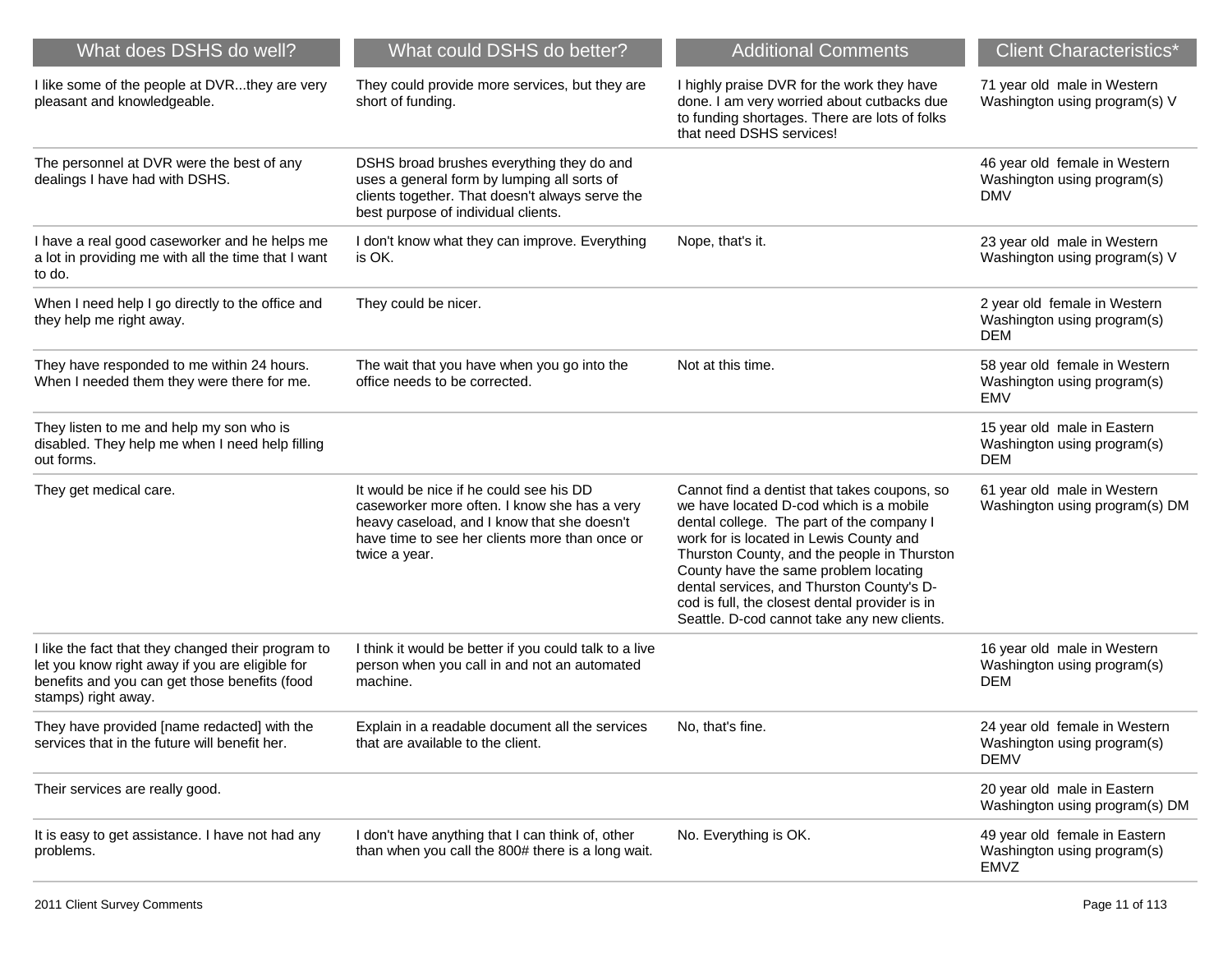| What does DSHS do well? | What could DSHS do better? | Additional Comments | Client Characteristics* |
|---|---|---|---|
| I like some of the people at DVR...they are very pleasant and knowledgeable. | They could provide more services, but they are short of funding. | I highly praise DVR for the work they have done. I am very worried about cutbacks due to funding shortages. There are lots of folks that need DSHS services! | 71 year old male in Western Washington using program(s) V |
| The personnel at DVR were the best of any dealings I have had with DSHS. | DSHS broad brushes everything they do and uses a general form by lumping all sorts of clients together. That doesn't always serve the best purpose of individual clients. | | 46 year old female in Western Washington using program(s) DMV |
| I have a real good caseworker and he helps me a lot in providing me with all the time that I want to do. | I don't know what they can improve. Everything is OK. | Nope, that's it. | 23 year old male in Western Washington using program(s) V |
| When I need help I go directly to the office and they help me right away. | They could be nicer. | | 2 year old female in Western Washington using program(s) DEM |
| They have responded to me within 24 hours. When I needed them they were there for me. | The wait that you have when you go into the office needs to be corrected. | Not at this time. | 58 year old female in Western Washington using program(s) EMV |
| They listen to me and help my son who is disabled. They help me when I need help filling out forms. | | | 15 year old male in Eastern Washington using program(s) DEM |
| They get medical care. | It would be nice if he could see his DD caseworker more often. I know she has a very heavy caseload, and I know that she doesn't have time to see her clients more than once or twice a year. | Cannot find a dentist that takes coupons, so we have located D-cod which is a mobile dental college. The part of the company I work for is located in Lewis County and Thurston County, and the people in Thurston County have the same problem locating dental services, and Thurston County's D-cod is full, the closest dental provider is in Seattle. D-cod cannot take any new clients. | 61 year old male in Western Washington using program(s) DM |
| I like the fact that they changed their program to let you know right away if you are eligible for benefits and you can get those benefits (food stamps) right away. | I think it would be better if you could talk to a live person when you call in and not an automated machine. | | 16 year old male in Western Washington using program(s) DEM |
| They have provided [name redacted] with the services that in the future will benefit her. | Explain in a readable document all the services that are available to the client. | No, that's fine. | 24 year old female in Western Washington using program(s) DEMV |
| Their services are really good. | | | 20 year old male in Eastern Washington using program(s) DM |
| It is easy to get assistance. I have not had any problems. | I don't have anything that I can think of, other than when you call the 800# there is a long wait. | No. Everything is OK. | 49 year old female in Eastern Washington using program(s) EMVZ |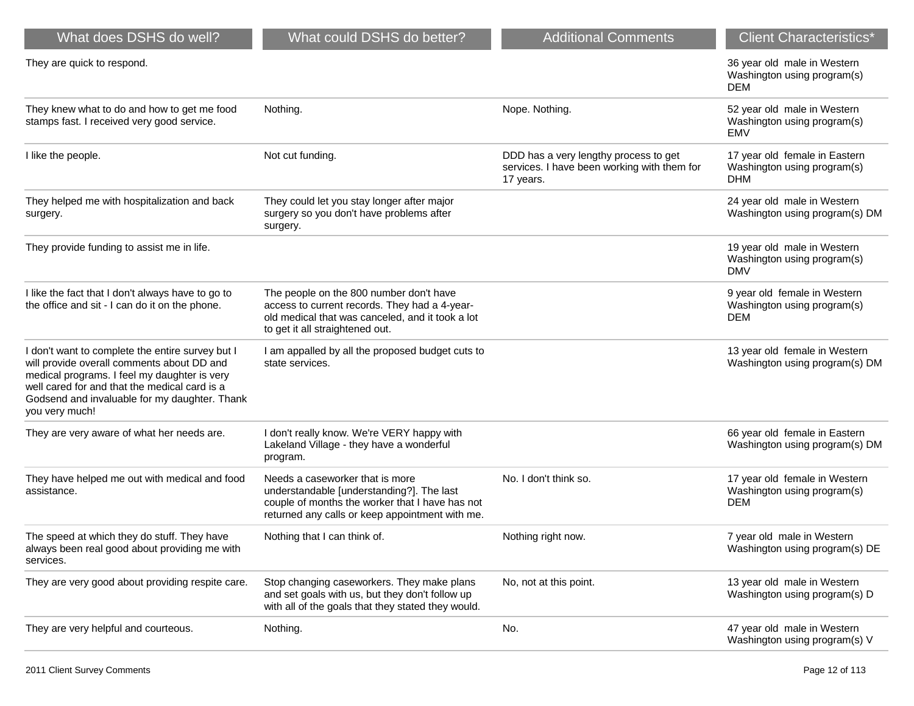| What does DSHS do well? | What could DSHS do better? | Additional Comments | Client Characteristics* |
|---|---|---|---|
| They are quick to respond. | | | 36 year old male in Western Washington using program(s) DEM |
| They knew what to do and how to get me food stamps fast. I received very good service. | Nothing. | Nope. Nothing. | 52 year old male in Western Washington using program(s) EMV |
| I like the people. | Not cut funding. | DDD has a very lengthy process to get services. I have been working with them for 17 years. | 17 year old female in Eastern Washington using program(s) DHM |
| They helped me with hospitalization and back surgery. | They could let you stay longer after major surgery so you don't have problems after surgery. | | 24 year old male in Western Washington using program(s) DM |
| They provide funding to assist me in life. | | | 19 year old male in Western Washington using program(s) DMV |
| I like the fact that I don't always have to go to the office and sit - I can do it on the phone. | The people on the 800 number don't have access to current records. They had a 4-year-old medical that was canceled, and it took a lot to get it all straightened out. | | 9 year old female in Western Washington using program(s) DEM |
| I don't want to complete the entire survey but I will provide overall comments about DD and medical programs. I feel my daughter is very well cared for and that the medical card is a Godsend and invaluable for my daughter. Thank you very much! | I am appalled by all the proposed budget cuts to state services. | | 13 year old female in Western Washington using program(s) DM |
| They are very aware of what her needs are. | I don't really know. We're VERY happy with Lakeland Village - they have a wonderful program. | | 66 year old female in Eastern Washington using program(s) DM |
| They have helped me out with medical and food assistance. | Needs a caseworker that is more understandable [understanding?]. The last couple of months the worker that I have has not returned any calls or keep appointment with me. | No. I don't think so. | 17 year old female in Western Washington using program(s) DEM |
| The speed at which they do stuff. They have always been real good about providing me with services. | Nothing that I can think of. | Nothing right now. | 7 year old male in Western Washington using program(s) DE |
| They are very good about providing respite care. | Stop changing caseworkers. They make plans and set goals with us, but they don't follow up with all of the goals that they stated they would. | No, not at this point. | 13 year old male in Western Washington using program(s) D |
| They are very helpful and courteous. | Nothing. | No. | 47 year old male in Western Washington using program(s) V |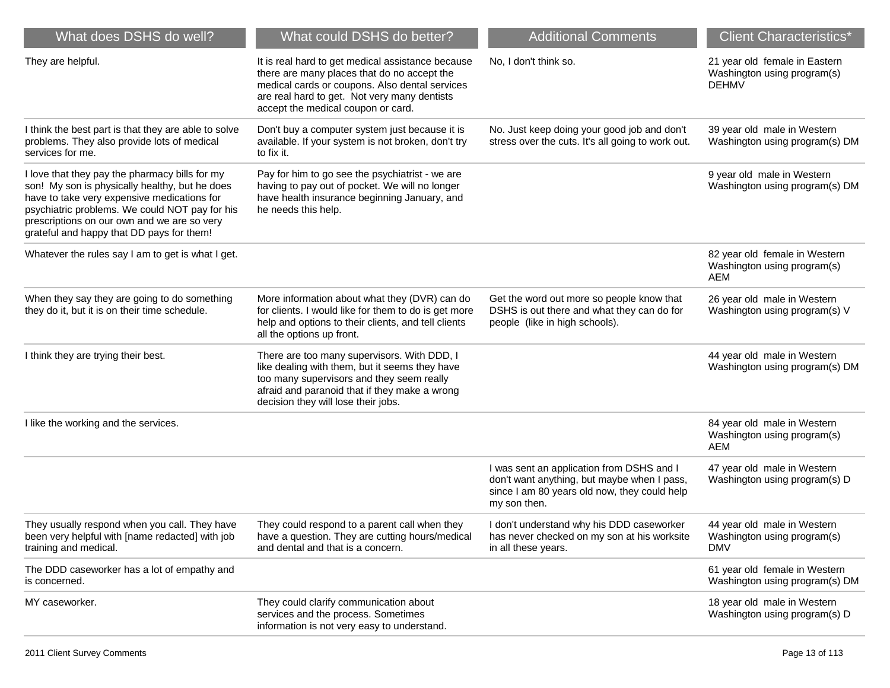| What does DSHS do well? | What could DSHS do better? | Additional Comments | Client Characteristics* |
|---|---|---|---|
| They are helpful. | It is real hard to get medical assistance because there are many places that do no accept the medical cards or coupons. Also dental services are real hard to get. Not very many dentists accept the medical coupon or card. | No, I don't think so. | 21 year old female in Eastern Washington using program(s) DEHMV |
| I think the best part is that they are able to solve problems. They also provide lots of medical services for me. | Don't buy a computer system just because it is available. If your system is not broken, don't try to fix it. | No. Just keep doing your good job and don't stress over the cuts. It's all going to work out. | 39 year old male in Western Washington using program(s) DM |
| I love that they pay the pharmacy bills for my son! My son is physically healthy, but he does have to take very expensive medications for psychiatric problems. We could NOT pay for his prescriptions on our own and we are so very grateful and happy that DD pays for them! | Pay for him to go see the psychiatrist - we are having to pay out of pocket. We will no longer have health insurance beginning January, and he needs this help. | | 9 year old male in Western Washington using program(s) DM |
| Whatever the rules say I am to get is what I get. | | | 82 year old female in Western Washington using program(s) AEM |
| When they say they are going to do something they do it, but it is on their time schedule. | More information about what they (DVR) can do for clients. I would like for them to do is get more help and options to their clients, and tell clients all the options up front. | Get the word out more so people know that DSHS is out there and what they can do for people (like in high schools). | 26 year old male in Western Washington using program(s) V |
| I think they are trying their best. | There are too many supervisors. With DDD, I like dealing with them, but it seems they have too many supervisors and they seem really afraid and paranoid that if they make a wrong decision they will lose their jobs. | | 44 year old male in Western Washington using program(s) DM |
| I like the working and the services. | | | 84 year old male in Western Washington using program(s) AEM |
| | | I was sent an application from DSHS and I don't want anything, but maybe when I pass, since I am 80 years old now, they could help my son then. | 47 year old male in Western Washington using program(s) D |
| They usually respond when you call. They have been very helpful with [name redacted] with job training and medical. | They could respond to a parent call when they have a question. They are cutting hours/medical and dental and that is a concern. | I don't understand why his DDD caseworker has never checked on my son at his worksite in all these years. | 44 year old male in Western Washington using program(s) DMV |
| The DDD caseworker has a lot of empathy and is concerned. | | | 61 year old female in Western Washington using program(s) DM |
| MY caseworker. | They could clarify communication about services and the process. Sometimes information is not very easy to understand. | | 18 year old male in Western Washington using program(s) D |

2011 Client Survey Comments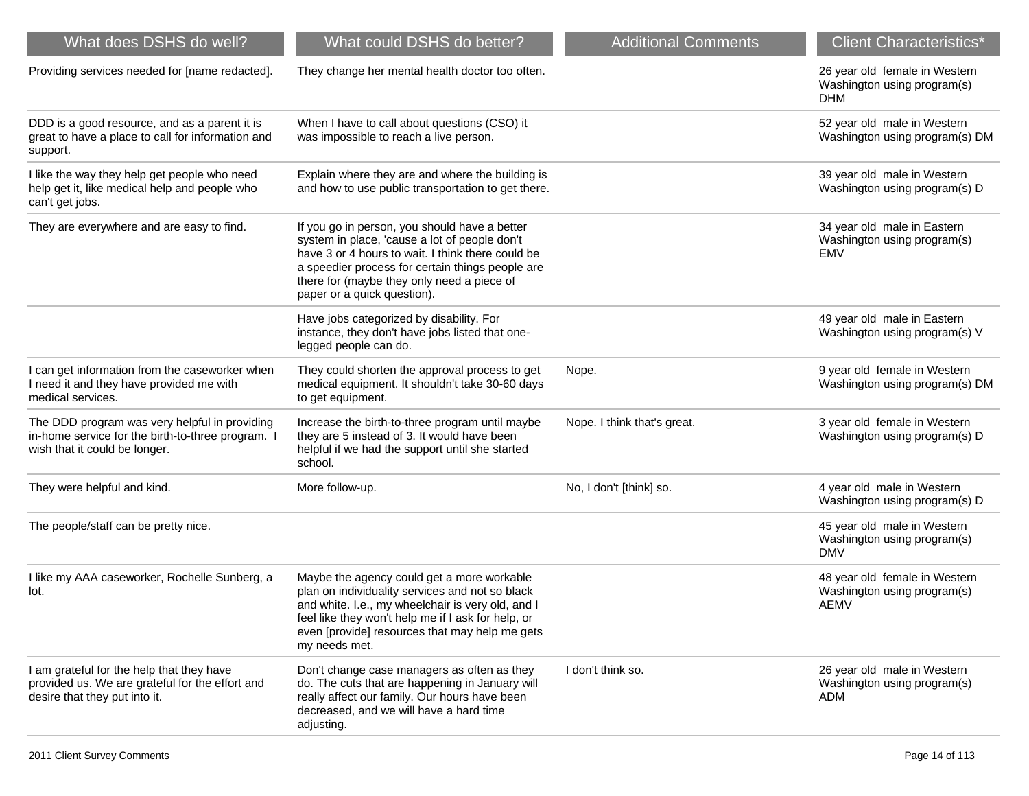| What does DSHS do well? | What could DSHS do better? | Additional Comments | Client Characteristics* |
|---|---|---|---|
| Providing services needed for [name redacted]. | They change her mental health doctor too often. | | 26 year old female in Western Washington using program(s) DHM |
| DDD is a good resource, and as a parent it is great to have a place to call for information and support. | When I have to call about questions (CSO) it was impossible to reach a live person. | | 52 year old male in Western Washington using program(s) DM |
| I like the way they help get people who need help get it, like medical help and people who can't get jobs. | Explain where they are and where the building is and how to use public transportation to get there. | | 39 year old male in Western Washington using program(s) D |
| They are everywhere and are easy to find. | If you go in person, you should have a better system in place, 'cause a lot of people don't have 3 or 4 hours to wait. I think there could be a speedier process for certain things people are there for (maybe they only need a piece of paper or a quick question). | | 34 year old male in Eastern Washington using program(s) EMV |
| | Have jobs categorized by disability. For instance, they don't have jobs listed that one-legged people can do. | | 49 year old male in Eastern Washington using program(s) V |
| I can get information from the caseworker when I need it and they have provided me with medical services. | They could shorten the approval process to get medical equipment. It shouldn't take 30-60 days to get equipment. | Nope. | 9 year old female in Western Washington using program(s) DM |
| The DDD program was very helpful in providing in-home service for the birth-to-three program. I wish that it could be longer. | Increase the birth-to-three program until maybe they are 5 instead of 3. It would have been helpful if we had the support until she started school. | Nope. I think that's great. | 3 year old female in Western Washington using program(s) D |
| They were helpful and kind. | More follow-up. | No, I don't [think] so. | 4 year old male in Western Washington using program(s) D |
| The people/staff can be pretty nice. | | | 45 year old male in Western Washington using program(s) DMV |
| I like my AAA caseworker, Rochelle Sunberg, a lot. | Maybe the agency could get a more workable plan on individuality services and not so black and white. I.e., my wheelchair is very old, and I feel like they won't help me if I ask for help, or even [provide] resources that may help me gets my needs met. | | 48 year old female in Western Washington using program(s) AEMV |
| I am grateful for the help that they have provided us. We are grateful for the effort and desire that they put into it. | Don't change case managers as often as they do. The cuts that are happening in January will really affect our family. Our hours have been decreased, and we will have a hard time adjusting. | I don't think so. | 26 year old male in Western Washington using program(s) ADM |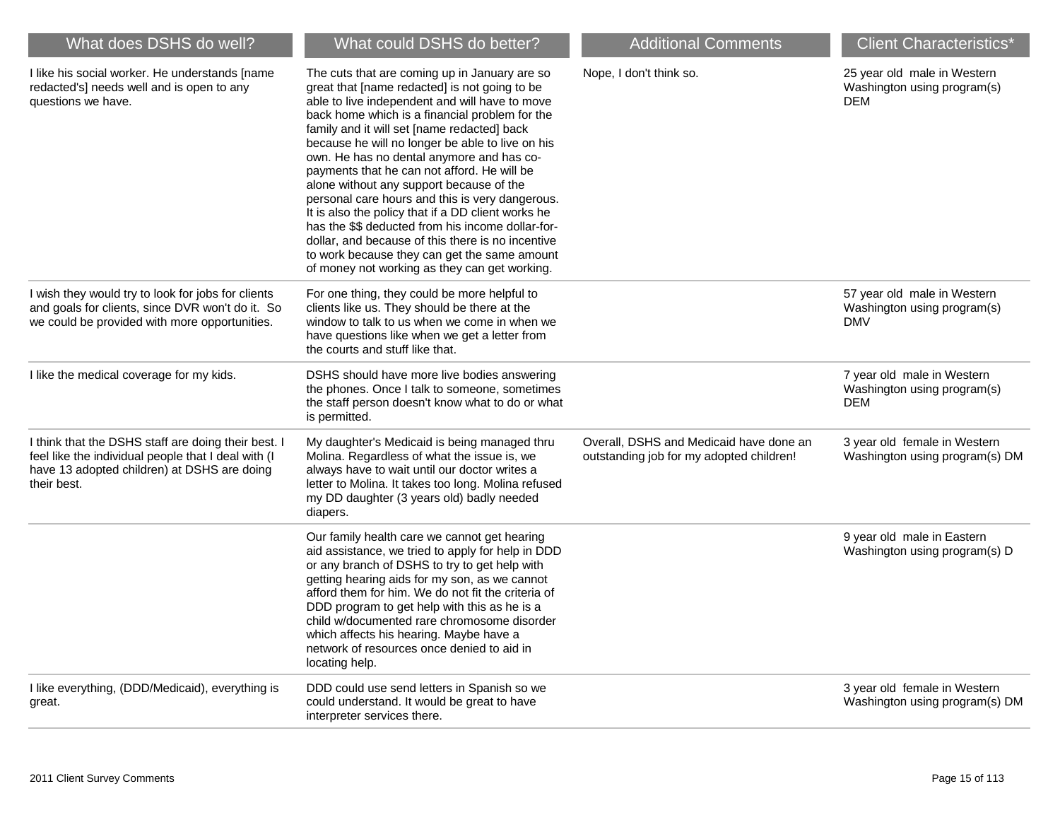| What does DSHS do well? | What could DSHS do better? | Additional Comments | Client Characteristics* |
|---|---|---|---|
| I like his social worker. He understands [name redacted's] needs well and is open to any questions we have. | The cuts that are coming up in January are so great that [name redacted] is not going to be able to live independent and will have to move back home which is a financial problem for the family and it will set [name redacted] back because he will no longer be able to live on his own. He has no dental anymore and has co-payments that he can not afford. He will be alone without any support because of the personal care hours and this is very dangerous. It is also the policy that if a DD client works he has the $$ deducted from his income dollar-for-dollar, and because of this there is no incentive to work because they can get the same amount of money not working as they can get working. | Nope, I don't think so. | 25 year old male in Western Washington using program(s) DEM |
| I wish they would try to look for jobs for clients and goals for clients, since DVR won't do it. So we could be provided with more opportunities. | For one thing, they could be more helpful to clients like us. They should be there at the window to talk to us when we come in when we have questions like when we get a letter from the courts and stuff like that. | | 57 year old male in Western Washington using program(s) DMV |
| I like the medical coverage for my kids. | DSHS should have more live bodies answering the phones. Once I talk to someone, sometimes the staff person doesn't know what to do or what is permitted. | | 7 year old male in Western Washington using program(s) DEM |
| I think that the DSHS staff are doing their best. I feel like the individual people that I deal with (I have 13 adopted children) at DSHS are doing their best. | My daughter's Medicaid is being managed thru Molina. Regardless of what the issue is, we always have to wait until our doctor writes a letter to Molina. It takes too long. Molina refused my DD daughter (3 years old) badly needed diapers. | Overall, DSHS and Medicaid have done an outstanding job for my adopted children! | 3 year old female in Western Washington using program(s) DM |
| | Our family health care we cannot get hearing aid assistance, we tried to apply for help in DDD or any branch of DSHS to try to get help with getting hearing aids for my son, as we cannot afford them for him. We do not fit the criteria of DDD program to get help with this as he is a child w/documented rare chromosome disorder which affects his hearing. Maybe have a network of resources once denied to aid in locating help. | | 9 year old male in Eastern Washington using program(s) D |
| I like everything, (DDD/Medicaid), everything is great. | DDD could use send letters in Spanish so we could understand. It would be great to have interpreter services there. | | 3 year old female in Western Washington using program(s) DM |

2011 Client Survey Comments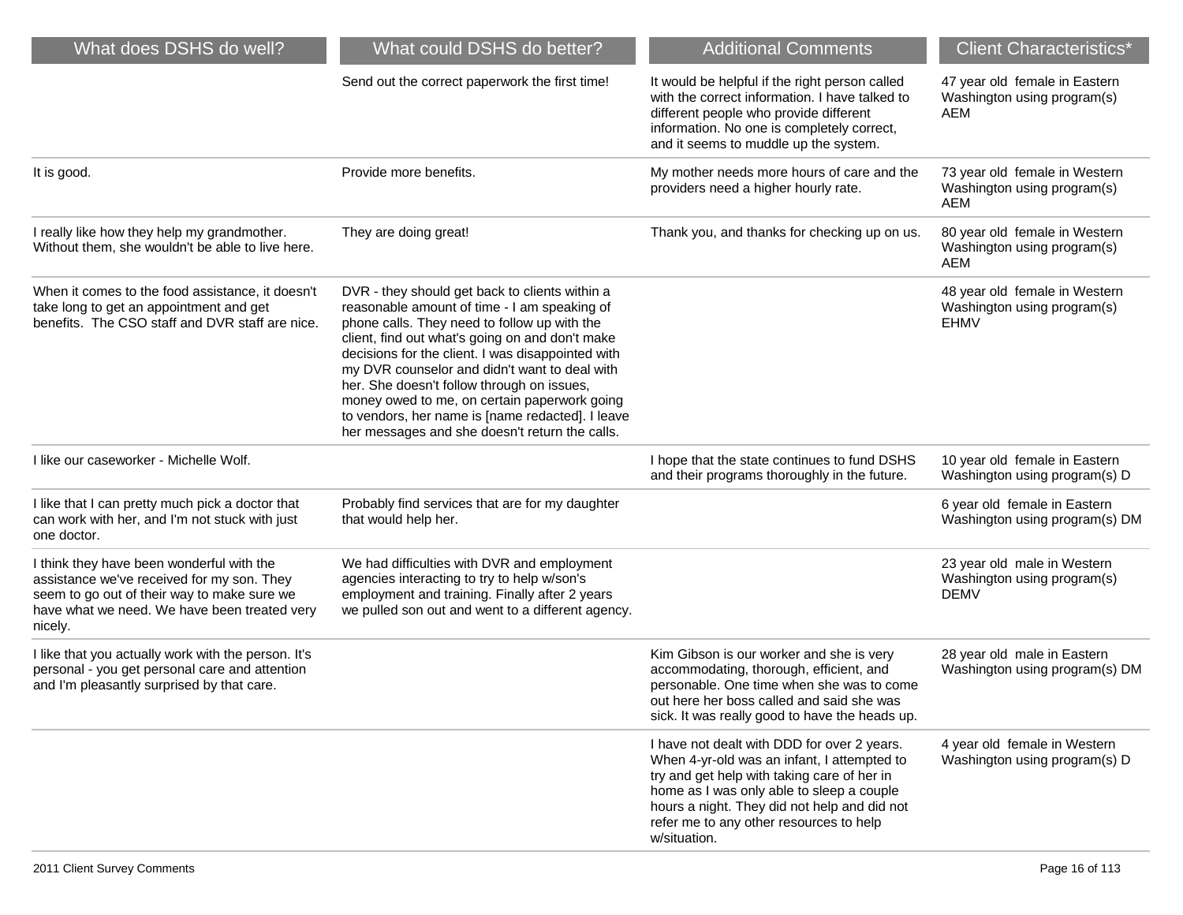| What does DSHS do well? | What could DSHS do better? | Additional Comments | Client Characteristics* |
| --- | --- | --- | --- |
| | Send out the correct paperwork the first time! | It would be helpful if the right person called with the correct information. I have talked to different people who provide different information. No one is completely correct, and it seems to muddle up the system. | 47 year old female in Eastern Washington using program(s) AEM |
| It is good. | Provide more benefits. | My mother needs more hours of care and the providers need a higher hourly rate. | 73 year old female in Western Washington using program(s) AEM |
| I really like how they help my grandmother. Without them, she wouldn't be able to live here. | They are doing great! | Thank you, and thanks for checking up on us. | 80 year old female in Western Washington using program(s) AEM |
| When it comes to the food assistance, it doesn't take long to get an appointment and get benefits. The CSO staff and DVR staff are nice. | DVR - they should get back to clients within a reasonable amount of time - I am speaking of phone calls. They need to follow up with the client, find out what's going on and don't make decisions for the client. I was disappointed with my DVR counselor and didn't want to deal with her. She doesn't follow through on issues, money owed to me, on certain paperwork going to vendors, her name is [name redacted]. I leave her messages and she doesn't return the calls. | | 48 year old female in Western Washington using program(s) EHMV |
| I like our caseworker - Michelle Wolf. | | I hope that the state continues to fund DSHS and their programs thoroughly in the future. | 10 year old female in Eastern Washington using program(s) D |
| I like that I can pretty much pick a doctor that can work with her, and I'm not stuck with just one doctor. | Probably find services that are for my daughter that would help her. | | 6 year old female in Eastern Washington using program(s) DM |
| I think they have been wonderful with the assistance we've received for my son. They seem to go out of their way to make sure we have what we need. We have been treated very nicely. | We had difficulties with DVR and employment agencies interacting to try to help w/son's employment and training. Finally after 2 years we pulled son out and went to a different agency. | | 23 year old male in Western Washington using program(s) DEMV |
| I like that you actually work with the person. It's personal - you get personal care and attention and I'm pleasantly surprised by that care. | | Kim Gibson is our worker and she is very accommodating, thorough, efficient, and personable. One time when she was to come out here her boss called and said she was sick. It was really good to have the heads up. | 28 year old male in Eastern Washington using program(s) DM |
| | | I have not dealt with DDD for over 2 years. When 4-yr-old was an infant, I attempted to try and get help with taking care of her in home as I was only able to sleep a couple hours a night. They did not help and did not refer me to any other resources to help w/situation. | 4 year old female in Western Washington using program(s) D |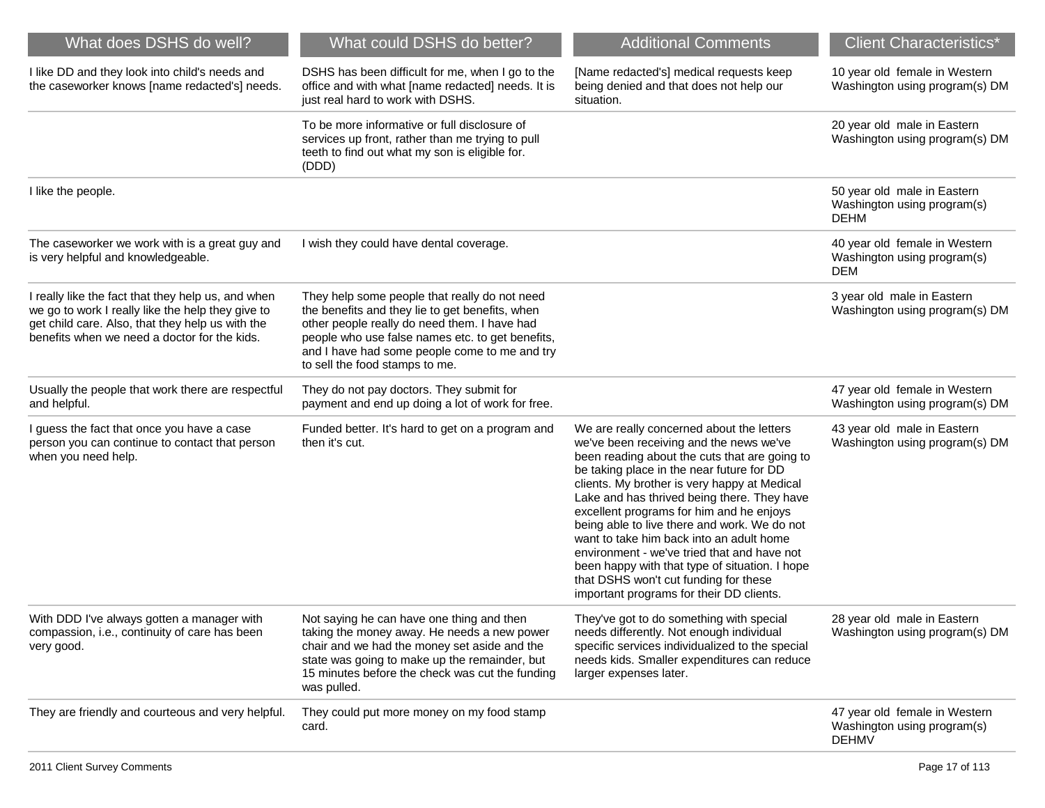| What does DSHS do well? | What could DSHS do better? | Additional Comments | Client Characteristics* |
|---|---|---|---|
| I like DD and they look into child's needs and the caseworker knows [name redacted's] needs. | DSHS has been difficult for me, when I go to the office and with what [name redacted] needs. It is just real hard to work with DSHS. | [Name redacted's] medical requests keep being denied and that does not help our situation. | 10 year old female in Western Washington using program(s) DM |
| | To be more informative or full disclosure of services up front, rather than me trying to pull teeth to find out what my son is eligible for. (DDD) | | 20 year old male in Eastern Washington using program(s) DM |
| I like the people. | | | 50 year old male in Eastern Washington using program(s) DEHM |
| The caseworker we work with is a great guy and is very helpful and knowledgeable. | I wish they could have dental coverage. | | 40 year old female in Western Washington using program(s) DEM |
| I really like the fact that they help us, and when we go to work I really like the help they give to get child care. Also, that they help us with the benefits when we need a doctor for the kids. | They help some people that really do not need the benefits and they lie to get benefits, when other people really do need them. I have had people who use false names etc. to get benefits, and I have had some people come to me and try to sell the food stamps to me. | | 3 year old male in Eastern Washington using program(s) DM |
| Usually the people that work there are respectful and helpful. | They do not pay doctors. They submit for payment and end up doing a lot of work for free. | | 47 year old female in Western Washington using program(s) DM |
| I guess the fact that once you have a case person you can continue to contact that person when you need help. | Funded better. It's hard to get on a program and then it's cut. | We are really concerned about the letters we've been receiving and the news we've been reading about the cuts that are going to be taking place in the near future for DD clients. My brother is very happy at Medical Lake and has thrived being there. They have excellent programs for him and he enjoys being able to live there and work. We do not want to take him back into an adult home environment - we've tried that and have not been happy with that type of situation. I hope that DSHS won't cut funding for these important programs for their DD clients. | 43 year old male in Eastern Washington using program(s) DM |
| With DDD I've always gotten a manager with compassion, i.e., continuity of care has been very good. | Not saying he can have one thing and then taking the money away. He needs a new power chair and we had the money set aside and the state was going to make up the remainder, but 15 minutes before the check was cut the funding was pulled. | They've got to do something with special needs differently. Not enough individual specific services individualized to the special needs kids. Smaller expenditures can reduce larger expenses later. | 28 year old male in Eastern Washington using program(s) DM |
| They are friendly and courteous and very helpful. | They could put more money on my food stamp card. | | 47 year old female in Western Washington using program(s) DEHMV |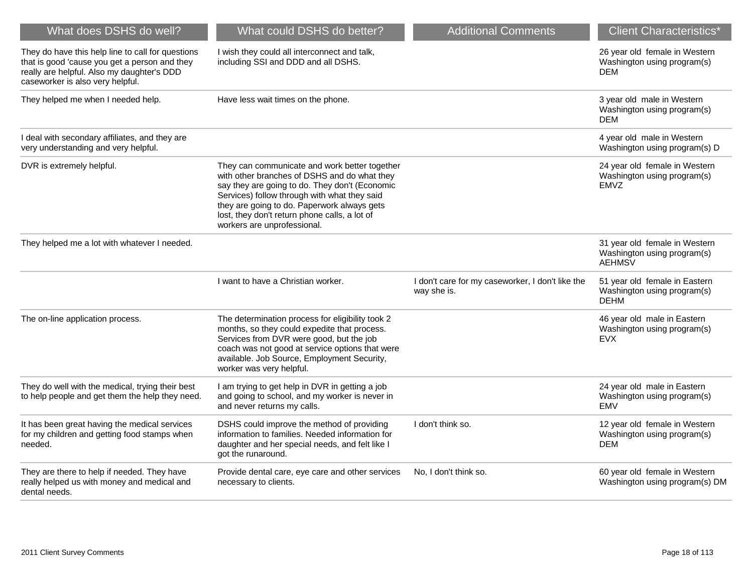| What does DSHS do well? | What could DSHS do better? | Additional Comments | Client Characteristics* |
|---|---|---|---|
| They do have this help line to call for questions that is good 'cause you get a person and they really are helpful. Also my daughter's DDD caseworker is also very helpful. | I wish they could all interconnect and talk, including SSI and DDD and all DSHS. | | 26 year old female in Western Washington using program(s) DEM |
| They helped me when I needed help. | Have less wait times on the phone. | | 3 year old male in Western Washington using program(s) DEM |
| I deal with secondary affiliates, and they are very understanding and very helpful. | | | 4 year old male in Western Washington using program(s) D |
| DVR is extremely helpful. | They can communicate and work better together with other branches of DSHS and do what they say they are going to do. They don't (Economic Services) follow through with what they said they are going to do. Paperwork always gets lost, they don't return phone calls, a lot of workers are unprofessional. | | 24 year old female in Western Washington using program(s) EMVZ |
| They helped me a lot with whatever I needed. | | | 31 year old female in Western Washington using program(s) AEHMSV |
| | I want to have a Christian worker. | I don't care for my caseworker, I don't like the way she is. | 51 year old female in Eastern Washington using program(s) DEHM |
| The on-line application process. | The determination process for eligibility took 2 months, so they could expedite that process. Services from DVR were good, but the job coach was not good at service options that were available. Job Source, Employment Security, worker was very helpful. | | 46 year old male in Eastern Washington using program(s) EVX |
| They do well with the medical, trying their best to help people and get them the help they need. | I am trying to get help in DVR in getting a job and going to school, and my worker is never in and never returns my calls. | | 24 year old male in Eastern Washington using program(s) EMV |
| It has been great having the medical services for my children and getting food stamps when needed. | DSHS could improve the method of providing information to families. Needed information for daughter and her special needs, and felt like I got the runaround. | I don't think so. | 12 year old female in Western Washington using program(s) DEM |
| They are there to help if needed. They have really helped us with money and medical and dental needs. | Provide dental care, eye care and other services necessary to clients. | No, I don't think so. | 60 year old female in Western Washington using program(s) DM |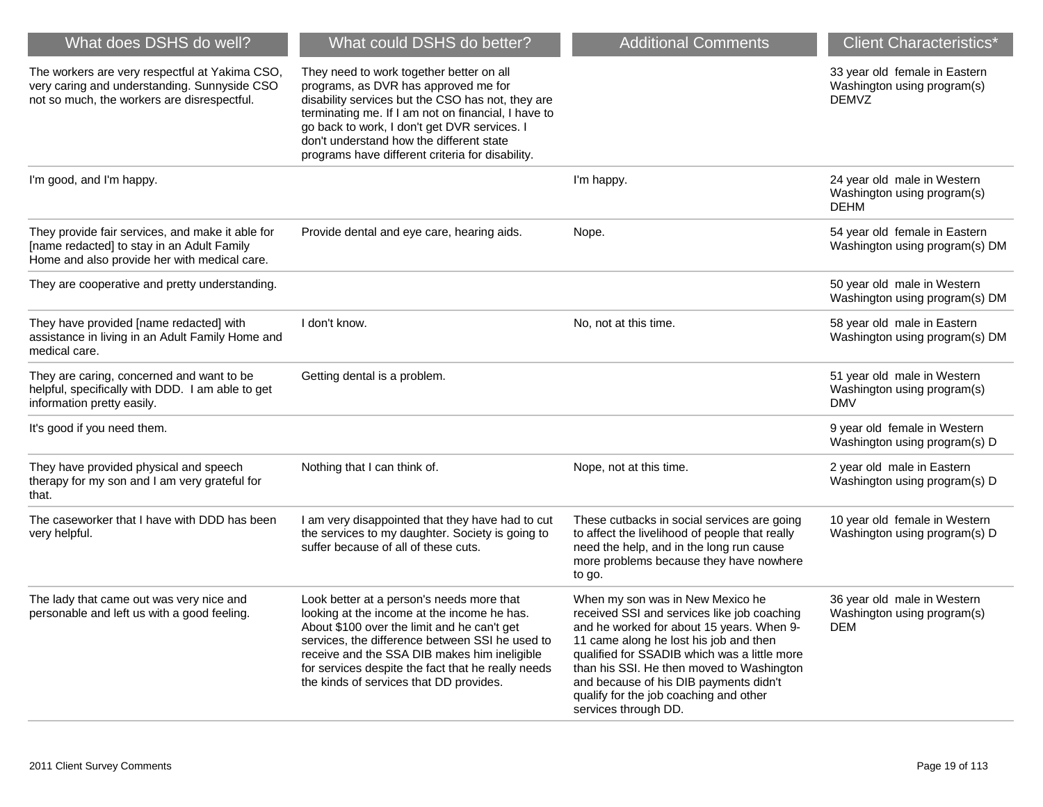| What does DSHS do well? | What could DSHS do better? | Additional Comments | Client Characteristics* |
| --- | --- | --- | --- |
| The workers are very respectful at Yakima CSO, very caring and understanding. Sunnyside CSO not so much, the workers are disrespectful. | They need to work together better on all programs, as DVR has approved me for disability services but the CSO has not, they are terminating me. If I am not on financial, I have to go back to work, I don't get DVR services. I don't understand how the different state programs have different criteria for disability. | | 33 year old female in Eastern Washington using program(s) DEMVZ |
| I'm good, and I'm happy. | | I'm happy. | 24 year old male in Western Washington using program(s) DEHM |
| They provide fair services, and make it able for [name redacted] to stay in an Adult Family Home and also provide her with medical care. | Provide dental and eye care, hearing aids. | Nope. | 54 year old female in Eastern Washington using program(s) DM |
| They are cooperative and pretty understanding. | | | 50 year old male in Western Washington using program(s) DM |
| They have provided [name redacted] with assistance in living in an Adult Family Home and medical care. | I don't know. | No, not at this time. | 58 year old male in Eastern Washington using program(s) DM |
| They are caring, concerned and want to be helpful, specifically with DDD. I am able to get information pretty easily. | Getting dental is a problem. | | 51 year old male in Western Washington using program(s) DMV |
| It's good if you need them. | | | 9 year old female in Western Washington using program(s) D |
| They have provided physical and speech therapy for my son and I am very grateful for that. | Nothing that I can think of. | Nope, not at this time. | 2 year old male in Eastern Washington using program(s) D |
| The caseworker that I have with DDD has been very helpful. | I am very disappointed that they have had to cut the services to my daughter. Society is going to suffer because of all of these cuts. | These cutbacks in social services are going to affect the livelihood of people that really need the help, and in the long run cause more problems because they have nowhere to go. | 10 year old female in Western Washington using program(s) D |
| The lady that came out was very nice and personable and left us with a good feeling. | Look better at a person's needs more that looking at the income at the income he has. About $100 over the limit and he can't get services, the difference between SSI he used to receive and the SSA DIB makes him ineligible for services despite the fact that he really needs the kinds of services that DD provides. | When my son was in New Mexico he received SSI and services like job coaching and he worked for about 15 years. When 9-11 came along he lost his job and then qualified for SSADIB which was a little more than his SSI. He then moved to Washington and because of his DIB payments didn't qualify for the job coaching and other services through DD. | 36 year old male in Western Washington using program(s) DEM |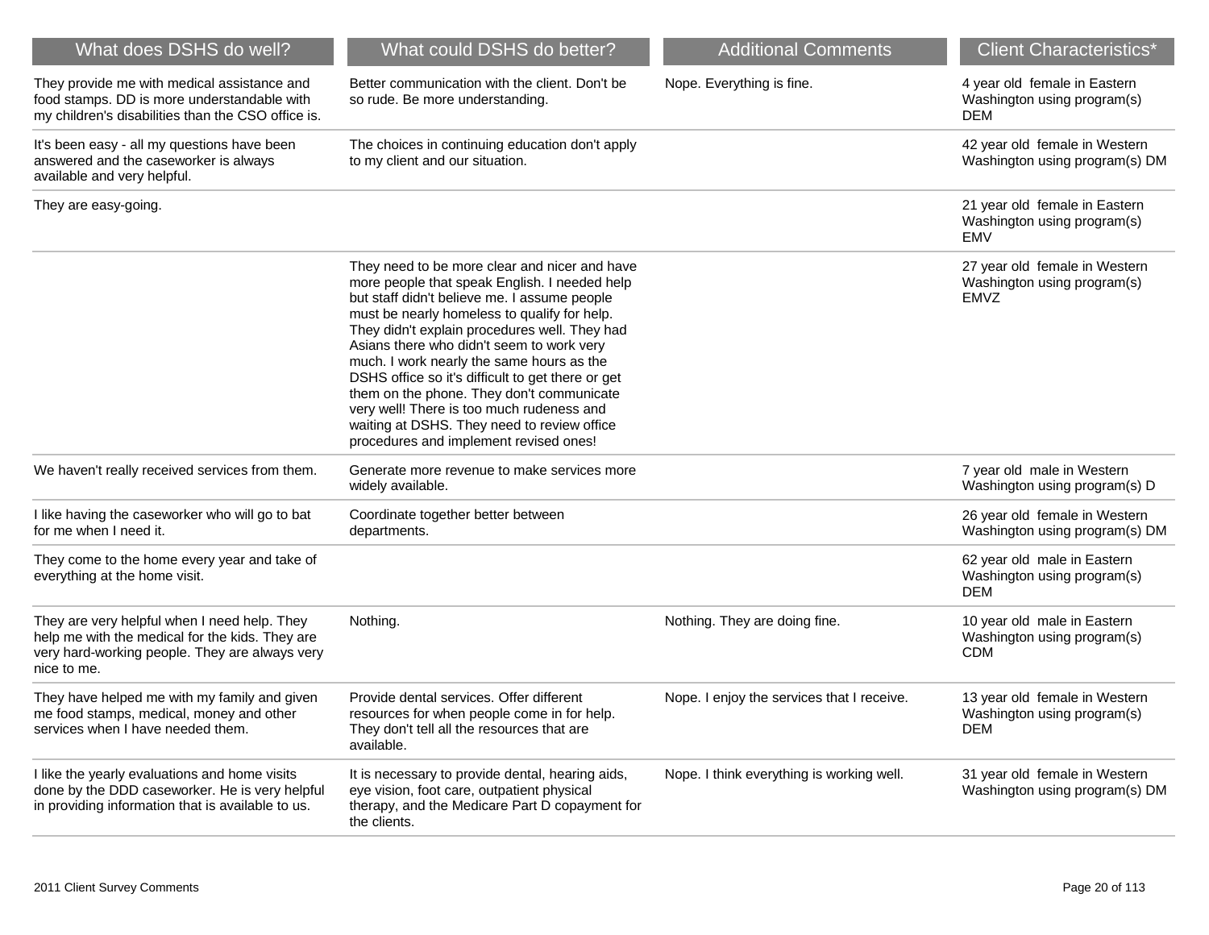| What does DSHS do well? | What could DSHS do better? | Additional Comments | Client Characteristics* |
|---|---|---|---|
| They provide me with medical assistance and food stamps. DD is more understandable with my children's disabilities than the CSO office is. | Better communication with the client. Don't be so rude. Be more understanding. | Nope. Everything is fine. | 4 year old female in Eastern Washington using program(s) DEM |
| It's been easy - all my questions have been answered and the caseworker is always available and very helpful. | The choices in continuing education don't apply to my client and our situation. | | 42 year old female in Western Washington using program(s) DM |
| They are easy-going. | | | 21 year old female in Eastern Washington using program(s) EMV |
| | They need to be more clear and nicer and have more people that speak English. I needed help but staff didn't believe me. I assume people must be nearly homeless to qualify for help. They didn't explain procedures well. They had Asians there who didn't seem to work very much. I work nearly the same hours as the DSHS office so it's difficult to get there or get them on the phone. They don't communicate very well! There is too much rudeness and waiting at DSHS. They need to review office procedures and implement revised ones! | | 27 year old female in Western Washington using program(s) EMVZ |
| We haven't really received services from them. | Generate more revenue to make services more widely available. | | 7 year old male in Western Washington using program(s) D |
| I like having the caseworker who will go to bat for me when I need it. | Coordinate together better between departments. | | 26 year old female in Western Washington using program(s) DM |
| They come to the home every year and take of everything at the home visit. | | | 62 year old male in Eastern Washington using program(s) DEM |
| They are very helpful when I need help. They help me with the medical for the kids. They are very hard-working people. They are always very nice to me. | Nothing. | Nothing. They are doing fine. | 10 year old male in Eastern Washington using program(s) CDM |
| They have helped me with my family and given me food stamps, medical, money and other services when I have needed them. | Provide dental services. Offer different resources for when people come in for help. They don't tell all the resources that are available. | Nope. I enjoy the services that I receive. | 13 year old female in Western Washington using program(s) DEM |
| I like the yearly evaluations and home visits done by the DDD caseworker. He is very helpful in providing information that is available to us. | It is necessary to provide dental, hearing aids, eye vision, foot care, outpatient physical therapy, and the Medicare Part D copayment for the clients. | Nope. I think everything is working well. | 31 year old female in Western Washington using program(s) DM |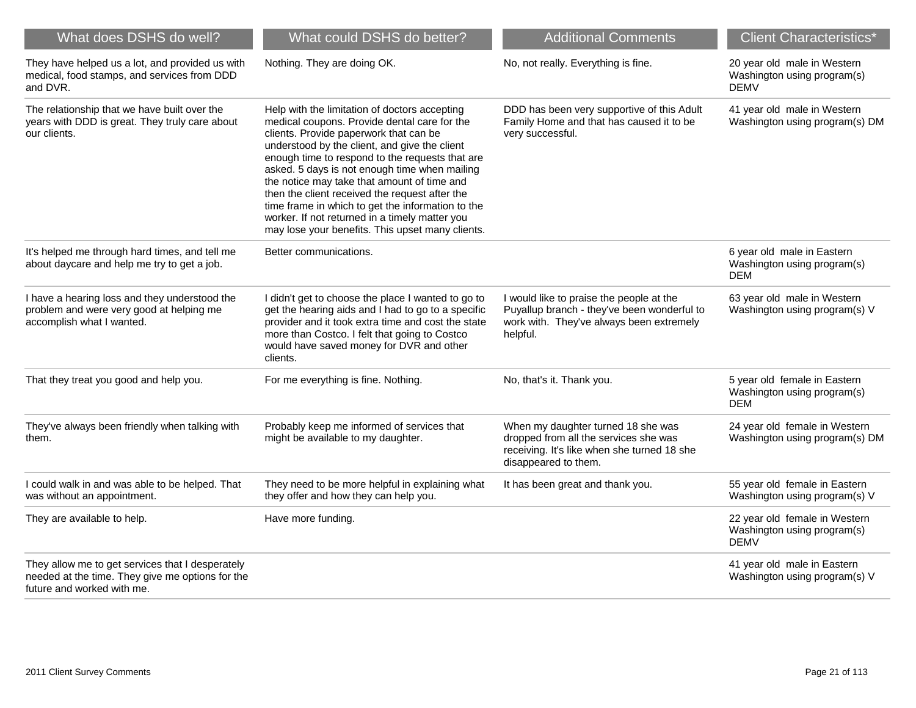| What does DSHS do well? | What could DSHS do better? | Additional Comments | Client Characteristics* |
|---|---|---|---|
| They have helped us a lot, and provided us with medical, food stamps, and services from DDD and DVR. | Nothing. They are doing OK. | No, not really. Everything is fine. | 20 year old male in Western Washington using program(s) DEMV |
| The relationship that we have built over the years with DDD is great. They truly care about our clients. | Help with the limitation of doctors accepting medical coupons. Provide dental care for the clients. Provide paperwork that can be understood by the client, and give the client enough time to respond to the requests that are asked. 5 days is not enough time when mailing the notice may take that amount of time and then the client received the request after the time frame in which to get the information to the worker. If not returned in a timely matter you may lose your benefits. This upset many clients. | DDD has been very supportive of this Adult Family Home and that has caused it to be very successful. | 41 year old male in Western Washington using program(s) DM |
| It's helped me through hard times, and tell me about daycare and help me try to get a job. | Better communications. | | 6 year old male in Eastern Washington using program(s) DEM |
| I have a hearing loss and they understood the problem and were very good at helping me accomplish what I wanted. | I didn't get to choose the place I wanted to go to get the hearing aids and I had to go to a specific provider and it took extra time and cost the state more than Costco. I felt that going to Costco would have saved money for DVR and other clients. | I would like to praise the people at the Puyallup branch - they've been wonderful to work with. They've always been extremely helpful. | 63 year old male in Western Washington using program(s) V |
| That they treat you good and help you. | For me everything is fine. Nothing. | No, that's it. Thank you. | 5 year old female in Eastern Washington using program(s) DEM |
| They've always been friendly when talking with them. | Probably keep me informed of services that might be available to my daughter. | When my daughter turned 18 she was dropped from all the services she was receiving. It's like when she turned 18 she disappeared to them. | 24 year old female in Western Washington using program(s) DM |
| I could walk in and was able to be helped. That was without an appointment. | They need to be more helpful in explaining what they offer and how they can help you. | It has been great and thank you. | 55 year old female in Eastern Washington using program(s) V |
| They are available to help. | Have more funding. | | 22 year old female in Western Washington using program(s) DEMV |
| They allow me to get services that I desperately needed at the time. They give me options for the future and worked with me. | | | 41 year old male in Eastern Washington using program(s) V |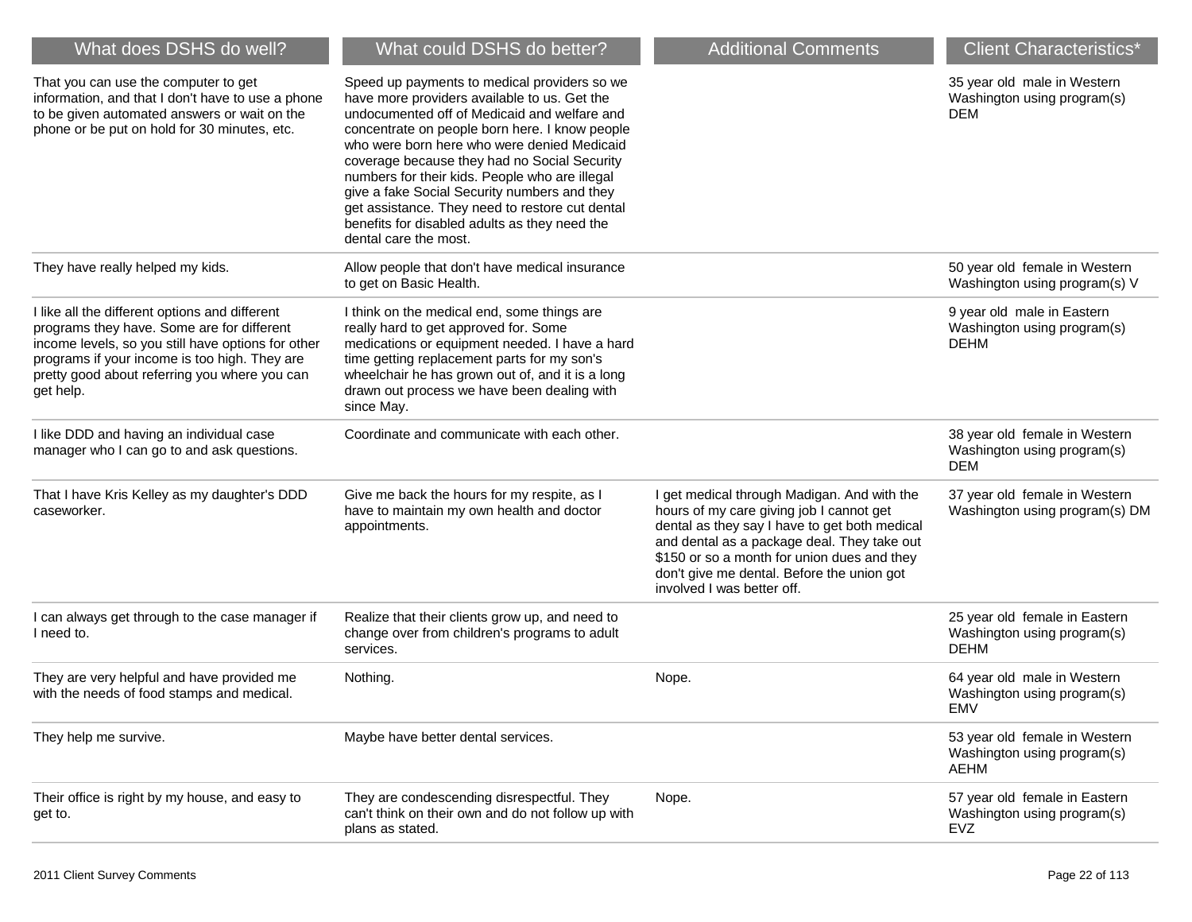| What does DSHS do well? | What could DSHS do better? | Additional Comments | Client Characteristics* |
|---|---|---|---|
| That you can use the computer to get information, and that I don't have to use a phone to be given automated answers or wait on the phone or be put on hold for 30 minutes, etc. | Speed up payments to medical providers so we have more providers available to us. Get the undocumented off of Medicaid and welfare and concentrate on people born here. I know people who were born here who were denied Medicaid coverage because they had no Social Security numbers for their kids. People who are illegal give a fake Social Security numbers and they get assistance. They need to restore cut dental benefits for disabled adults as they need the dental care the most. | | 35 year old male in Western Washington using program(s) DEM |
| They have really helped my kids. | Allow people that don't have medical insurance to get on Basic Health. | | 50 year old female in Western Washington using program(s) V |
| I like all the different options and different programs they have. Some are for different income levels, so you still have options for other programs if your income is too high. They are pretty good about referring you where you can get help. | I think on the medical end, some things are really hard to get approved for. Some medications or equipment needed. I have a hard time getting replacement parts for my son's wheelchair he has grown out of, and it is a long drawn out process we have been dealing with since May. | | 9 year old male in Eastern Washington using program(s) DEHM |
| I like DDD and having an individual case manager who I can go to and ask questions. | Coordinate and communicate with each other. | | 38 year old female in Western Washington using program(s) DEM |
| That I have Kris Kelley as my daughter's DDD caseworker. | Give me back the hours for my respite, as I have to maintain my own health and doctor appointments. | I get medical through Madigan. And with the hours of my care giving job I cannot get dental as they say I have to get both medical and dental as a package deal. They take out $150 or so a month for union dues and they don't give me dental. Before the union got involved I was better off. | 37 year old female in Western Washington using program(s) DM |
| I can always get through to the case manager if I need to. | Realize that their clients grow up, and need to change over from children's programs to adult services. | | 25 year old female in Eastern Washington using program(s) DEHM |
| They are very helpful and have provided me with the needs of food stamps and medical. | Nothing. | Nope. | 64 year old male in Western Washington using program(s) EMV |
| They help me survive. | Maybe have better dental services. | | 53 year old female in Western Washington using program(s) AEHM |
| Their office is right by my house, and easy to get to. | They are condescending disrespectful. They can't think on their own and do not follow up with plans as stated. | Nope. | 57 year old female in Eastern Washington using program(s) EVZ |

2011 Client Survey Comments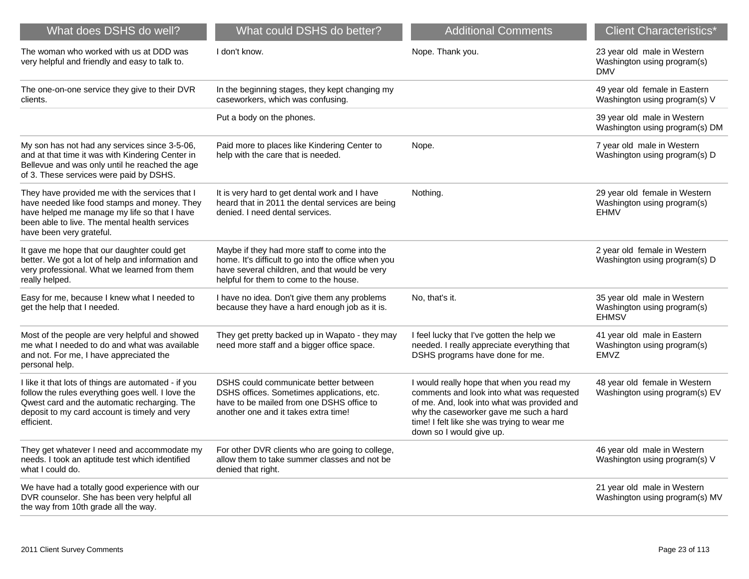| What does DSHS do well? | What could DSHS do better? | Additional Comments | Client Characteristics* |
|---|---|---|---|
| The woman who worked with us at DDD was very helpful and friendly and easy to talk to. | I don't know. | Nope. Thank you. | 23 year old male in Western Washington using program(s) DMV |
| The one-on-one service they give to their DVR clients. | In the beginning stages, they kept changing my caseworkers, which was confusing. | | 49 year old female in Eastern Washington using program(s) V |
| | Put a body on the phones. | | 39 year old male in Western Washington using program(s) DM |
| My son has not had any services since 3-5-06, and at that time it was with Kindering Center in Bellevue and was only until he reached the age of 3. These services were paid by DSHS. | Paid more to places like Kindering Center to help with the care that is needed. | Nope. | 7 year old male in Western Washington using program(s) D |
| They have provided me with the services that I have needed like food stamps and money. They have helped me manage my life so that I have been able to live. The mental health services have been very grateful. | It is very hard to get dental work and I have heard that in 2011 the dental services are being denied. I need dental services. | Nothing. | 29 year old female in Western Washington using program(s) EHMV |
| It gave me hope that our daughter could get better. We got a lot of help and information and very professional. What we learned from them really helped. | Maybe if they had more staff to come into the home. It's difficult to go into the office when you have several children, and that would be very helpful for them to come to the house. | | 2 year old female in Western Washington using program(s) D |
| Easy for me, because I knew what I needed to get the help that I needed. | I have no idea. Don't give them any problems because they have a hard enough job as it is. | No, that's it. | 35 year old male in Western Washington using program(s) EHMSV |
| Most of the people are very helpful and showed me what I needed to do and what was available and not. For me, I have appreciated the personal help. | They get pretty backed up in Wapato - they may need more staff and a bigger office space. | I feel lucky that I've gotten the help we needed. I really appreciate everything that DSHS programs have done for me. | 41 year old male in Eastern Washington using program(s) EMVZ |
| I like it that lots of things are automated - if you follow the rules everything goes well. I love the Qwest card and the automatic recharging. The deposit to my card account is timely and very efficient. | DSHS could communicate better between DSHS offices. Sometimes applications, etc. have to be mailed from one DSHS office to another one and it takes extra time! | I would really hope that when you read my comments and look into what was requested of me. And, look into what was provided and why the caseworker gave me such a hard time! I felt like she was trying to wear me down so I would give up. | 48 year old female in Western Washington using program(s) EV |
| They get whatever I need and accommodate my needs. I took an aptitude test which identified what I could do. | For other DVR clients who are going to college, allow them to take summer classes and not be denied that right. | | 46 year old male in Western Washington using program(s) V |
| We have had a totally good experience with our DVR counselor. She has been very helpful all the way from 10th grade all the way. | | | 21 year old male in Western Washington using program(s) MV |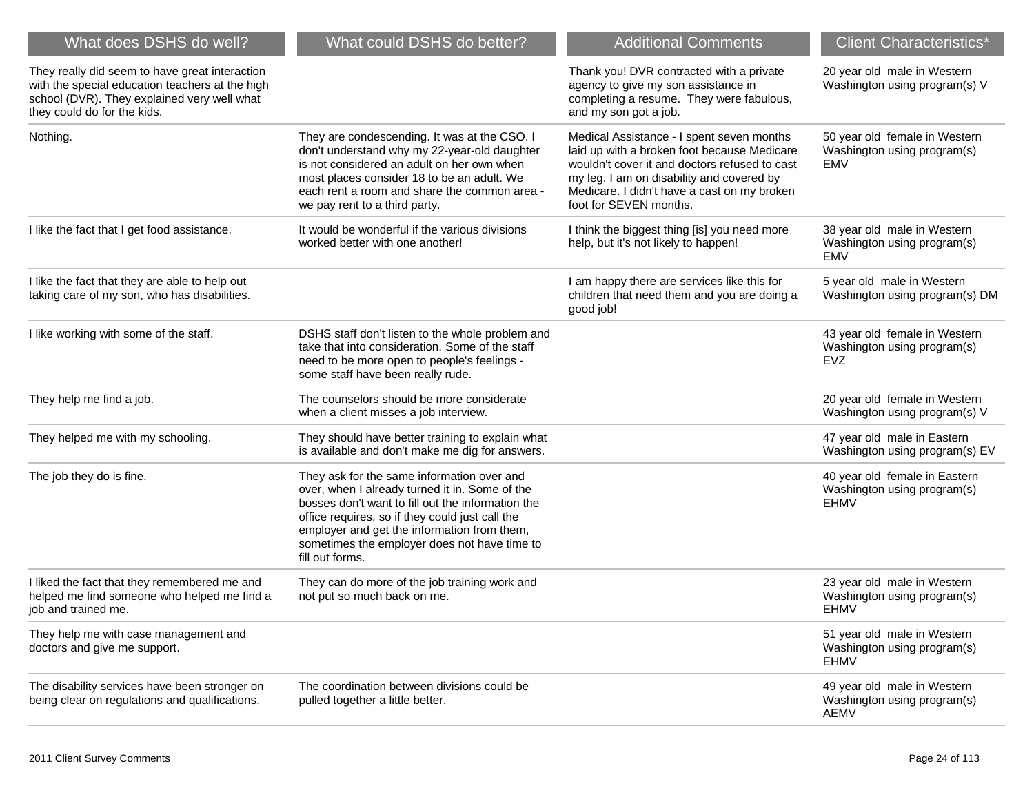| What does DSHS do well? | What could DSHS do better? | Additional Comments | Client Characteristics* |
|---|---|---|---|
| They really did seem to have great interaction with the special education teachers at the high school (DVR). They explained very well what they could do for the kids. | | Thank you! DVR contracted with a private agency to give my son assistance in completing a resume. They were fabulous, and my son got a job. | 20 year old male in Western Washington using program(s) V |
| Nothing. | They are condescending. It was at the CSO. I don't understand why my 22-year-old daughter is not considered an adult on her own when most places consider 18 to be an adult. We each rent a room and share the common area - we pay rent to a third party. | Medical Assistance - I spent seven months laid up with a broken foot because Medicare wouldn't cover it and doctors refused to cast my leg. I am on disability and covered by Medicare. I didn't have a cast on my broken foot for SEVEN months. | 50 year old female in Western Washington using program(s) EMV |
| I like the fact that I get food assistance. | It would be wonderful if the various divisions worked better with one another! | I think the biggest thing [is] you need more help, but it's not likely to happen! | 38 year old male in Western Washington using program(s) EMV |
| I like the fact that they are able to help out taking care of my son, who has disabilities. | | I am happy there are services like this for children that need them and you are doing a good job! | 5 year old male in Western Washington using program(s) DM |
| I like working with some of the staff. | DSHS staff don't listen to the whole problem and take that into consideration. Some of the staff need to be more open to people's feelings - some staff have been really rude. | | 43 year old female in Western Washington using program(s) EVZ |
| They help me find a job. | The counselors should be more considerate when a client misses a job interview. | | 20 year old female in Western Washington using program(s) V |
| They helped me with my schooling. | They should have better training to explain what is available and don't make me dig for answers. | | 47 year old male in Eastern Washington using program(s) EV |
| The job they do is fine. | They ask for the same information over and over, when I already turned it in. Some of the bosses don't want to fill out the information the office requires, so if they could just call the employer and get the information from them, sometimes the employer does not have time to fill out forms. | | 40 year old female in Eastern Washington using program(s) EHMV |
| I liked the fact that they remembered me and helped me find someone who helped me find a job and trained me. | They can do more of the job training work and not put so much back on me. | | 23 year old male in Western Washington using program(s) EHMV |
| They help me with case management and doctors and give me support. | | | 51 year old male in Western Washington using program(s) EHMV |
| The disability services have been stronger on being clear on regulations and qualifications. | The coordination between divisions could be pulled together a little better. | | 49 year old male in Western Washington using program(s) AEMV |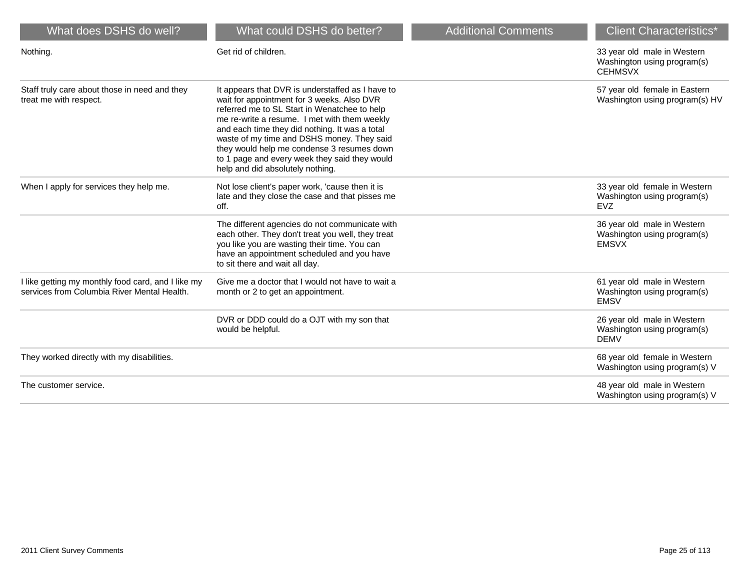| What does DSHS do well? | What could DSHS do better? | Additional Comments | Client Characteristics* |
|---|---|---|---|
| Nothing. | Get rid of children. | | 33 year old male in Western Washington using program(s) CEHMSVX |
| Staff truly care about those in need and they treat me with respect. | It appears that DVR is understaffed as I have to wait for appointment for 3 weeks. Also DVR referred me to SL Start in Wenatchee to help me re-write a resume. I met with them weekly and each time they did nothing. It was a total waste of my time and DSHS money. They said they would help me condense 3 resumes down to 1 page and every week they said they would help and did absolutely nothing. | | 57 year old female in Eastern Washington using program(s) HV |
| When I apply for services they help me. | Not lose client's paper work, 'cause then it is late and they close the case and that pisses me off. | | 33 year old female in Western Washington using program(s) EVZ |
| | The different agencies do not communicate with each other. They don't treat you well, they treat you like you are wasting their time. You can have an appointment scheduled and you have to sit there and wait all day. | | 36 year old male in Western Washington using program(s) EMSVX |
| I like getting my monthly food card, and I like my services from Columbia River Mental Health. | Give me a doctor that I would not have to wait a month or 2 to get an appointment. | | 61 year old male in Western Washington using program(s) EMSV |
| | DVR or DDD could do a OJT with my son that would be helpful. | | 26 year old male in Western Washington using program(s) DEMV |
| They worked directly with my disabilities. | | | 68 year old female in Western Washington using program(s) V |
| The customer service. | | | 48 year old male in Western Washington using program(s) V |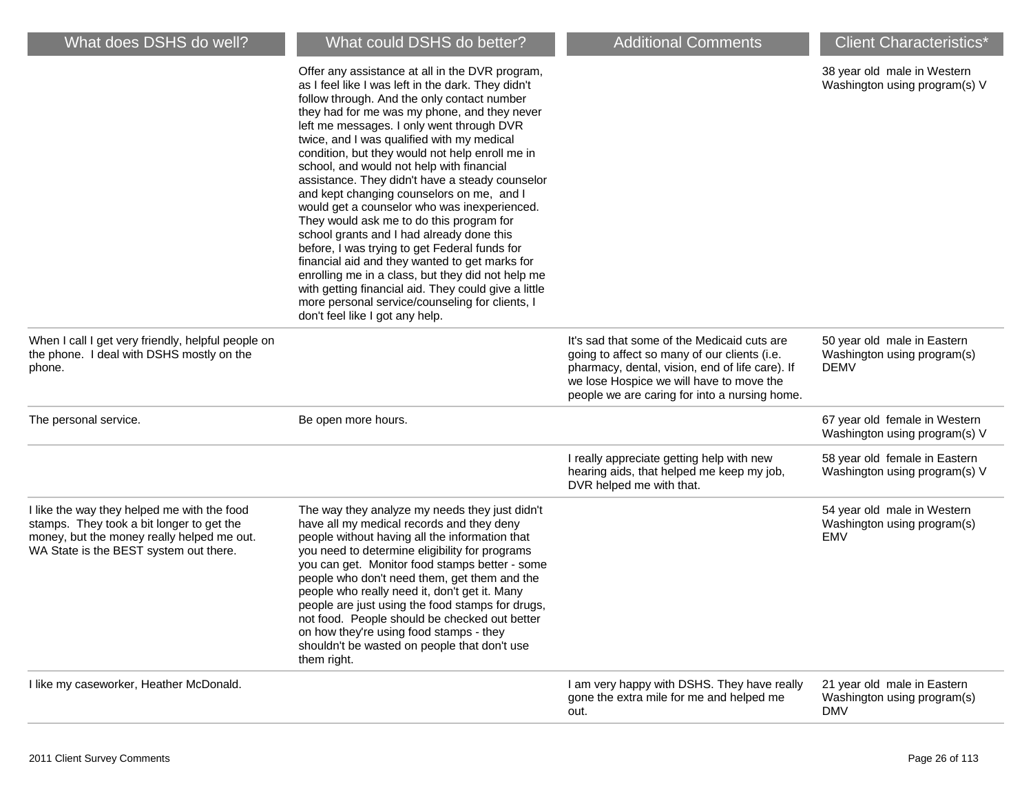| What does DSHS do well? | What could DSHS do better? | Additional Comments | Client Characteristics* |
|---|---|---|---|
| | Offer any assistance at all in the DVR program, as I feel like I was left in the dark. They didn't follow through. And the only contact number they had for me was my phone, and they never left me messages. I only went through DVR twice, and I was qualified with my medical condition, but they would not help enroll me in school, and would not help with financial assistance. They didn't have a steady counselor and kept changing counselors on me, and I would get a counselor who was inexperienced. They would ask me to do this program for school grants and I had already done this before, I was trying to get Federal funds for financial aid and they wanted to get marks for enrolling me in a class, but they did not help me with getting financial aid. They could give a little more personal service/counseling for clients, I don't feel like I got any help. | | 38 year old male in Western Washington using program(s) V |
| When I call I get very friendly, helpful people on the phone. I deal with DSHS mostly on the phone. | | It's sad that some of the Medicaid cuts are going to affect so many of our clients (i.e. pharmacy, dental, vision, end of life care). If we lose Hospice we will have to move the people we are caring for into a nursing home. | 50 year old male in Eastern Washington using program(s) DEMV |
| The personal service. | Be open more hours. | | 67 year old female in Western Washington using program(s) V |
| | | I really appreciate getting help with new hearing aids, that helped me keep my job, DVR helped me with that. | 58 year old female in Eastern Washington using program(s) V |
| I like the way they helped me with the food stamps. They took a bit longer to get the money, but the money really helped me out. WA State is the BEST system out there. | The way they analyze my needs they just didn't have all my medical records and they deny people without having all the information that you need to determine eligibility for programs you can get. Monitor food stamps better - some people who don't need them, get them and the people who really need it, don't get it. Many people are just using the food stamps for drugs, not food. People should be checked out better on how they're using food stamps - they shouldn't be wasted on people that don't use them right. | | 54 year old male in Western Washington using program(s) EMV |
| I like my caseworker, Heather McDonald. | | I am very happy with DSHS. They have really gone the extra mile for me and helped me out. | 21 year old male in Eastern Washington using program(s) DMV |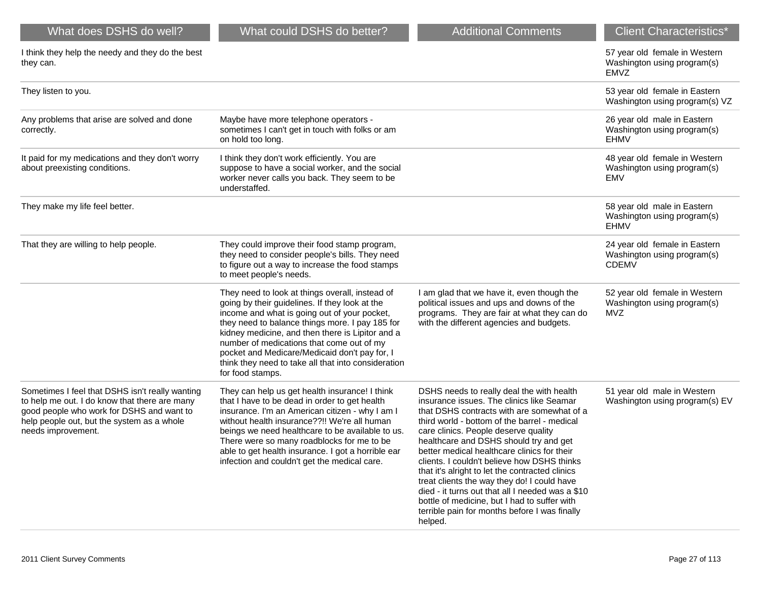| What does DSHS do well? | What could DSHS do better? | Additional Comments | Client Characteristics* |
|---|---|---|---|
| I think they help the needy and they do the best they can. | | | 57 year old female in Western Washington using program(s) EMVZ |
| They listen to you. | | | 53 year old female in Eastern Washington using program(s) VZ |
| Any problems that arise are solved and done correctly. | Maybe have more telephone operators - sometimes I can't get in touch with folks or am on hold too long. | | 26 year old male in Eastern Washington using program(s) EHMV |
| It paid for my medications and they don't worry about preexisting conditions. | I think they don't work efficiently. You are suppose to have a social worker, and the social worker never calls you back. They seem to be understaffed. | | 48 year old female in Western Washington using program(s) EMV |
| They make my life feel better. | | | 58 year old male in Eastern Washington using program(s) EHMV |
| That they are willing to help people. | They could improve their food stamp program, they need to consider people's bills. They need to figure out a way to increase the food stamps to meet people's needs. | | 24 year old female in Eastern Washington using program(s) CDEMV |
| | They need to look at things overall, instead of going by their guidelines. If they look at the income and what is going out of your pocket, they need to balance things more. I pay 185 for kidney medicine, and then there is Lipitor and a number of medications that come out of my pocket and Medicare/Medicaid don't pay for, I think they need to take all that into consideration for food stamps. | I am glad that we have it, even though the political issues and ups and downs of the programs. They are fair at what they can do with the different agencies and budgets. | 52 year old female in Western Washington using program(s) MVZ |
| Sometimes I feel that DSHS isn't really wanting to help me out. I do know that there are many good people who work for DSHS and want to help people out, but the system as a whole needs improvement. | They can help us get health insurance! I think that I have to be dead in order to get health insurance. I'm an American citizen - why I am I without health insurance??!! We're all human beings we need healthcare to be available to us. There were so many roadblocks for me to be able to get health insurance. I got a horrible ear infection and couldn't get the medical care. | DSHS needs to really deal the with health insurance issues. The clinics like Seamar that DSHS contracts with are somewhat of a third world - bottom of the barrel - medical care clinics. People deserve quality healthcare and DSHS should try and get better medical healthcare clinics for their clients. I couldn't believe how DSHS thinks that it's alright to let the contracted clinics treat clients the way they do! I could have died - it turns out that all I needed was a $10 bottle of medicine, but I had to suffer with terrible pain for months before I was finally helped. | 51 year old male in Western Washington using program(s) EV |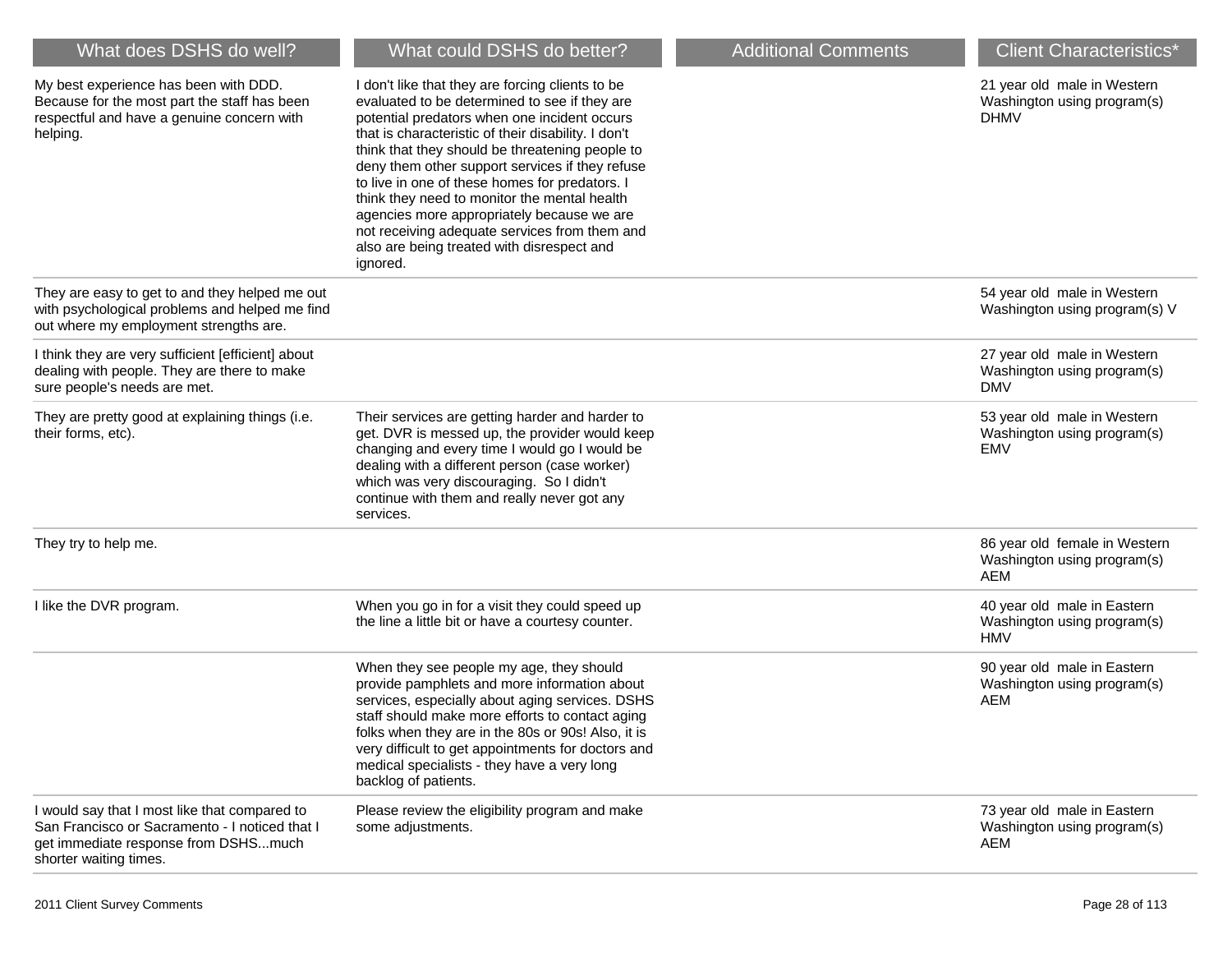| What does DSHS do well? | What could DSHS do better? | Additional Comments | Client Characteristics* |
|---|---|---|---|
| My best experience has been with DDD. Because for the most part the staff has been respectful and have a genuine concern with helping. | I don't like that they are forcing clients to be evaluated to be determined to see if they are potential predators when one incident occurs that is characteristic of their disability. I don't think that they should be threatening people to deny them other support services if they refuse to live in one of these homes for predators. I think they need to monitor the mental health agencies more appropriately because we are not receiving adequate services from them and also are being treated with disrespect and ignored. | | 21 year old male in Western Washington using program(s) DHMV |
| They are easy to get to and they helped me out with psychological problems and helped me find out where my employment strengths are. | | | 54 year old male in Western Washington using program(s) V |
| I think they are very sufficient [efficient] about dealing with people. They are there to make sure people's needs are met. | | | 27 year old male in Western Washington using program(s) DMV |
| They are pretty good at explaining things (i.e. their forms, etc). | Their services are getting harder and harder to get. DVR is messed up, the provider would keep changing and every time I would go I would be dealing with a different person (case worker) which was very discouraging. So I didn't continue with them and really never got any services. | | 53 year old male in Western Washington using program(s) EMV |
| They try to help me. | | | 86 year old female in Western Washington using program(s) AEM |
| I like the DVR program. | When you go in for a visit they could speed up the line a little bit or have a courtesy counter. | | 40 year old male in Eastern Washington using program(s) HMV |
| | When they see people my age, they should provide pamphlets and more information about services, especially about aging services. DSHS staff should make more efforts to contact aging folks when they are in the 80s or 90s! Also, it is very difficult to get appointments for doctors and medical specialists - they have a very long backlog of patients. | | 90 year old male in Eastern Washington using program(s) AEM |
| I would say that I most like that compared to San Francisco or Sacramento - I noticed that I get immediate response from DSHS...much shorter waiting times. | Please review the eligibility program and make some adjustments. | | 73 year old male in Eastern Washington using program(s) AEM |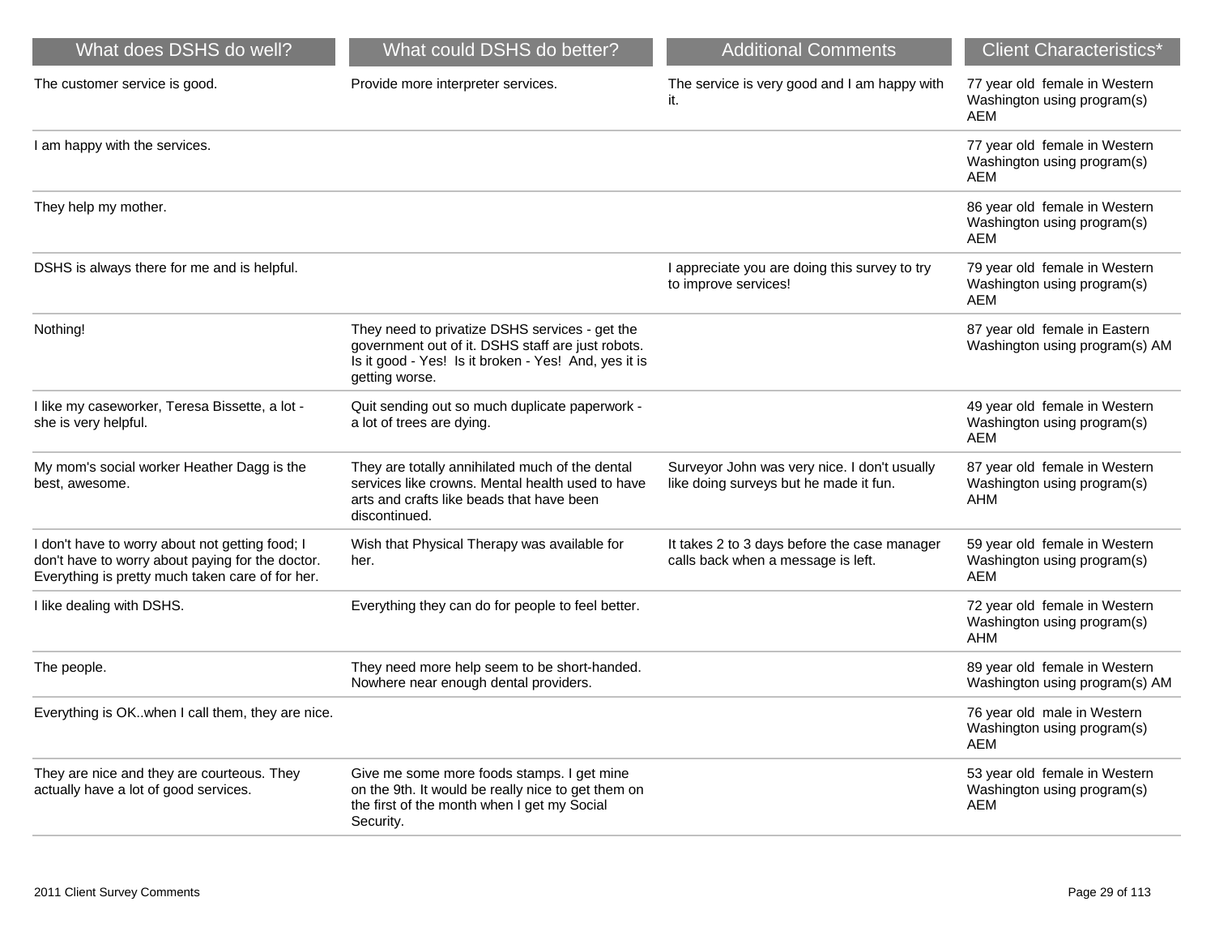| What does DSHS do well? | What could DSHS do better? | Additional Comments | Client Characteristics* |
|---|---|---|---|
| The customer service is good. | Provide more interpreter services. | The service is very good and I am happy with it. | 77 year old female in Western Washington using program(s) AEM |
| I am happy with the services. | | | 77 year old female in Western Washington using program(s) AEM |
| They help my mother. | | | 86 year old female in Western Washington using program(s) AEM |
| DSHS is always there for me and is helpful. | | I appreciate you are doing this survey to try to improve services! | 79 year old female in Western Washington using program(s) AEM |
| Nothing! | They need to privatize DSHS services - get the government out of it. DSHS staff are just robots. Is it good - Yes! Is it broken - Yes! And, yes it is getting worse. | | 87 year old female in Eastern Washington using program(s) AM |
| I like my caseworker, Teresa Bissette, a lot - she is very helpful. | Quit sending out so much duplicate paperwork - a lot of trees are dying. | | 49 year old female in Western Washington using program(s) AEM |
| My mom's social worker Heather Dagg is the best, awesome. | They are totally annihilated much of the dental services like crowns. Mental health used to have arts and crafts like beads that have been discontinued. | Surveyor John was very nice. I don't usually like doing surveys but he made it fun. | 87 year old female in Western Washington using program(s) AHM |
| I don't have to worry about not getting food; I don't have to worry about paying for the doctor. Everything is pretty much taken care of for her. | Wish that Physical Therapy was available for her. | It takes 2 to 3 days before the case manager calls back when a message is left. | 59 year old female in Western Washington using program(s) AEM |
| I like dealing with DSHS. | Everything they can do for people to feel better. | | 72 year old female in Western Washington using program(s) AHM |
| The people. | They need more help seem to be short-handed. Nowhere near enough dental providers. | | 89 year old female in Western Washington using program(s) AM |
| Everything is OK..when I call them, they are nice. | | | 76 year old male in Western Washington using program(s) AEM |
| They are nice and they are courteous. They actually have a lot of good services. | Give me some more foods stamps. I get mine on the 9th. It would be really nice to get them on the first of the month when I get my Social Security. | | 53 year old female in Western Washington using program(s) AEM |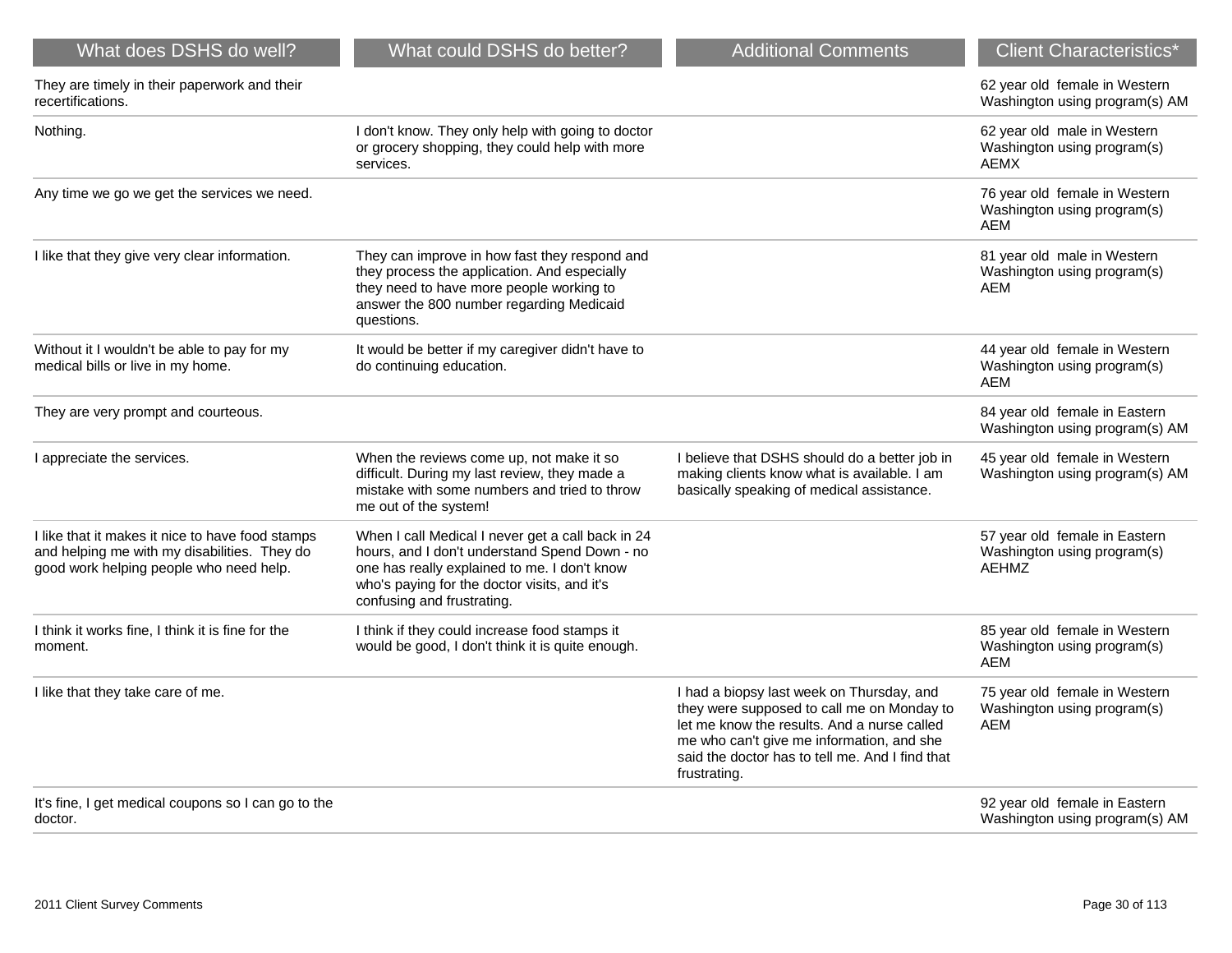| What does DSHS do well? | What could DSHS do better? | Additional Comments | Client Characteristics* |
|---|---|---|---|
| They are timely in their paperwork and their recertifications. | | | 62 year old female in Western Washington using program(s) AM |
| Nothing. | I don't know. They only help with going to doctor or grocery shopping, they could help with more services. | | 62 year old male in Western Washington using program(s) AEMX |
| Any time we go we get the services we need. | | | 76 year old female in Western Washington using program(s) AEM |
| I like that they give very clear information. | They can improve in how fast they respond and they process the application. And especially they need to have more people working to answer the 800 number regarding Medicaid questions. | | 81 year old male in Western Washington using program(s) AEM |
| Without it I wouldn't be able to pay for my medical bills or live in my home. | It would be better if my caregiver didn't have to do continuing education. | | 44 year old female in Western Washington using program(s) AEM |
| They are very prompt and courteous. | | | 84 year old female in Eastern Washington using program(s) AM |
| I appreciate the services. | When the reviews come up, not make it so difficult. During my last review, they made a mistake with some numbers and tried to throw me out of the system! | I believe that DSHS should do a better job in making clients know what is available. I am basically speaking of medical assistance. | 45 year old female in Western Washington using program(s) AM |
| I like that it makes it nice to have food stamps and helping me with my disabilities. They do good work helping people who need help. | When I call Medical I never get a call back in 24 hours, and I don't understand Spend Down - no one has really explained to me. I don't know who's paying for the doctor visits, and it's confusing and frustrating. | | 57 year old female in Eastern Washington using program(s) AEHMZ |
| I think it works fine, I think it is fine for the moment. | I think if they could increase food stamps it would be good, I don't think it is quite enough. | | 85 year old female in Western Washington using program(s) AEM |
| I like that they take care of me. | | I had a biopsy last week on Thursday, and they were supposed to call me on Monday to let me know the results. And a nurse called me who can't give me information, and she said the doctor has to tell me. And I find that frustrating. | 75 year old female in Western Washington using program(s) AEM |
| It's fine, I get medical coupons so I can go to the doctor. | | | 92 year old female in Eastern Washington using program(s) AM |

2011 Client Survey Comments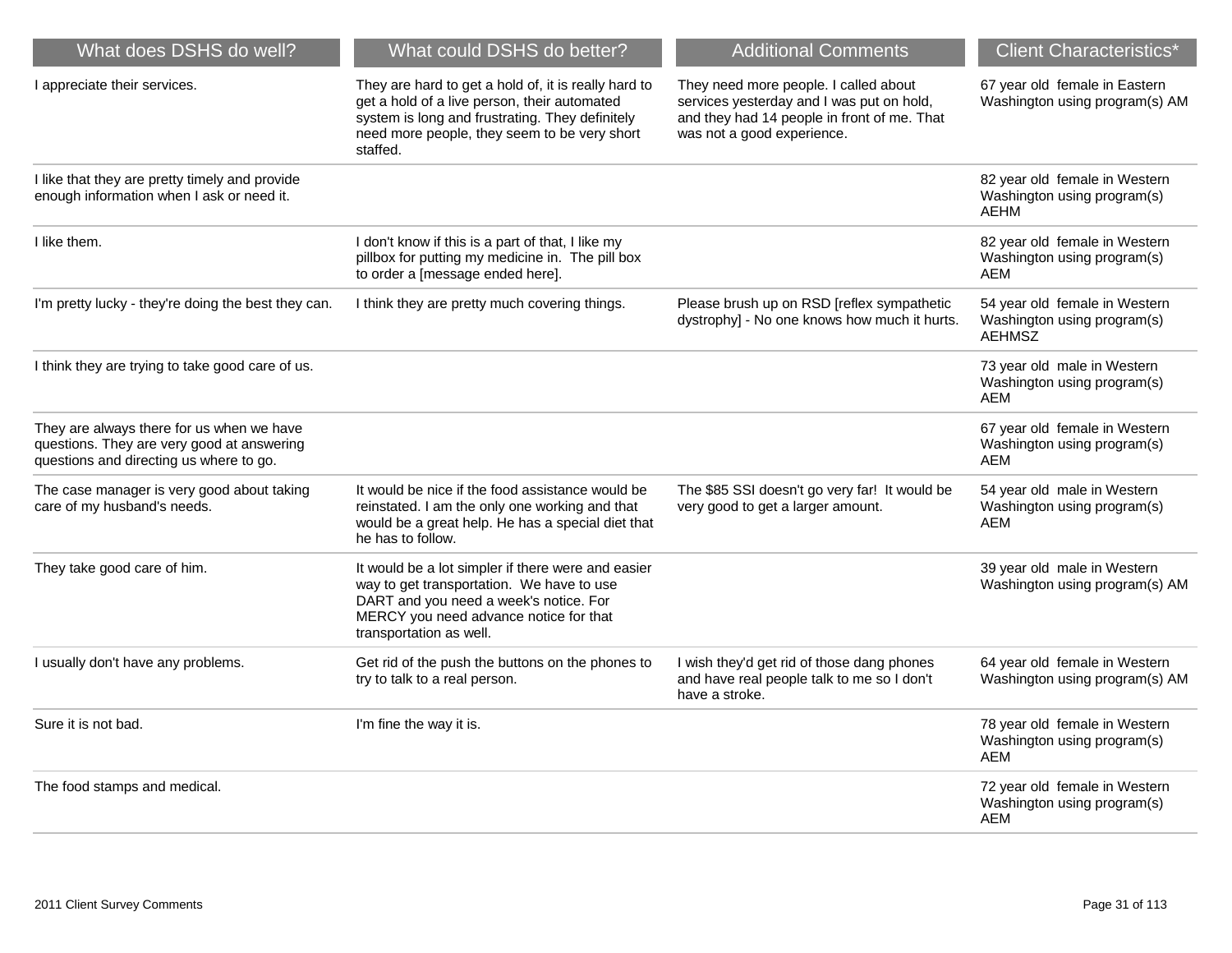| What does DSHS do well? | What could DSHS do better? | Additional Comments | Client Characteristics* |
| --- | --- | --- | --- |
| I appreciate their services. | They are hard to get a hold of, it is really hard to get a hold of a live person, their automated system is long and frustrating. They definitely need more people, they seem to be very short staffed. | They need more people. I called about services yesterday and I was put on hold, and they had 14 people in front of me. That was not a good experience. | 67 year old female in Eastern Washington using program(s) AM |
| I like that they are pretty timely and provide enough information when I ask or need it. | | | 82 year old female in Western Washington using program(s) AEHM |
| I like them. | I don't know if this is a part of that, I like my pillbox for putting my medicine in. The pill box to order a [message ended here]. | | 82 year old female in Western Washington using program(s) AEM |
| I'm pretty lucky - they're doing the best they can. | I think they are pretty much covering things. | Please brush up on RSD [reflex sympathetic dystrophy] - No one knows how much it hurts. | 54 year old female in Western Washington using program(s) AEHMSZ |
| I think they are trying to take good care of us. | | | 73 year old male in Western Washington using program(s) AEM |
| They are always there for us when we have questions. They are very good at answering questions and directing us where to go. | | | 67 year old female in Western Washington using program(s) AEM |
| The case manager is very good about taking care of my husband's needs. | It would be nice if the food assistance would be reinstated. I am the only one working and that would be a great help. He has a special diet that he has to follow. | The $85 SSI doesn't go very far! It would be very good to get a larger amount. | 54 year old male in Western Washington using program(s) AEM |
| They take good care of him. | It would be a lot simpler if there were and easier way to get transportation. We have to use DART and you need a week's notice. For MERCY you need advance notice for that transportation as well. | | 39 year old male in Western Washington using program(s) AM |
| I usually don't have any problems. | Get rid of the push the buttons on the phones to try to talk to a real person. | I wish they'd get rid of those dang phones and have real people talk to me so I don't have a stroke. | 64 year old female in Western Washington using program(s) AM |
| Sure it is not bad. | I'm fine the way it is. | | 78 year old female in Western Washington using program(s) AEM |
| The food stamps and medical. | | | 72 year old female in Western Washington using program(s) AEM |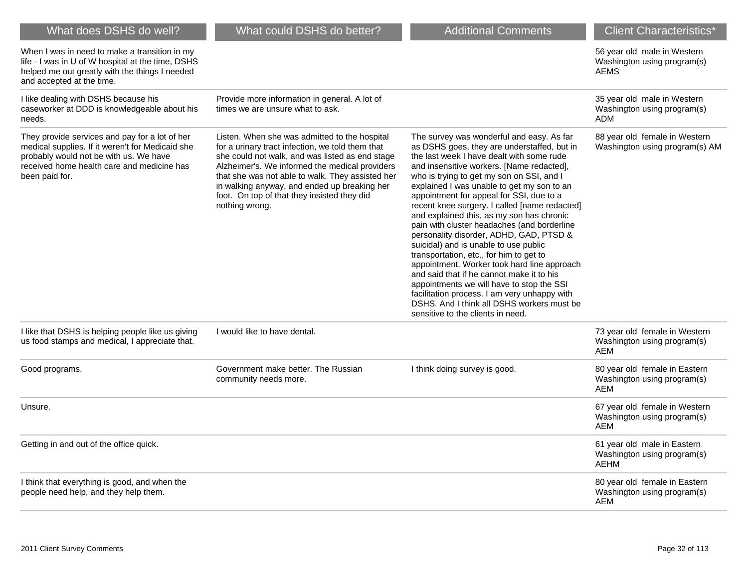| What does DSHS do well? | What could DSHS do better? | Additional Comments | Client Characteristics* |
|---|---|---|---|
| When I was in need to make a transition in my life - I was in U of W hospital at the time, DSHS helped me out greatly with the things I needed and accepted at the time. | | | 56 year old male in Western Washington using program(s) AEMS |
| I like dealing with DSHS because his caseworker at DDD is knowledgeable about his needs. | Provide more information in general. A lot of times we are unsure what to ask. | | 35 year old male in Western Washington using program(s) ADM |
| They provide services and pay for a lot of her medical supplies. If it weren't for Medicaid she probably would not be with us. We have received home health care and medicine has been paid for. | Listen. When she was admitted to the hospital for a urinary tract infection, we told them that she could not walk, and was listed as end stage Alzheimer's. We informed the medical providers that she was not able to walk. They assisted her in walking anyway, and ended up breaking her foot. On top of that they insisted they did nothing wrong. | The survey was wonderful and easy. As far as DSHS goes, they are understaffed, but in the last week I have dealt with some rude and insensitive workers. [Name redacted], who is trying to get my son on SSI, and I explained I was unable to get my son to an appointment for appeal for SSI, due to a recent knee surgery. I called [name redacted] and explained this, as my son has chronic pain with cluster headaches (and borderline personality disorder, ADHD, GAD, PTSD & suicidal) and is unable to use public transportation, etc., for him to get to appointment. Worker took hard line approach and said that if he cannot make it to his appointments we will have to stop the SSI facilitation process. I am very unhappy with DSHS. And I think all DSHS workers must be sensitive to the clients in need. | 88 year old female in Western Washington using program(s) AM |
| I like that DSHS is helping people like us giving us food stamps and medical, I appreciate that. | I would like to have dental. | | 73 year old female in Western Washington using program(s) AEM |
| Good programs. | Government make better. The Russian community needs more. | I think doing survey is good. | 80 year old female in Eastern Washington using program(s) AEM |
| Unsure. | | | 67 year old female in Western Washington using program(s) AEM |
| Getting in and out of the office quick. | | | 61 year old male in Eastern Washington using program(s) AEHM |
| I think that everything is good, and when the people need help, and they help them. | | | 80 year old female in Eastern Washington using program(s) AEM |

2011 Client Survey Comments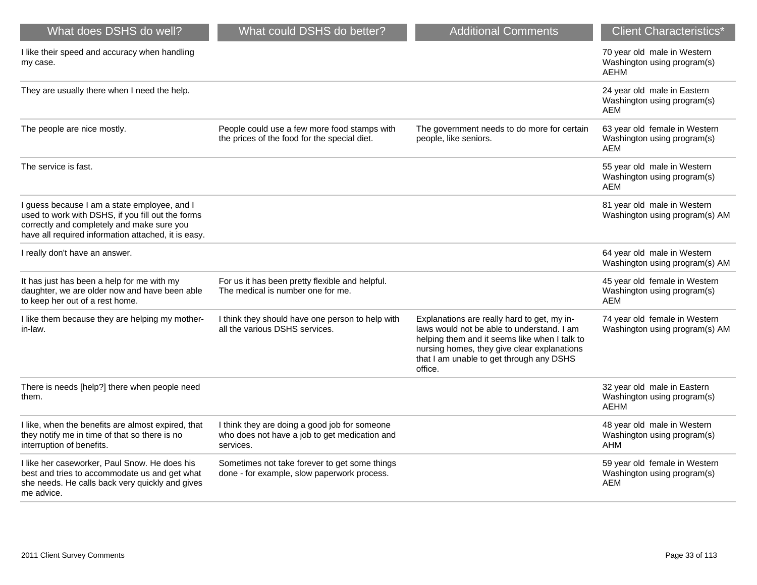| What does DSHS do well? | What could DSHS do better? | Additional Comments | Client Characteristics* |
|---|---|---|---|
| I like their speed and accuracy when handling my case. | | | 70 year old male in Western Washington using program(s) AEHM |
| They are usually there when I need the help. | | | 24 year old male in Eastern Washington using program(s) AEM |
| The people are nice mostly. | People could use a few more food stamps with the prices of the food for the special diet. | The government needs to do more for certain people, like seniors. | 63 year old female in Western Washington using program(s) AEM |
| The service is fast. | | | 55 year old male in Western Washington using program(s) AEM |
| I guess because I am a state employee, and I used to work with DSHS, if you fill out the forms correctly and completely and make sure you have all required information attached, it is easy. | | | 81 year old male in Western Washington using program(s) AM |
| I really don't have an answer. | | | 64 year old male in Western Washington using program(s) AM |
| It has just has been a help for me with my daughter, we are older now and have been able to keep her out of a rest home. | For us it has been pretty flexible and helpful. The medical is number one for me. | | 45 year old female in Western Washington using program(s) AEM |
| I like them because they are helping my mother-in-law. | I think they should have one person to help with all the various DSHS services. | Explanations are really hard to get, my in-laws would not be able to understand. I am helping them and it seems like when I talk to nursing homes, they give clear explanations that I am unable to get through any DSHS office. | 74 year old female in Western Washington using program(s) AM |
| There is needs [help?] there when people need them. | | | 32 year old male in Eastern Washington using program(s) AEHM |
| I like, when the benefits are almost expired, that they notify me in time of that so there is no interruption of benefits. | I think they are doing a good job for someone who does not have a job to get medication and services. | | 48 year old male in Western Washington using program(s) AHM |
| I like her caseworker, Paul Snow. He does his best and tries to accommodate us and get what she needs. He calls back very quickly and gives me advice. | Sometimes not take forever to get some things done - for example, slow paperwork process. | | 59 year old female in Western Washington using program(s) AEM |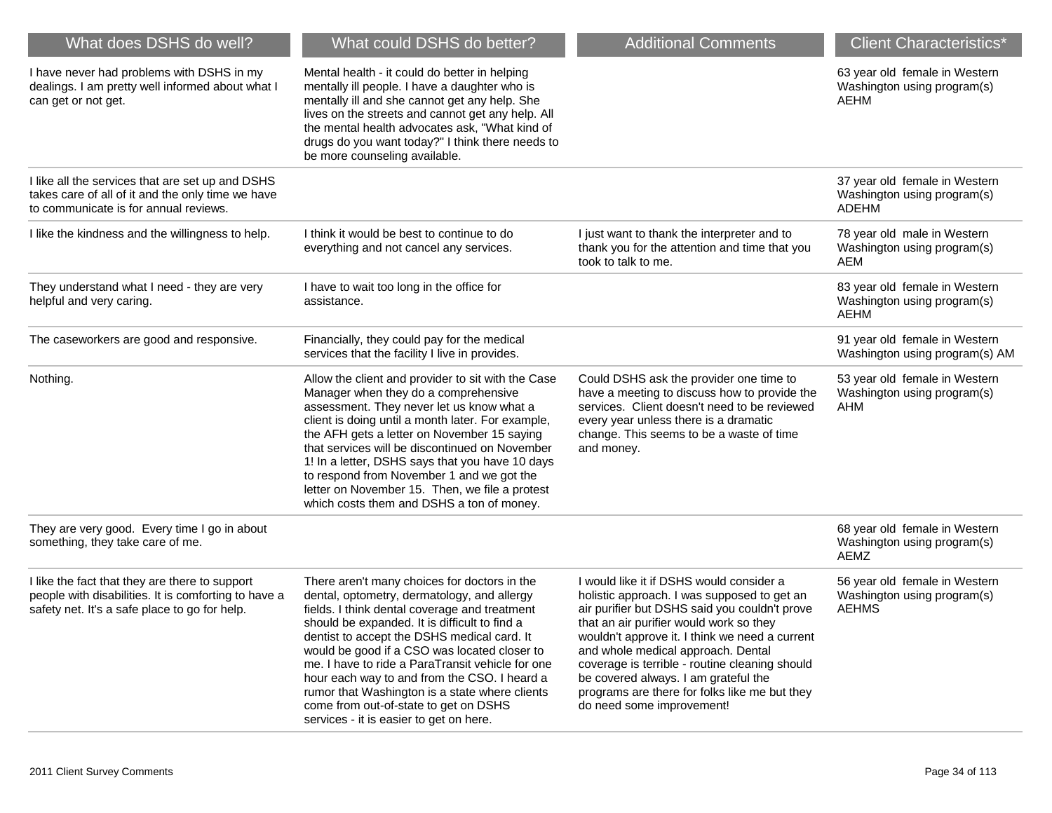| What does DSHS do well? | What could DSHS do better? | Additional Comments | Client Characteristics* |
|---|---|---|---|
| I have never had problems with DSHS in my dealings. I am pretty well informed about what I can get or not get. | Mental health - it could do better in helping mentally ill people. I have a daughter who is mentally ill and she cannot get any help. She lives on the streets and cannot get any help. All the mental health advocates ask, "What kind of drugs do you want today?" I think there needs to be more counseling available. | | 63 year old female in Western Washington using program(s) AEHM |
| I like all the services that are set up and DSHS takes care of all of it and the only time we have to communicate is for annual reviews. | | | 37 year old female in Western Washington using program(s) ADEHM |
| I like the kindness and the willingness to help. | I think it would be best to continue to do everything and not cancel any services. | I just want to thank the interpreter and to thank you for the attention and time that you took to talk to me. | 78 year old male in Western Washington using program(s) AEM |
| They understand what I need - they are very helpful and very caring. | I have to wait too long in the office for assistance. | | 83 year old female in Western Washington using program(s) AEHM |
| The caseworkers are good and responsive. | Financially, they could pay for the medical services that the facility I live in provides. | | 91 year old female in Western Washington using program(s) AM |
| Nothing. | Allow the client and provider to sit with the Case Manager when they do a comprehensive assessment. They never let us know what a client is doing until a month later. For example, the AFH gets a letter on November 15 saying that services will be discontinued on November 1! In a letter, DSHS says that you have 10 days to respond from November 1 and we got the letter on November 15. Then, we file a protest which costs them and DSHS a ton of money. | Could DSHS ask the provider one time to have a meeting to discuss how to provide the services. Client doesn't need to be reviewed every year unless there is a dramatic change. This seems to be a waste of time and money. | 53 year old female in Western Washington using program(s) AHM |
| They are very good. Every time I go in about something, they take care of me. | | | 68 year old female in Western Washington using program(s) AEMZ |
| I like the fact that they are there to support people with disabilities. It is comforting to have a safety net. It's a safe place to go for help. | There aren't many choices for doctors in the dental, optometry, dermatology, and allergy fields. I think dental coverage and treatment should be expanded. It is difficult to find a dentist to accept the DSHS medical card. It would be good if a CSO was located closer to me. I have to ride a ParaTransit vehicle for one hour each way to and from the CSO. I heard a rumor that Washington is a state where clients come from out-of-state to get on DSHS services - it is easier to get on here. | I would like it if DSHS would consider a holistic approach. I was supposed to get an air purifier but DSHS said you couldn't prove that an air purifier would work so they wouldn't approve it. I think we need a current and whole medical approach. Dental coverage is terrible - routine cleaning should be covered always. I am grateful the programs are there for folks like me but they do need some improvement! | 56 year old female in Western Washington using program(s) AEHMS |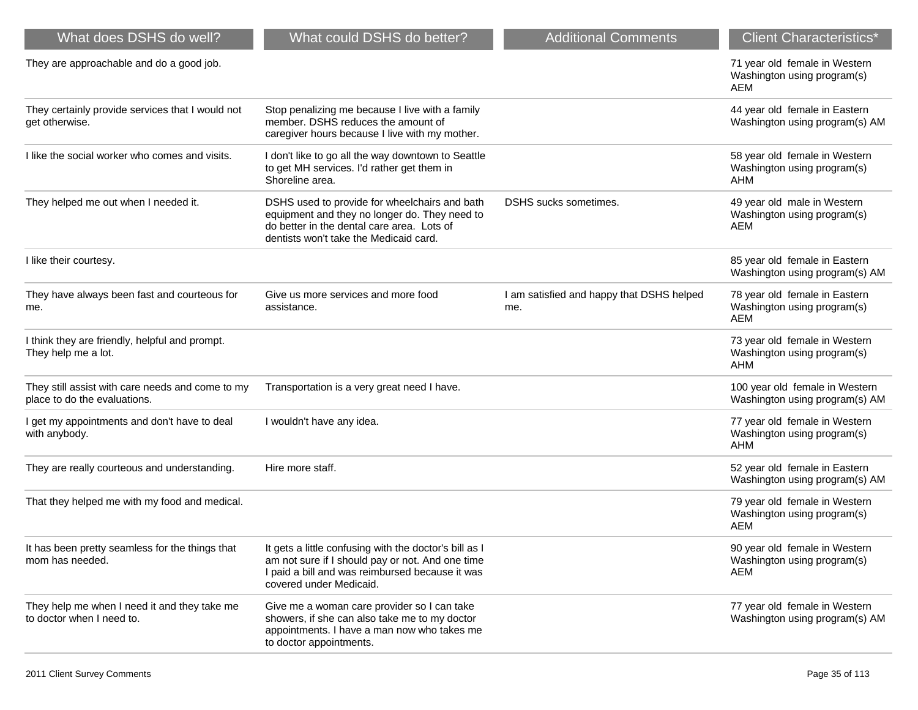| What does DSHS do well? | What could DSHS do better? | Additional Comments | Client Characteristics* |
|---|---|---|---|
| They are approachable and do a good job. | | | 71 year old female in Western Washington using program(s) AEM |
| They certainly provide services that I would not get otherwise. | Stop penalizing me because I live with a family member. DSHS reduces the amount of caregiver hours because I live with my mother. | | 44 year old female in Eastern Washington using program(s) AM |
| I like the social worker who comes and visits. | I don't like to go all the way downtown to Seattle to get MH services. I'd rather get them in Shoreline area. | | 58 year old female in Western Washington using program(s) AHM |
| They helped me out when I needed it. | DSHS used to provide for wheelchairs and bath equipment and they no longer do. They need to do better in the dental care area. Lots of dentists won't take the Medicaid card. | DSHS sucks sometimes. | 49 year old male in Western Washington using program(s) AEM |
| I like their courtesy. | | | 85 year old female in Eastern Washington using program(s) AM |
| They have always been fast and courteous for me. | Give us more services and more food assistance. | I am satisfied and happy that DSHS helped me. | 78 year old female in Eastern Washington using program(s) AEM |
| I think they are friendly, helpful and prompt. They help me a lot. | | | 73 year old female in Western Washington using program(s) AHM |
| They still assist with care needs and come to my place to do the evaluations. | Transportation is a very great need I have. | | 100 year old female in Western Washington using program(s) AM |
| I get my appointments and don't have to deal with anybody. | I wouldn't have any idea. | | 77 year old female in Western Washington using program(s) AHM |
| They are really courteous and understanding. | Hire more staff. | | 52 year old female in Eastern Washington using program(s) AM |
| That they helped me with my food and medical. | | | 79 year old female in Western Washington using program(s) AEM |
| It has been pretty seamless for the things that mom has needed. | It gets a little confusing with the doctor's bill as I am not sure if I should pay or not. And one time I paid a bill and was reimbursed because it was covered under Medicaid. | | 90 year old female in Western Washington using program(s) AEM |
| They help me when I need it and they take me to doctor when I need to. | Give me a woman care provider so I can take showers, if she can also take me to my doctor appointments. I have a man now who takes me to doctor appointments. | | 77 year old female in Western Washington using program(s) AM |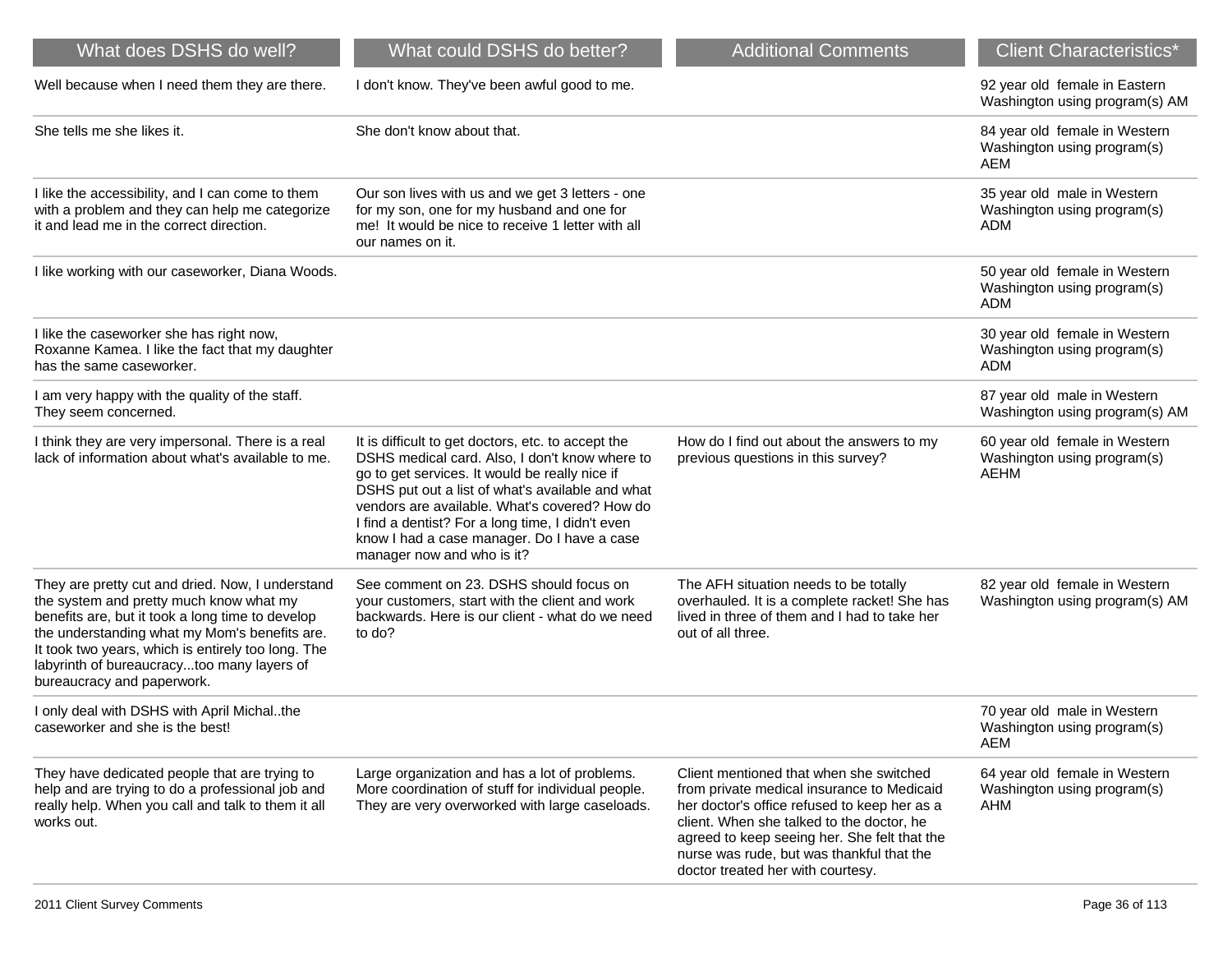| What does DSHS do well? | What could DSHS do better? | Additional Comments | Client Characteristics* |
| --- | --- | --- | --- |
| Well because when I need them they are there. | I don't know. They've been awful good to me. | | 92 year old female in Eastern Washington using program(s) AM |
| She tells me she likes it. | She don't know about that. | | 84 year old female in Western Washington using program(s) AEM |
| I like the accessibility, and I can come to them with a problem and they can help me categorize it and lead me in the correct direction. | Our son lives with us and we get 3 letters - one for my son, one for my husband and one for me! It would be nice to receive 1 letter with all our names on it. | | 35 year old male in Western Washington using program(s) ADM |
| I like working with our caseworker, Diana Woods. | | | 50 year old female in Western Washington using program(s) ADM |
| I like the caseworker she has right now, Roxanne Kamea. I like the fact that my daughter has the same caseworker. | | | 30 year old female in Western Washington using program(s) ADM |
| I am very happy with the quality of the staff. They seem concerned. | | | 87 year old male in Western Washington using program(s) AM |
| I think they are very impersonal. There is a real lack of information about what's available to me. | It is difficult to get doctors, etc. to accept the DSHS medical card. Also, I don't know where to go to get services. It would be really nice if DSHS put out a list of what's available and what vendors are available. What's covered? How do I find a dentist? For a long time, I didn't even know I had a case manager. Do I have a case manager now and who is it? | How do I find out about the answers to my previous questions in this survey? | 60 year old female in Western Washington using program(s) AEHM |
| They are pretty cut and dried. Now, I understand the system and pretty much know what my benefits are, but it took a long time to develop the understanding what my Mom's benefits are. It took two years, which is entirely too long. The labyrinth of bureaucracy...too many layers of bureaucracy and paperwork. | See comment on 23. DSHS should focus on your customers, start with the client and work backwards. Here is our client - what do we need to do? | The AFH situation needs to be totally overhauled. It is a complete racket! She has lived in three of them and I had to take her out of all three. | 82 year old female in Western Washington using program(s) AM |
| I only deal with DSHS with April Michal..the caseworker and she is the best! | | | 70 year old male in Western Washington using program(s) AEM |
| They have dedicated people that are trying to help and are trying to do a professional job and really help. When you call and talk to them it all works out. | Large organization and has a lot of problems. More coordination of stuff for individual people. They are very overworked with large caseloads. | Client mentioned that when she switched from private medical insurance to Medicaid her doctor's office refused to keep her as a client. When she talked to the doctor, he agreed to keep seeing her. She felt that the nurse was rude, but was thankful that the doctor treated her with courtesy. | 64 year old female in Western Washington using program(s) AHM |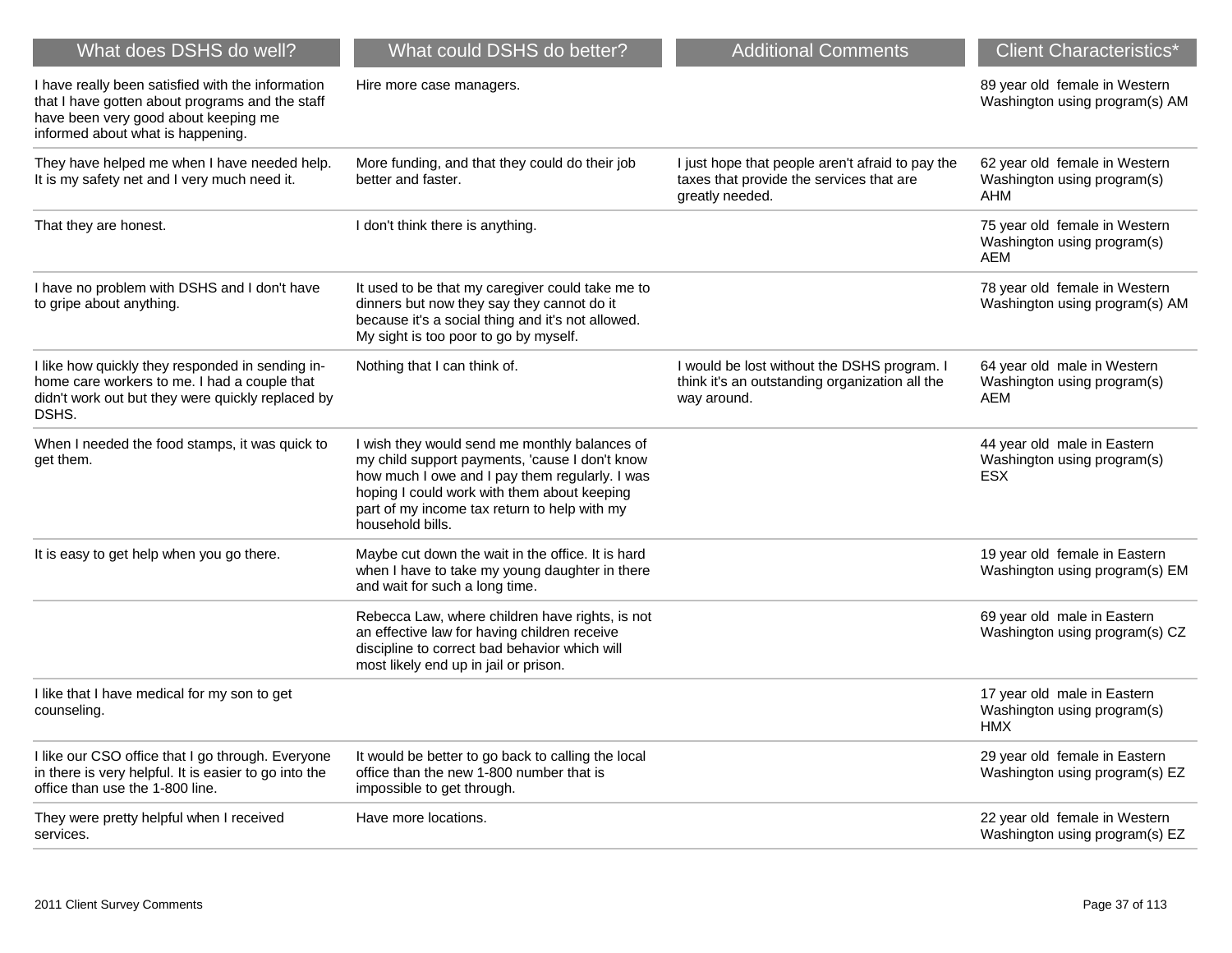| What does DSHS do well? | What could DSHS do better? | Additional Comments | Client Characteristics* |
| --- | --- | --- | --- |
| I have really been satisfied with the information that I have gotten about programs and the staff have been very good about keeping me informed about what is happening. | Hire more case managers. | | 89 year old female in Western Washington using program(s) AM |
| They have helped me when I have needed help. It is my safety net and I very much need it. | More funding, and that they could do their job better and faster. | I just hope that people aren't afraid to pay the taxes that provide the services that are greatly needed. | 62 year old female in Western Washington using program(s) AHM |
| That they are honest. | I don't think there is anything. | | 75 year old female in Western Washington using program(s) AEM |
| I have no problem with DSHS and I don't have to gripe about anything. | It used to be that my caregiver could take me to dinners but now they say they cannot do it because it's a social thing and it's not allowed. My sight is too poor to go by myself. | | 78 year old female in Western Washington using program(s) AM |
| I like how quickly they responded in sending in-home care workers to me. I had a couple that didn't work out but they were quickly replaced by DSHS. | Nothing that I can think of. | I would be lost without the DSHS program. I think it's an outstanding organization all the way around. | 64 year old male in Western Washington using program(s) AEM |
| When I needed the food stamps, it was quick to get them. | I wish they would send me monthly balances of my child support payments, 'cause I don't know how much I owe and I pay them regularly. I was hoping I could work with them about keeping part of my income tax return to help with my household bills. | | 44 year old male in Eastern Washington using program(s) ESX |
| It is easy to get help when you go there. | Maybe cut down the wait in the office. It is hard when I have to take my young daughter in there and wait for such a long time. | | 19 year old female in Eastern Washington using program(s) EM |
| | Rebecca Law, where children have rights, is not an effective law for having children receive discipline to correct bad behavior which will most likely end up in jail or prison. | | 69 year old male in Eastern Washington using program(s) CZ |
| I like that I have medical for my son to get counseling. | | | 17 year old male in Eastern Washington using program(s) HMX |
| I like our CSO office that I go through. Everyone in there is very helpful. It is easier to go into the office than use the 1-800 line. | It would be better to go back to calling the local office than the new 1-800 number that is impossible to get through. | | 29 year old female in Eastern Washington using program(s) EZ |
| They were pretty helpful when I received services. | Have more locations. | | 22 year old female in Western Washington using program(s) EZ |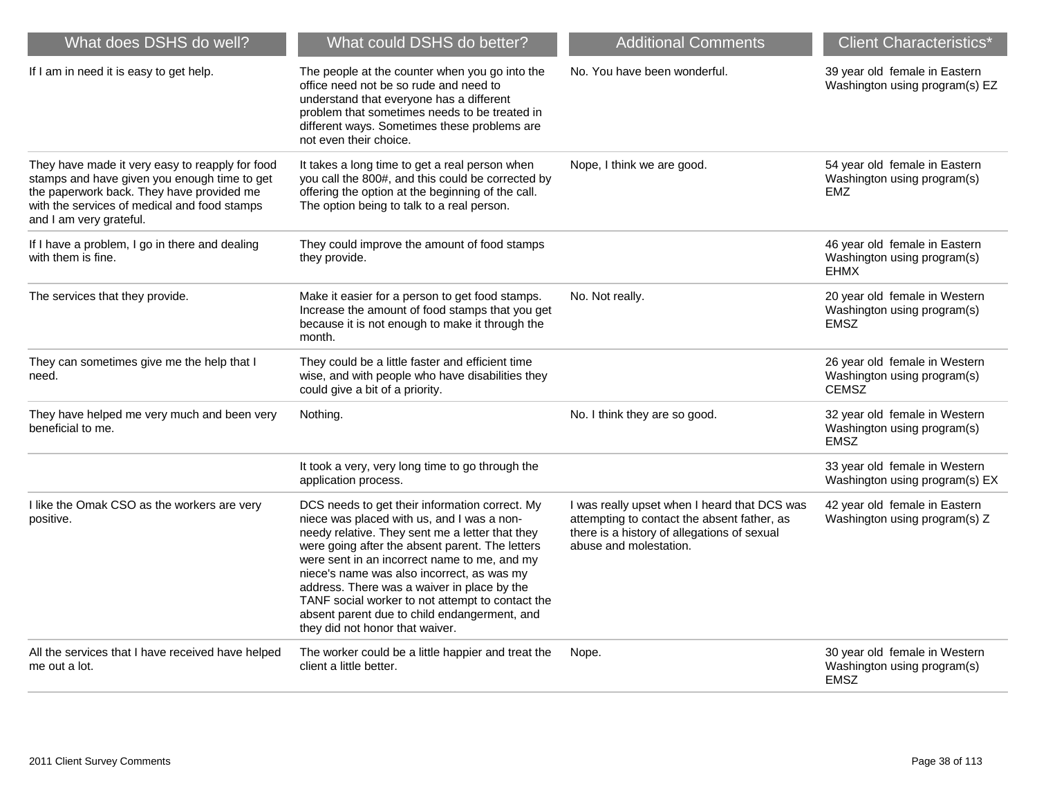| What does DSHS do well? | What could DSHS do better? | Additional Comments | Client Characteristics* |
|---|---|---|---|
| If I am in need it is easy to get help. | The people at the counter when you go into the office need not be so rude and need to understand that everyone has a different problem that sometimes needs to be treated in different ways. Sometimes these problems are not even their choice. | No. You have been wonderful. | 39 year old female in Eastern Washington using program(s) EZ |
| They have made it very easy to reapply for food stamps and have given you enough time to get the paperwork back. They have provided me with the services of medical and food stamps and I am very grateful. | It takes a long time to get a real person when you call the 800#, and this could be corrected by offering the option at the beginning of the call. The option being to talk to a real person. | Nope, I think we are good. | 54 year old female in Eastern Washington using program(s) EMZ |
| If I have a problem, I go in there and dealing with them is fine. | They could improve the amount of food stamps they provide. | | 46 year old female in Eastern Washington using program(s) EHMX |
| The services that they provide. | Make it easier for a person to get food stamps. Increase the amount of food stamps that you get because it is not enough to make it through the month. | No. Not really. | 20 year old female in Western Washington using program(s) EMSZ |
| They can sometimes give me the help that I need. | They could be a little faster and efficient time wise, and with people who have disabilities they could give a bit of a priority. | | 26 year old female in Western Washington using program(s) CEMSZ |
| They have helped me very much and been very beneficial to me. | Nothing. | No. I think they are so good. | 32 year old female in Western Washington using program(s) EMSZ |
| | It took a very, very long time to go through the application process. | | 33 year old female in Western Washington using program(s) EX |
| I like the Omak CSO as the workers are very positive. | DCS needs to get their information correct. My niece was placed with us, and I was a non-needy relative. They sent me a letter that they were going after the absent parent. The letters were sent in an incorrect name to me, and my niece's name was also incorrect, as was my address. There was a waiver in place by the TANF social worker to not attempt to contact the absent parent due to child endangerment, and they did not honor that waiver. | I was really upset when I heard that DCS was attempting to contact the absent father, as there is a history of allegations of sexual abuse and molestation. | 42 year old female in Eastern Washington using program(s) Z |
| All the services that I have received have helped me out a lot. | The worker could be a little happier and treat the client a little better. | Nope. | 30 year old female in Western Washington using program(s) EMSZ |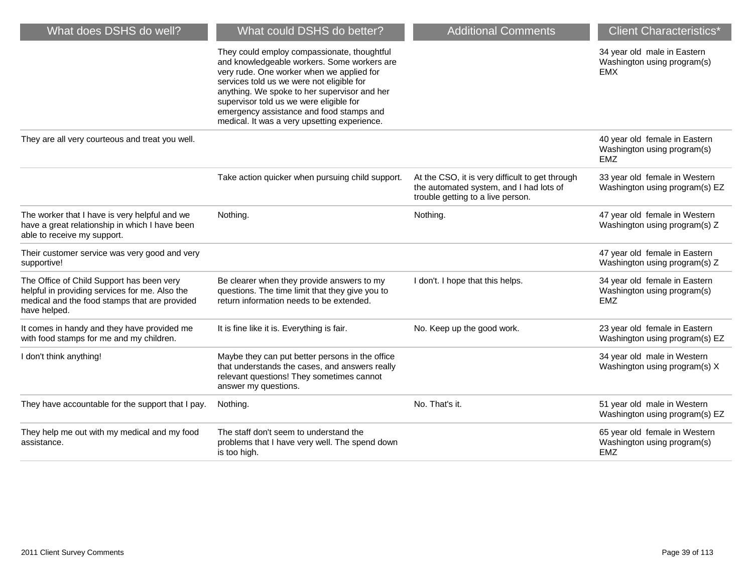| What does DSHS do well? | What could DSHS do better? | Additional Comments | Client Characteristics* |
|---|---|---|---|
| | They could employ compassionate, thoughtful and knowledgeable workers. Some workers are very rude. One worker when we applied for services told us we were not eligible for anything. We spoke to her supervisor and her supervisor told us we were eligible for emergency assistance and food stamps and medical. It was a very upsetting experience. | | 34 year old male in Eastern Washington using program(s) EMX |
| They are all very courteous and treat you well. | | | 40 year old female in Eastern Washington using program(s) EMZ |
| | Take action quicker when pursuing child support. | At the CSO, it is very difficult to get through the automated system, and I had lots of trouble getting to a live person. | 33 year old female in Western Washington using program(s) EZ |
| The worker that I have is very helpful and we have a great relationship in which I have been able to receive my support. | Nothing. | Nothing. | 47 year old female in Western Washington using program(s) Z |
| Their customer service was very good and very supportive! | | | 47 year old female in Eastern Washington using program(s) Z |
| The Office of Child Support has been very helpful in providing services for me. Also the medical and the food stamps that are provided have helped. | Be clearer when they provide answers to my questions. The time limit that they give you to return information needs to be extended. | I don't. I hope that this helps. | 34 year old female in Eastern Washington using program(s) EMZ |
| It comes in handy and they have provided me with food stamps for me and my children. | It is fine like it is. Everything is fair. | No. Keep up the good work. | 23 year old female in Eastern Washington using program(s) EZ |
| I don't think anything! | Maybe they can put better persons in the office that understands the cases, and answers really relevant questions! They sometimes cannot answer my questions. | | 34 year old male in Western Washington using program(s) X |
| They have accountable for the support that I pay. | Nothing. | No. That's it. | 51 year old male in Western Washington using program(s) EZ |
| They help me out with my medical and my food assistance. | The staff don't seem to understand the problems that I have very well. The spend down is too high. | | 65 year old female in Western Washington using program(s) EMZ |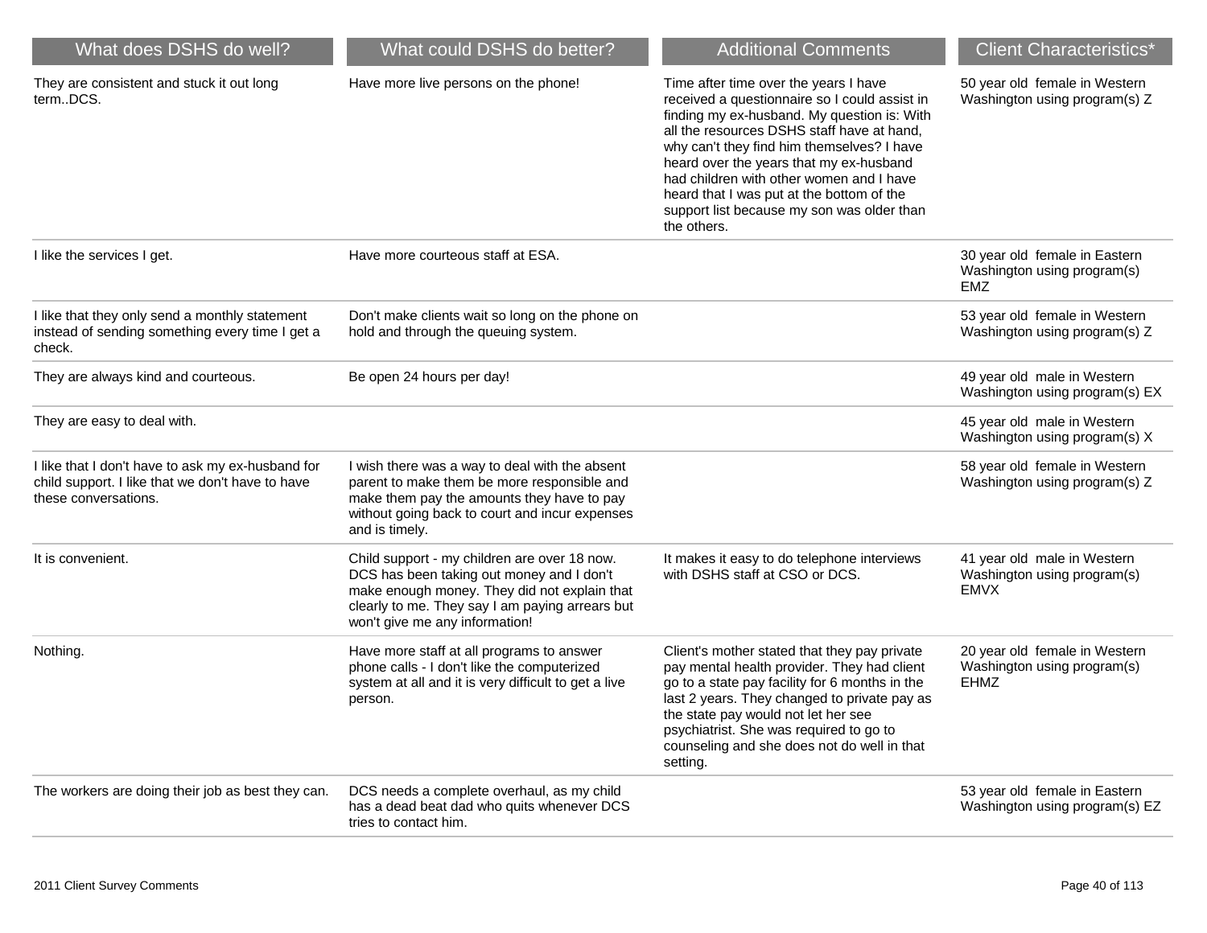| What does DSHS do well? | What could DSHS do better? | Additional Comments | Client Characteristics* |
| --- | --- | --- | --- |
| They are consistent and stuck it out long term..DCS. | Have more live persons on the phone! | Time after time over the years I have received a questionnaire so I could assist in finding my ex-husband. My question is: With all the resources DSHS staff have at hand, why can't they find him themselves? I have heard over the years that my ex-husband had children with other women and I have heard that I was put at the bottom of the support list because my son was older than the others. | 50 year old female in Western Washington using program(s) Z |
| I like the services I get. | Have more courteous staff at ESA. | | 30 year old female in Eastern Washington using program(s) EMZ |
| I like that they only send a monthly statement instead of sending something every time I get a check. | Don't make clients wait so long on the phone on hold and through the queuing system. | | 53 year old female in Western Washington using program(s) Z |
| They are always kind and courteous. | Be open 24 hours per day! | | 49 year old male in Western Washington using program(s) EX |
| They are easy to deal with. | | | 45 year old male in Western Washington using program(s) X |
| I like that I don't have to ask my ex-husband for child support. I like that we don't have to have these conversations. | I wish there was a way to deal with the absent parent to make them be more responsible and make them pay the amounts they have to pay without going back to court and incur expenses and is timely. | | 58 year old female in Western Washington using program(s) Z |
| It is convenient. | Child support - my children are over 18 now. DCS has been taking out money and I don't make enough money. They did not explain that clearly to me. They say I am paying arrears but won't give me any information! | It makes it easy to do telephone interviews with DSHS staff at CSO or DCS. | 41 year old male in Western Washington using program(s) EMVX |
| Nothing. | Have more staff at all programs to answer phone calls - I don't like the computerized system at all and it is very difficult to get a live person. | Client's mother stated that they pay private pay mental health provider. They had client go to a state pay facility for 6 months in the last 2 years. They changed to private pay as the state pay would not let her see psychiatrist. She was required to go to counseling and she does not do well in that setting. | 20 year old female in Western Washington using program(s) EHMZ |
| The workers are doing their job as best they can. | DCS needs a complete overhaul, as my child has a dead beat dad who quits whenever DCS tries to contact him. | | 53 year old female in Eastern Washington using program(s) EZ |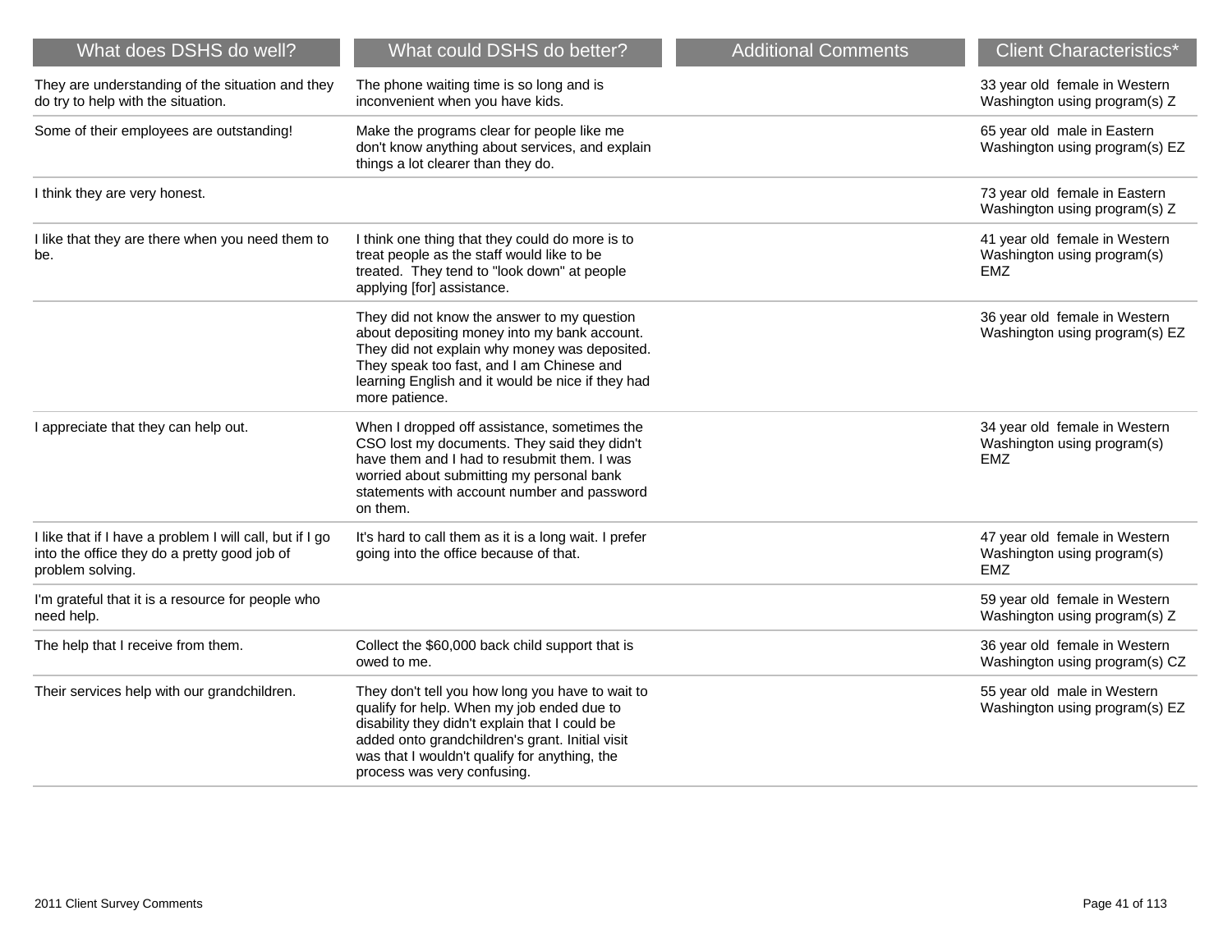| What does DSHS do well? | What could DSHS do better? | Additional Comments | Client Characteristics* |
|---|---|---|---|
| They are understanding of the situation and they do try to help with the situation. | The phone waiting time is so long and is inconvenient when you have kids. | | 33 year old female in Western Washington using program(s) Z |
| Some of their employees are outstanding! | Make the programs clear for people like me don't know anything about services, and explain things a lot clearer than they do. | | 65 year old male in Eastern Washington using program(s) EZ |
| I think they are very honest. | | | 73 year old female in Eastern Washington using program(s) Z |
| I like that they are there when you need them to be. | I think one thing that they could do more is to treat people as the staff would like to be treated. They tend to "look down" at people applying [for] assistance. | | 41 year old female in Western Washington using program(s) EMZ |
| | They did not know the answer to my question about depositing money into my bank account. They did not explain why money was deposited. They speak too fast, and I am Chinese and learning English and it would be nice if they had more patience. | | 36 year old female in Western Washington using program(s) EZ |
| I appreciate that they can help out. | When I dropped off assistance, sometimes the CSO lost my documents. They said they didn't have them and I had to resubmit them. I was worried about submitting my personal bank statements with account number and password on them. | | 34 year old female in Western Washington using program(s) EMZ |
| I like that if I have a problem I will call, but if I go into the office they do a pretty good job of problem solving. | It's hard to call them as it is a long wait. I prefer going into the office because of that. | | 47 year old female in Western Washington using program(s) EMZ |
| I'm grateful that it is a resource for people who need help. | | | 59 year old female in Western Washington using program(s) Z |
| The help that I receive from them. | Collect the $60,000 back child support that is owed to me. | | 36 year old female in Western Washington using program(s) CZ |
| Their services help with our grandchildren. | They don't tell you how long you have to wait to qualify for help. When my job ended due to disability they didn't explain that I could be added onto grandchildren's grant. Initial visit was that I wouldn't qualify for anything, the process was very confusing. | | 55 year old male in Western Washington using program(s) EZ |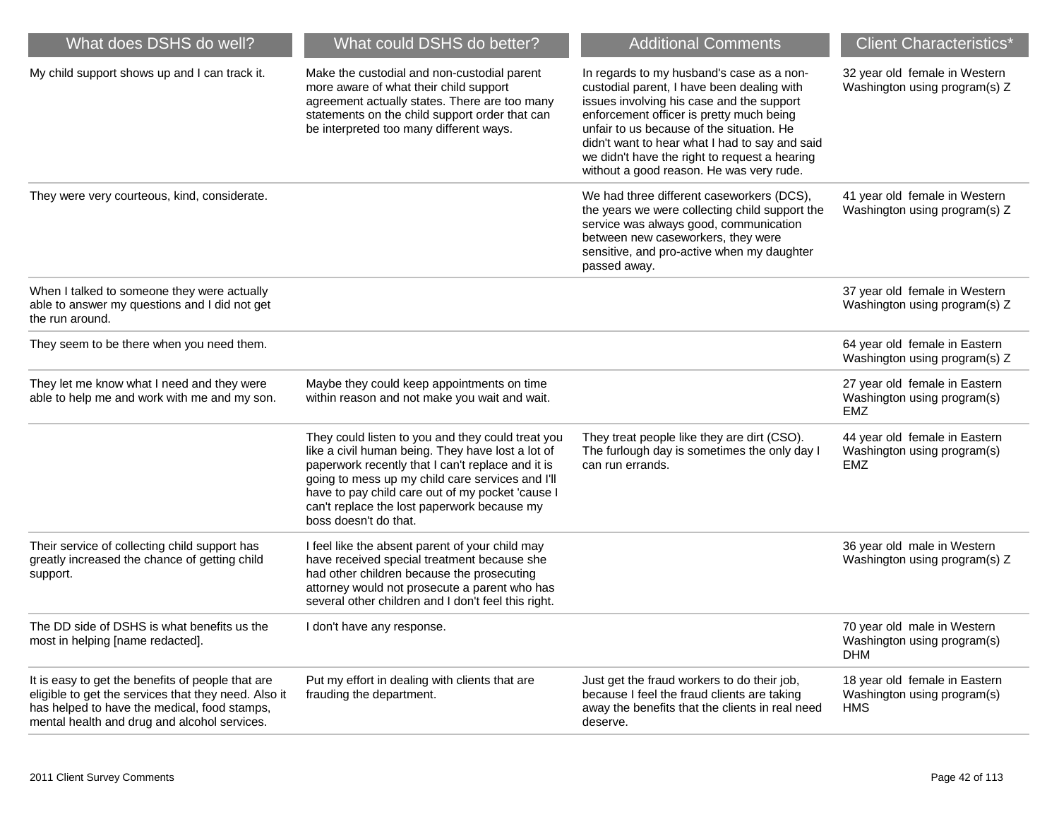| What does DSHS do well? | What could DSHS do better? | Additional Comments | Client Characteristics* |
|---|---|---|---|
| My child support shows up and I can track it. | Make the custodial and non-custodial parent more aware of what their child support agreement actually states. There are too many statements on the child support order that can be interpreted too many different ways. | In regards to my husband's case as a non-custodial parent, I have been dealing with issues involving his case and the support enforcement officer is pretty much being unfair to us because of the situation. He didn't want to hear what I had to say and said we didn't have the right to request a hearing without a good reason. He was very rude. | 32 year old female in Western Washington using program(s) Z |
| They were very courteous, kind, considerate. | | We had three different caseworkers (DCS), the years we were collecting child support the service was always good, communication between new caseworkers, they were sensitive, and pro-active when my daughter passed away. | 41 year old female in Western Washington using program(s) Z |
| When I talked to someone they were actually able to answer my questions and I did not get the run around. | | | 37 year old female in Western Washington using program(s) Z |
| They seem to be there when you need them. | | | 64 year old female in Eastern Washington using program(s) Z |
| They let me know what I need and they were able to help me and work with me and my son. | Maybe they could keep appointments on time within reason and not make you wait and wait. | | 27 year old female in Eastern Washington using program(s) EMZ |
| | They could listen to you and they could treat you like a civil human being. They have lost a lot of paperwork recently that I can't replace and it is going to mess up my child care services and I'll have to pay child care out of my pocket 'cause I can't replace the lost paperwork because my boss doesn't do that. | They treat people like they are dirt (CSO). The furlough day is sometimes the only day I can run errands. | 44 year old female in Eastern Washington using program(s) EMZ |
| Their service of collecting child support has greatly increased the chance of getting child support. | I feel like the absent parent of your child may have received special treatment because she had other children because the prosecuting attorney would not prosecute a parent who has several other children and I don't feel this right. | | 36 year old male in Western Washington using program(s) Z |
| The DD side of DSHS is what benefits us the most in helping [name redacted]. | I don't have any response. | | 70 year old male in Western Washington using program(s) DHM |
| It is easy to get the benefits of people that are eligible to get the services that they need. Also it has helped to have the medical, food stamps, mental health and drug and alcohol services. | Put my effort in dealing with clients that are frauding the department. | Just get the fraud workers to do their job, because I feel the fraud clients are taking away the benefits that the clients in real need deserve. | 18 year old female in Eastern Washington using program(s) HMS |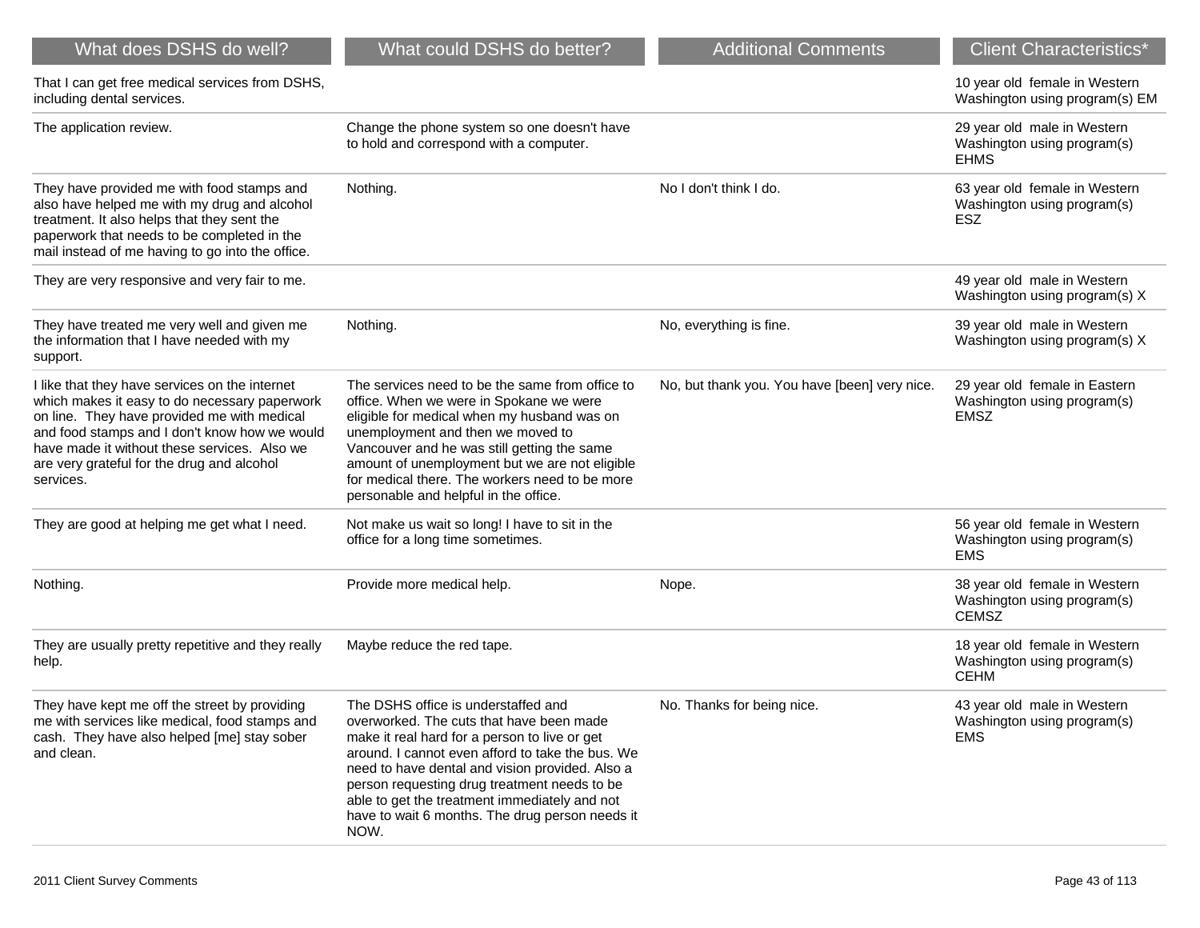| What does DSHS do well? | What could DSHS do better? | Additional Comments | Client Characteristics* |
|---|---|---|---|
| That I can get free medical services from DSHS, including dental services. | | | 10 year old female in Western Washington using program(s) EM |
| The application review. | Change the phone system so one doesn't have to hold and correspond with a computer. | | 29 year old male in Western Washington using program(s) EHMS |
| They have provided me with food stamps and also have helped me with my drug and alcohol treatment. It also helps that they sent the paperwork that needs to be completed in the mail instead of me having to go into the office. | Nothing. | No I don't think I do. | 63 year old female in Western Washington using program(s) ESZ |
| They are very responsive and very fair to me. | | | 49 year old male in Western Washington using program(s) X |
| They have treated me very well and given me the information that I have needed with my support. | Nothing. | No, everything is fine. | 39 year old male in Western Washington using program(s) X |
| I like that they have services on the internet which makes it easy to do necessary paperwork on line. They have provided me with medical and food stamps and I don't know how we would have made it without these services. Also we are very grateful for the drug and alcohol services. | The services need to be the same from office to office. When we were in Spokane we were eligible for medical when my husband was on unemployment and then we moved to Vancouver and he was still getting the same amount of unemployment but we are not eligible for medical there. The workers need to be more personable and helpful in the office. | No, but thank you. You have [been] very nice. | 29 year old female in Eastern Washington using program(s) EMSZ |
| They are good at helping me get what I need. | Not make us wait so long! I have to sit in the office for a long time sometimes. | | 56 year old female in Western Washington using program(s) EMS |
| Nothing. | Provide more medical help. | Nope. | 38 year old female in Western Washington using program(s) CEMSZ |
| They are usually pretty repetitive and they really help. | Maybe reduce the red tape. | | 18 year old female in Western Washington using program(s) CEHM |
| They have kept me off the street by providing me with services like medical, food stamps and cash. They have also helped [me] stay sober and clean. | The DSHS office is understaffed and overworked. The cuts that have been made make it real hard for a person to live or get around. I cannot even afford to take the bus. We need to have dental and vision provided. Also a person requesting drug treatment needs to be able to get the treatment immediately and not have to wait 6 months. The drug person needs it NOW. | No. Thanks for being nice. | 43 year old male in Western Washington using program(s) EMS |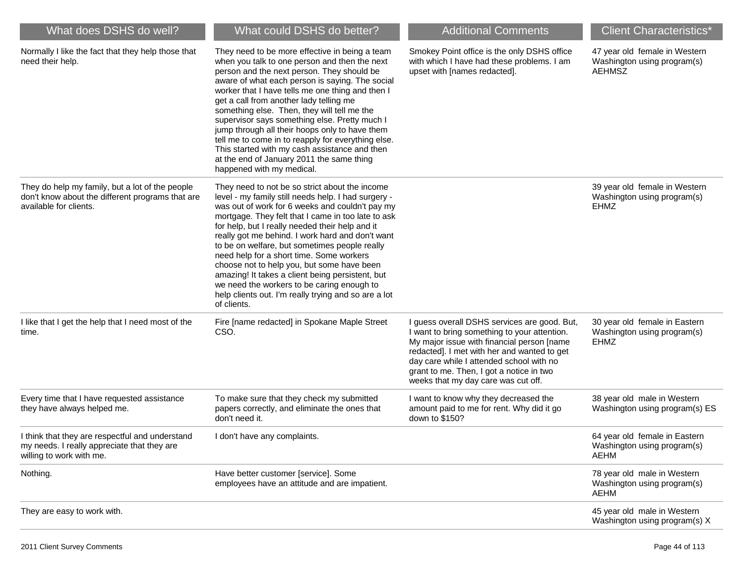| What does DSHS do well? | What could DSHS do better? | Additional Comments | Client Characteristics* |
| --- | --- | --- | --- |
| Normally I like the fact that they help those that need their help. | They need to be more effective in being a team when you talk to one person and then the next person and the next person. They should be aware of what each person is saying. The social worker that I have tells me one thing and then I get a call from another lady telling me something else. Then, they will tell me the supervisor says something else. Pretty much I jump through all their hoops only to have them tell me to come in to reapply for everything else. This started with my cash assistance and then at the end of January 2011 the same thing happened with my medical. | Smokey Point office is the only DSHS office with which I have had these problems. I am upset with [names redacted]. | 47 year old female in Western Washington using program(s) AEHMSZ |
| They do help my family, but a lot of the people don't know about the different programs that are available for clients. | They need to not be so strict about the income level - my family still needs help. I had surgery - was out of work for 6 weeks and couldn't pay my mortgage. They felt that I came in too late to ask for help, but I really needed their help and it really got me behind. I work hard and don't want to be on welfare, but sometimes people really need help for a short time. Some workers choose not to help you, but some have been amazing! It takes a client being persistent, but we need the workers to be caring enough to help clients out. I'm really trying and so are a lot of clients. | | 39 year old female in Western Washington using program(s) EHMZ |
| I like that I get the help that I need most of the time. | Fire [name redacted] in Spokane Maple Street CSO. | I guess overall DSHS services are good. But, I want to bring something to your attention. My major issue with financial person [name redacted]. I met with her and wanted to get day care while I attended school with no grant to me. Then, I got a notice in two weeks that my day care was cut off. | 30 year old female in Eastern Washington using program(s) EHMZ |
| Every time that I have requested assistance they have always helped me. | To make sure that they check my submitted papers correctly, and eliminate the ones that don't need it. | I want to know why they decreased the amount paid to me for rent. Why did it go down to $150? | 38 year old male in Western Washington using program(s) ES |
| I think that they are respectful and understand my needs. I really appreciate that they are willing to work with me. | I don't have any complaints. | | 64 year old female in Eastern Washington using program(s) AEHM |
| Nothing. | Have better customer [service]. Some employees have an attitude and are impatient. | | 78 year old male in Western Washington using program(s) AEHM |
| They are easy to work with. | | | 45 year old male in Western Washington using program(s) X |

2011 Client Survey Comments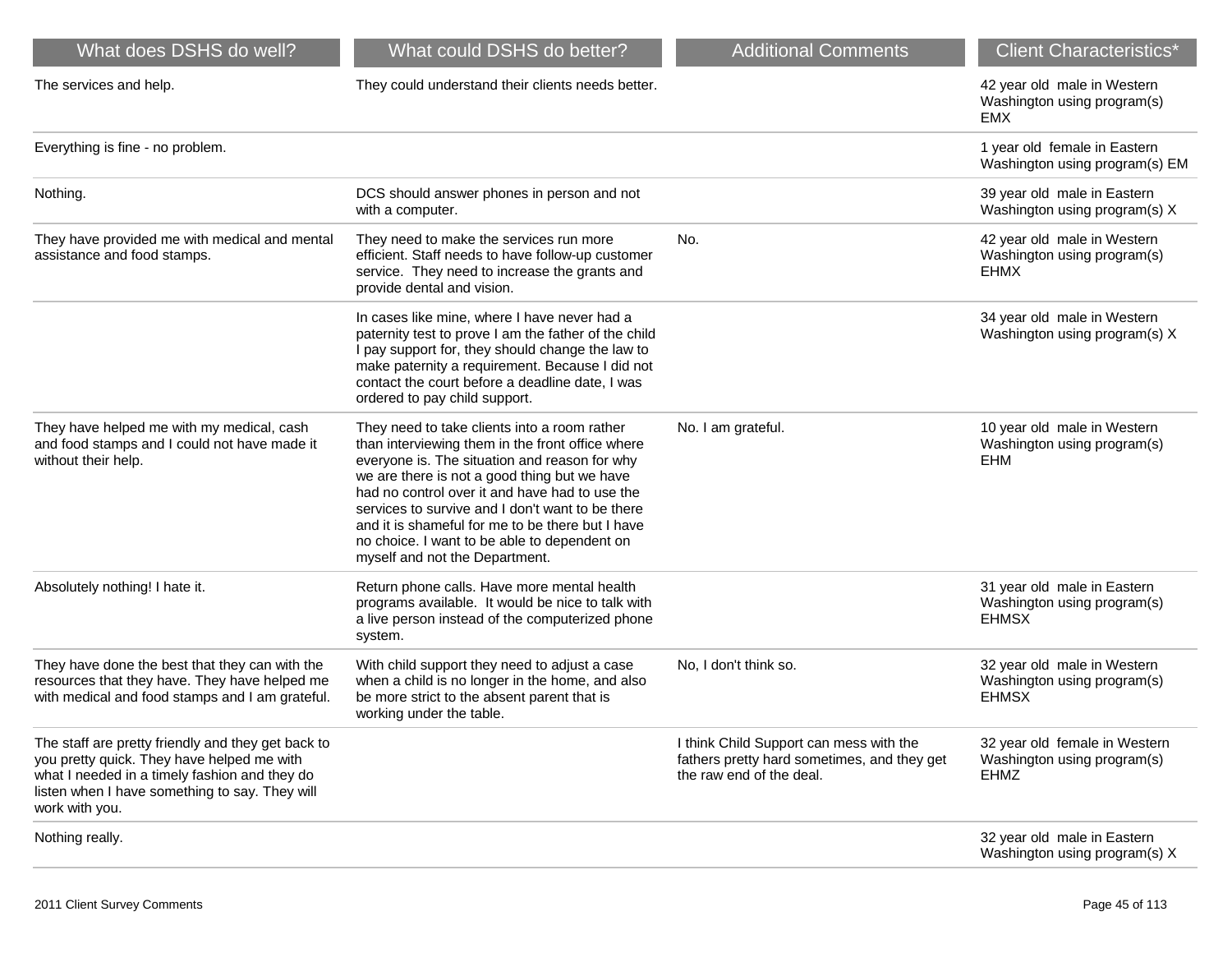| What does DSHS do well? | What could DSHS do better? | Additional Comments | Client Characteristics* |
| --- | --- | --- | --- |
| The services and help. | They could understand their clients needs better. | | 42 year old male in Western Washington using program(s) EMX |
| Everything is fine - no problem. | | | 1 year old female in Eastern Washington using program(s) EM |
| Nothing. | DCS should answer phones in person and not with a computer. | | 39 year old male in Eastern Washington using program(s) X |
| They have provided me with medical and mental assistance and food stamps. | They need to make the services run more efficient. Staff needs to have follow-up customer service. They need to increase the grants and provide dental and vision. | No. | 42 year old male in Western Washington using program(s) EHMX |
| | In cases like mine, where I have never had a paternity test to prove I am the father of the child I pay support for, they should change the law to make paternity a requirement. Because I did not contact the court before a deadline date, I was ordered to pay child support. | | 34 year old male in Western Washington using program(s) X |
| They have helped me with my medical, cash and food stamps and I could not have made it without their help. | They need to take clients into a room rather than interviewing them in the front office where everyone is. The situation and reason for why we are there is not a good thing but we have had no control over it and have had to use the services to survive and I don't want to be there and it is shameful for me to be there but I have no choice. I want to be able to dependent on myself and not the Department. | No. I am grateful. | 10 year old male in Western Washington using program(s) EHM |
| Absolutely nothing! I hate it. | Return phone calls. Have more mental health programs available. It would be nice to talk with a live person instead of the computerized phone system. | | 31 year old male in Eastern Washington using program(s) EHMSX |
| They have done the best that they can with the resources that they have. They have helped me with medical and food stamps and I am grateful. | With child support they need to adjust a case when a child is no longer in the home, and also be more strict to the absent parent that is working under the table. | No, I don't think so. | 32 year old male in Western Washington using program(s) EHMSX |
| The staff are pretty friendly and they get back to you pretty quick. They have helped me with what I needed in a timely fashion and they do listen when I have something to say. They will work with you. | | I think Child Support can mess with the fathers pretty hard sometimes, and they get the raw end of the deal. | 32 year old female in Western Washington using program(s) EHMZ |
| Nothing really. | | | 32 year old male in Eastern Washington using program(s) X |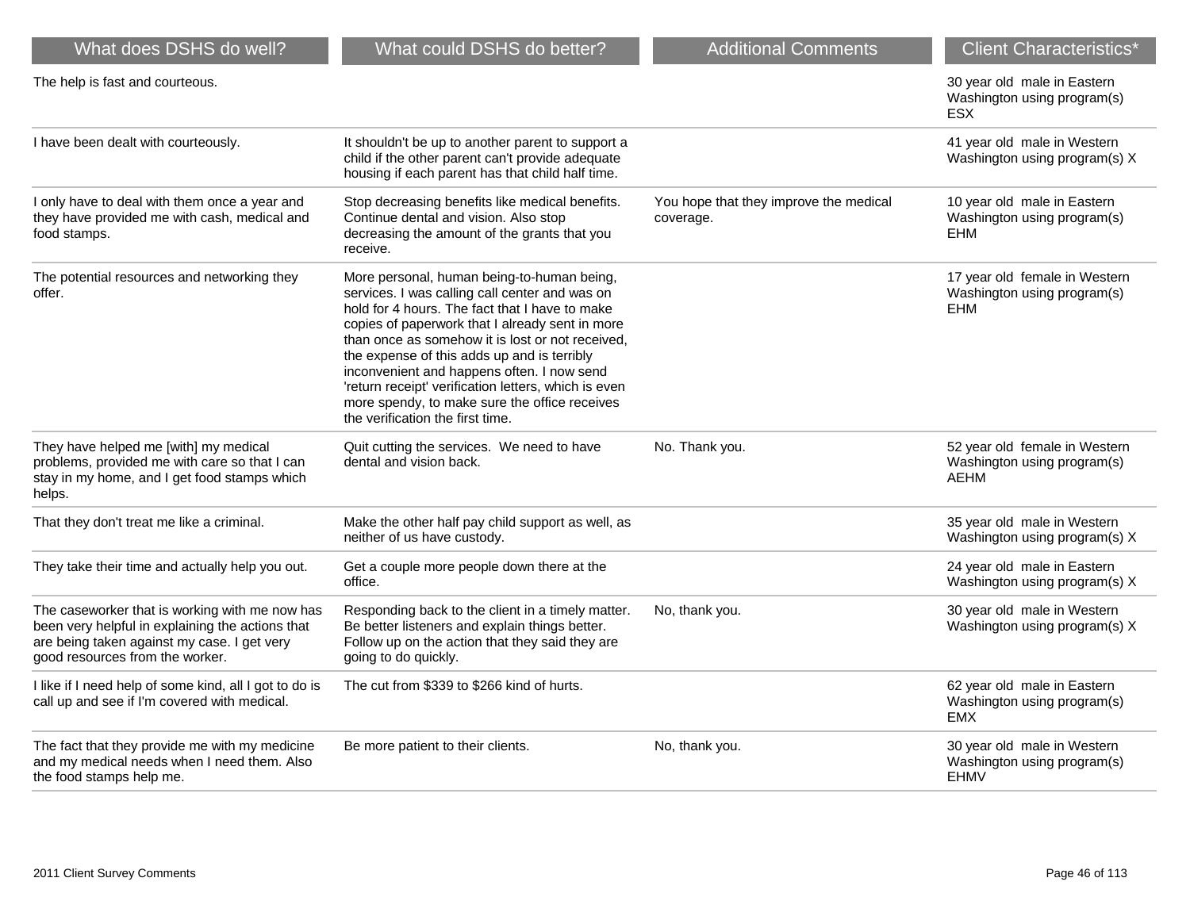| What does DSHS do well? | What could DSHS do better? | Additional Comments | Client Characteristics* |
|---|---|---|---|
| The help is fast and courteous. | | | 30 year old male in Eastern Washington using program(s) ESX |
| I have been dealt with courteously. | It shouldn't be up to another parent to support a child if the other parent can't provide adequate housing if each parent has that child half time. | | 41 year old male in Western Washington using program(s) X |
| I only have to deal with them once a year and they have provided me with cash, medical and food stamps. | Stop decreasing benefits like medical benefits. Continue dental and vision. Also stop decreasing the amount of the grants that you receive. | You hope that they improve the medical coverage. | 10 year old male in Eastern Washington using program(s) EHM |
| The potential resources and networking they offer. | More personal, human being-to-human being, services. I was calling call center and was on hold for 4 hours. The fact that I have to make copies of paperwork that I already sent in more than once as somehow it is lost or not received, the expense of this adds up and is terribly inconvenient and happens often. I now send 'return receipt' verification letters, which is even more spendy, to make sure the office receives the verification the first time. | | 17 year old female in Western Washington using program(s) EHM |
| They have helped me [with] my medical problems, provided me with care so that I can stay in my home, and I get food stamps which helps. | Quit cutting the services. We need to have dental and vision back. | No. Thank you. | 52 year old female in Western Washington using program(s) AEHM |
| That they don't treat me like a criminal. | Make the other half pay child support as well, as neither of us have custody. | | 35 year old male in Western Washington using program(s) X |
| They take their time and actually help you out. | Get a couple more people down there at the office. | | 24 year old male in Eastern Washington using program(s) X |
| The caseworker that is working with me now has been very helpful in explaining the actions that are being taken against my case. I get very good resources from the worker. | Responding back to the client in a timely matter. Be better listeners and explain things better. Follow up on the action that they said they are going to do quickly. | No, thank you. | 30 year old male in Western Washington using program(s) X |
| I like if I need help of some kind, all I got to do is call up and see if I'm covered with medical. | The cut from $339 to $266 kind of hurts. | | 62 year old male in Eastern Washington using program(s) EMX |
| The fact that they provide me with my medicine and my medical needs when I need them. Also the food stamps help me. | Be more patient to their clients. | No, thank you. | 30 year old male in Western Washington using program(s) EHMV |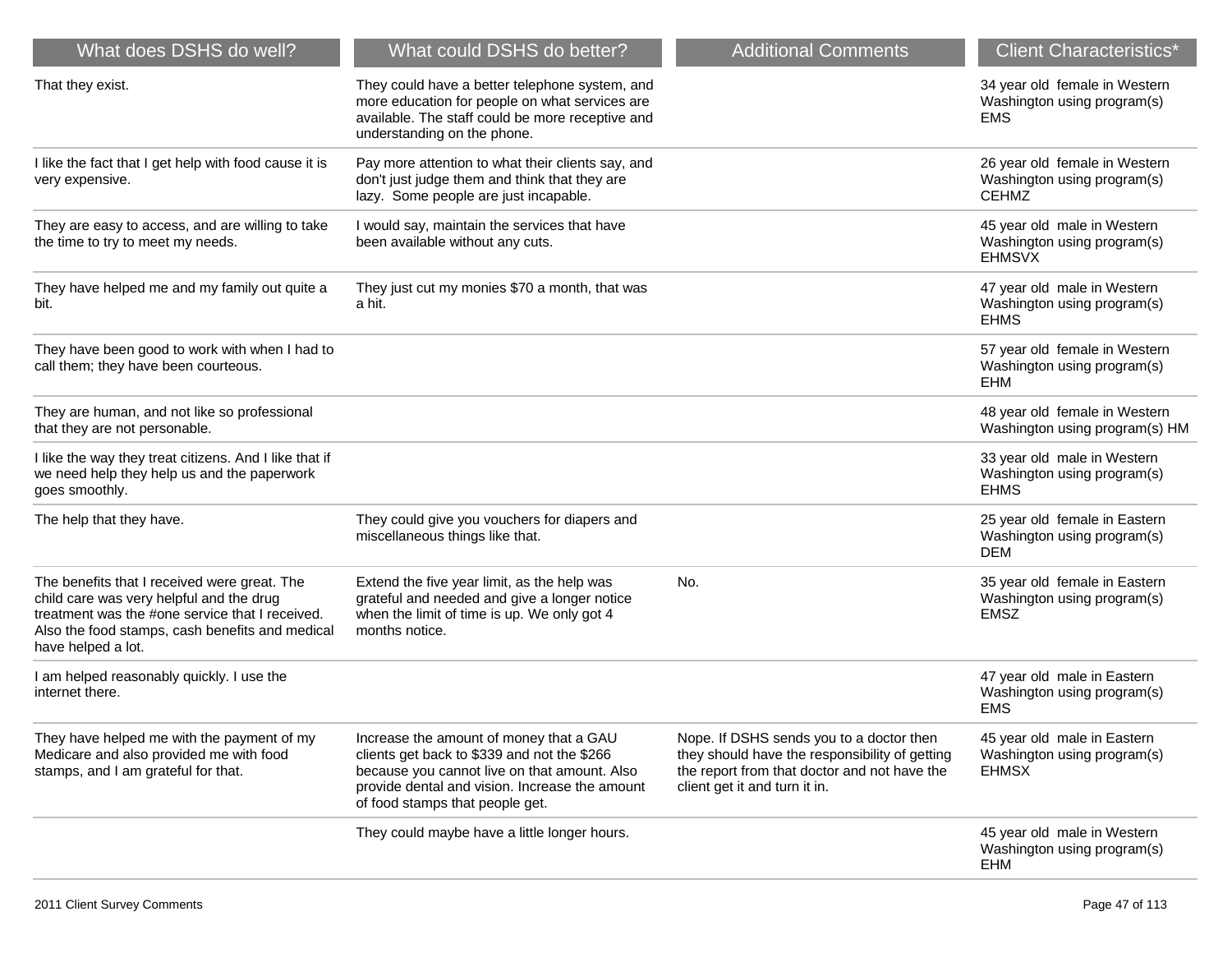| What does DSHS do well? | What could DSHS do better? | Additional Comments | Client Characteristics* |
| --- | --- | --- | --- |
| That they exist. | They could have a better telephone system, and more education for people on what services are available. The staff could be more receptive and understanding on the phone. | | 34 year old female in Western Washington using program(s) EMS |
| I like the fact that I get help with food cause it is very expensive. | Pay more attention to what their clients say, and don't just judge them and think that they are lazy. Some people are just incapable. | | 26 year old female in Western Washington using program(s) CEHMZ |
| They are easy to access, and are willing to take the time to try to meet my needs. | I would say, maintain the services that have been available without any cuts. | | 45 year old male in Western Washington using program(s) EHMSVX |
| They have helped me and my family out quite a bit. | They just cut my monies $70 a month, that was a hit. | | 47 year old male in Western Washington using program(s) EHMS |
| They have been good to work with when I had to call them; they have been courteous. | | | 57 year old female in Western Washington using program(s) EHM |
| They are human, and not like so professional that they are not personable. | | | 48 year old female in Western Washington using program(s) HM |
| I like the way they treat citizens. And I like that if we need help they help us and the paperwork goes smoothly. | | | 33 year old male in Western Washington using program(s) EHMS |
| The help that they have. | They could give you vouchers for diapers and miscellaneous things like that. | | 25 year old female in Eastern Washington using program(s) DEM |
| The benefits that I received were great. The child care was very helpful and the drug treatment was the #one service that I received. Also the food stamps, cash benefits and medical have helped a lot. | Extend the five year limit, as the help was grateful and needed and give a longer notice when the limit of time is up. We only got 4 months notice. | No. | 35 year old female in Eastern Washington using program(s) EMSZ |
| I am helped reasonably quickly. I use the internet there. | | | 47 year old male in Eastern Washington using program(s) EMS |
| They have helped me with the payment of my Medicare and also provided me with food stamps, and I am grateful for that. | Increase the amount of money that a GAU clients get back to $339 and not the $266 because you cannot live on that amount. Also provide dental and vision. Increase the amount of food stamps that people get. | Nope. If DSHS sends you to a doctor then they should have the responsibility of getting the report from that doctor and not have the client get it and turn it in. | 45 year old male in Eastern Washington using program(s) EHMSX |
| | They could maybe have a little longer hours. | | 45 year old male in Western Washington using program(s) EHM |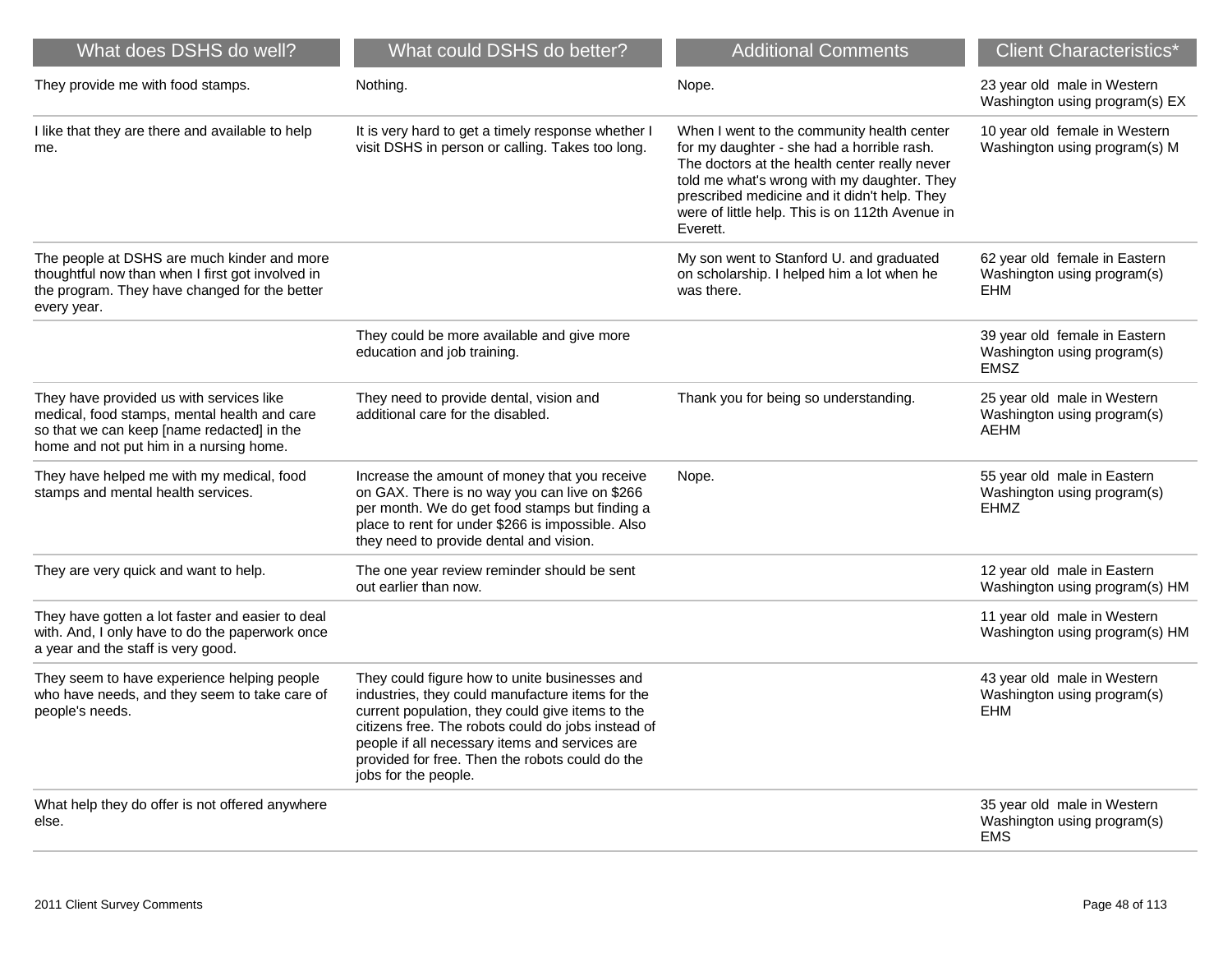| What does DSHS do well? | What could DSHS do better? | Additional Comments | Client Characteristics* |
|---|---|---|---|
| They provide me with food stamps. | Nothing. | Nope. | 23 year old male in Western Washington using program(s) EX |
| I like that they are there and available to help me. | It is very hard to get a timely response whether I visit DSHS in person or calling. Takes too long. | When I went to the community health center for my daughter - she had a horrible rash. The doctors at the health center really never told me what's wrong with my daughter. They prescribed medicine and it didn't help. They were of little help. This is on 112th Avenue in Everett. | 10 year old female in Western Washington using program(s) M |
| The people at DSHS are much kinder and more thoughtful now than when I first got involved in the program. They have changed for the better every year. | | My son went to Stanford U. and graduated on scholarship. I helped him a lot when he was there. | 62 year old female in Eastern Washington using program(s) EHM |
| | They could be more available and give more education and job training. | | 39 year old female in Eastern Washington using program(s) EMSZ |
| They have provided us with services like medical, food stamps, mental health and care so that we can keep [name redacted] in the home and not put him in a nursing home. | They need to provide dental, vision and additional care for the disabled. | Thank you for being so understanding. | 25 year old male in Western Washington using program(s) AEHM |
| They have helped me with my medical, food stamps and mental health services. | Increase the amount of money that you receive on GAX. There is no way you can live on $266 per month. We do get food stamps but finding a place to rent for under $266 is impossible. Also they need to provide dental and vision. | Nope. | 55 year old male in Eastern Washington using program(s) EHMZ |
| They are very quick and want to help. | The one year review reminder should be sent out earlier than now. | | 12 year old male in Eastern Washington using program(s) HM |
| They have gotten a lot faster and easier to deal with. And, I only have to do the paperwork once a year and the staff is very good. | | | 11 year old male in Western Washington using program(s) HM |
| They seem to have experience helping people who have needs, and they seem to take care of people's needs. | They could figure how to unite businesses and industries, they could manufacture items for the current population, they could give items to the citizens free. The robots could do jobs instead of people if all necessary items and services are provided for free. Then the robots could do the jobs for the people. | | 43 year old male in Western Washington using program(s) EHM |
| What help they do offer is not offered anywhere else. | | | 35 year old male in Western Washington using program(s) EMS |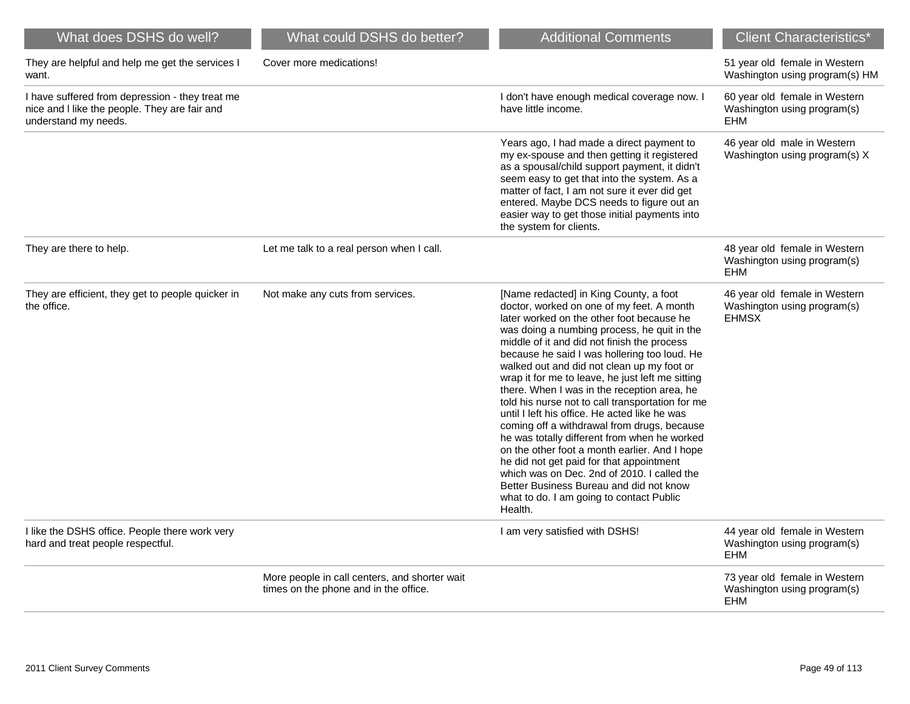| What does DSHS do well? | What could DSHS do better? | Additional Comments | Client Characteristics* |
|---|---|---|---|
| They are helpful and help me get the services I want. | Cover more medications! | | 51 year old female in Western Washington using program(s) HM |
| I have suffered from depression - they treat me nice and I like the people. They are fair and understand my needs. | | I don't have enough medical coverage now. I have little income. | 60 year old female in Western Washington using program(s) EHM |
| | | Years ago, I had made a direct payment to my ex-spouse and then getting it registered as a spousal/child support payment, it didn't seem easy to get that into the system. As a matter of fact, I am not sure it ever did get entered. Maybe DCS needs to figure out an easier way to get those initial payments into the system for clients. | 46 year old male in Western Washington using program(s) X |
| They are there to help. | Let me talk to a real person when I call. | | 48 year old female in Western Washington using program(s) EHM |
| They are efficient, they get to people quicker in the office. | Not make any cuts from services. | [Name redacted] in King County, a foot doctor, worked on one of my feet. A month later worked on the other foot because he was doing a numbing process, he quit in the middle of it and did not finish the process because he said I was hollering too loud. He walked out and did not clean up my foot or wrap it for me to leave, he just left me sitting there. When I was in the reception area, he told his nurse not to call transportation for me until I left his office. He acted like he was coming off a withdrawal from drugs, because he was totally different from when he worked on the other foot a month earlier. And I hope he did not get paid for that appointment which was on Dec. 2nd of 2010. I called the Better Business Bureau and did not know what to do. I am going to contact Public Health. | 46 year old female in Western Washington using program(s) EHMSX |
| I like the DSHS office. People there work very hard and treat people respectful. | | I am very satisfied with DSHS! | 44 year old female in Western Washington using program(s) EHM |
| | More people in call centers, and shorter wait times on the phone and in the office. | | 73 year old female in Western Washington using program(s) EHM |

2011 Client Survey Comments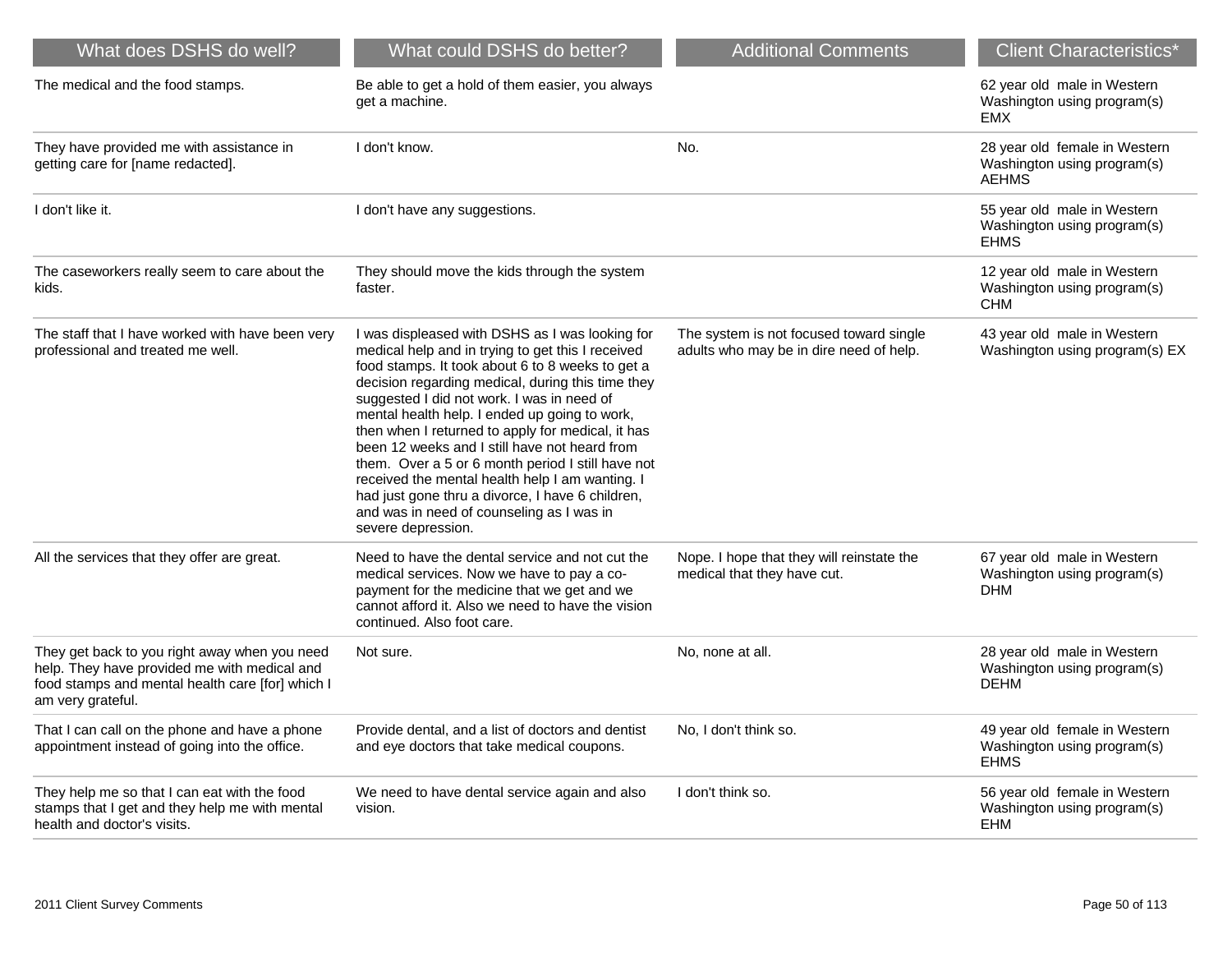| What does DSHS do well? | What could DSHS do better? | Additional Comments | Client Characteristics* |
|---|---|---|---|
| The medical and the food stamps. | Be able to get a hold of them easier, you always get a machine. | | 62 year old male in Western Washington using program(s) EMX |
| They have provided me with assistance in getting care for [name redacted]. | I don't know. | No. | 28 year old female in Western Washington using program(s) AEHMS |
| I don't like it. | I don't have any suggestions. | | 55 year old male in Western Washington using program(s) EHMS |
| The caseworkers really seem to care about the kids. | They should move the kids through the system faster. | | 12 year old male in Western Washington using program(s) CHM |
| The staff that I have worked with have been very professional and treated me well. | I was displeased with DSHS as I was looking for medical help and in trying to get this I received food stamps. It took about 6 to 8 weeks to get a decision regarding medical, during this time they suggested I did not work. I was in need of mental health help. I ended up going to work, then when I returned to apply for medical, it has been 12 weeks and I still have not heard from them. Over a 5 or 6 month period I still have not received the mental health help I am wanting. I had just gone thru a divorce, I have 6 children, and was in need of counseling as I was in severe depression. | The system is not focused toward single adults who may be in dire need of help. | 43 year old male in Western Washington using program(s) EX |
| All the services that they offer are great. | Need to have the dental service and not cut the medical services. Now we have to pay a co-payment for the medicine that we get and we cannot afford it. Also we need to have the vision continued. Also foot care. | Nope. I hope that they will reinstate the medical that they have cut. | 67 year old male in Western Washington using program(s) DHM |
| They get back to you right away when you need help. They have provided me with medical and food stamps and mental health care [for] which I am very grateful. | Not sure. | No, none at all. | 28 year old male in Western Washington using program(s) DEHM |
| That I can call on the phone and have a phone appointment instead of going into the office. | Provide dental, and a list of doctors and dentist and eye doctors that take medical coupons. | No, I don't think so. | 49 year old female in Western Washington using program(s) EHMS |
| They help me so that I can eat with the food stamps that I get and they help me with mental health and doctor's visits. | We need to have dental service again and also vision. | I don't think so. | 56 year old female in Western Washington using program(s) EHM |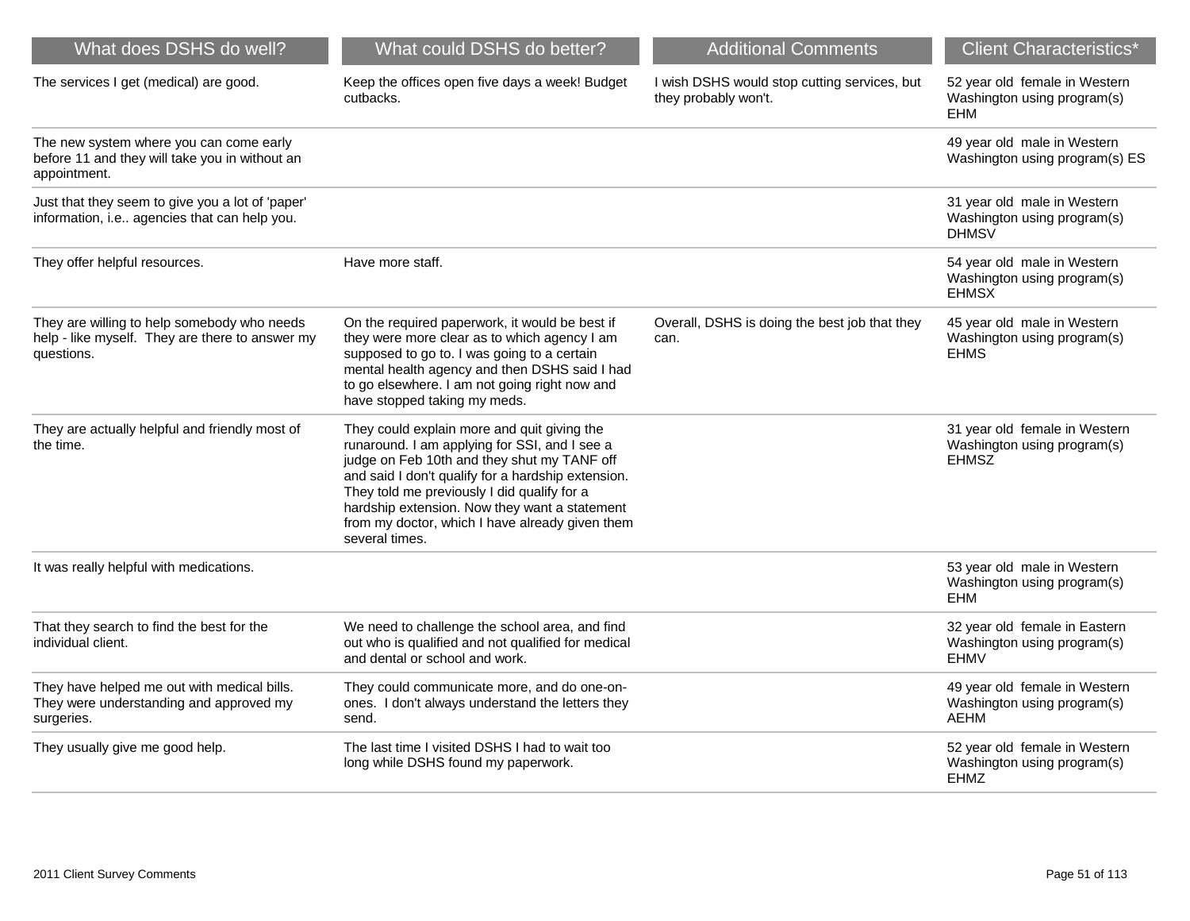| What does DSHS do well? | What could DSHS do better? | Additional Comments | Client Characteristics* |
|---|---|---|---|
| The services I get (medical) are good. | Keep the offices open five days a week! Budget cutbacks. | I wish DSHS would stop cutting services, but they probably won't. | 52 year old female in Western Washington using program(s) EHM |
| The new system where you can come early before 11 and they will take you in without an appointment. | | | 49 year old male in Western Washington using program(s) ES |
| Just that they seem to give you a lot of 'paper' information, i.e.. agencies that can help you. | | | 31 year old male in Western Washington using program(s) DHMSV |
| They offer helpful resources. | Have more staff. | | 54 year old male in Western Washington using program(s) EHMSX |
| They are willing to help somebody who needs help - like myself. They are there to answer my questions. | On the required paperwork, it would be best if they were more clear as to which agency I am supposed to go to. I was going to a certain mental health agency and then DSHS said I had to go elsewhere. I am not going right now and have stopped taking my meds. | Overall, DSHS is doing the best job that they can. | 45 year old male in Western Washington using program(s) EHMS |
| They are actually helpful and friendly most of the time. | They could explain more and quit giving the runaround. I am applying for SSI, and I see a judge on Feb 10th and they shut my TANF off and said I don't qualify for a hardship extension. They told me previously I did qualify for a hardship extension. Now they want a statement from my doctor, which I have already given them several times. | | 31 year old female in Western Washington using program(s) EHMSZ |
| It was really helpful with medications. | | | 53 year old male in Western Washington using program(s) EHM |
| That they search to find the best for the individual client. | We need to challenge the school area, and find out who is qualified and not qualified for medical and dental or school and work. | | 32 year old female in Eastern Washington using program(s) EHMV |
| They have helped me out with medical bills. They were understanding and approved my surgeries. | They could communicate more, and do one-on-ones. I don't always understand the letters they send. | | 49 year old female in Western Washington using program(s) AEHM |
| They usually give me good help. | The last time I visited DSHS I had to wait too long while DSHS found my paperwork. | | 52 year old female in Western Washington using program(s) EHMZ |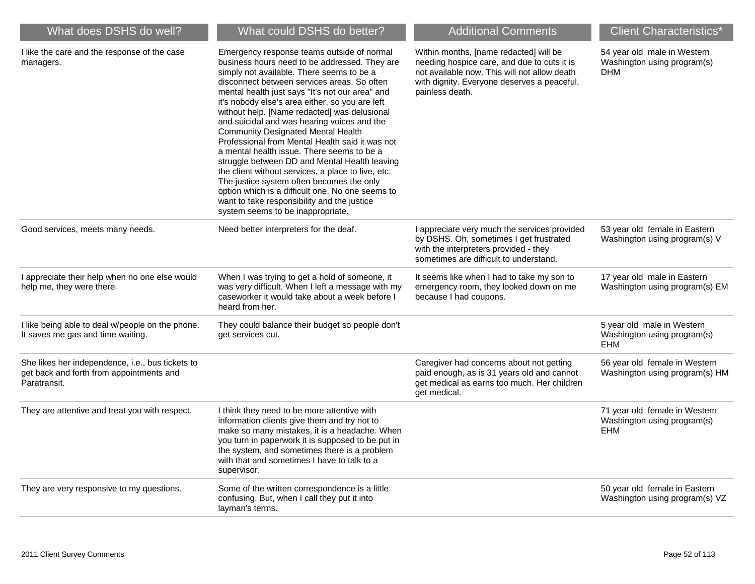| What does DSHS do well? | What could DSHS do better? | Additional Comments | Client Characteristics* |
| --- | --- | --- | --- |
| I like the care and the response of the case managers. | Emergency response teams outside of normal business hours need to be addressed. They are simply not available. There seems to be a disconnect between services areas. So often mental health just says "It's not our area" and it's nobody else's area either, so you are left without help. [Name redacted] was delusional and suicidal and was hearing voices and the Community Designated Mental Health Professional from Mental Health said it was not a mental health issue. There seems to be a struggle between DD and Mental Health leaving the client without services, a place to live, etc. The justice system often becomes the only option which is a difficult one. No one seems to want to take responsibility and the justice system seems to be inappropriate. | Within months, [name redacted] will be needing hospice care, and due to cuts it is not available now. This will not allow death with dignity. Everyone deserves a peaceful, painless death. | 54 year old male in Western Washington using program(s) DHM |
| Good services, meets many needs. | Need better interpreters for the deaf. | I appreciate very much the services provided by DSHS. Oh, sometimes I get frustrated with the interpreters provided - they sometimes are difficult to understand. | 53 year old female in Eastern Washington using program(s) V |
| I appreciate their help when no one else would help me, they were there. | When I was trying to get a hold of someone, it was very difficult. When I left a message with my caseworker it would take about a week before I heard from her. | It seems like when I had to take my son to emergency room, they looked down on me because I had coupons. | 17 year old male in Eastern Washington using program(s) EM |
| I like being able to deal w/people on the phone. It saves me gas and time waiting. | They could balance their budget so people don't get services cut. | | 5 year old male in Western Washington using program(s) EHM |
| She likes her independence, i.e., bus tickets to get back and forth from appointments and Paratransit. | | Caregiver had concerns about not getting paid enough, as is 31 years old and cannot get medical as earns too much. Her children get medical. | 56 year old female in Western Washington using program(s) HM |
| They are attentive and treat you with respect. | I think they need to be more attentive with information clients give them and try not to make so many mistakes, it is a headache. When you turn in paperwork it is supposed to be put in the system, and sometimes there is a problem with that and sometimes I have to talk to a supervisor. | | 71 year old female in Western Washington using program(s) EHM |
| They are very responsive to my questions. | Some of the written correspondence is a little confusing. But, when I call they put it into layman's terms. | | 50 year old female in Eastern Washington using program(s) VZ |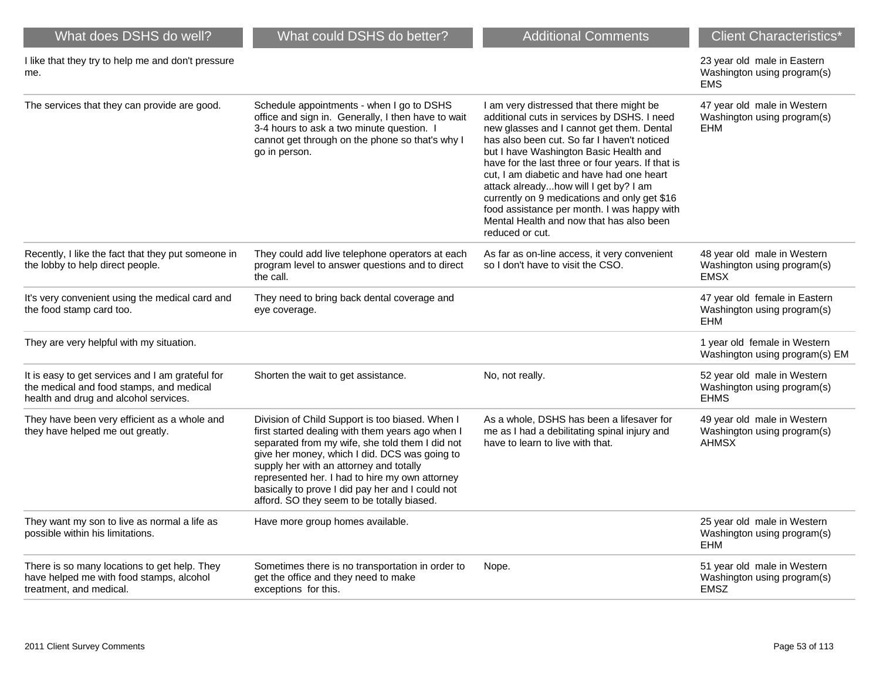| What does DSHS do well? | What could DSHS do better? | Additional Comments | Client Characteristics* |
| --- | --- | --- | --- |
| I like that they try to help me and don't pressure me. | | | 23 year old male in Eastern Washington using program(s) EMS |
| The services that they can provide are good. | Schedule appointments - when I go to DSHS office and sign in. Generally, I then have to wait 3-4 hours to ask a two minute question. I cannot get through on the phone so that's why I go in person. | I am very distressed that there might be additional cuts in services by DSHS. I need new glasses and I cannot get them. Dental has also been cut. So far I haven't noticed but I have Washington Basic Health and have for the last three or four years. If that is cut, I am diabetic and have had one heart attack already...how will I get by? I am currently on 9 medications and only get $16 food assistance per month. I was happy with Mental Health and now that has also been reduced or cut. | 47 year old male in Western Washington using program(s) EHM |
| Recently, I like the fact that they put someone in the lobby to help direct people. | They could add live telephone operators at each program level to answer questions and to direct the call. | As far as on-line access, it very convenient so I don't have to visit the CSO. | 48 year old male in Western Washington using program(s) EMSX |
| It's very convenient using the medical card and the food stamp card too. | They need to bring back dental coverage and eye coverage. | | 47 year old female in Eastern Washington using program(s) EHM |
| They are very helpful with my situation. | | | 1 year old female in Western Washington using program(s) EM |
| It is easy to get services and I am grateful for the medical and food stamps, and medical health and drug and alcohol services. | Shorten the wait to get assistance. | No, not really. | 52 year old male in Western Washington using program(s) EHMS |
| They have been very efficient as a whole and they have helped me out greatly. | Division of Child Support is too biased. When I first started dealing with them years ago when I separated from my wife, she told them I did not give her money, which I did. DCS was going to supply her with an attorney and totally represented her. I had to hire my own attorney basically to prove I did pay her and I could not afford. SO they seem to be totally biased. | As a whole, DSHS has been a lifesaver for me as I had a debilitating spinal injury and have to learn to live with that. | 49 year old male in Western Washington using program(s) AHMSX |
| They want my son to live as normal a life as possible within his limitations. | Have more group homes available. | | 25 year old male in Western Washington using program(s) EHM |
| There is so many locations to get help. They have helped me with food stamps, alcohol treatment, and medical. | Sometimes there is no transportation in order to get the office and they need to make exceptions for this. | Nope. | 51 year old male in Western Washington using program(s) EMSZ |

2011 Client Survey Comments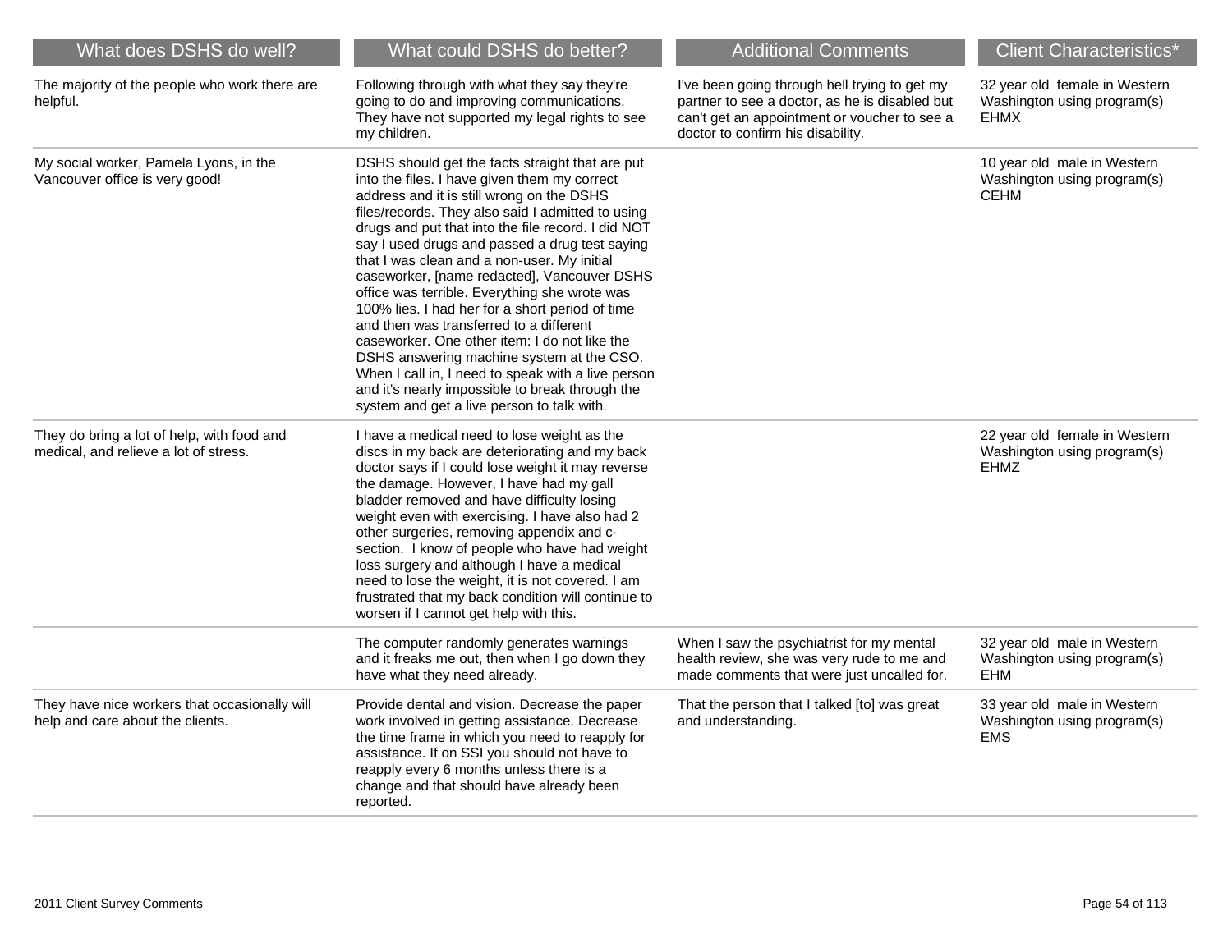| What does DSHS do well? | What could DSHS do better? | Additional Comments | Client Characteristics* |
|---|---|---|---|
| The majority of the people who work there are helpful. | Following through with what they say they're going to do and improving communications. They have not supported my legal rights to see my children. | I've been going through hell trying to get my partner to see a doctor, as he is disabled but can't get an appointment or voucher to see a doctor to confirm his disability. | 32 year old female in Western Washington using program(s) EHMX |
| My social worker, Pamela Lyons, in the Vancouver office is very good! | DSHS should get the facts straight that are put into the files. I have given them my correct address and it is still wrong on the DSHS files/records. They also said I admitted to using drugs and put that into the file record. I did NOT say I used drugs and passed a drug test saying that I was clean and a non-user. My initial caseworker, [name redacted], Vancouver DSHS office was terrible. Everything she wrote was 100% lies. I had her for a short period of time and then was transferred to a different caseworker. One other item: I do not like the DSHS answering machine system at the CSO. When I call in, I need to speak with a live person and it's nearly impossible to break through the system and get a live person to talk with. | | 10 year old male in Western Washington using program(s) CEHM |
| They do bring a lot of help, with food and medical, and relieve a lot of stress. | I have a medical need to lose weight as the discs in my back are deteriorating and my back doctor says if I could lose weight it may reverse the damage. However, I have had my gall bladder removed and have difficulty losing weight even with exercising. I have also had 2 other surgeries, removing appendix and c-section. I know of people who have had weight loss surgery and although I have a medical need to lose the weight, it is not covered. I am frustrated that my back condition will continue to worsen if I cannot get help with this. | | 22 year old female in Western Washington using program(s) EHMZ |
| | The computer randomly generates warnings and it freaks me out, then when I go down they have what they need already. | When I saw the psychiatrist for my mental health review, she was very rude to me and made comments that were just uncalled for. | 32 year old male in Western Washington using program(s) EHM |
| They have nice workers that occasionally will help and care about the clients. | Provide dental and vision. Decrease the paper work involved in getting assistance. Decrease the time frame in which you need to reapply for assistance. If on SSI you should not have to reapply every 6 months unless there is a change and that should have already been reported. | That the person that I talked [to] was great and understanding. | 33 year old male in Western Washington using program(s) EMS |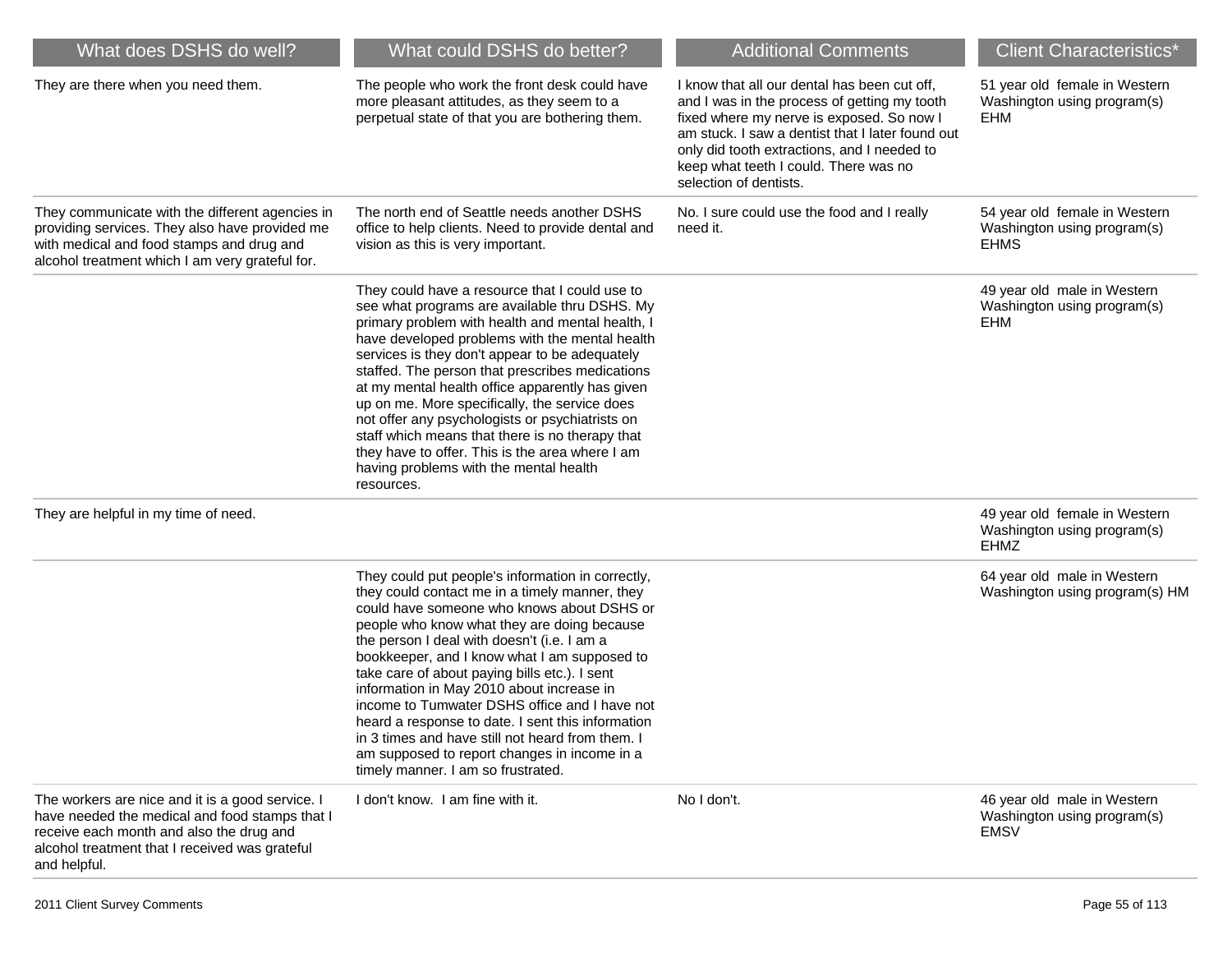| What does DSHS do well? | What could DSHS do better? | Additional Comments | Client Characteristics* |
|---|---|---|---|
| They are there when you need them. | The people who work the front desk could have more pleasant attitudes, as they seem to a perpetual state of that you are bothering them. | I know that all our dental has been cut off, and I was in the process of getting my tooth fixed where my nerve is exposed. So now I am stuck. I saw a dentist that I later found out only did tooth extractions, and I needed to keep what teeth I could. There was no selection of dentists. | 51 year old female in Western Washington using program(s) EHM |
| They communicate with the different agencies in providing services. They also have provided me with medical and food stamps and drug and alcohol treatment which I am very grateful for. | The north end of Seattle needs another DSHS office to help clients. Need to provide dental and vision as this is very important. | No. I sure could use the food and I really need it. | 54 year old female in Western Washington using program(s) EHMS |
| | They could have a resource that I could use to see what programs are available thru DSHS. My primary problem with health and mental health, I have developed problems with the mental health services is they don't appear to be adequately staffed. The person that prescribes medications at my mental health office apparently has given up on me. More specifically, the service does not offer any psychologists or psychiatrists on staff which means that there is no therapy that they have to offer. This is the area where I am having problems with the mental health resources. | | 49 year old male in Western Washington using program(s) EHM |
| They are helpful in my time of need. | | | 49 year old female in Western Washington using program(s) EHMZ |
| | They could put people's information in correctly, they could contact me in a timely manner, they could have someone who knows about DSHS or people who know what they are doing because the person I deal with doesn't (i.e. I am a bookkeeper, and I know what I am supposed to take care of about paying bills etc.). I sent information in May 2010 about increase in income to Tumwater DSHS office and I have not heard a response to date. I sent this information in 3 times and have still not heard from them. I am supposed to report changes in income in a timely manner. I am so frustrated. | | 64 year old male in Western Washington using program(s) HM |
| The workers are nice and it is a good service. I have needed the medical and food stamps that I receive each month and also the drug and alcohol treatment that I received was grateful and helpful. | I don't know. I am fine with it. | No I don't. | 46 year old male in Western Washington using program(s) EMSV |

2011 Client Survey Comments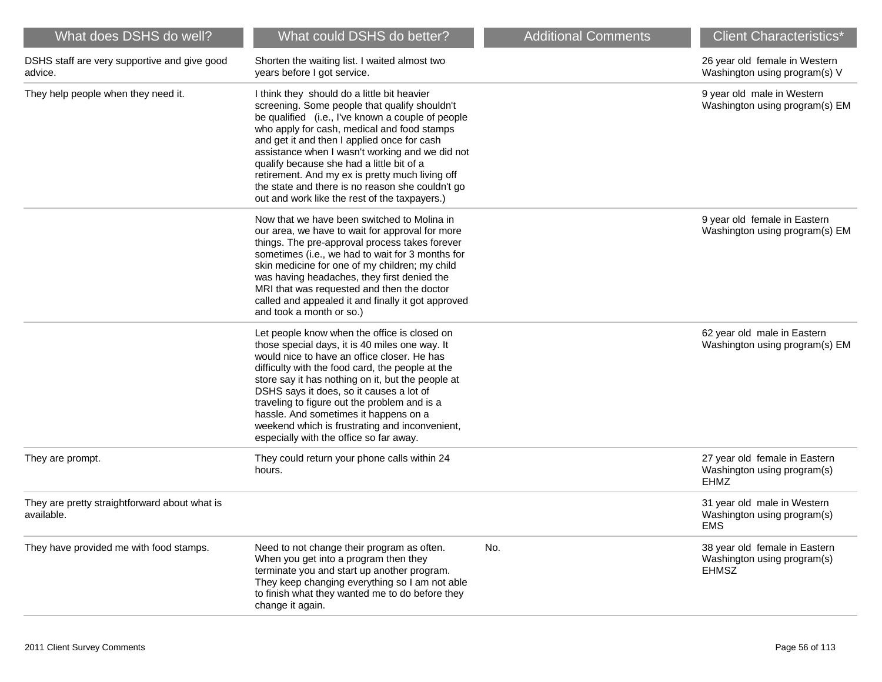| What does DSHS do well? | What could DSHS do better? | Additional Comments | Client Characteristics* |
|---|---|---|---|
| DSHS staff are very supportive and give good advice. | Shorten the waiting list. I waited almost two years before I got service. | | 26 year old female in Western Washington using program(s) V |
| They help people when they need it. | I think they should do a little bit heavier screening. Some people that qualify shouldn't be qualified (i.e., I've known a couple of people who apply for cash, medical and food stamps and get it and then I applied once for cash assistance when I wasn't working and we did not qualify because she had a little bit of a retirement. And my ex is pretty much living off the state and there is no reason she couldn't go out and work like the rest of the taxpayers.) | | 9 year old male in Western Washington using program(s) EM |
| | Now that we have been switched to Molina in our area, we have to wait for approval for more things. The pre-approval process takes forever sometimes (i.e., we had to wait for 3 months for skin medicine for one of my children; my child was having headaches, they first denied the MRI that was requested and then the doctor called and appealed it and finally it got approved and took a month or so.) | | 9 year old female in Eastern Washington using program(s) EM |
| | Let people know when the office is closed on those special days, it is 40 miles one way. It would nice to have an office closer. He has difficulty with the food card, the people at the store say it has nothing on it, but the people at DSHS says it does, so it causes a lot of traveling to figure out the problem and is a hassle. And sometimes it happens on a weekend which is frustrating and inconvenient, especially with the office so far away. | | 62 year old male in Eastern Washington using program(s) EM |
| They are prompt. | They could return your phone calls within 24 hours. | | 27 year old female in Eastern Washington using program(s) EHMZ |
| They are pretty straightforward about what is available. | | | 31 year old male in Western Washington using program(s) EMS |
| They have provided me with food stamps. | Need to not change their program as often. When you get into a program then they terminate you and start up another program. They keep changing everything so I am not able to finish what they wanted me to do before they change it again. | No. | 38 year old female in Eastern Washington using program(s) EHMSZ |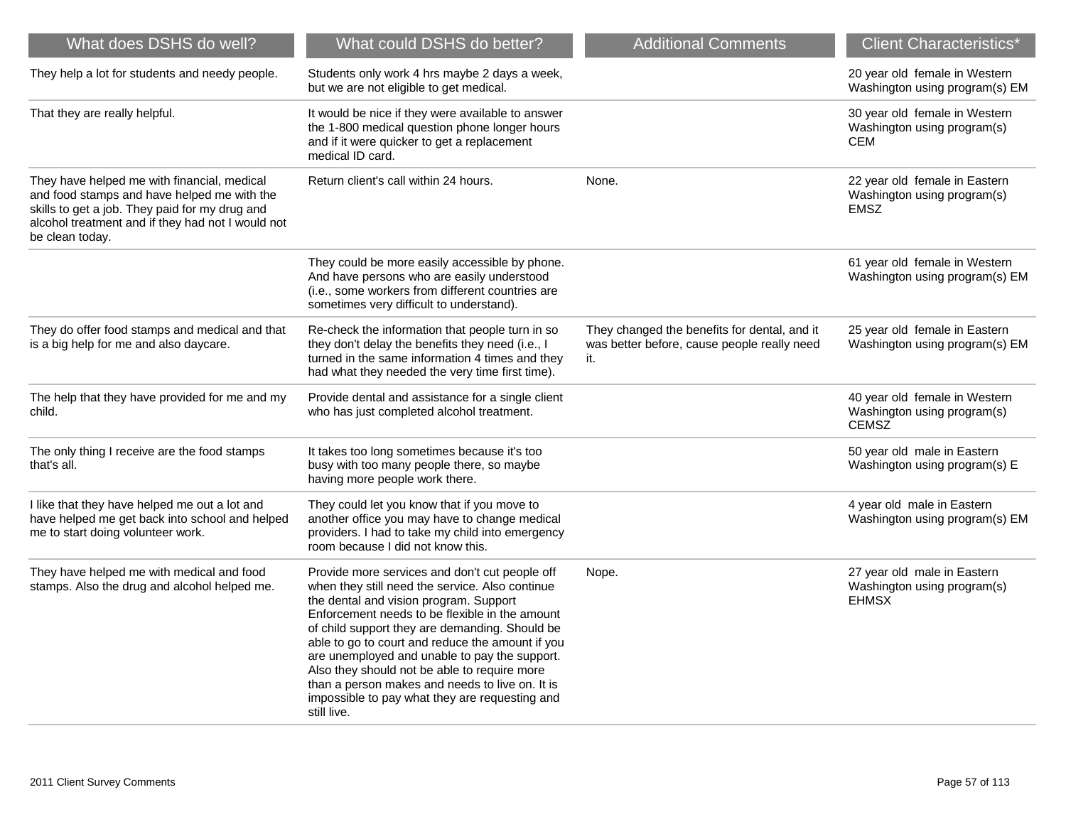| What does DSHS do well? | What could DSHS do better? | Additional Comments | Client Characteristics* |
|---|---|---|---|
| They help a lot for students and needy people. | Students only work 4 hrs maybe 2 days a week, but we are not eligible to get medical. | | 20 year old female in Western Washington using program(s) EM |
| That they are really helpful. | It would be nice if they were available to answer the 1-800 medical question phone longer hours and if it were quicker to get a replacement medical ID card. | | 30 year old female in Western Washington using program(s) CEM |
| They have helped me with financial, medical and food stamps and have helped me with the skills to get a job. They paid for my drug and alcohol treatment and if they had not I would not be clean today. | Return client's call within 24 hours. | None. | 22 year old female in Eastern Washington using program(s) EMSZ |
| | They could be more easily accessible by phone. And have persons who are easily understood (i.e., some workers from different countries are sometimes very difficult to understand). | | 61 year old female in Western Washington using program(s) EM |
| They do offer food stamps and medical and that is a big help for me and also daycare. | Re-check the information that people turn in so they don't delay the benefits they need (i.e., I turned in the same information 4 times and they had what they needed the very time first time). | They changed the benefits for dental, and it was better before, cause people really need it. | 25 year old female in Eastern Washington using program(s) EM |
| The help that they have provided for me and my child. | Provide dental and assistance for a single client who has just completed alcohol treatment. | | 40 year old female in Western Washington using program(s) CEMSZ |
| The only thing I receive are the food stamps that's all. | It takes too long sometimes because it's too busy with too many people there, so maybe having more people work there. | | 50 year old male in Eastern Washington using program(s) E |
| I like that they have helped me out a lot and have helped me get back into school and helped me to start doing volunteer work. | They could let you know that if you move to another office you may have to change medical providers. I had to take my child into emergency room because I did not know this. | | 4 year old male in Eastern Washington using program(s) EM |
| They have helped me with medical and food stamps. Also the drug and alcohol helped me. | Provide more services and don't cut people off when they still need the service. Also continue the dental and vision program. Support Enforcement needs to be flexible in the amount of child support they are demanding. Should be able to go to court and reduce the amount if you are unemployed and unable to pay the support. Also they should not be able to require more than a person makes and needs to live on. It is impossible to pay what they are requesting and still live. | Nope. | 27 year old male in Eastern Washington using program(s) EHMSX |

2011 Client Survey Comments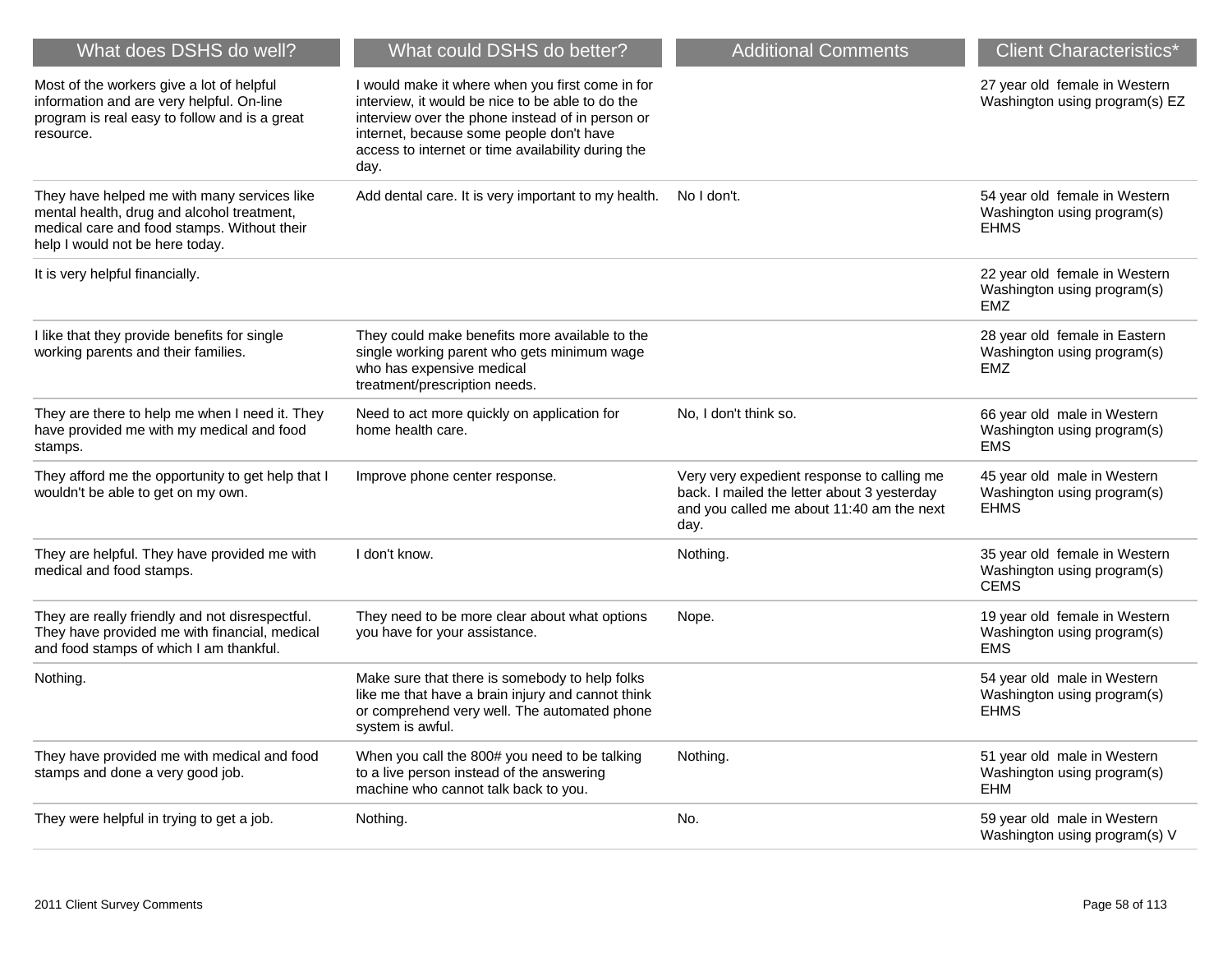| What does DSHS do well? | What could DSHS do better? | Additional Comments | Client Characteristics* |
|---|---|---|---|
| Most of the workers give a lot of helpful information and are very helpful. On-line program is real easy to follow and is a great resource. | I would make it where when you first come in for interview, it would be nice to be able to do the interview over the phone instead of in person or internet, because some people don't have access to internet or time availability during the day. | | 27 year old female in Western Washington using program(s) EZ |
| They have helped me with many services like mental health, drug and alcohol treatment, medical care and food stamps. Without their help I would not be here today. | Add dental care. It is very important to my health. | No I don't. | 54 year old female in Western Washington using program(s) EHMS |
| It is very helpful financially. | | | 22 year old female in Western Washington using program(s) EMZ |
| I like that they provide benefits for single working parents and their families. | They could make benefits more available to the single working parent who gets minimum wage who has expensive medical treatment/prescription needs. | | 28 year old female in Eastern Washington using program(s) EMZ |
| They are there to help me when I need it. They have provided me with my medical and food stamps. | Need to act more quickly on application for home health care. | No, I don't think so. | 66 year old male in Western Washington using program(s) EMS |
| They afford me the opportunity to get help that I wouldn't be able to get on my own. | Improve phone center response. | Very very expedient response to calling me back. I mailed the letter about 3 yesterday and you called me about 11:40 am the next day. | 45 year old male in Western Washington using program(s) EHMS |
| They are helpful. They have provided me with medical and food stamps. | I don't know. | Nothing. | 35 year old female in Western Washington using program(s) CEMS |
| They are really friendly and not disrespectful. They have provided me with financial, medical and food stamps of which I am thankful. | They need to be more clear about what options you have for your assistance. | Nope. | 19 year old female in Western Washington using program(s) EMS |
| Nothing. | Make sure that there is somebody to help folks like me that have a brain injury and cannot think or comprehend very well. The automated phone system is awful. | | 54 year old male in Western Washington using program(s) EHMS |
| They have provided me with medical and food stamps and done a very good job. | When you call the 800# you need to be talking to a live person instead of the answering machine who cannot talk back to you. | Nothing. | 51 year old male in Western Washington using program(s) EHM |
| They were helpful in trying to get a job. | Nothing. | No. | 59 year old male in Western Washington using program(s) V |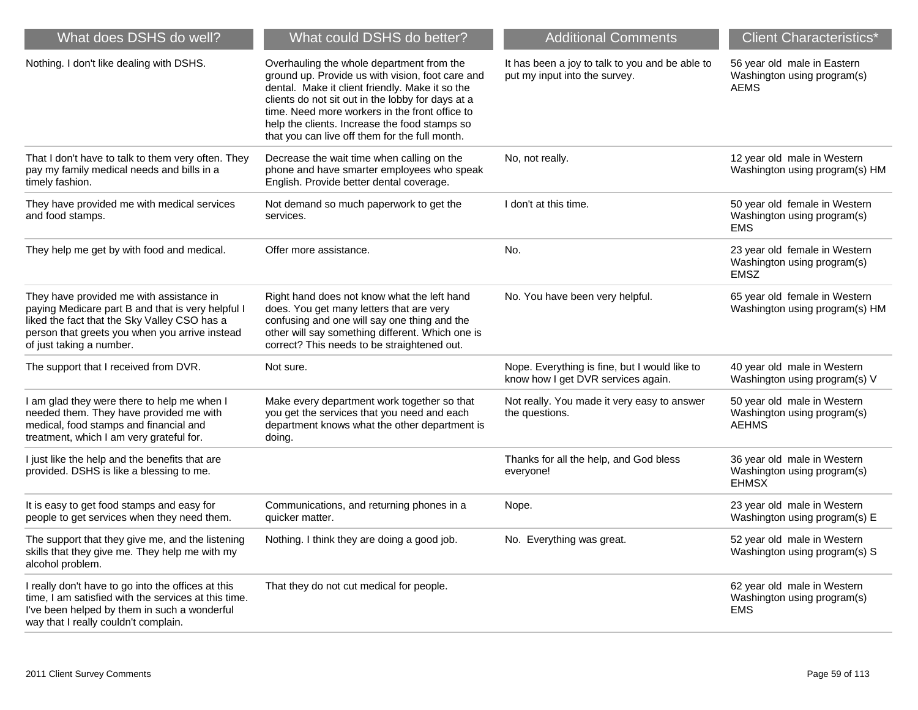| What does DSHS do well? | What could DSHS do better? | Additional Comments | Client Characteristics* |
|---|---|---|---|
| Nothing. I don't like dealing with DSHS. | Overhauling the whole department from the ground up. Provide us with vision, foot care and dental. Make it client friendly. Make it so the clients do not sit out in the lobby for days at a time. Need more workers in the front office to help the clients. Increase the food stamps so that you can live off them for the full month. | It has been a joy to talk to you and be able to put my input into the survey. | 56 year old male in Eastern Washington using program(s) AEMS |
| That I don't have to talk to them very often. They pay my family medical needs and bills in a timely fashion. | Decrease the wait time when calling on the phone and have smarter employees who speak English. Provide better dental coverage. | No, not really. | 12 year old male in Western Washington using program(s) HM |
| They have provided me with medical services and food stamps. | Not demand so much paperwork to get the services. | I don't at this time. | 50 year old female in Western Washington using program(s) EMS |
| They help me get by with food and medical. | Offer more assistance. | No. | 23 year old female in Western Washington using program(s) EMSZ |
| They have provided me with assistance in paying Medicare part B and that is very helpful I liked the fact that the Sky Valley CSO has a person that greets you when you arrive instead of just taking a number. | Right hand does not know what the left hand does. You get many letters that are very confusing and one will say one thing and the other will say something different. Which one is correct? This needs to be straightened out. | No. You have been very helpful. | 65 year old female in Western Washington using program(s) HM |
| The support that I received from DVR. | Not sure. | Nope. Everything is fine, but I would like to know how I get DVR services again. | 40 year old male in Western Washington using program(s) V |
| I am glad they were there to help me when I needed them. They have provided me with medical, food stamps and financial and treatment, which I am very grateful for. | Make every department work together so that you get the services that you need and each department knows what the other department is doing. | Not really. You made it very easy to answer the questions. | 50 year old male in Western Washington using program(s) AEHMS |
| I just like the help and the benefits that are provided. DSHS is like a blessing to me. | | Thanks for all the help, and God bless everyone! | 36 year old male in Western Washington using program(s) EHMSX |
| It is easy to get food stamps and easy for people to get services when they need them. | Communications, and returning phones in a quicker matter. | Nope. | 23 year old male in Western Washington using program(s) E |
| The support that they give me, and the listening skills that they give me. They help me with my alcohol problem. | Nothing. I think they are doing a good job. | No. Everything was great. | 52 year old male in Western Washington using program(s) S |
| I really don't have to go into the offices at this time, I am satisfied with the services at this time. I've been helped by them in such a wonderful way that I really couldn't complain. | That they do not cut medical for people. | | 62 year old male in Western Washington using program(s) EMS |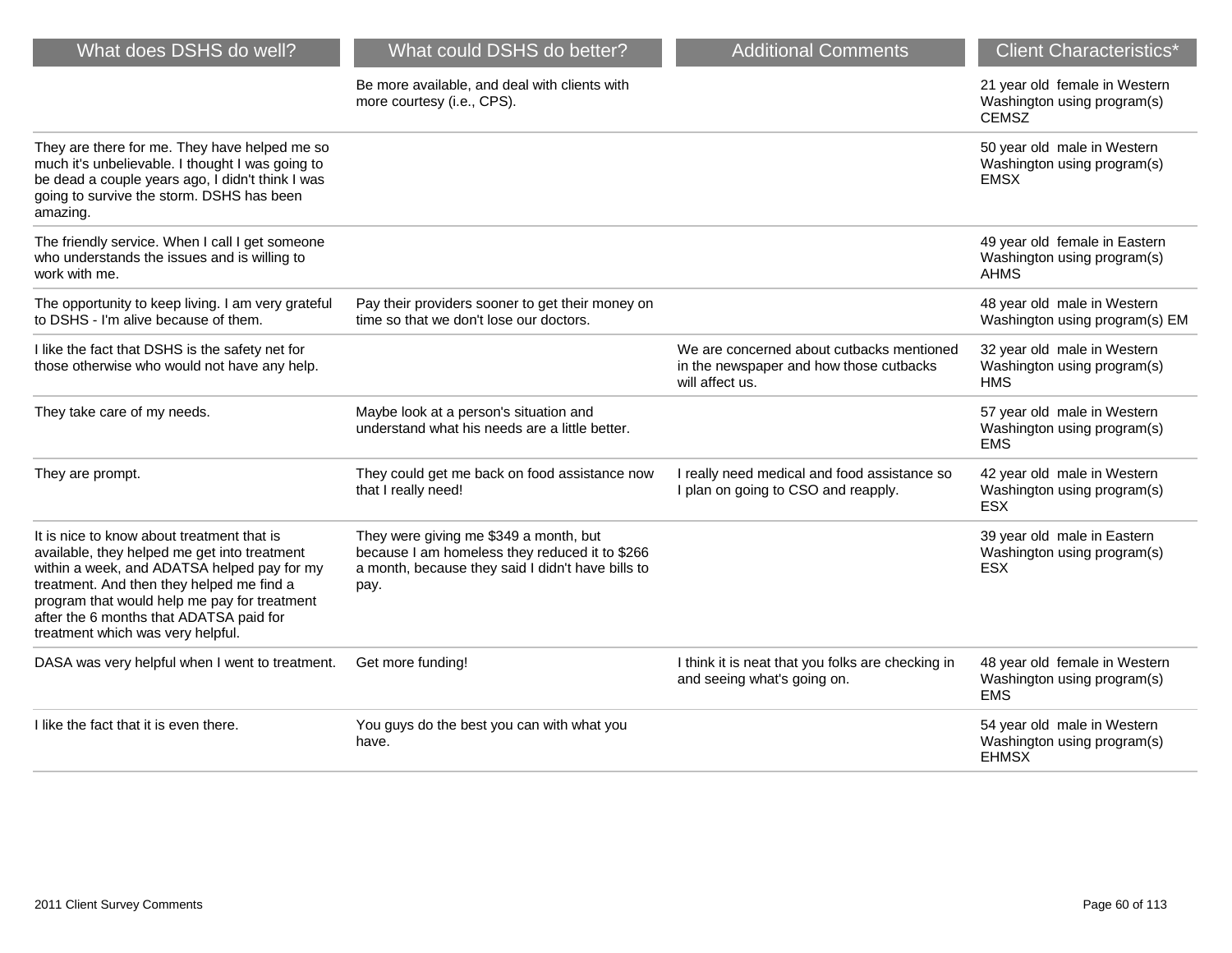| What does DSHS do well? | What could DSHS do better? | Additional Comments | Client Characteristics* |
|---|---|---|---|
| | Be more available, and deal with clients with more courtesy (i.e., CPS). | | 21 year old female in Western Washington using program(s) CEMSZ |
| They are there for me. They have helped me so much it's unbelievable. I thought I was going to be dead a couple years ago, I didn't think I was going to survive the storm. DSHS has been amazing. | | | 50 year old male in Western Washington using program(s) EMSX |
| The friendly service. When I call I get someone who understands the issues and is willing to work with me. | | | 49 year old female in Eastern Washington using program(s) AHMS |
| The opportunity to keep living. I am very grateful to DSHS - I'm alive because of them. | Pay their providers sooner to get their money on time so that we don't lose our doctors. | | 48 year old male in Western Washington using program(s) EM |
| I like the fact that DSHS is the safety net for those otherwise who would not have any help. | | We are concerned about cutbacks mentioned in the newspaper and how those cutbacks will affect us. | 32 year old male in Western Washington using program(s) HMS |
| They take care of my needs. | Maybe look at a person's situation and understand what his needs are a little better. | | 57 year old male in Western Washington using program(s) EMS |
| They are prompt. | They could get me back on food assistance now that I really need! | I really need medical and food assistance so I plan on going to CSO and reapply. | 42 year old male in Western Washington using program(s) ESX |
| It is nice to know about treatment that is available, they helped me get into treatment within a week, and ADATSA helped pay for my treatment. And then they helped me find a program that would help me pay for treatment after the 6 months that ADATSA paid for treatment which was very helpful. | They were giving me $349 a month, but because I am homeless they reduced it to $266 a month, because they said I didn't have bills to pay. | | 39 year old male in Eastern Washington using program(s) ESX |
| DASA was very helpful when I went to treatment. | Get more funding! | I think it is neat that you folks are checking in and seeing what's going on. | 48 year old female in Western Washington using program(s) EMS |
| I like the fact that it is even there. | You guys do the best you can with what you have. | | 54 year old male in Western Washington using program(s) EHMSX |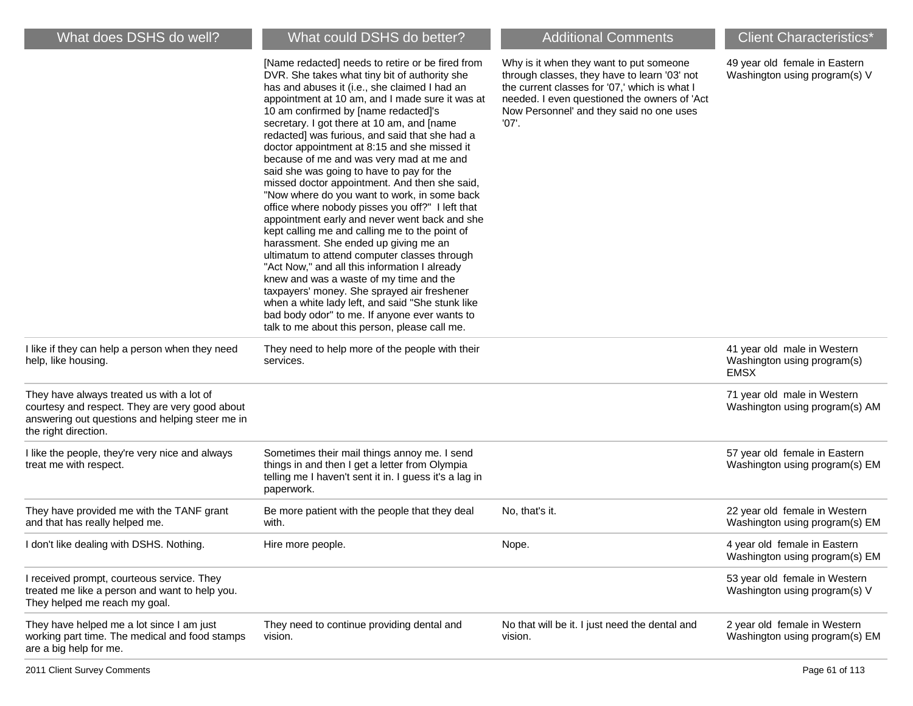| What does DSHS do well? | What could DSHS do better? | Additional Comments | Client Characteristics* |
|---|---|---|---|
| | [Name redacted] needs to retire or be fired from DVR. She takes what tiny bit of authority she has and abuses it (i.e., she claimed I had an appointment at 10 am, and I made sure it was at 10 am confirmed by [name redacted]'s secretary. I got there at 10 am, and [name redacted] was furious, and said that she had a doctor appointment at 8:15 and she missed it because of me and was very mad at me and said she was going to have to pay for the missed doctor appointment. And then she said, "Now where do you want to work, in some back office where nobody pisses you off?" I left that appointment early and never went back and she kept calling me and calling me to the point of harassment. She ended up giving me an ultimatum to attend computer classes through "Act Now," and all this information I already knew and was a waste of my time and the taxpayers' money. She sprayed air freshener when a white lady left, and said "She stunk like bad body odor" to me. If anyone ever wants to talk to me about this person, please call me. | Why is it when they want to put someone through classes, they have to learn '03' not the current classes for '07,' which is what I needed. I even questioned the owners of 'Act Now Personnel' and they said no one uses '07'. | 49 year old female in Eastern Washington using program(s) V |
| I like if they can help a person when they need help, like housing. | They need to help more of the people with their services. | | 41 year old male in Western Washington using program(s) EMSX |
| They have always treated us with a lot of courtesy and respect. They are very good about answering out questions and helping steer me in the right direction. | | | 71 year old male in Western Washington using program(s) AM |
| I like the people, they're very nice and always treat me with respect. | Sometimes their mail things annoy me. I send things in and then I get a letter from Olympia telling me I haven't sent it in. I guess it's a lag in paperwork. | | 57 year old female in Eastern Washington using program(s) EM |
| They have provided me with the TANF grant and that has really helped me. | Be more patient with the people that they deal with. | No, that's it. | 22 year old female in Western Washington using program(s) EM |
| I don't like dealing with DSHS. Nothing. | Hire more people. | Nope. | 4 year old female in Eastern Washington using program(s) EM |
| I received prompt, courteous service. They treated me like a person and want to help you. They helped me reach my goal. | | | 53 year old female in Western Washington using program(s) V |
| They have helped me a lot since I am just working part time. The medical and food stamps are a big help for me. | They need to continue providing dental and vision. | No that will be it. I just need the dental and vision. | 2 year old female in Western Washington using program(s) EM |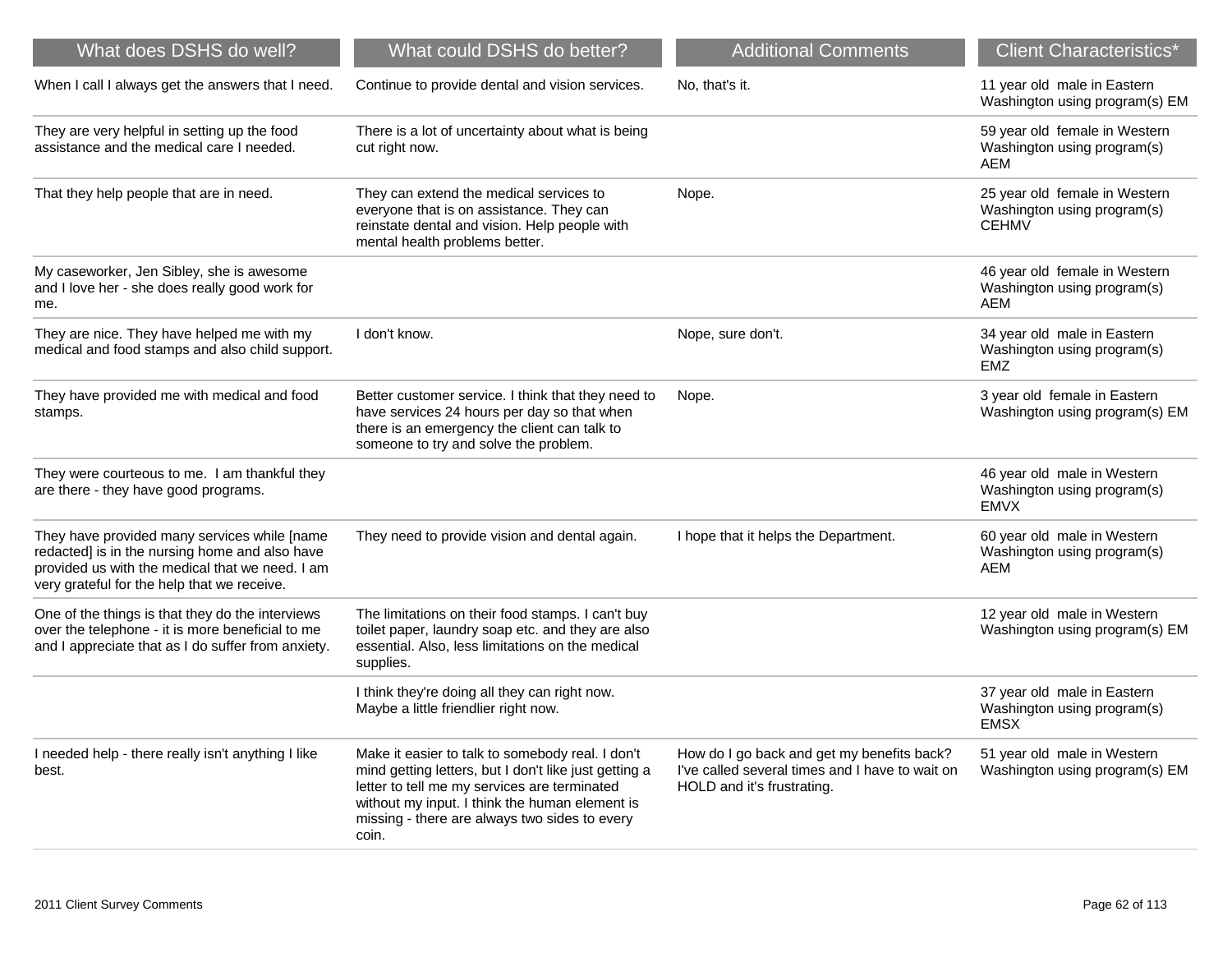| What does DSHS do well? | What could DSHS do better? | Additional Comments | Client Characteristics* |
|---|---|---|---|
| When I call I always get the answers that I need. | Continue to provide dental and vision services. | No, that's it. | 11 year old male in Eastern Washington using program(s) EM |
| They are very helpful in setting up the food assistance and the medical care I needed. | There is a lot of uncertainty about what is being cut right now. | | 59 year old female in Western Washington using program(s) AEM |
| That they help people that are in need. | They can extend the medical services to everyone that is on assistance. They can reinstate dental and vision. Help people with mental health problems better. | Nope. | 25 year old female in Western Washington using program(s) CEHMV |
| My caseworker, Jen Sibley, she is awesome and I love her - she does really good work for me. | | | 46 year old female in Western Washington using program(s) AEM |
| They are nice. They have helped me with my medical and food stamps and also child support. | I don't know. | Nope, sure don't. | 34 year old male in Eastern Washington using program(s) EMZ |
| They have provided me with medical and food stamps. | Better customer service. I think that they need to have services 24 hours per day so that when there is an emergency the client can talk to someone to try and solve the problem. | Nope. | 3 year old female in Eastern Washington using program(s) EM |
| They were courteous to me. I am thankful they are there - they have good programs. | | | 46 year old male in Western Washington using program(s) EMVX |
| They have provided many services while [name redacted] is in the nursing home and also have provided us with the medical that we need. I am very grateful for the help that we receive. | They need to provide vision and dental again. | I hope that it helps the Department. | 60 year old male in Western Washington using program(s) AEM |
| One of the things is that they do the interviews over the telephone - it is more beneficial to me and I appreciate that as I do suffer from anxiety. | The limitations on their food stamps. I can't buy toilet paper, laundry soap etc. and they are also essential. Also, less limitations on the medical supplies. | | 12 year old male in Western Washington using program(s) EM |
| | I think they're doing all they can right now. Maybe a little friendlier right now. | | 37 year old male in Eastern Washington using program(s) EMSX |
| I needed help - there really isn't anything I like best. | Make it easier to talk to somebody real. I don't mind getting letters, but I don't like just getting a letter to tell me my services are terminated without my input. I think the human element is missing - there are always two sides to every coin. | How do I go back and get my benefits back? I've called several times and I have to wait on HOLD and it's frustrating. | 51 year old male in Western Washington using program(s) EM |

2011 Client Survey Comments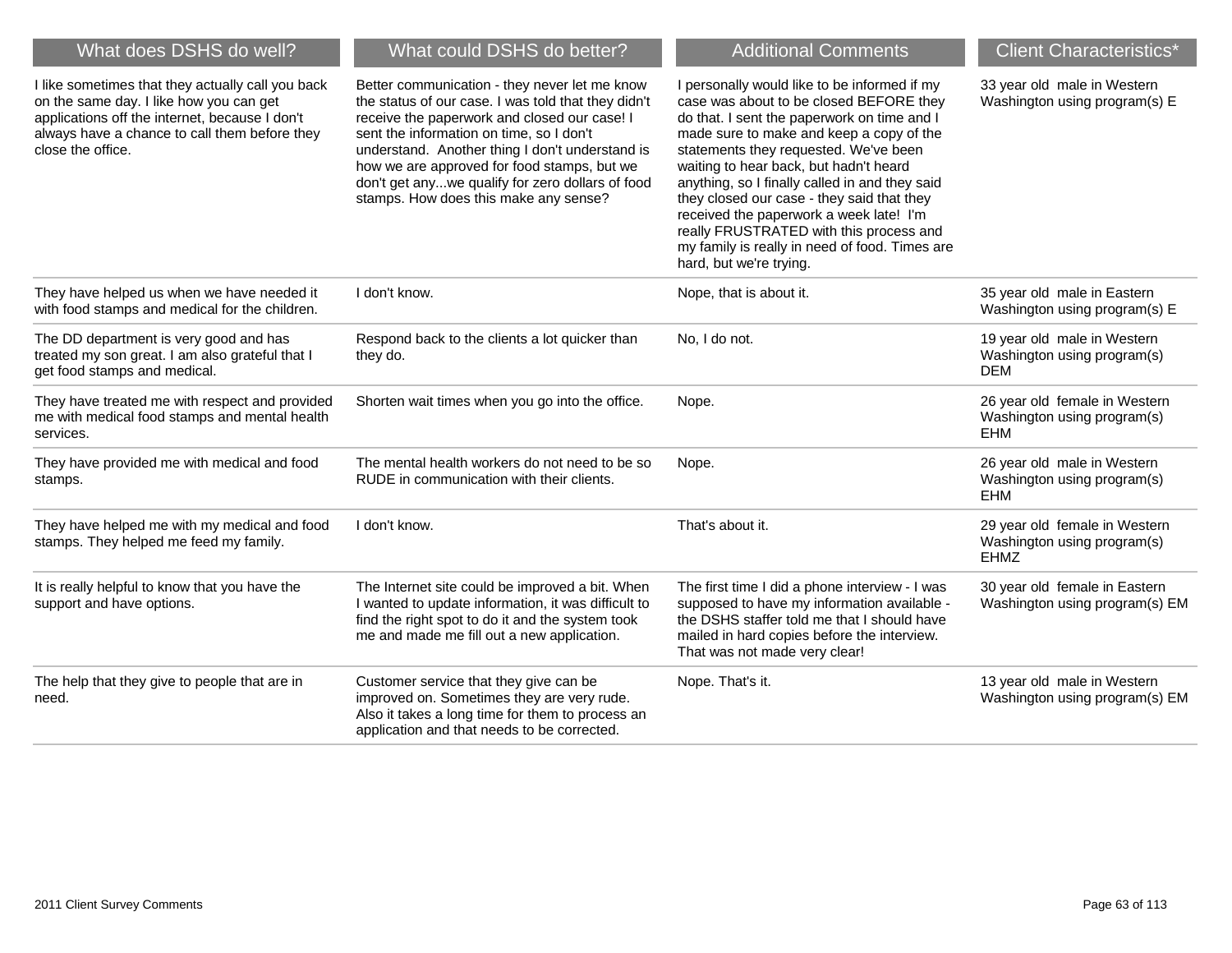| What does DSHS do well? | What could DSHS do better? | Additional Comments | Client Characteristics* |
|---|---|---|---|
| I like sometimes that they actually call you back on the same day. I like how you can get applications off the internet, because I don't always have a chance to call them before they close the office. | Better communication - they never let me know the status of our case. I was told that they didn't receive the paperwork and closed our case! I sent the information on time, so I don't understand. Another thing I don't understand is how we are approved for food stamps, but we don't get any...we qualify for zero dollars of food stamps. How does this make any sense? | I personally would like to be informed if my case was about to be closed BEFORE they do that. I sent the paperwork on time and I made sure to make and keep a copy of the statements they requested. We've been waiting to hear back, but hadn't heard anything, so I finally called in and they said they closed our case - they said that they received the paperwork a week late! I'm really FRUSTRATED with this process and my family is really in need of food. Times are hard, but we're trying. | 33 year old male in Western Washington using program(s) E |
| They have helped us when we have needed it with food stamps and medical for the children. | I don't know. | Nope, that is about it. | 35 year old male in Eastern Washington using program(s) E |
| The DD department is very good and has treated my son great. I am also grateful that I get food stamps and medical. | Respond back to the clients a lot quicker than they do. | No, I do not. | 19 year old male in Western Washington using program(s) DEM |
| They have treated me with respect and provided me with medical food stamps and mental health services. | Shorten wait times when you go into the office. | Nope. | 26 year old female in Western Washington using program(s) EHM |
| They have provided me with medical and food stamps. | The mental health workers do not need to be so RUDE in communication with their clients. | Nope. | 26 year old male in Western Washington using program(s) EHM |
| They have helped me with my medical and food stamps. They helped me feed my family. | I don't know. | That's about it. | 29 year old female in Western Washington using program(s) EHMZ |
| It is really helpful to know that you have the support and have options. | The Internet site could be improved a bit. When I wanted to update information, it was difficult to find the right spot to do it and the system took me and made me fill out a new application. | The first time I did a phone interview - I was supposed to have my information available - the DSHS staffer told me that I should have mailed in hard copies before the interview. That was not made very clear! | 30 year old female in Eastern Washington using program(s) EM |
| The help that they give to people that are in need. | Customer service that they give can be improved on. Sometimes they are very rude. Also it takes a long time for them to process an application and that needs to be corrected. | Nope. That's it. | 13 year old male in Western Washington using program(s) EM |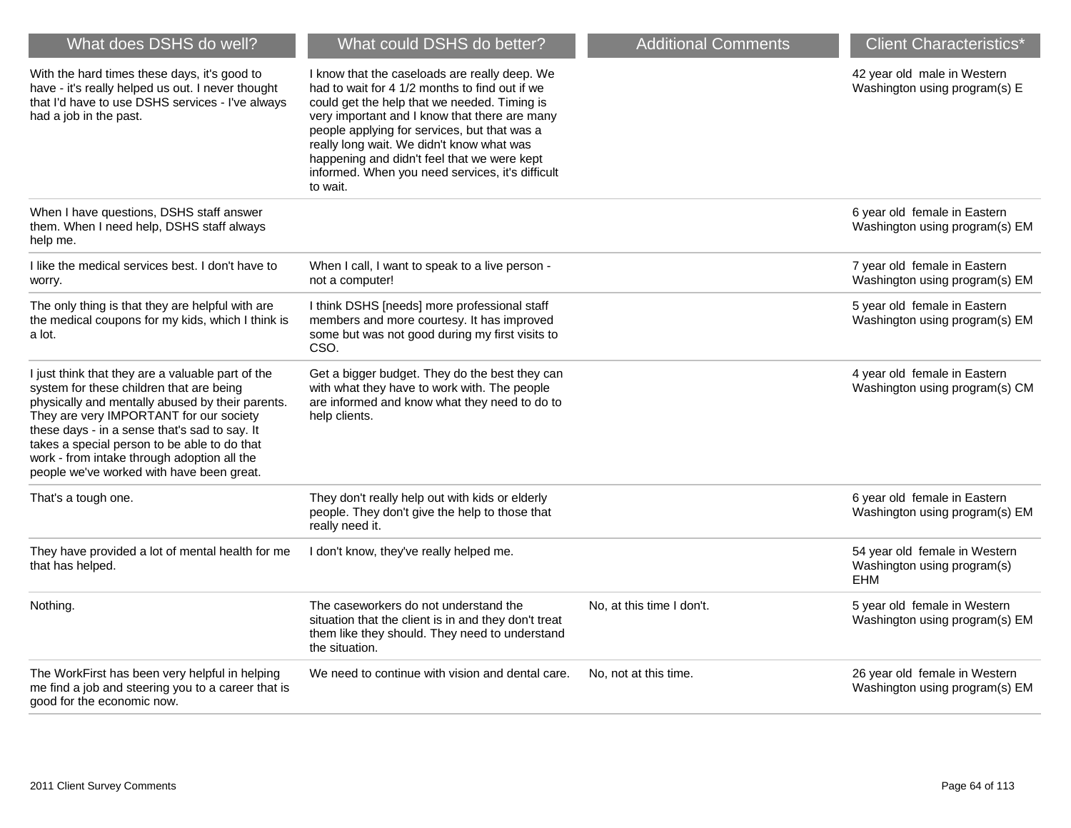| What does DSHS do well? | What could DSHS do better? | Additional Comments | Client Characteristics* |
|---|---|---|---|
| With the hard times these days, it's good to have - it's really helped us out. I never thought that I'd have to use DSHS services - I've always had a job in the past. | I know that the caseloads are really deep. We had to wait for 4 1/2 months to find out if we could get the help that we needed. Timing is very important and I know that there are many people applying for services, but that was a really long wait. We didn't know what was happening and didn't feel that we were kept informed. When you need services, it's difficult to wait. | | 42 year old male in Western Washington using program(s) E |
| When I have questions, DSHS staff answer them. When I need help, DSHS staff always help me. | | | 6 year old female in Eastern Washington using program(s) EM |
| I like the medical services best. I don't have to worry. | When I call, I want to speak to a live person - not a computer! | | 7 year old female in Eastern Washington using program(s) EM |
| The only thing is that they are helpful with are the medical coupons for my kids, which I think is a lot. | I think DSHS [needs] more professional staff members and more courtesy. It has improved some but was not good during my first visits to CSO. | | 5 year old female in Eastern Washington using program(s) EM |
| I just think that they are a valuable part of the system for these children that are being physically and mentally abused by their parents. They are very IMPORTANT for our society these days - in a sense that's sad to say. It takes a special person to be able to do that work - from intake through adoption all the people we've worked with have been great. | Get a bigger budget. They do the best they can with what they have to work with. The people are informed and know what they need to do to help clients. | | 4 year old female in Eastern Washington using program(s) CM |
| That's a tough one. | They don't really help out with kids or elderly people. They don't give the help to those that really need it. | | 6 year old female in Eastern Washington using program(s) EM |
| They have provided a lot of mental health for me that has helped. | I don't know, they've really helped me. | | 54 year old female in Western Washington using program(s) EHM |
| Nothing. | The caseworkers do not understand the situation that the client is in and they don't treat them like they should. They need to understand the situation. | No, at this time I don't. | 5 year old female in Western Washington using program(s) EM |
| The WorkFirst has been very helpful in helping me find a job and steering you to a career that is good for the economic now. | We need to continue with vision and dental care. | No, not at this time. | 26 year old female in Western Washington using program(s) EM |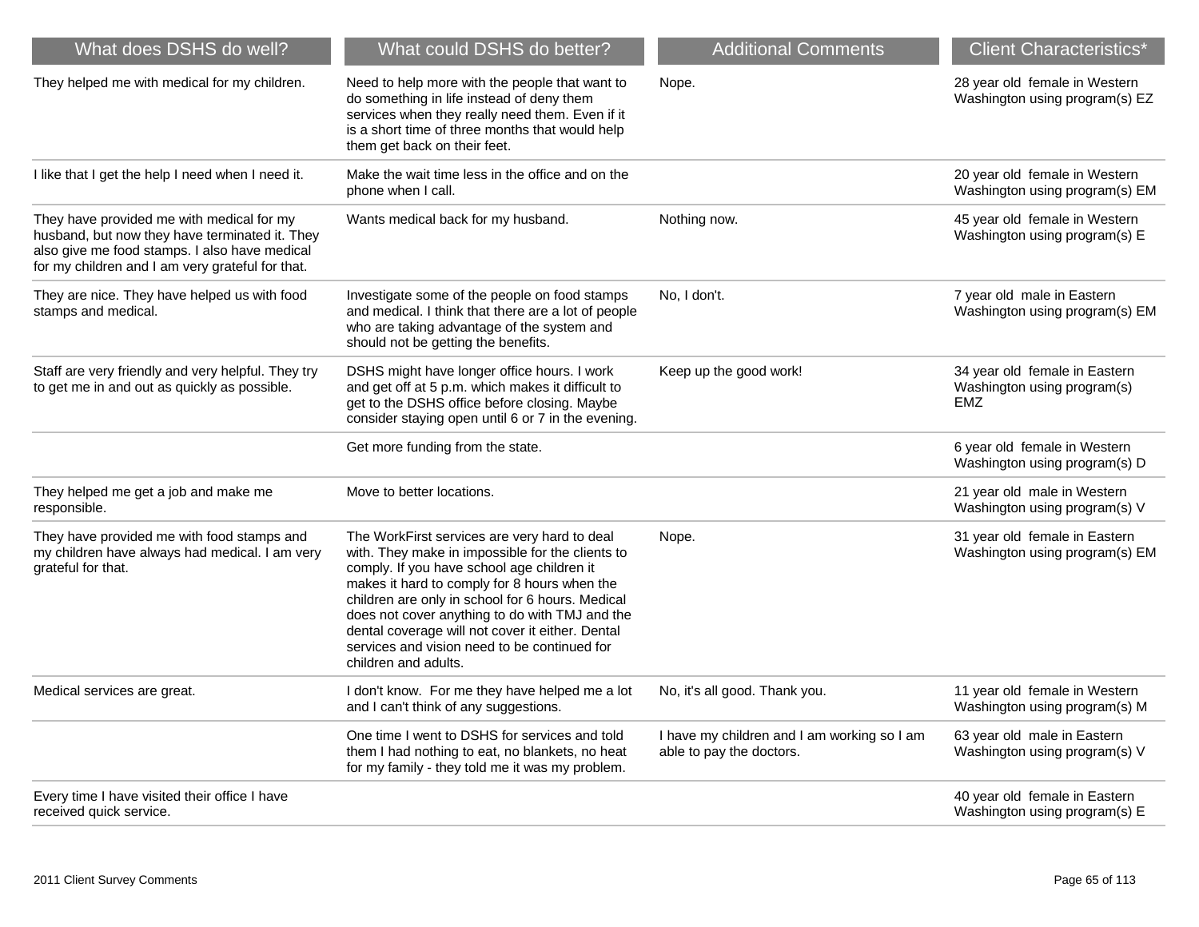| What does DSHS do well? | What could DSHS do better? | Additional Comments | Client Characteristics* |
|---|---|---|---|
| They helped me with medical for my children. | Need to help more with the people that want to do something in life instead of deny them services when they really need them. Even if it is a short time of three months that would help them get back on their feet. | Nope. | 28 year old female in Western Washington using program(s) EZ |
| I like that I get the help I need when I need it. | Make the wait time less in the office and on the phone when I call. | | 20 year old female in Western Washington using program(s) EM |
| They have provided me with medical for my husband, but now they have terminated it. They also give me food stamps. I also have medical for my children and I am very grateful for that. | Wants medical back for my husband. | Nothing now. | 45 year old female in Western Washington using program(s) E |
| They are nice. They have helped us with food stamps and medical. | Investigate some of the people on food stamps and medical. I think that there are a lot of people who are taking advantage of the system and should not be getting the benefits. | No, I don't. | 7 year old male in Eastern Washington using program(s) EM |
| Staff are very friendly and very helpful. They try to get me in and out as quickly as possible. | DSHS might have longer office hours. I work and get off at 5 p.m. which makes it difficult to get to the DSHS office before closing. Maybe consider staying open until 6 or 7 in the evening. | Keep up the good work! | 34 year old female in Eastern Washington using program(s) EMZ |
| | Get more funding from the state. | | 6 year old female in Western Washington using program(s) D |
| They helped me get a job and make me responsible. | Move to better locations. | | 21 year old male in Western Washington using program(s) V |
| They have provided me with food stamps and my children have always had medical. I am very grateful for that. | The WorkFirst services are very hard to deal with. They make in impossible for the clients to comply. If you have school age children it makes it hard to comply for 8 hours when the children are only in school for 6 hours. Medical does not cover anything to do with TMJ and the dental coverage will not cover it either. Dental services and vision need to be continued for children and adults. | Nope. | 31 year old female in Eastern Washington using program(s) EM |
| Medical services are great. | I don't know. For me they have helped me a lot and I can't think of any suggestions. | No, it's all good. Thank you. | 11 year old female in Western Washington using program(s) M |
| | One time I went to DSHS for services and told them I had nothing to eat, no blankets, no heat for my family - they told me it was my problem. | I have my children and I am working so I am able to pay the doctors. | 63 year old male in Eastern Washington using program(s) V |
| Every time I have visited their office I have received quick service. | | | 40 year old female in Eastern Washington using program(s) E |

2011 Client Survey Comments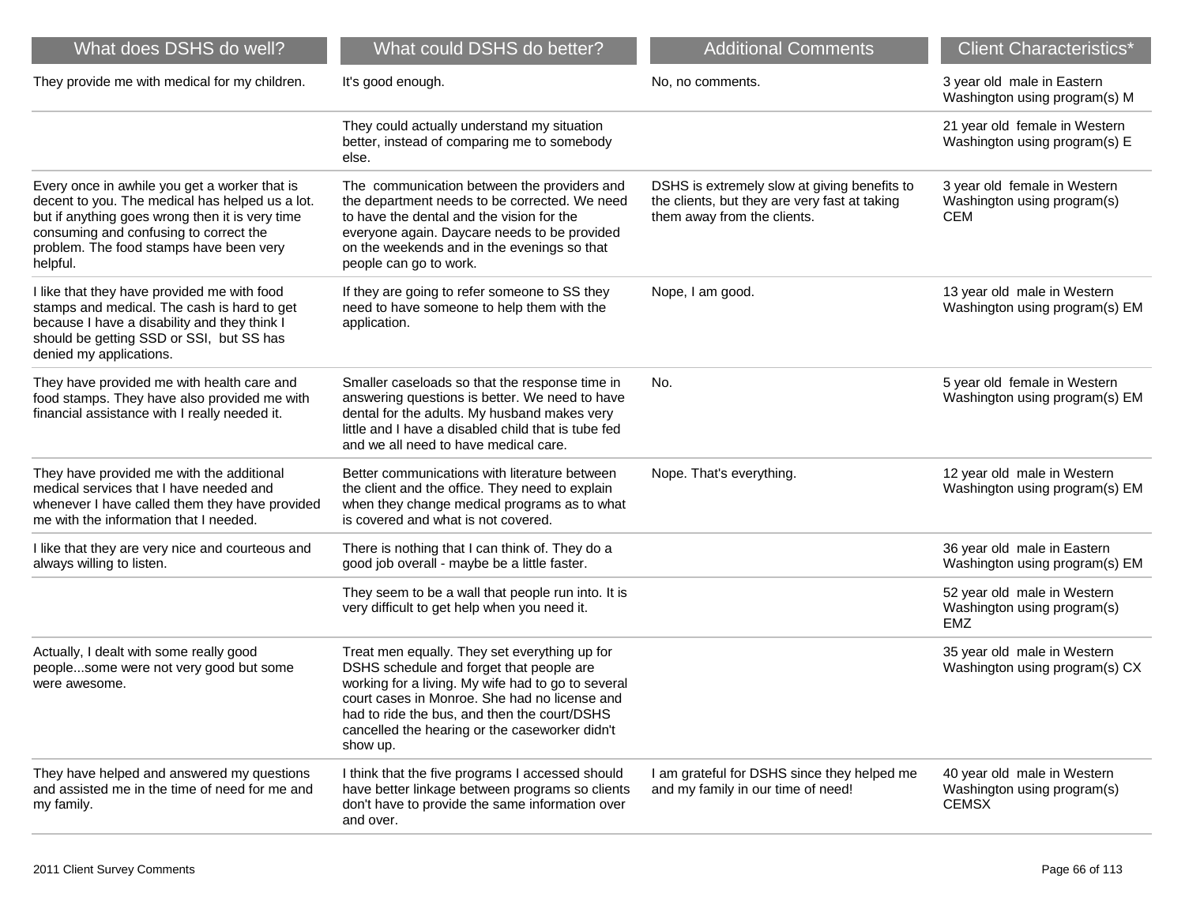| What does DSHS do well? | What could DSHS do better? | Additional Comments | Client Characteristics* |
|---|---|---|---|
| They provide me with medical for my children. | It's good enough. | No, no comments. | 3 year old male in Eastern Washington using program(s) M |
| | They could actually understand my situation better, instead of comparing me to somebody else. | | 21 year old female in Western Washington using program(s) E |
| Every once in awhile you get a worker that is decent to you. The medical has helped us a lot. but if anything goes wrong then it is very time consuming and confusing to correct the problem. The food stamps have been very helpful. | The communication between the providers and the department needs to be corrected. We need to have the dental and the vision for the everyone again. Daycare needs to be provided on the weekends and in the evenings so that people can go to work. | DSHS is extremely slow at giving benefits to the clients, but they are very fast at taking them away from the clients. | 3 year old female in Western Washington using program(s) CEM |
| I like that they have provided me with food stamps and medical. The cash is hard to get because I have a disability and they think I should be getting SSD or SSI, but SS has denied my applications. | If they are going to refer someone to SS they need to have someone to help them with the application. | Nope, I am good. | 13 year old male in Western Washington using program(s) EM |
| They have provided me with health care and food stamps. They have also provided me with financial assistance with I really needed it. | Smaller caseloads so that the response time in answering questions is better. We need to have dental for the adults. My husband makes very little and I have a disabled child that is tube fed and we all need to have medical care. | No. | 5 year old female in Western Washington using program(s) EM |
| They have provided me with the additional medical services that I have needed and whenever I have called them they have provided me with the information that I needed. | Better communications with literature between the client and the office. They need to explain when they change medical programs as to what is covered and what is not covered. | Nope. That's everything. | 12 year old male in Western Washington using program(s) EM |
| I like that they are very nice and courteous and always willing to listen. | There is nothing that I can think of. They do a good job overall - maybe be a little faster. | | 36 year old male in Eastern Washington using program(s) EM |
| | They seem to be a wall that people run into. It is very difficult to get help when you need it. | | 52 year old male in Western Washington using program(s) EMZ |
| Actually, I dealt with some really good people...some were not very good but some were awesome. | Treat men equally. They set everything up for DSHS schedule and forget that people are working for a living. My wife had to go to several court cases in Monroe. She had no license and had to ride the bus, and then the court/DSHS cancelled the hearing or the caseworker didn't show up. | | 35 year old male in Western Washington using program(s) CX |
| They have helped and answered my questions and assisted me in the time of need for me and my family. | I think that the five programs I accessed should have better linkage between programs so clients don't have to provide the same information over and over. | I am grateful for DSHS since they helped me and my family in our time of need! | 40 year old male in Western Washington using program(s) CEMSX |

2011 Client Survey Comments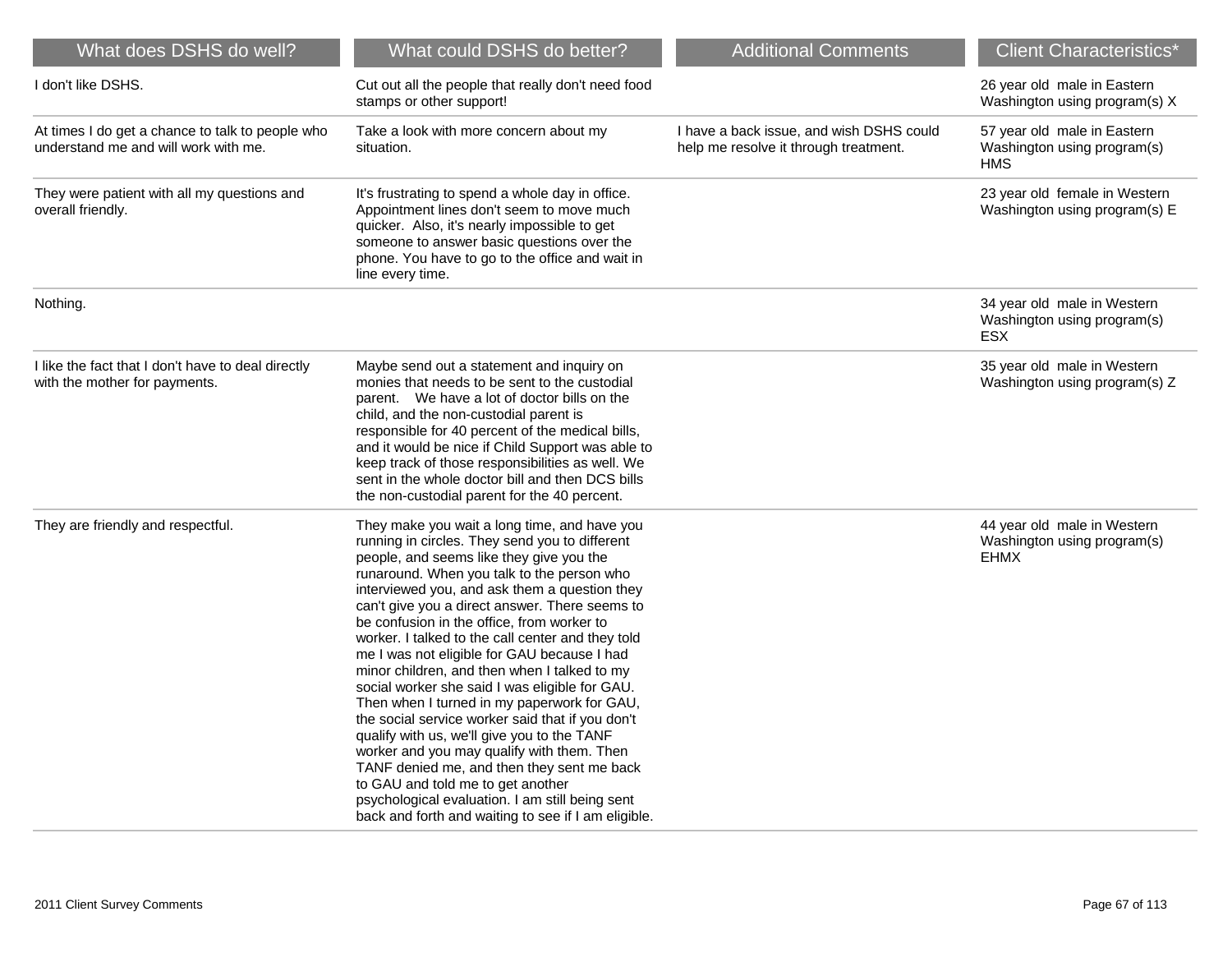| What does DSHS do well? | What could DSHS do better? | Additional Comments | Client Characteristics* |
|---|---|---|---|
| I don't like DSHS. | Cut out all the people that really don't need food stamps or other support! | | 26 year old male in Eastern Washington using program(s) X |
| At times I do get a chance to talk to people who understand me and will work with me. | Take a look with more concern about my situation. | I have a back issue, and wish DSHS could help me resolve it through treatment. | 57 year old male in Eastern Washington using program(s) HMS |
| They were patient with all my questions and overall friendly. | It's frustrating to spend a whole day in office. Appointment lines don't seem to move much quicker. Also, it's nearly impossible to get someone to answer basic questions over the phone. You have to go to the office and wait in line every time. | | 23 year old female in Western Washington using program(s) E |
| Nothing. | | | 34 year old male in Western Washington using program(s) ESX |
| I like the fact that I don't have to deal directly with the mother for payments. | Maybe send out a statement and inquiry on monies that needs to be sent to the custodial parent. We have a lot of doctor bills on the child, and the non-custodial parent is responsible for 40 percent of the medical bills, and it would be nice if Child Support was able to keep track of those responsibilities as well. We sent in the whole doctor bill and then DCS bills the non-custodial parent for the 40 percent. | | 35 year old male in Western Washington using program(s) Z |
| They are friendly and respectful. | They make you wait a long time, and have you running in circles. They send you to different people, and seems like they give you the runaround. When you talk to the person who interviewed you, and ask them a question they can't give you a direct answer. There seems to be confusion in the office, from worker to worker. I talked to the call center and they told me I was not eligible for GAU because I had minor children, and then when I talked to my social worker she said I was eligible for GAU. Then when I turned in my paperwork for GAU, the social service worker said that if you don't qualify with us, we'll give you to the TANF worker and you may qualify with them. Then TANF denied me, and then they sent me back to GAU and told me to get another psychological evaluation. I am still being sent back and forth and waiting to see if I am eligible. | | 44 year old male in Western Washington using program(s) EHMX |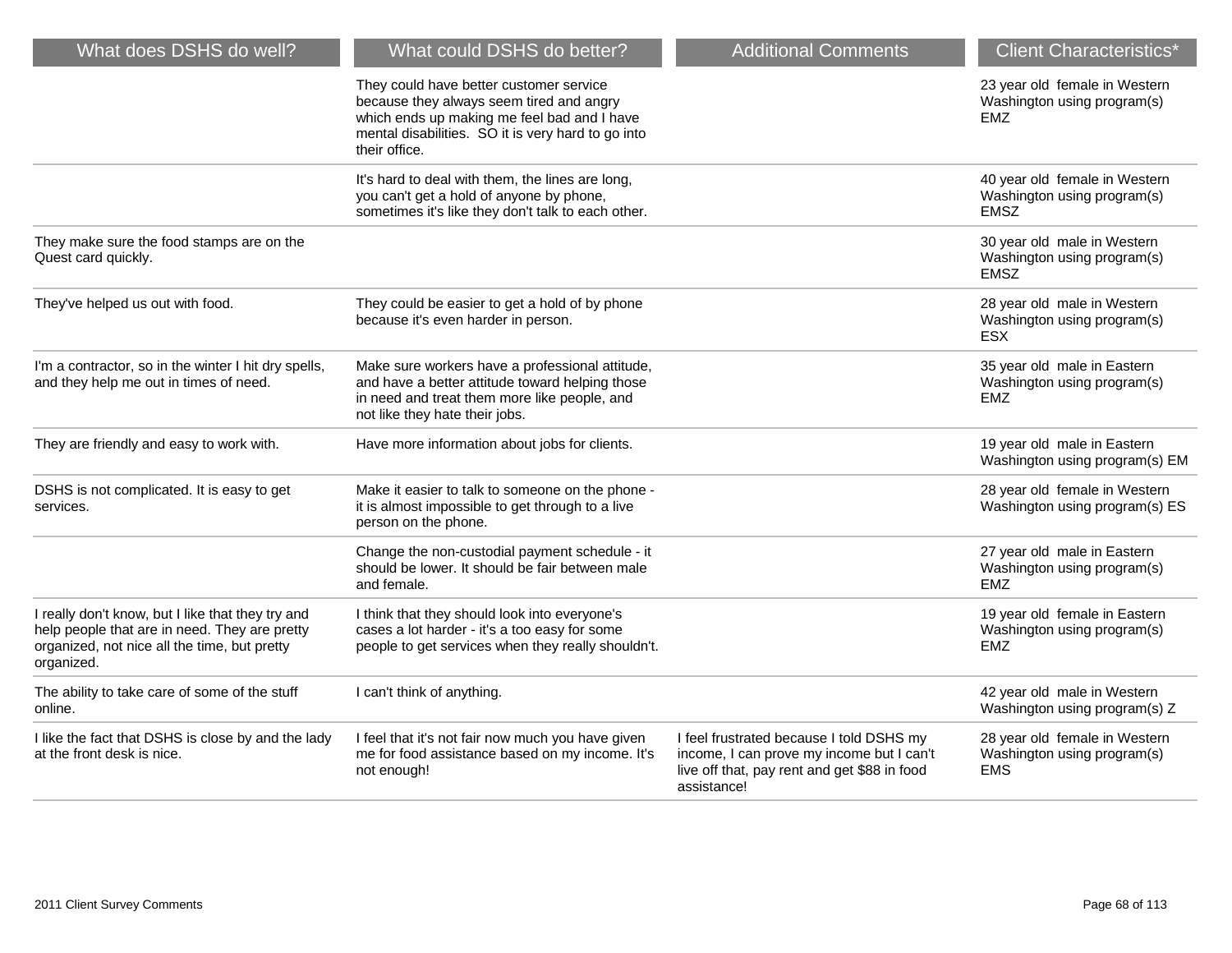| What does DSHS do well? | What could DSHS do better? | Additional Comments | Client Characteristics* |
|---|---|---|---|
| | They could have better customer service because they always seem tired and angry which ends up making me feel bad and I have mental disabilities. SO it is very hard to go into their office. | | 23 year old female in Western Washington using program(s) EMZ |
| | It's hard to deal with them, the lines are long, you can't get a hold of anyone by phone, sometimes it's like they don't talk to each other. | | 40 year old female in Western Washington using program(s) EMSZ |
| They make sure the food stamps are on the Quest card quickly. | | | 30 year old male in Western Washington using program(s) EMSZ |
| They've helped us out with food. | They could be easier to get a hold of by phone because it's even harder in person. | | 28 year old male in Western Washington using program(s) ESX |
| I'm a contractor, so in the winter I hit dry spells, and they help me out in times of need. | Make sure workers have a professional attitude, and have a better attitude toward helping those in need and treat them more like people, and not like they hate their jobs. | | 35 year old male in Eastern Washington using program(s) EMZ |
| They are friendly and easy to work with. | Have more information about jobs for clients. | | 19 year old male in Eastern Washington using program(s) EM |
| DSHS is not complicated. It is easy to get services. | Make it easier to talk to someone on the phone - it is almost impossible to get through to a live person on the phone. | | 28 year old female in Western Washington using program(s) ES |
| | Change the non-custodial payment schedule - it should be lower. It should be fair between male and female. | | 27 year old male in Eastern Washington using program(s) EMZ |
| I really don't know, but I like that they try and help people that are in need. They are pretty organized, not nice all the time, but pretty organized. | I think that they should look into everyone's cases a lot harder - it's a too easy for some people to get services when they really shouldn't. | | 19 year old female in Eastern Washington using program(s) EMZ |
| The ability to take care of some of the stuff online. | I can't think of anything. | | 42 year old male in Western Washington using program(s) Z |
| I like the fact that DSHS is close by and the lady at the front desk is nice. | I feel that it's not fair now much you have given me for food assistance based on my income. It's not enough! | I feel frustrated because I told DSHS my income, I can prove my income but I can't live off that, pay rent and get $88 in food assistance! | 28 year old female in Western Washington using program(s) EMS |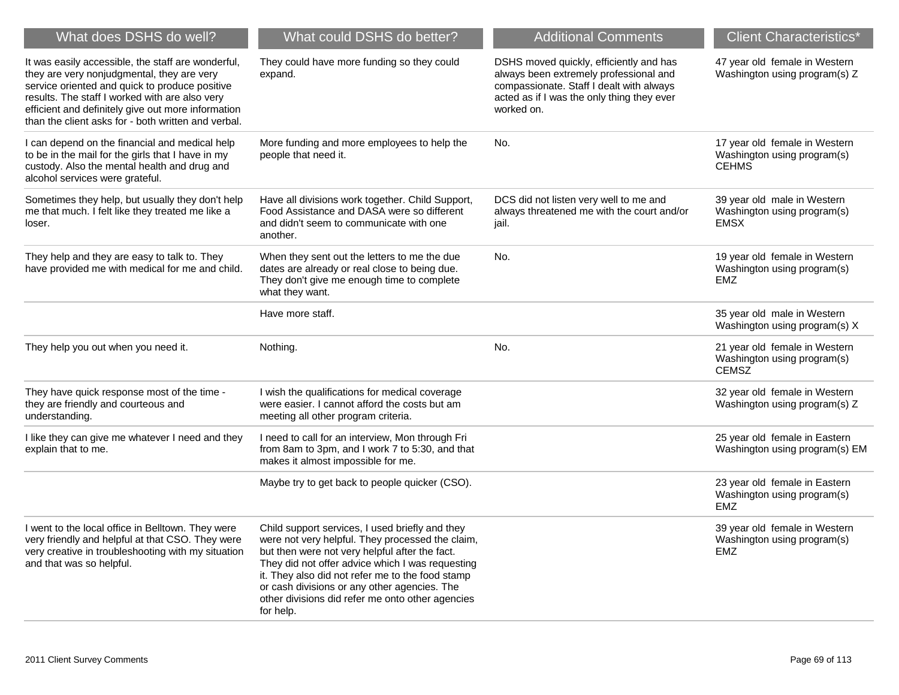| What does DSHS do well? | What could DSHS do better? | Additional Comments | Client Characteristics* |
|---|---|---|---|
| It was easily accessible, the staff are wonderful, they are very nonjudgmental, they are very service oriented and quick to produce positive results. The staff I worked with are also very efficient and definitely give out more information than the client asks for - both written and verbal. | They could have more funding so they could expand. | DSHS moved quickly, efficiently and has always been extremely professional and compassionate. Staff I dealt with always acted as if I was the only thing they ever worked on. | 47 year old female in Western Washington using program(s) Z |
| I can depend on the financial and medical help to be in the mail for the girls that I have in my custody. Also the mental health and drug and alcohol services were grateful. | More funding and more employees to help the people that need it. | No. | 17 year old female in Western Washington using program(s) CEHMS |
| Sometimes they help, but usually they don't help me that much. I felt like they treated me like a loser. | Have all divisions work together. Child Support, Food Assistance and DASA were so different and didn't seem to communicate with one another. | DCS did not listen very well to me and always threatened me with the court and/or jail. | 39 year old male in Western Washington using program(s) EMSX |
| They help and they are easy to talk to. They have provided me with medical for me and child. | When they sent out the letters to me the due dates are already or real close to being due. They don't give me enough time to complete what they want. | No. | 19 year old female in Western Washington using program(s) EMZ |
| | Have more staff. | | 35 year old male in Western Washington using program(s) X |
| They help you out when you need it. | Nothing. | No. | 21 year old female in Western Washington using program(s) CEMSZ |
| They have quick response most of the time - they are friendly and courteous and understanding. | I wish the qualifications for medical coverage were easier. I cannot afford the costs but am meeting all other program criteria. | | 32 year old female in Western Washington using program(s) Z |
| I like they can give me whatever I need and they explain that to me. | I need to call for an interview, Mon through Fri from 8am to 3pm, and I work 7 to 5:30, and that makes it almost impossible for me. | | 25 year old female in Eastern Washington using program(s) EM |
| | Maybe try to get back to people quicker (CSO). | | 23 year old female in Eastern Washington using program(s) EMZ |
| I went to the local office in Belltown. They were very friendly and helpful at that CSO. They were very creative in troubleshooting with my situation and that was so helpful. | Child support services, I used briefly and they were not very helpful. They processed the claim, but then were not very helpful after the fact. They did not offer advice which I was requesting it. They also did not refer me to the food stamp or cash divisions or any other agencies. The other divisions did refer me onto other agencies for help. | | 39 year old female in Western Washington using program(s) EMZ |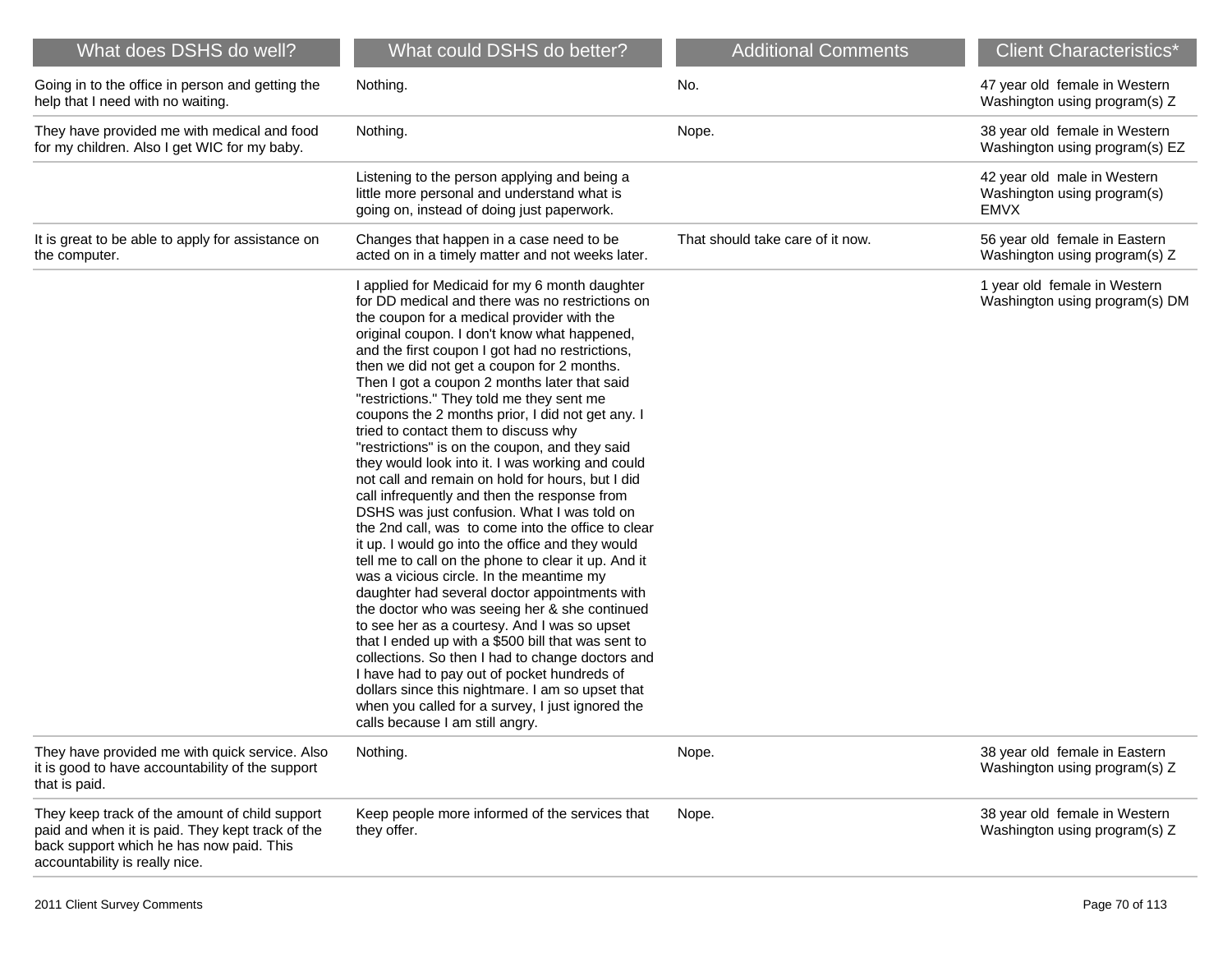| What does DSHS do well? | What could DSHS do better? | Additional Comments | Client Characteristics* |
| --- | --- | --- | --- |
| Going in to the office in person and getting the help that I need with no waiting. | Nothing. | No. | 47 year old female in Western Washington using program(s) Z |
| They have provided me with medical and food for my children. Also I get WIC for my baby. | Nothing. | Nope. | 38 year old female in Western Washington using program(s) EZ |
| | Listening to the person applying and being a little more personal and understand what is going on, instead of doing just paperwork. | | 42 year old male in Western Washington using program(s) EMVX |
| It is great to be able to apply for assistance on the computer. | Changes that happen in a case need to be acted on in a timely matter and not weeks later. | That should take care of it now. | 56 year old female in Eastern Washington using program(s) Z |
| | I applied for Medicaid for my 6 month daughter for DD medical and there was no restrictions on the coupon for a medical provider with the original coupon. I don't know what happened, and the first coupon I got had no restrictions, then we did not get a coupon for 2 months. Then I got a coupon 2 months later that said "restrictions." They told me they sent me coupons the 2 months prior, I did not get any. I tried to contact them to discuss why "restrictions" is on the coupon, and they said they would look into it. I was working and could not call and remain on hold for hours, but I did call infrequently and then the response from DSHS was just confusion. What I was told on the 2nd call, was to come into the office to clear it up. I would go into the office and they would tell me to call on the phone to clear it up. And it was a vicious circle. In the meantime my daughter had several doctor appointments with the doctor who was seeing her & she continued to see her as a courtesy. And I was so upset that I ended up with a $500 bill that was sent to collections. So then I had to change doctors and I have had to pay out of pocket hundreds of dollars since this nightmare. I am so upset that when you called for a survey, I just ignored the calls because I am still angry. | | 1 year old female in Western Washington using program(s) DM |
| They have provided me with quick service. Also it is good to have accountability of the support that is paid. | Nothing. | Nope. | 38 year old female in Eastern Washington using program(s) Z |
| They keep track of the amount of child support paid and when it is paid. They kept track of the back support which he has now paid. This accountability is really nice. | Keep people more informed of the services that they offer. | Nope. | 38 year old female in Western Washington using program(s) Z |

2011 Client Survey Comments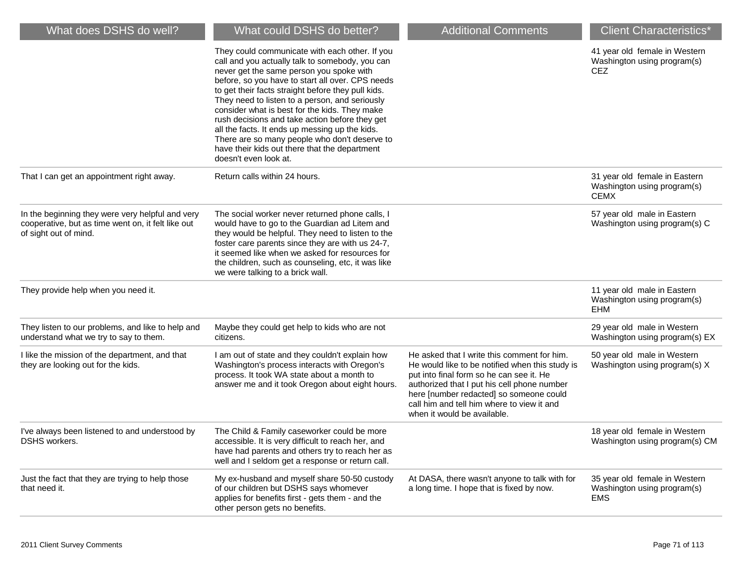| What does DSHS do well? | What could DSHS do better? | Additional Comments | Client Characteristics* |
|---|---|---|---|
| | They could communicate with each other. If you call and you actually talk to somebody, you can never get the same person you spoke with before, so you have to start all over. CPS needs to get their facts straight before they pull kids. They need to listen to a person, and seriously consider what is best for the kids. They make rush decisions and take action before they get all the facts. It ends up messing up the kids. There are so many people who don't deserve to have their kids out there that the department doesn't even look at. | | 41 year old female in Western Washington using program(s) CEZ |
| That I can get an appointment right away. | Return calls within 24 hours. | | 31 year old female in Eastern Washington using program(s) CEMX |
| In the beginning they were very helpful and very cooperative, but as time went on, it felt like out of sight out of mind. | The social worker never returned phone calls, I would have to go to the Guardian ad Litem and they would be helpful. They need to listen to the foster care parents since they are with us 24-7, it seemed like when we asked for resources for the children, such as counseling, etc, it was like we were talking to a brick wall. | | 57 year old male in Eastern Washington using program(s) C |
| They provide help when you need it. | | | 11 year old male in Eastern Washington using program(s) EHM |
| They listen to our problems, and like to help and understand what we try to say to them. | Maybe they could get help to kids who are not citizens. | | 29 year old male in Western Washington using program(s) EX |
| I like the mission of the department, and that they are looking out for the kids. | I am out of state and they couldn't explain how Washington's process interacts with Oregon's process. It took WA state about a month to answer me and it took Oregon about eight hours. | He asked that I write this comment for him. He would like to be notified when this study is put into final form so he can see it. He authorized that I put his cell phone number here [number redacted] so someone could call him and tell him where to view it and when it would be available. | 50 year old male in Western Washington using program(s) X |
| I've always been listened to and understood by DSHS workers. | The Child & Family caseworker could be more accessible. It is very difficult to reach her, and have had parents and others try to reach her as well and I seldom get a response or return call. | | 18 year old female in Western Washington using program(s) CM |
| Just the fact that they are trying to help those that need it. | My ex-husband and myself share 50-50 custody of our children but DSHS says whomever applies for benefits first - gets them - and the other person gets no benefits. | At DASA, there wasn't anyone to talk with for a long time. I hope that is fixed by now. | 35 year old female in Western Washington using program(s) EMS |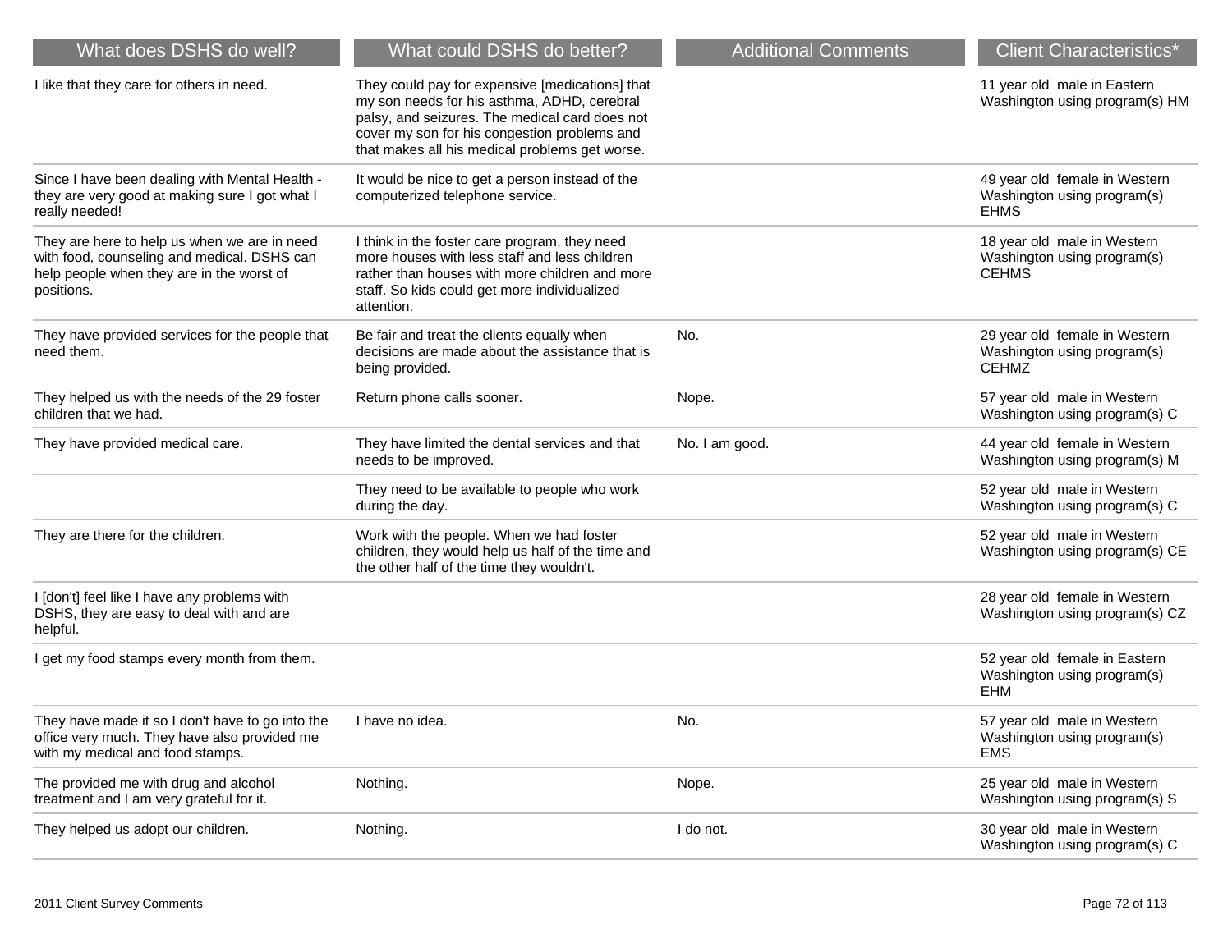| What does DSHS do well? | What could DSHS do better? | Additional Comments | Client Characteristics* |
|---|---|---|---|
| I like that they care for others in need. | They could pay for expensive [medications] that my son needs for his asthma, ADHD, cerebral palsy, and seizures. The medical card does not cover my son for his congestion problems and that makes all his medical problems get worse. | | 11 year old male in Eastern Washington using program(s) HM |
| Since I have been dealing with Mental Health - they are very good at making sure I got what I really needed! | It would be nice to get a person instead of the computerized telephone service. | | 49 year old female in Western Washington using program(s) EHMS |
| They are here to help us when we are in need with food, counseling and medical. DSHS can help people when they are in the worst of positions. | I think in the foster care program, they need more houses with less staff and less children rather than houses with more children and more staff. So kids could get more individualized attention. | | 18 year old male in Western Washington using program(s) CEHMS |
| They have provided services for the people that need them. | Be fair and treat the clients equally when decisions are made about the assistance that is being provided. | No. | 29 year old female in Western Washington using program(s) CEHMZ |
| They helped us with the needs of the 29 foster children that we had. | Return phone calls sooner. | Nope. | 57 year old male in Western Washington using program(s) C |
| They have provided medical care. | They have limited the dental services and that needs to be improved. | No. I am good. | 44 year old female in Western Washington using program(s) M |
| | They need to be available to people who work during the day. | | 52 year old male in Western Washington using program(s) C |
| They are there for the children. | Work with the people. When we had foster children, they would help us half of the time and the other half of the time they wouldn't. | | 52 year old male in Western Washington using program(s) CE |
| I [don't] feel like I have any problems with DSHS, they are easy to deal with and are helpful. | | | 28 year old female in Western Washington using program(s) CZ |
| I get my food stamps every month from them. | | | 52 year old female in Eastern Washington using program(s) EHM |
| They have made it so I don't have to go into the office very much. They have also provided me with my medical and food stamps. | I have no idea. | No. | 57 year old male in Western Washington using program(s) EMS |
| The provided me with drug and alcohol treatment and I am very grateful for it. | Nothing. | Nope. | 25 year old male in Western Washington using program(s) S |
| They helped us adopt our children. | Nothing. | I do not. | 30 year old male in Western Washington using program(s) C |

2011 Client Survey Comments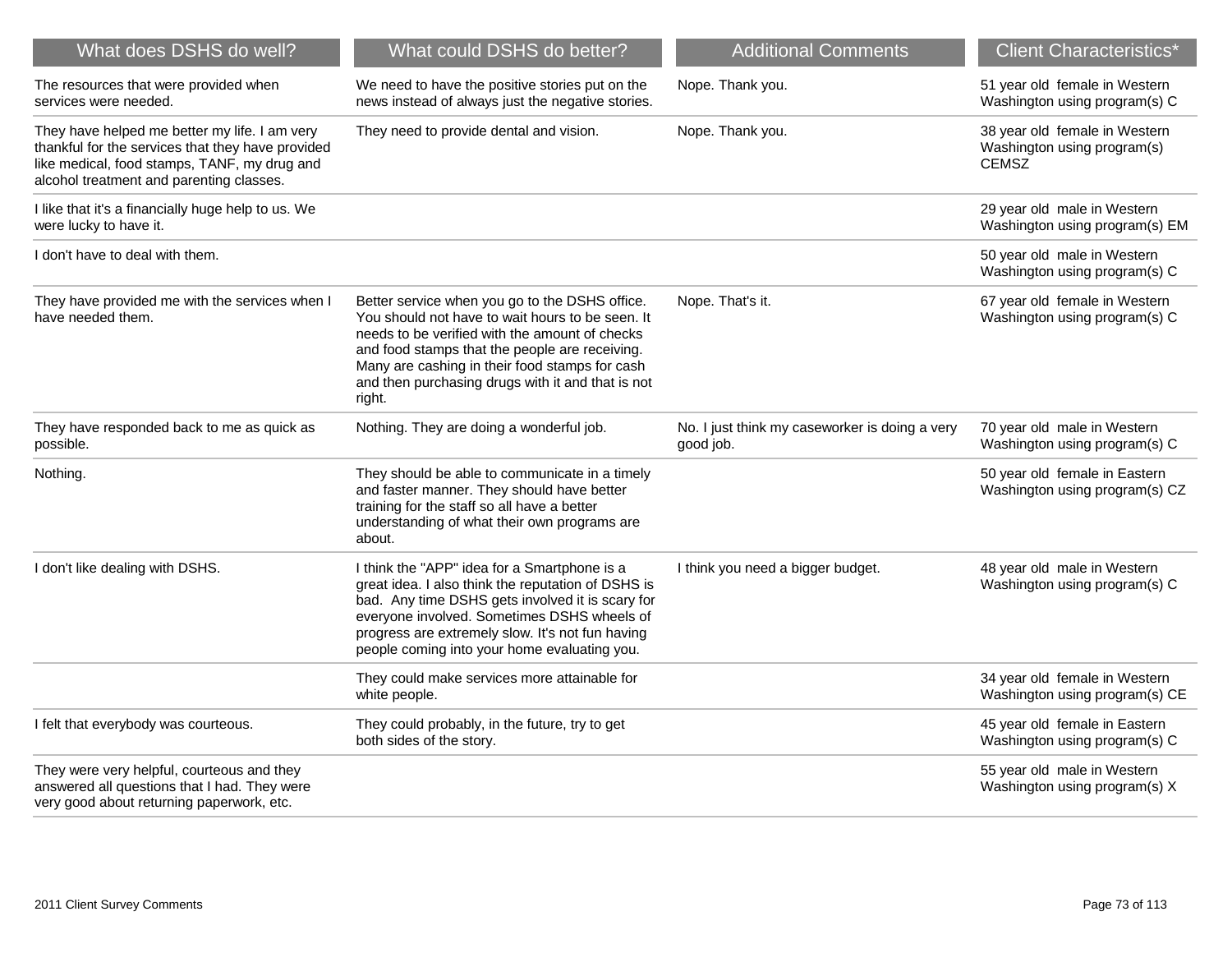| What does DSHS do well? | What could DSHS do better? | Additional Comments | Client Characteristics* |
|---|---|---|---|
| The resources that were provided when services were needed. | We need to have the positive stories put on the news instead of always just the negative stories. | Nope. Thank you. | 51 year old female in Western Washington using program(s) C |
| They have helped me better my life. I am very thankful for the services that they have provided like medical, food stamps, TANF, my drug and alcohol treatment and parenting classes. | They need to provide dental and vision. | Nope. Thank you. | 38 year old female in Western Washington using program(s) CEMSZ |
| I like that it's a financially huge help to us. We were lucky to have it. | | | 29 year old male in Western Washington using program(s) EM |
| I don't have to deal with them. | | | 50 year old male in Western Washington using program(s) C |
| They have provided me with the services when I have needed them. | Better service when you go to the DSHS office. You should not have to wait hours to be seen. It needs to be verified with the amount of checks and food stamps that the people are receiving. Many are cashing in their food stamps for cash and then purchasing drugs with it and that is not right. | Nope. That's it. | 67 year old female in Western Washington using program(s) C |
| They have responded back to me as quick as possible. | Nothing. They are doing a wonderful job. | No. I just think my caseworker is doing a very good job. | 70 year old male in Western Washington using program(s) C |
| Nothing. | They should be able to communicate in a timely and faster manner. They should have better training for the staff so all have a better understanding of what their own programs are about. | | 50 year old female in Eastern Washington using program(s) CZ |
| I don't like dealing with DSHS. | I think the "APP" idea for a Smartphone is a great idea. I also think the reputation of DSHS is bad. Any time DSHS gets involved it is scary for everyone involved. Sometimes DSHS wheels of progress are extremely slow. It's not fun having people coming into your home evaluating you. | I think you need a bigger budget. | 48 year old male in Western Washington using program(s) C |
| | They could make services more attainable for white people. | | 34 year old female in Western Washington using program(s) CE |
| I felt that everybody was courteous. | They could probably, in the future, try to get both sides of the story. | | 45 year old female in Eastern Washington using program(s) C |
| They were very helpful, courteous and they answered all questions that I had. They were very good about returning paperwork, etc. | | | 55 year old male in Western Washington using program(s) X |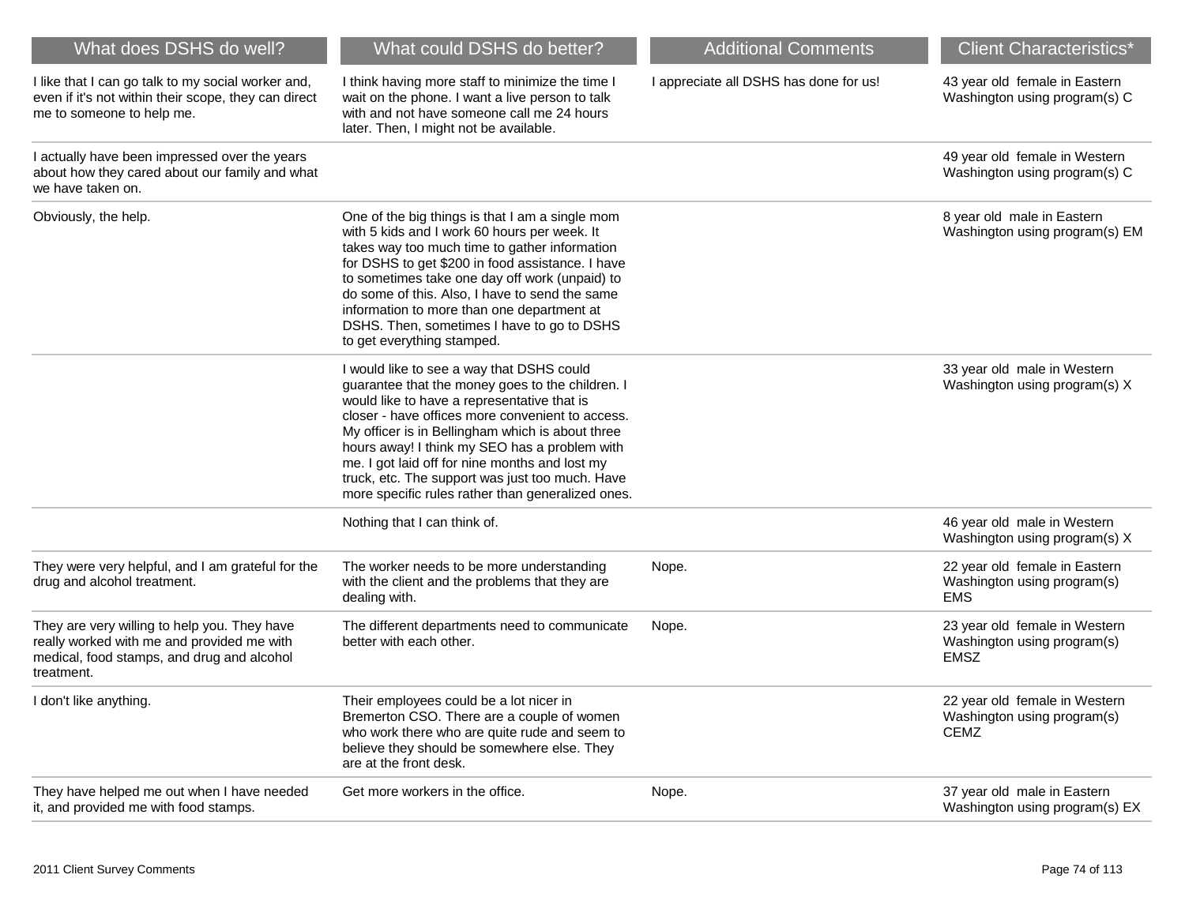| What does DSHS do well? | What could DSHS do better? | Additional Comments | Client Characteristics* |
|---|---|---|---|
| I like that I can go talk to my social worker and, even if it's not within their scope, they can direct me to someone to help me. | I think having more staff to minimize the time I wait on the phone. I want a live person to talk with and not have someone call me 24 hours later. Then, I might not be available. | I appreciate all DSHS has done for us! | 43 year old female in Eastern Washington using program(s) C |
| I actually have been impressed over the years about how they cared about our family and what we have taken on. | | | 49 year old female in Western Washington using program(s) C |
| Obviously, the help. | One of the big things is that I am a single mom with 5 kids and I work 60 hours per week. It takes way too much time to gather information for DSHS to get $200 in food assistance. I have to sometimes take one day off work (unpaid) to do some of this. Also, I have to send the same information to more than one department at DSHS. Then, sometimes I have to go to DSHS to get everything stamped. | | 8 year old male in Eastern Washington using program(s) EM |
| | I would like to see a way that DSHS could guarantee that the money goes to the children. I would like to have a representative that is closer - have offices more convenient to access. My officer is in Bellingham which is about three hours away! I think my SEO has a problem with me. I got laid off for nine months and lost my truck, etc. The support was just too much. Have more specific rules rather than generalized ones. | | 33 year old male in Western Washington using program(s) X |
| | Nothing that I can think of. | | 46 year old male in Western Washington using program(s) X |
| They were very helpful, and I am grateful for the drug and alcohol treatment. | The worker needs to be more understanding with the client and the problems that they are dealing with. | Nope. | 22 year old female in Eastern Washington using program(s) EMS |
| They are very willing to help you. They have really worked with me and provided me with medical, food stamps, and drug and alcohol treatment. | The different departments need to communicate better with each other. | Nope. | 23 year old female in Western Washington using program(s) EMSZ |
| I don't like anything. | Their employees could be a lot nicer in Bremerton CSO. There are a couple of women who work there who are quite rude and seem to believe they should be somewhere else. They are at the front desk. | | 22 year old female in Western Washington using program(s) CEMZ |
| They have helped me out when I have needed it, and provided me with food stamps. | Get more workers in the office. | Nope. | 37 year old male in Eastern Washington using program(s) EX |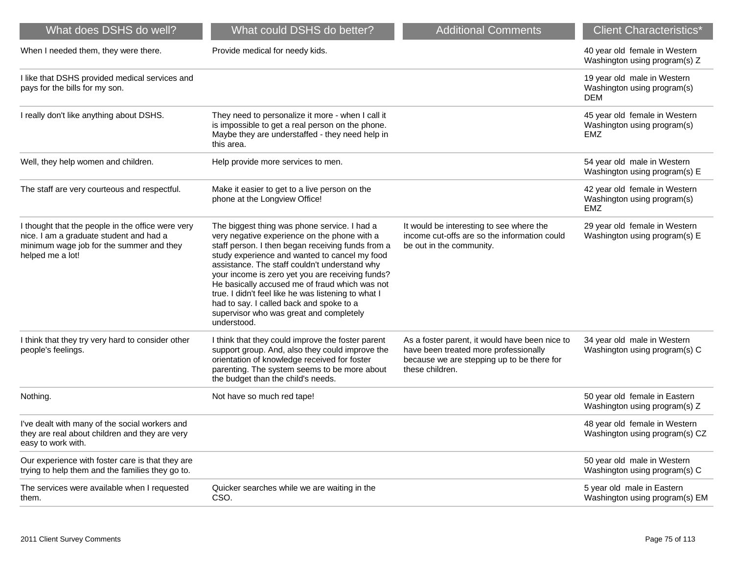| What does DSHS do well? | What could DSHS do better? | Additional Comments | Client Characteristics* |
|---|---|---|---|
| When I needed them, they were there. | Provide medical for needy kids. | | 40 year old female in Western Washington using program(s) Z |
| I like that DSHS provided medical services and pays for the bills for my son. | | | 19 year old male in Western Washington using program(s) DEM |
| I really don't like anything about DSHS. | They need to personalize it more - when I call it is impossible to get a real person on the phone. Maybe they are understaffed - they need help in this area. | | 45 year old female in Western Washington using program(s) EMZ |
| Well, they help women and children. | Help provide more services to men. | | 54 year old male in Western Washington using program(s) E |
| The staff are very courteous and respectful. | Make it easier to get to a live person on the phone at the Longview Office! | | 42 year old female in Western Washington using program(s) EMZ |
| I thought that the people in the office were very nice. I am a graduate student and had a minimum wage job for the summer and they helped me a lot! | The biggest thing was phone service. I had a very negative experience on the phone with a staff person. I then began receiving funds from a study experience and wanted to cancel my food assistance. The staff couldn't understand why your income is zero yet you are receiving funds? He basically accused me of fraud which was not true. I didn't feel like he was listening to what I had to say. I called back and spoke to a supervisor who was great and completely understood. | It would be interesting to see where the income cut-offs are so the information could be out in the community. | 29 year old female in Western Washington using program(s) E |
| I think that they try very hard to consider other people's feelings. | I think that they could improve the foster parent support group. And, also they could improve the orientation of knowledge received for foster parenting. The system seems to be more about the budget than the child's needs. | As a foster parent, it would have been nice to have been treated more professionally because we are stepping up to be there for these children. | 34 year old male in Western Washington using program(s) C |
| Nothing. | Not have so much red tape! | | 50 year old female in Eastern Washington using program(s) Z |
| I've dealt with many of the social workers and they are real about children and they are very easy to work with. | | | 48 year old female in Western Washington using program(s) CZ |
| Our experience with foster care is that they are trying to help them and the families they go to. | | | 50 year old male in Western Washington using program(s) C |
| The services were available when I requested them. | Quicker searches while we are waiting in the CSO. | | 5 year old male in Eastern Washington using program(s) EM |

2011 Client Survey Comments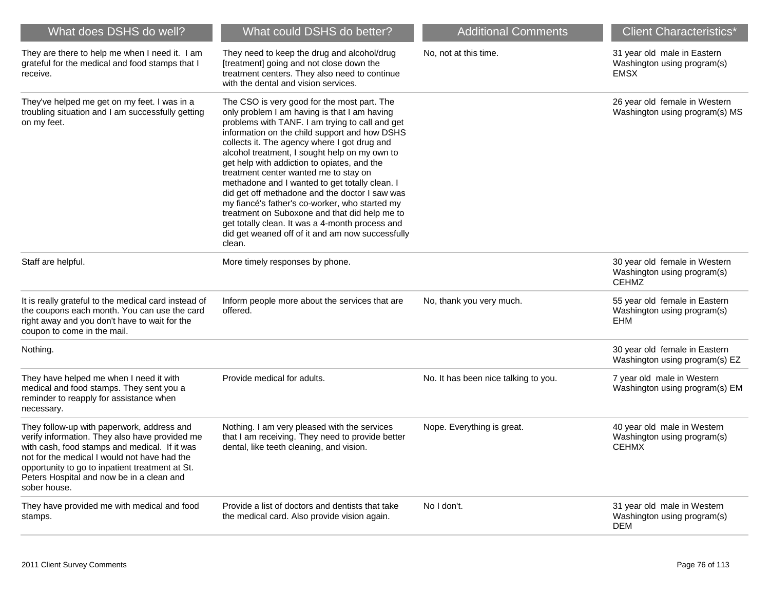| What does DSHS do well? | What could DSHS do better? | Additional Comments | Client Characteristics* |
|---|---|---|---|
| They are there to help me when I need it. I am grateful for the medical and food stamps that I receive. | They need to keep the drug and alcohol/drug [treatment] going and not close down the treatment centers. They also need to continue with the dental and vision services. | No, not at this time. | 31 year old male in Eastern Washington using program(s) EMSX |
| They've helped me get on my feet. I was in a troubling situation and I am successfully getting on my feet. | The CSO is very good for the most part. The only problem I am having is that I am having problems with TANF. I am trying to call and get information on the child support and how DSHS collects it. The agency where I got drug and alcohol treatment, I sought help on my own to get help with addiction to opiates, and the treatment center wanted me to stay on methadone and I wanted to get totally clean. I did get off methadone and the doctor I saw was my fiancé's father's co-worker, who started my treatment on Suboxone and that did help me to get totally clean. It was a 4-month process and did get weaned off of it and am now successfully clean. | | 26 year old female in Western Washington using program(s) MS |
| Staff are helpful. | More timely responses by phone. | | 30 year old female in Western Washington using program(s) CEHMZ |
| It is really grateful to the medical card instead of the coupons each month. You can use the card right away and you don't have to wait for the coupon to come in the mail. | Inform people more about the services that are offered. | No, thank you very much. | 55 year old female in Eastern Washington using program(s) EHM |
| Nothing. | | | 30 year old female in Eastern Washington using program(s) EZ |
| They have helped me when I need it with medical and food stamps. They sent you a reminder to reapply for assistance when necessary. | Provide medical for adults. | No. It has been nice talking to you. | 7 year old male in Western Washington using program(s) EM |
| They follow-up with paperwork, address and verify information. They also have provided me with cash, food stamps and medical. If it was not for the medical I would not have had the opportunity to go to inpatient treatment at St. Peters Hospital and now be in a clean and sober house. | Nothing. I am very pleased with the services that I am receiving. They need to provide better dental, like teeth cleaning, and vision. | Nope. Everything is great. | 40 year old male in Western Washington using program(s) CEHMX |
| They have provided me with medical and food stamps. | Provide a list of doctors and dentists that take the medical card. Also provide vision again. | No I don't. | 31 year old male in Western Washington using program(s) DEM |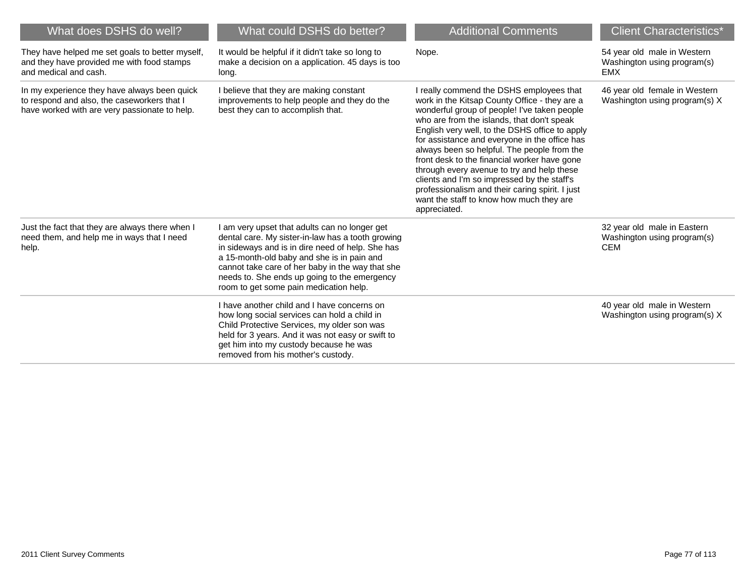| What does DSHS do well? | What could DSHS do better? | Additional Comments | Client Characteristics* |
| --- | --- | --- | --- |
| They have helped me set goals to better myself, and they have provided me with food stamps and medical and cash. | It would be helpful if it didn't take so long to make a decision on a application. 45 days is too long. | Nope. | 54 year old male in Western Washington using program(s) EMX |
| In my experience they have always been quick to respond and also, the caseworkers that I have worked with are very passionate to help. | I believe that they are making constant improvements to help people and they do the best they can to accomplish that. | I really commend the DSHS employees that work in the Kitsap County Office - they are a wonderful group of people! I've taken people who are from the islands, that don't speak English very well, to the DSHS office to apply for assistance and everyone in the office has always been so helpful. The people from the front desk to the financial worker have gone through every avenue to try and help these clients and I'm so impressed by the staff's professionalism and their caring spirit. I just want the staff to know how much they are appreciated. | 46 year old female in Western Washington using program(s) X |
| Just the fact that they are always there when I need them, and help me in ways that I need help. | I am very upset that adults can no longer get dental care. My sister-in-law has a tooth growing in sideways and is in dire need of help. She has a 15-month-old baby and she is in pain and cannot take care of her baby in the way that she needs to. She ends up going to the emergency room to get some pain medication help. | | 32 year old male in Eastern Washington using program(s) CEM |
| | I have another child and I have concerns on how long social services can hold a child in Child Protective Services, my older son was held for 3 years. And it was not easy or swift to get him into my custody because he was removed from his mother's custody. | | 40 year old male in Western Washington using program(s) X |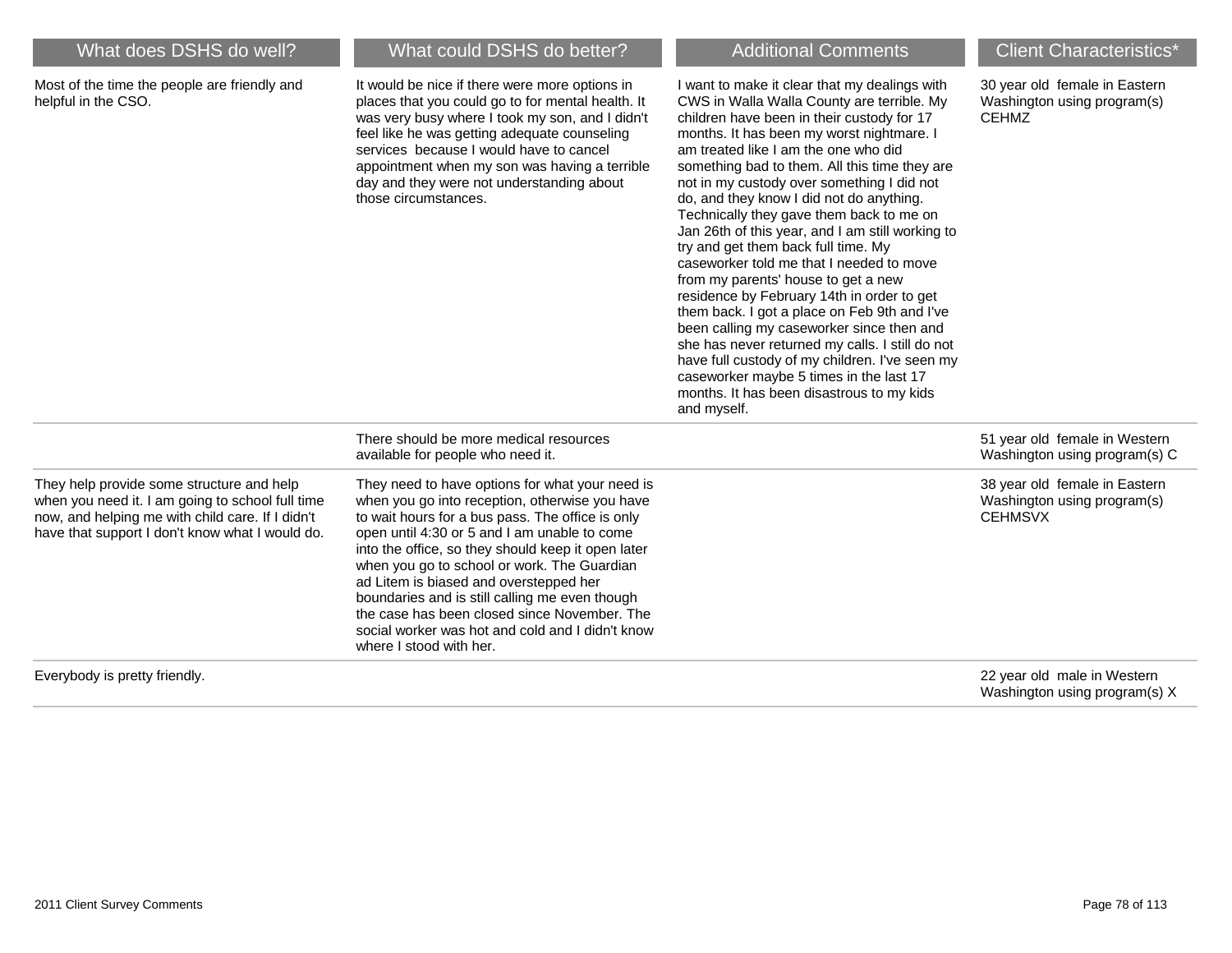| What does DSHS do well? | What could DSHS do better? | Additional Comments | Client Characteristics* |
|---|---|---|---|
| Most of the time the people are friendly and helpful in the CSO. | It would be nice if there were more options in places that you could go to for mental health. It was very busy where I took my son, and I didn't feel like he was getting adequate counseling services because I would have to cancel appointment when my son was having a terrible day and they were not understanding about those circumstances. | I want to make it clear that my dealings with CWS in Walla Walla County are terrible. My children have been in their custody for 17 months. It has been my worst nightmare. I am treated like I am the one who did something bad to them. All this time they are not in my custody over something I did not do, and they know I did not do anything. Technically they gave them back to me on Jan 26th of this year, and I am still working to try and get them back full time. My caseworker told me that I needed to move from my parents' house to get a new residence by February 14th in order to get them back. I got a place on Feb 9th and I've been calling my caseworker since then and she has never returned my calls. I still do not have full custody of my children. I've seen my caseworker maybe 5 times in the last 17 months. It has been disastrous to my kids and myself. | 30 year old female in Eastern Washington using program(s) CEHMZ |
| | There should be more medical resources available for people who need it. | | 51 year old female in Western Washington using program(s) C |
| They help provide some structure and help when you need it. I am going to school full time now, and helping me with child care. If I didn't have that support I don't know what I would do. | They need to have options for what your need is when you go into reception, otherwise you have to wait hours for a bus pass. The office is only open until 4:30 or 5 and I am unable to come into the office, so they should keep it open later when you go to school or work. The Guardian ad Litem is biased and overstepped her boundaries and is still calling me even though the case has been closed since November. The social worker was hot and cold and I didn't know where I stood with her. | | 38 year old female in Eastern Washington using program(s) CEHMSVX |
| Everybody is pretty friendly. | | | 22 year old male in Western Washington using program(s) X |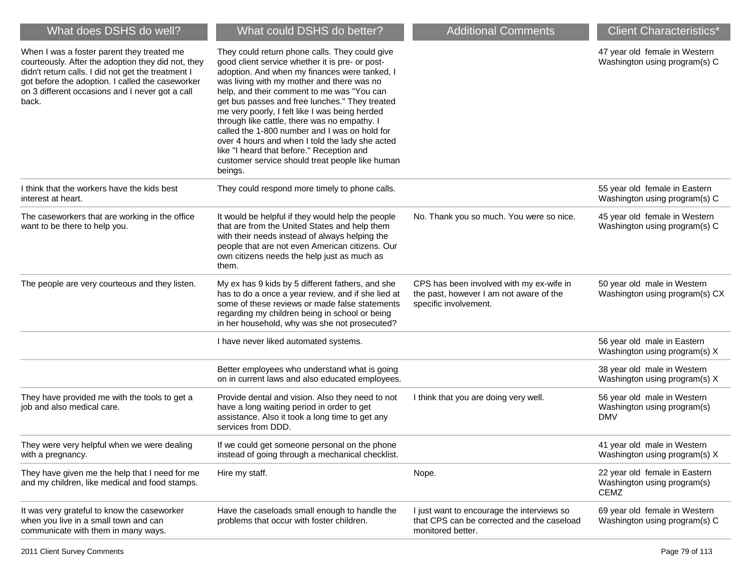| What does DSHS do well? | What could DSHS do better? | Additional Comments | Client Characteristics* |
|---|---|---|---|
| When I was a foster parent they treated me courteously. After the adoption they did not, they didn't return calls. I did not get the treatment I got before the adoption. I called the caseworker on 3 different occasions and I never got a call back. | They could return phone calls. They could give good client service whether it is pre- or post-adoption. And when my finances were tanked, I was living with my mother and there was no help, and their comment to me was "You can get bus passes and free lunches." They treated me very poorly, I felt like I was being herded through like cattle, there was no empathy. I called the 1-800 number and I was on hold for over 4 hours and when I told the lady she acted like "I heard that before." Reception and customer service should treat people like human beings. | | 47 year old female in Western Washington using program(s) C |
| I think that the workers have the kids best interest at heart. | They could respond more timely to phone calls. | | 55 year old female in Eastern Washington using program(s) C |
| The caseworkers that are working in the office want to be there to help you. | It would be helpful if they would help the people that are from the United States and help them with their needs instead of always helping the people that are not even American citizens. Our own citizens needs the help just as much as them. | No. Thank you so much. You were so nice. | 45 year old female in Western Washington using program(s) C |
| The people are very courteous and they listen. | My ex has 9 kids by 5 different fathers, and she has to do a once a year review, and if she lied at some of these reviews or made false statements regarding my children being in school or being in her household, why was she not prosecuted? | CPS has been involved with my ex-wife in the past, however I am not aware of the specific involvement. | 50 year old male in Western Washington using program(s) CX |
| | I have never liked automated systems. | | 56 year old male in Eastern Washington using program(s) X |
| | Better employees who understand what is going on in current laws and also educated employees. | | 38 year old male in Western Washington using program(s) X |
| They have provided me with the tools to get a job and also medical care. | Provide dental and vision. Also they need to not have a long waiting period in order to get assistance. Also it took a long time to get any services from DDD. | I think that you are doing very well. | 56 year old male in Western Washington using program(s) DMV |
| They were very helpful when we were dealing with a pregnancy. | If we could get someone personal on the phone instead of going through a mechanical checklist. | | 41 year old male in Western Washington using program(s) X |
| They have given me the help that I need for me and my children, like medical and food stamps. | Hire my staff. | Nope. | 22 year old female in Eastern Washington using program(s) CEMZ |
| It was very grateful to know the caseworker when you live in a small town and can communicate with them in many ways. | Have the caseloads small enough to handle the problems that occur with foster children. | I just want to encourage the interviews so that CPS can be corrected and the caseload monitored better. | 69 year old female in Western Washington using program(s) C |

2011 Client Survey Comments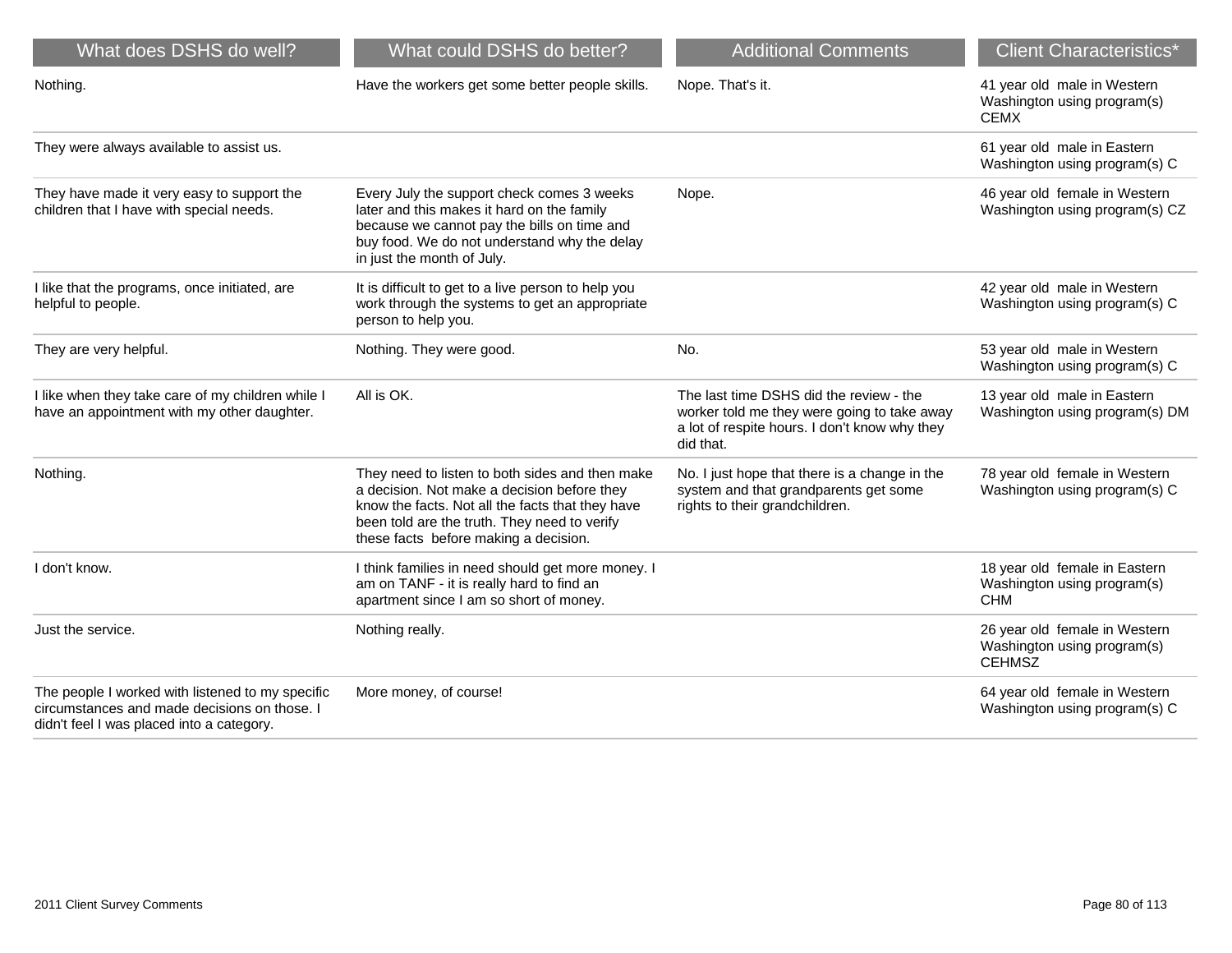| What does DSHS do well? | What could DSHS do better? | Additional Comments | Client Characteristics* |
| --- | --- | --- | --- |
| Nothing. | Have the workers get some better people skills. | Nope. That's it. | 41 year old male in Western Washington using program(s) CEMX |
| They were always available to assist us. | | | 61 year old male in Eastern Washington using program(s) C |
| They have made it very easy to support the children that I have with special needs. | Every July the support check comes 3 weeks later and this makes it hard on the family because we cannot pay the bills on time and buy food. We do not understand why the delay in just the month of July. | Nope. | 46 year old female in Western Washington using program(s) CZ |
| I like that the programs, once initiated, are helpful to people. | It is difficult to get to a live person to help you work through the systems to get an appropriate person to help you. | | 42 year old male in Western Washington using program(s) C |
| They are very helpful. | Nothing. They were good. | No. | 53 year old male in Western Washington using program(s) C |
| I like when they take care of my children while I have an appointment with my other daughter. | All is OK. | The last time DSHS did the review - the worker told me they were going to take away a lot of respite hours. I don't know why they did that. | 13 year old male in Eastern Washington using program(s) DM |
| Nothing. | They need to listen to both sides and then make a decision. Not make a decision before they know the facts. Not all the facts that they have been told are the truth. They need to verify these facts before making a decision. | No. I just hope that there is a change in the system and that grandparents get some rights to their grandchildren. | 78 year old female in Western Washington using program(s) C |
| I don't know. | I think families in need should get more money. I am on TANF - it is really hard to find an apartment since I am so short of money. | | 18 year old female in Eastern Washington using program(s) CHM |
| Just the service. | Nothing really. | | 26 year old female in Western Washington using program(s) CEHMSZ |
| The people I worked with listened to my specific circumstances and made decisions on those. I didn't feel I was placed into a category. | More money, of course! | | 64 year old female in Western Washington using program(s) C |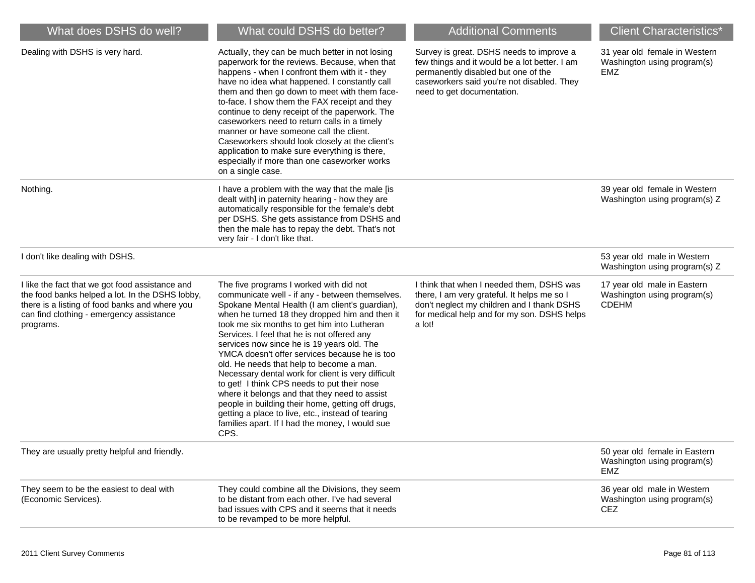| What does DSHS do well? | What could DSHS do better? | Additional Comments | Client Characteristics* |
| --- | --- | --- | --- |
| Dealing with DSHS is very hard. | Actually, they can be much better in not losing paperwork for the reviews. Because, when that happens - when I confront them with it - they have no idea what happened. I constantly call them and then go down to meet with them face-to-face. I show them the FAX receipt and they continue to deny receipt of the paperwork. The caseworkers need to return calls in a timely manner or have someone call the client. Caseworkers should look closely at the client's application to make sure everything is there, especially if more than one caseworker works on a single case. | Survey is great. DSHS needs to improve a few things and it would be a lot better. I am permanently disabled but one of the caseworkers said you're not disabled. They need to get documentation. | 31 year old female in Western Washington using program(s) EMZ |
| Nothing. | I have a problem with the way that the male [is dealt with] in paternity hearing - how they are automatically responsible for the female's debt per DSHS. She gets assistance from DSHS and then the male has to repay the debt. That's not very fair - I don't like that. | | 39 year old female in Western Washington using program(s) Z |
| I don't like dealing with DSHS. | | | 53 year old male in Western Washington using program(s) Z |
| I like the fact that we got food assistance and the food banks helped a lot. In the DSHS lobby, there is a listing of food banks and where you can find clothing - emergency assistance programs. | The five programs I worked with did not communicate well - if any - between themselves. Spokane Mental Health (I am client's guardian), when he turned 18 they dropped him and then it took me six months to get him into Lutheran Services. I feel that he is not offered any services now since he is 19 years old. The YMCA doesn't offer services because he is too old. He needs that help to become a man. Necessary dental work for client is very difficult to get! I think CPS needs to put their nose where it belongs and that they need to assist people in building their home, getting off drugs, getting a place to live, etc., instead of tearing families apart. If I had the money, I would sue CPS. | I think that when I needed them, DSHS was there, I am very grateful. It helps me so I don't neglect my children and I thank DSHS for medical help and for my son. DSHS helps a lot! | 17 year old male in Eastern Washington using program(s) CDEHM |
| They are usually pretty helpful and friendly. | | | 50 year old female in Eastern Washington using program(s) EMZ |
| They seem to be the easiest to deal with (Economic Services). | They could combine all the Divisions, they seem to be distant from each other. I've had several bad issues with CPS and it seems that it needs to be revamped to be more helpful. | | 36 year old male in Western Washington using program(s) CEZ |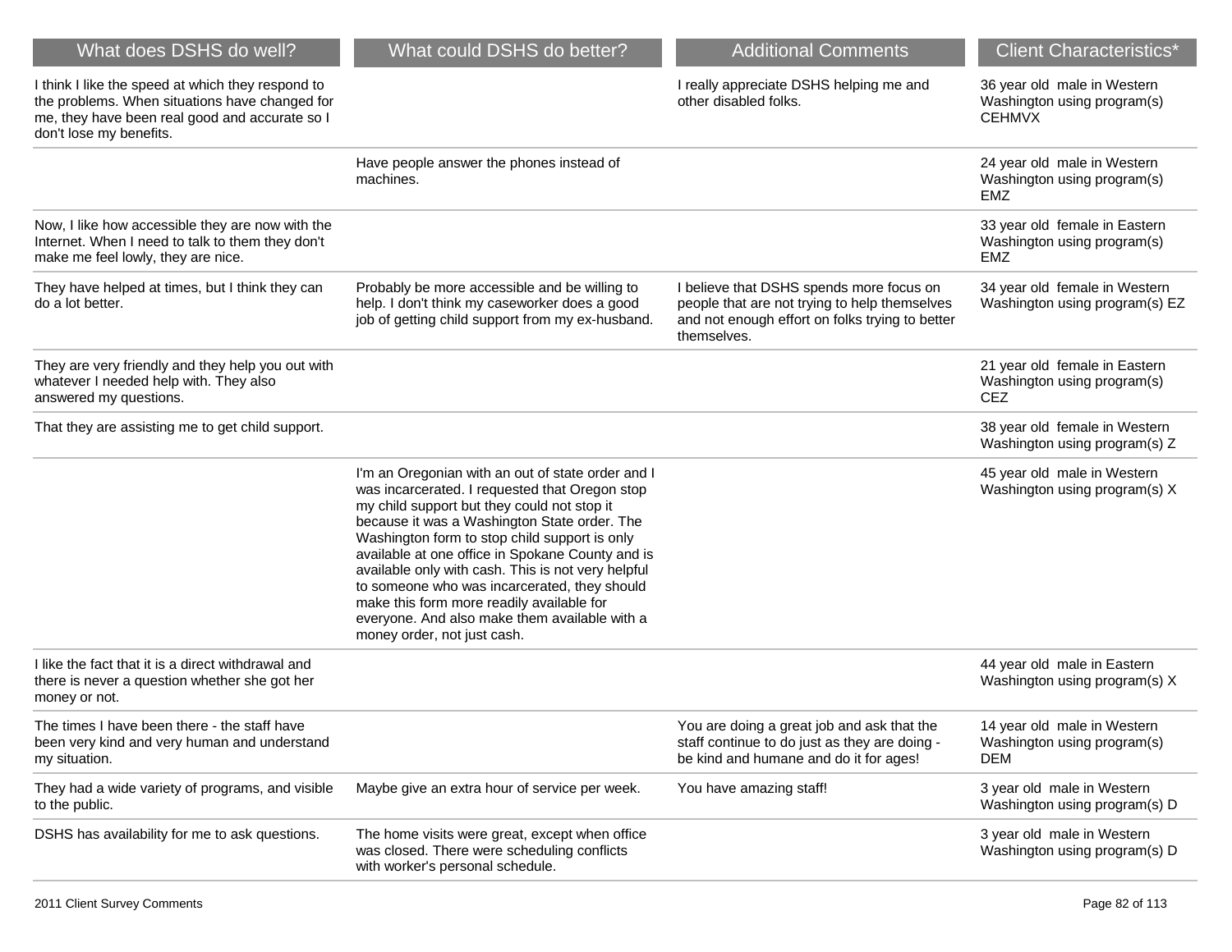| What does DSHS do well? | What could DSHS do better? | Additional Comments | Client Characteristics* |
|---|---|---|---|
| I think I like the speed at which they respond to the problems. When situations have changed for me, they have been real good and accurate so I don't lose my benefits. | | I really appreciate DSHS helping me and other disabled folks. | 36 year old male in Western Washington using program(s) CEHMVX |
| | Have people answer the phones instead of machines. | | 24 year old male in Western Washington using program(s) EMZ |
| Now, I like how accessible they are now with the Internet. When I need to talk to them they don't make me feel lowly, they are nice. | | | 33 year old female in Eastern Washington using program(s) EMZ |
| They have helped at times, but I think they can do a lot better. | Probably be more accessible and be willing to help. I don't think my caseworker does a good job of getting child support from my ex-husband. | I believe that DSHS spends more focus on people that are not trying to help themselves and not enough effort on folks trying to better themselves. | 34 year old female in Western Washington using program(s) EZ |
| They are very friendly and they help you out with whatever I needed help with. They also answered my questions. | | | 21 year old female in Eastern Washington using program(s) CEZ |
| That they are assisting me to get child support. | | | 38 year old female in Western Washington using program(s) Z |
| | I'm an Oregonian with an out of state order and I was incarcerated. I requested that Oregon stop my child support but they could not stop it because it was a Washington State order. The Washington form to stop child support is only available at one office in Spokane County and is available only with cash. This is not very helpful to someone who was incarcerated, they should make this form more readily available for everyone. And also make them available with a money order, not just cash. | | 45 year old male in Western Washington using program(s) X |
| I like the fact that it is a direct withdrawal and there is never a question whether she got her money or not. | | | 44 year old male in Eastern Washington using program(s) X |
| The times I have been there - the staff have been very kind and very human and understand my situation. | | You are doing a great job and ask that the staff continue to do just as they are doing - be kind and humane and do it for ages! | 14 year old male in Western Washington using program(s) DEM |
| They had a wide variety of programs, and visible to the public. | Maybe give an extra hour of service per week. | You have amazing staff! | 3 year old male in Western Washington using program(s) D |
| DSHS has availability for me to ask questions. | The home visits were great, except when office was closed. There were scheduling conflicts with worker's personal schedule. | | 3 year old male in Western Washington using program(s) D |

2011 Client Survey Comments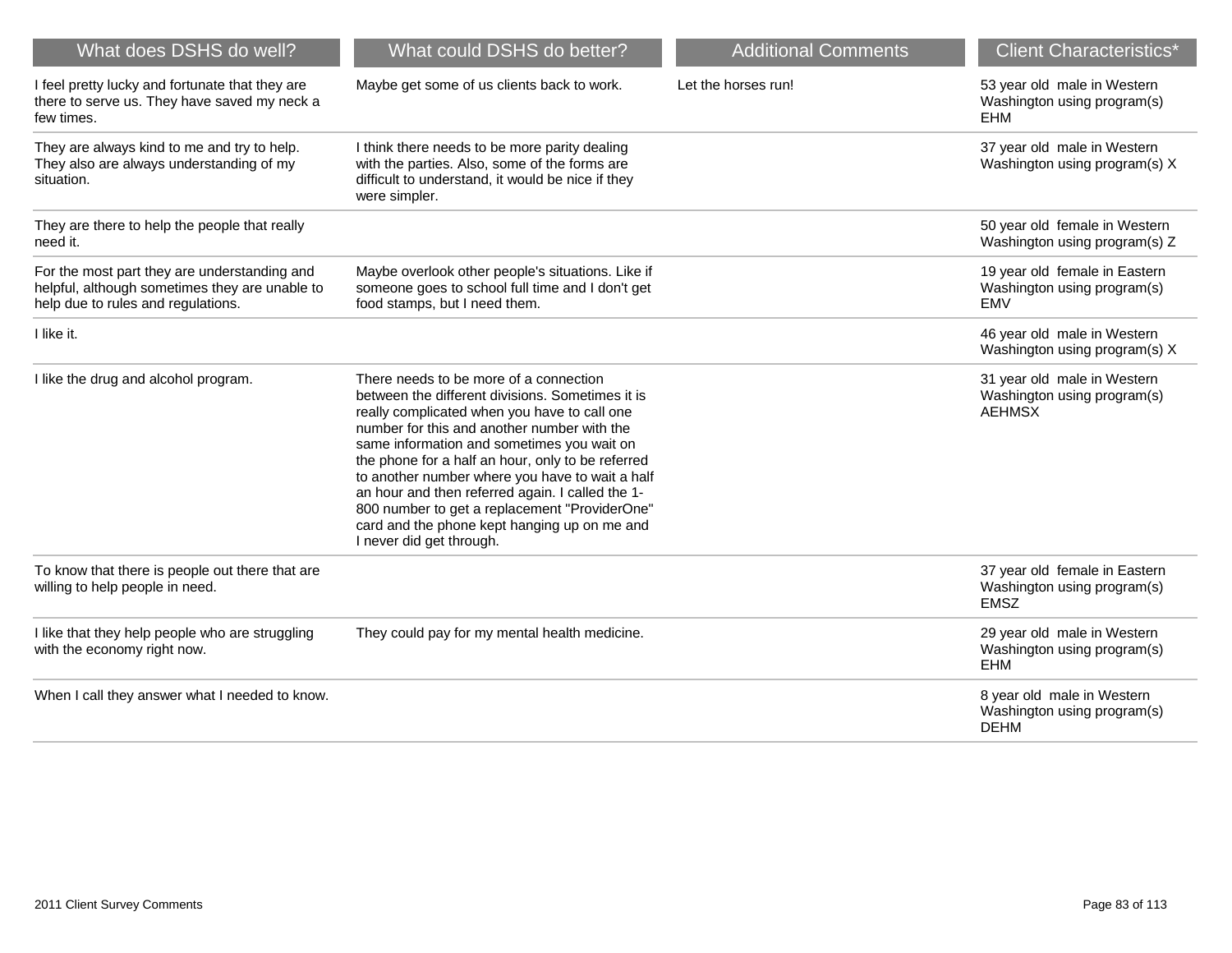| What does DSHS do well? | What could DSHS do better? | Additional Comments | Client Characteristics* |
|---|---|---|---|
| I feel pretty lucky and fortunate that they are there to serve us. They have saved my neck a few times. | Maybe get some of us clients back to work. | Let the horses run! | 53 year old male in Western Washington using program(s) EHM |
| They are always kind to me and try to help. They also are always understanding of my situation. | I think there needs to be more parity dealing with the parties. Also, some of the forms are difficult to understand, it would be nice if they were simpler. | | 37 year old male in Western Washington using program(s) X |
| They are there to help the people that really need it. | | | 50 year old female in Western Washington using program(s) Z |
| For the most part they are understanding and helpful, although sometimes they are unable to help due to rules and regulations. | Maybe overlook other people's situations. Like if someone goes to school full time and I don't get food stamps, but I need them. | | 19 year old female in Eastern Washington using program(s) EMV |
| I like it. | | | 46 year old male in Western Washington using program(s) X |
| I like the drug and alcohol program. | There needs to be more of a connection between the different divisions. Sometimes it is really complicated when you have to call one number for this and another number with the same information and sometimes you wait on the phone for a half an hour, only to be referred to another number where you have to wait a half an hour and then referred again. I called the 1-800 number to get a replacement "ProviderOne" card and the phone kept hanging up on me and I never did get through. | | 31 year old male in Western Washington using program(s) AEHMSX |
| To know that there is people out there that are willing to help people in need. | | | 37 year old female in Eastern Washington using program(s) EMSZ |
| I like that they help people who are struggling with the economy right now. | They could pay for my mental health medicine. | | 29 year old male in Western Washington using program(s) EHM |
| When I call they answer what I needed to know. | | | 8 year old male in Western Washington using program(s) DEHM |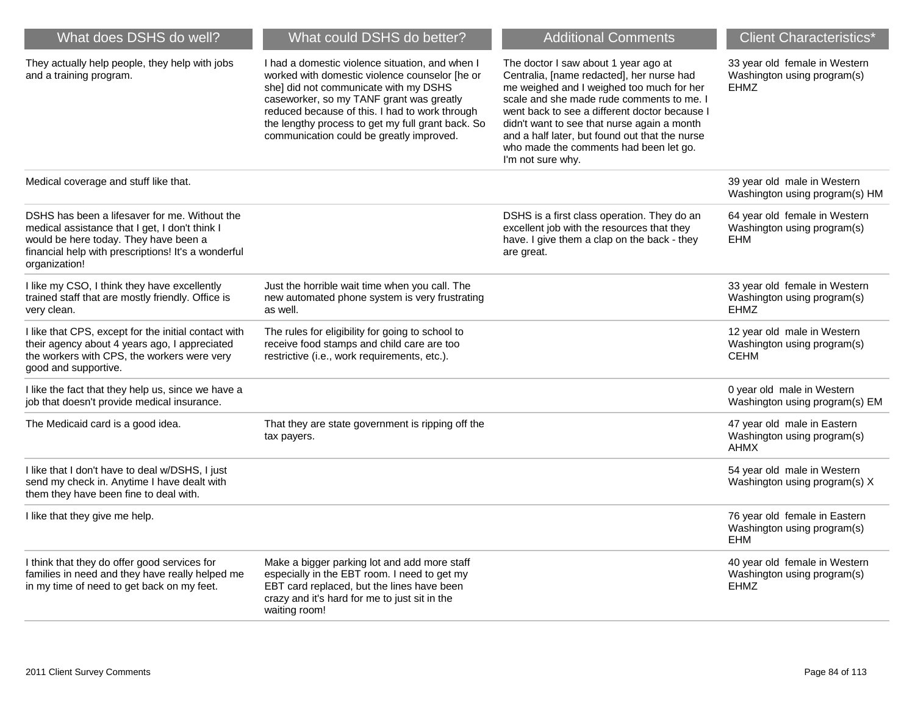| What does DSHS do well? | What could DSHS do better? | Additional Comments | Client Characteristics* |
| --- | --- | --- | --- |
| They actually help people, they help with jobs and a training program. | I had a domestic violence situation, and when I worked with domestic violence counselor [he or she] did not communicate with my DSHS caseworker, so my TANF grant was greatly reduced because of this. I had to work through the lengthy process to get my full grant back. So communication could be greatly improved. | The doctor I saw about 1 year ago at Centralia, [name redacted], her nurse had me weighed and I weighed too much for her scale and she made rude comments to me. I went back to see a different doctor because I didn't want to see that nurse again a month and a half later, but found out that the nurse who made the comments had been let go. I'm not sure why. | 33 year old female in Western Washington using program(s) EHMZ |
| Medical coverage and stuff like that. | | | 39 year old male in Western Washington using program(s) HM |
| DSHS has been a lifesaver for me. Without the medical assistance that I get, I don't think I would be here today. They have been a financial help with prescriptions! It's a wonderful organization! | | DSHS is a first class operation. They do an excellent job with the resources that they have. I give them a clap on the back - they are great. | 64 year old female in Western Washington using program(s) EHM |
| I like my CSO, I think they have excellently trained staff that are mostly friendly. Office is very clean. | Just the horrible wait time when you call. The new automated phone system is very frustrating as well. | | 33 year old female in Western Washington using program(s) EHMZ |
| I like that CPS, except for the initial contact with their agency about 4 years ago, I appreciated the workers with CPS, the workers were very good and supportive. | The rules for eligibility for going to school to receive food stamps and child care are too restrictive (i.e., work requirements, etc.). | | 12 year old male in Western Washington using program(s) CEHM |
| I like the fact that they help us, since we have a job that doesn't provide medical insurance. | | | 0 year old male in Western Washington using program(s) EM |
| The Medicaid card is a good idea. | That they are state government is ripping off the tax payers. | | 47 year old male in Eastern Washington using program(s) AHMX |
| I like that I don't have to deal w/DSHS, I just send my check in. Anytime I have dealt with them they have been fine to deal with. | | | 54 year old male in Western Washington using program(s) X |
| I like that they give me help. | | | 76 year old female in Eastern Washington using program(s) EHM |
| I think that they do offer good services for families in need and they have really helped me in my time of need to get back on my feet. | Make a bigger parking lot and add more staff especially in the EBT room. I need to get my EBT card replaced, but the lines have been crazy and it's hard for me to just sit in the waiting room! | | 40 year old female in Western Washington using program(s) EHMZ |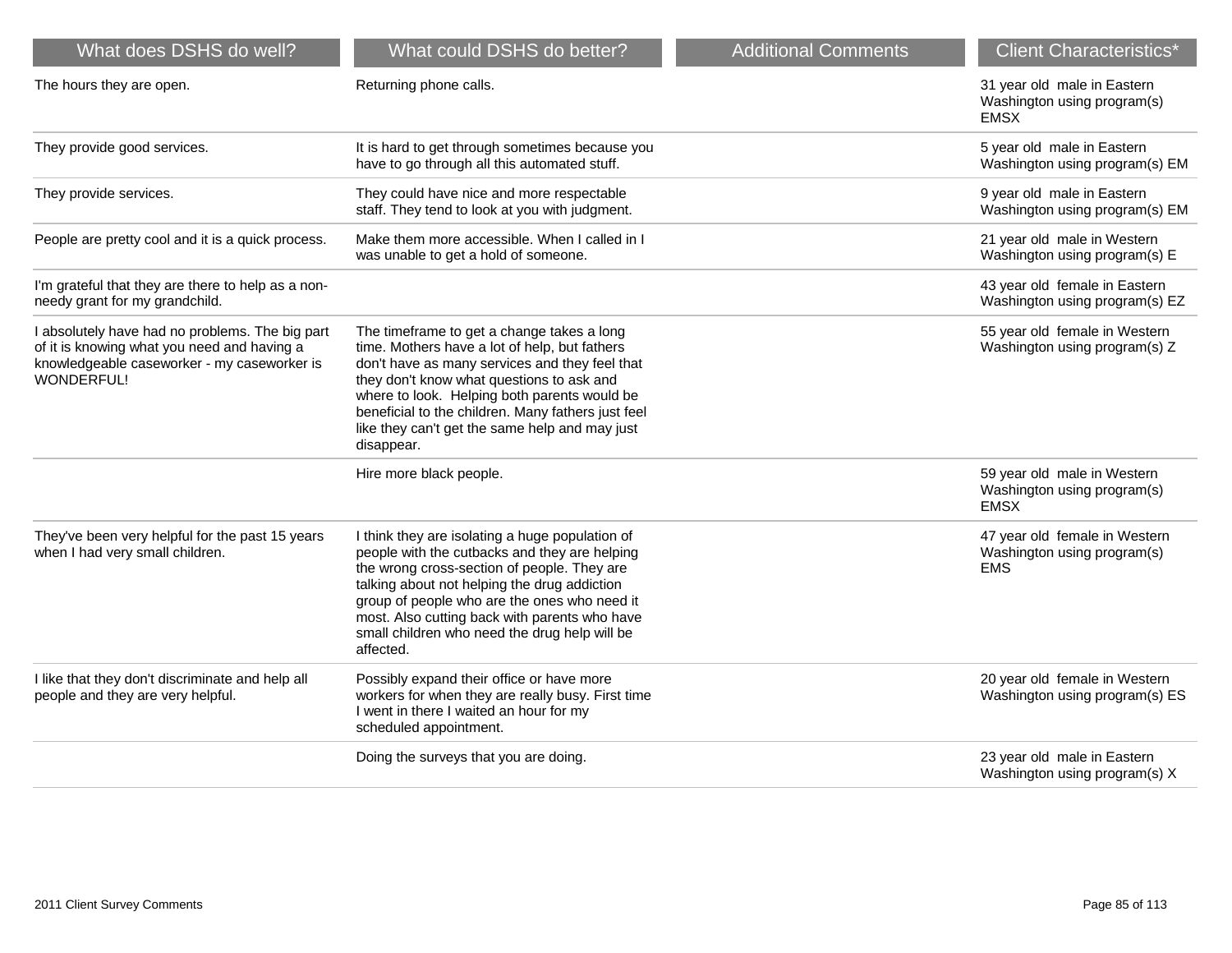| What does DSHS do well? | What could DSHS do better? | Additional Comments | Client Characteristics* |
| --- | --- | --- | --- |
| The hours they are open. | Returning phone calls. | | 31 year old male in Eastern Washington using program(s) EMSX |
| They provide good services. | It is hard to get through sometimes because you have to go through all this automated stuff. | | 5 year old male in Eastern Washington using program(s) EM |
| They provide services. | They could have nice and more respectable staff. They tend to look at you with judgment. | | 9 year old male in Eastern Washington using program(s) EM |
| People are pretty cool and it is a quick process. | Make them more accessible. When I called in I was unable to get a hold of someone. | | 21 year old male in Western Washington using program(s) E |
| I'm grateful that they are there to help as a non-needy grant for my grandchild. | | | 43 year old female in Eastern Washington using program(s) EZ |
| I absolutely have had no problems. The big part of it is knowing what you need and having a knowledgeable caseworker - my caseworker is WONDERFUL! | The timeframe to get a change takes a long time. Mothers have a lot of help, but fathers don't have as many services and they feel that they don't know what questions to ask and where to look. Helping both parents would be beneficial to the children. Many fathers just feel like they can't get the same help and may just disappear. | | 55 year old female in Western Washington using program(s) Z |
| | Hire more black people. | | 59 year old male in Western Washington using program(s) EMSX |
| They've been very helpful for the past 15 years when I had very small children. | I think they are isolating a huge population of people with the cutbacks and they are helping the wrong cross-section of people. They are talking about not helping the drug addiction group of people who are the ones who need it most. Also cutting back with parents who have small children who need the drug help will be affected. | | 47 year old female in Western Washington using program(s) EMS |
| I like that they don't discriminate and help all people and they are very helpful. | Possibly expand their office or have more workers for when they are really busy. First time I went in there I waited an hour for my scheduled appointment. | | 20 year old female in Western Washington using program(s) ES |
| | Doing the surveys that you are doing. | | 23 year old male in Eastern Washington using program(s) X |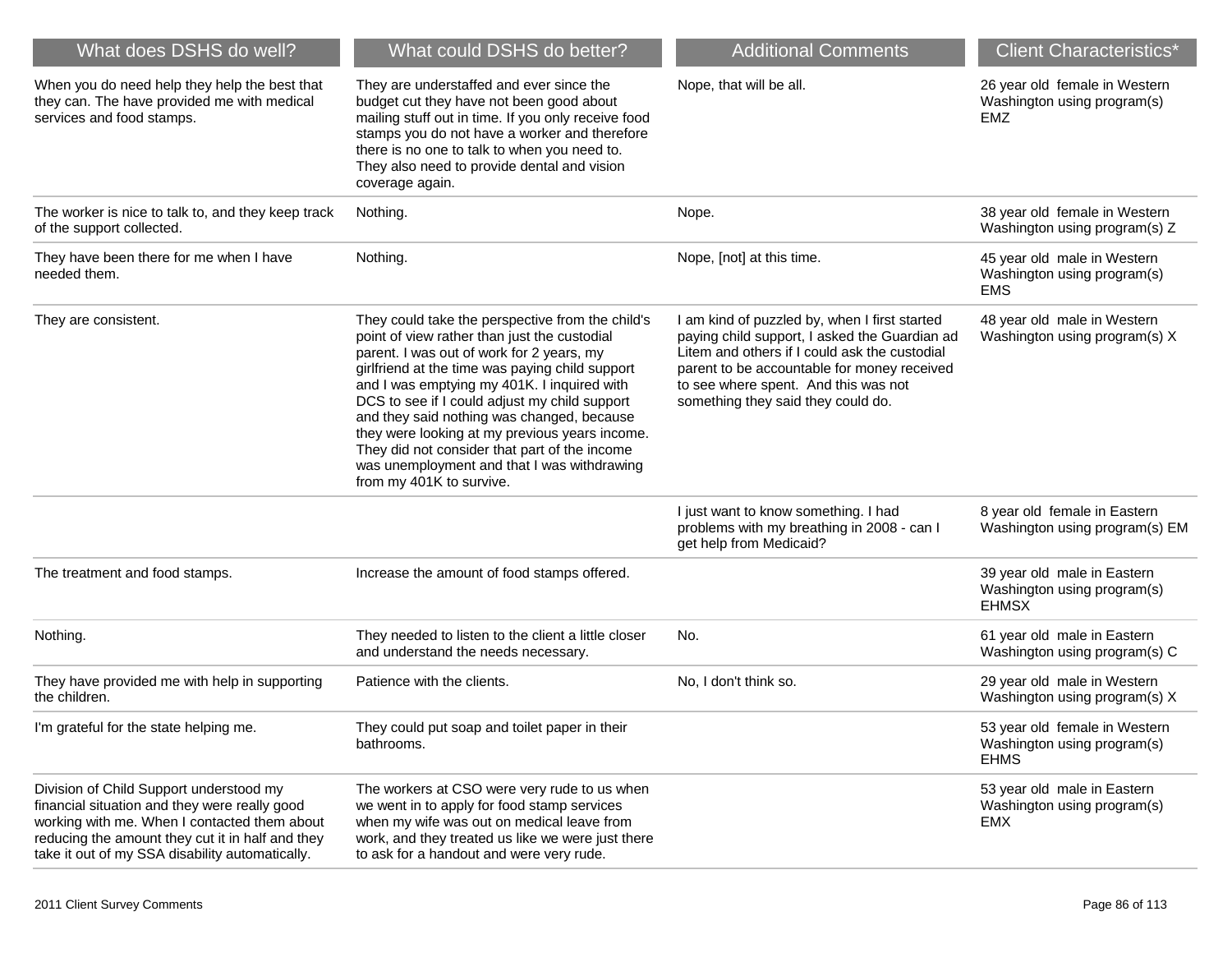| What does DSHS do well? | What could DSHS do better? | Additional Comments | Client Characteristics* |
|---|---|---|---|
| When you do need help they help the best that they can. The have provided me with medical services and food stamps. | They are understaffed and ever since the budget cut they have not been good about mailing stuff out in time. If you only receive food stamps you do not have a worker and therefore there is no one to talk to when you need to. They also need to provide dental and vision coverage again. | Nope, that will be all. | 26 year old female in Western Washington using program(s) EMZ |
| The worker is nice to talk to, and they keep track of the support collected. | Nothing. | Nope. | 38 year old female in Western Washington using program(s) Z |
| They have been there for me when I have needed them. | Nothing. | Nope, [not] at this time. | 45 year old male in Western Washington using program(s) EMS |
| They are consistent. | They could take the perspective from the child's point of view rather than just the custodial parent. I was out of work for 2 years, my girlfriend at the time was paying child support and I was emptying my 401K. I inquired with DCS to see if I could adjust my child support and they said nothing was changed, because they were looking at my previous years income. They did not consider that part of the income was unemployment and that I was withdrawing from my 401K to survive. | I am kind of puzzled by, when I first started paying child support, I asked the Guardian ad Litem and others if I could ask the custodial parent to be accountable for money received to see where spent. And this was not something they said they could do. | 48 year old male in Western Washington using program(s) X |
| | | I just want to know something. I had problems with my breathing in 2008 - can I get help from Medicaid? | 8 year old female in Eastern Washington using program(s) EM |
| The treatment and food stamps. | Increase the amount of food stamps offered. | | 39 year old male in Eastern Washington using program(s) EHMSX |
| Nothing. | They needed to listen to the client a little closer and understand the needs necessary. | No. | 61 year old male in Eastern Washington using program(s) C |
| They have provided me with help in supporting the children. | Patience with the clients. | No, I don't think so. | 29 year old male in Western Washington using program(s) X |
| I'm grateful for the state helping me. | They could put soap and toilet paper in their bathrooms. | | 53 year old female in Western Washington using program(s) EHMS |
| Division of Child Support understood my financial situation and they were really good working with me. When I contacted them about reducing the amount they cut it in half and they take it out of my SSA disability automatically. | The workers at CSO were very rude to us when we went in to apply for food stamp services when my wife was out on medical leave from work, and they treated us like we were just there to ask for a handout and were very rude. | | 53 year old male in Eastern Washington using program(s) EMX |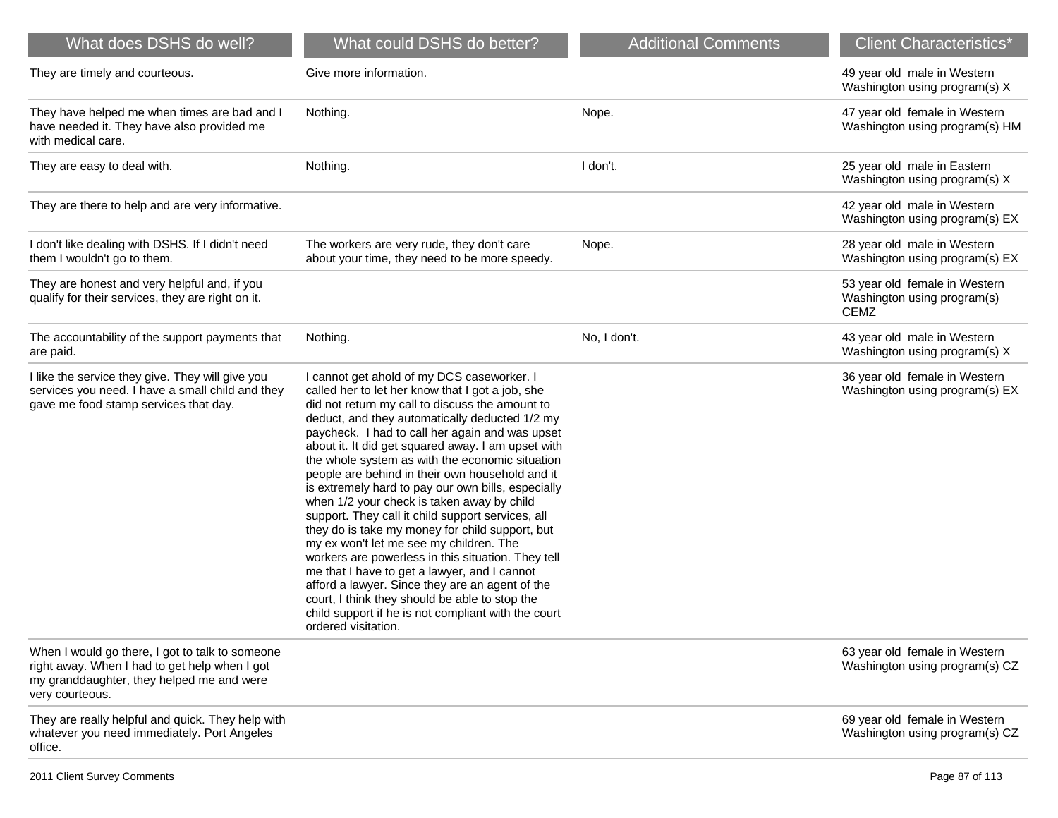| What does DSHS do well? | What could DSHS do better? | Additional Comments | Client Characteristics* |
|---|---|---|---|
| They are timely and courteous. | Give more information. | | 49 year old male in Western Washington using program(s) X |
| They have helped me when times are bad and I have needed it. They have also provided me with medical care. | Nothing. | Nope. | 47 year old female in Western Washington using program(s) HM |
| They are easy to deal with. | Nothing. | I don't. | 25 year old male in Eastern Washington using program(s) X |
| They are there to help and are very informative. | | | 42 year old male in Western Washington using program(s) EX |
| I don't like dealing with DSHS. If I didn't need them I wouldn't go to them. | The workers are very rude, they don't care about your time, they need to be more speedy. | Nope. | 28 year old male in Western Washington using program(s) EX |
| They are honest and very helpful and, if you qualify for their services, they are right on it. | | | 53 year old female in Western Washington using program(s) CEMZ |
| The accountability of the support payments that are paid. | Nothing. | No, I don't. | 43 year old male in Western Washington using program(s) X |
| I like the service they give. They will give you services you need. I have a small child and they gave me food stamp services that day. | I cannot get ahold of my DCS caseworker. I called her to let her know that I got a job, she did not return my call to discuss the amount to deduct, and they automatically deducted 1/2 my paycheck. I had to call her again and was upset about it. It did get squared away. I am upset with the whole system as with the economic situation people are behind in their own household and it is extremely hard to pay our own bills, especially when 1/2 your check is taken away by child support. They call it child support services, all they do is take my money for child support, but my ex won't let me see my children. The workers are powerless in this situation. They tell me that I have to get a lawyer, and I cannot afford a lawyer. Since they are an agent of the court, I think they should be able to stop the child support if he is not compliant with the court ordered visitation. | | 36 year old female in Western Washington using program(s) EX |
| When I would go there, I got to talk to someone right away. When I had to get help when I got my granddaughter, they helped me and were very courteous. | | | 63 year old female in Western Washington using program(s) CZ |
| They are really helpful and quick. They help with whatever you need immediately. Port Angeles office. | | | 69 year old female in Western Washington using program(s) CZ |

2011 Client Survey Comments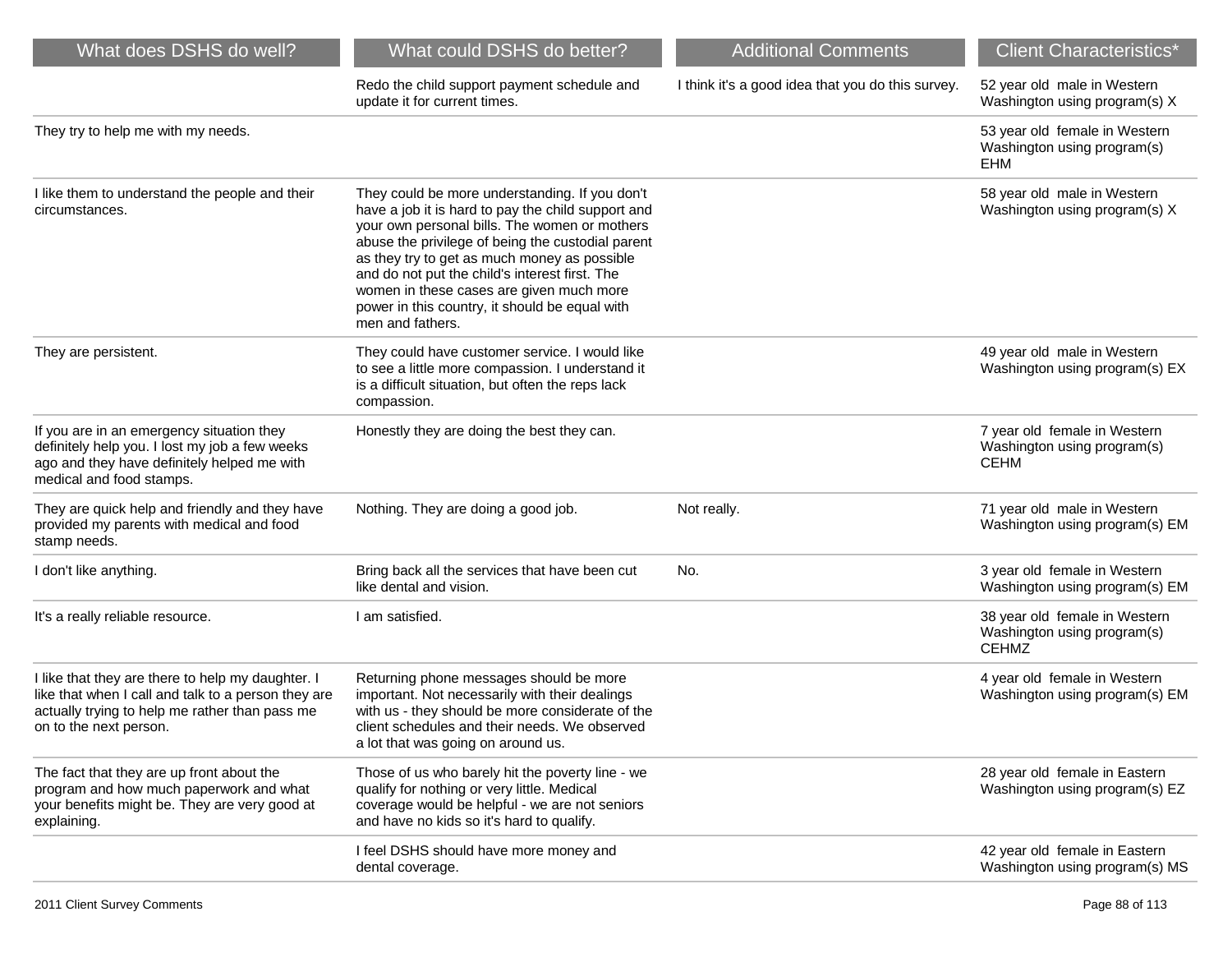| What does DSHS do well? | What could DSHS do better? | Additional Comments | Client Characteristics* |
|---|---|---|---|
| | Redo the child support payment schedule and update it for current times. | I think it's a good idea that you do this survey. | 52 year old male in Western Washington using program(s) X |
| They try to help me with my needs. | | | 53 year old female in Western Washington using program(s) EHM |
| I like them to understand the people and their circumstances. | They could be more understanding. If you don't have a job it is hard to pay the child support and your own personal bills. The women or mothers abuse the privilege of being the custodial parent as they try to get as much money as possible and do not put the child's interest first. The women in these cases are given much more power in this country, it should be equal with men and fathers. | | 58 year old male in Western Washington using program(s) X |
| They are persistent. | They could have customer service. I would like to see a little more compassion. I understand it is a difficult situation, but often the reps lack compassion. | | 49 year old male in Western Washington using program(s) EX |
| If you are in an emergency situation they definitely help you. I lost my job a few weeks ago and they have definitely helped me with medical and food stamps. | Honestly they are doing the best they can. | | 7 year old female in Western Washington using program(s) CEHM |
| They are quick help and friendly and they have provided my parents with medical and food stamp needs. | Nothing. They are doing a good job. | Not really. | 71 year old male in Western Washington using program(s) EM |
| I don't like anything. | Bring back all the services that have been cut like dental and vision. | No. | 3 year old female in Western Washington using program(s) EM |
| It's a really reliable resource. | I am satisfied. | | 38 year old female in Western Washington using program(s) CEHMZ |
| I like that they are there to help my daughter. I like that when I call and talk to a person they are actually trying to help me rather than pass me on to the next person. | Returning phone messages should be more important. Not necessarily with their dealings with us - they should be more considerate of the client schedules and their needs. We observed a lot that was going on around us. | | 4 year old female in Western Washington using program(s) EM |
| The fact that they are up front about the program and how much paperwork and what your benefits might be. They are very good at explaining. | Those of us who barely hit the poverty line - we qualify for nothing or very little. Medical coverage would be helpful - we are not seniors and have no kids so it's hard to qualify. | | 28 year old female in Eastern Washington using program(s) EZ |
| | I feel DSHS should have more money and dental coverage. | | 42 year old female in Eastern Washington using program(s) MS |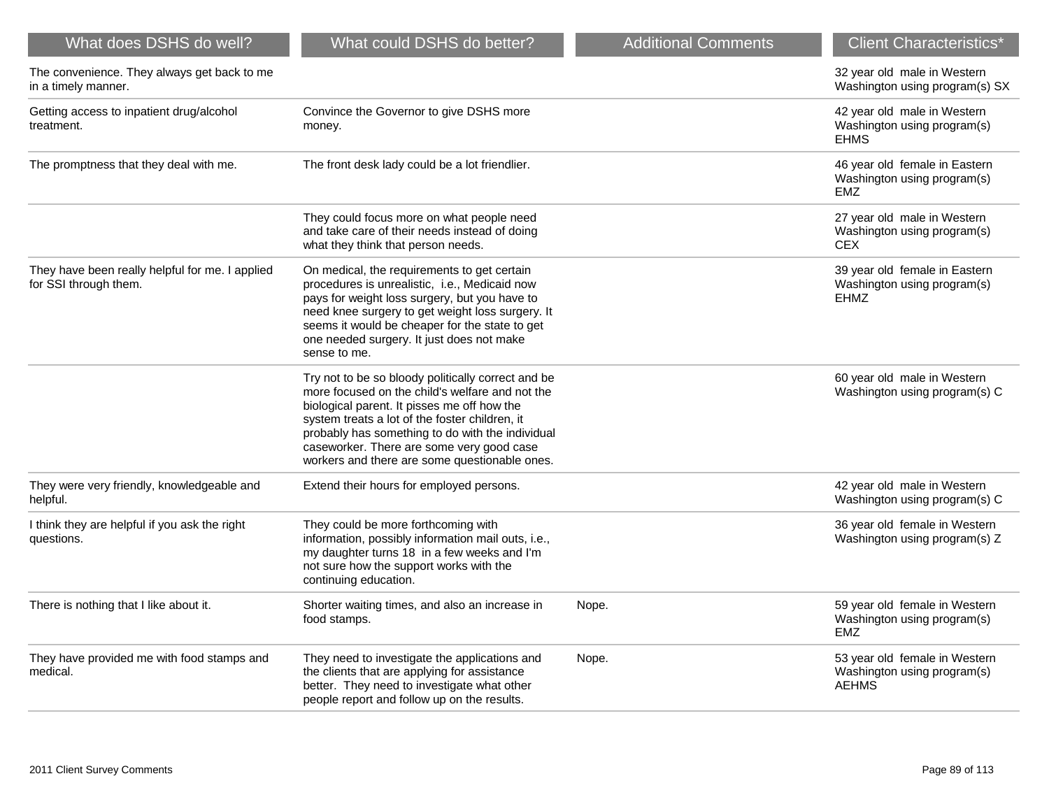| What does DSHS do well? | What could DSHS do better? | Additional Comments | Client Characteristics* |
|---|---|---|---|
| The convenience. They always get back to me in a timely manner. | | | 32 year old male in Western Washington using program(s) SX |
| Getting access to inpatient drug/alcohol treatment. | Convince the Governor to give DSHS more money. | | 42 year old male in Western Washington using program(s) EHMS |
| The promptness that they deal with me. | The front desk lady could be a lot friendlier. | | 46 year old female in Eastern Washington using program(s) EMZ |
| | They could focus more on what people need and take care of their needs instead of doing what they think that person needs. | | 27 year old male in Western Washington using program(s) CEX |
| They have been really helpful for me. I applied for SSI through them. | On medical, the requirements to get certain procedures is unrealistic, i.e., Medicaid now pays for weight loss surgery, but you have to need knee surgery to get weight loss surgery. It seems it would be cheaper for the state to get one needed surgery. It just does not make sense to me. | | 39 year old female in Eastern Washington using program(s) EHMZ |
| | Try not to be so bloody politically correct and be more focused on the child's welfare and not the biological parent. It pisses me off how the system treats a lot of the foster children, it probably has something to do with the individual caseworker. There are some very good case workers and there are some questionable ones. | | 60 year old male in Western Washington using program(s) C |
| They were very friendly, knowledgeable and helpful. | Extend their hours for employed persons. | | 42 year old male in Western Washington using program(s) C |
| I think they are helpful if you ask the right questions. | They could be more forthcoming with information, possibly information mail outs, i.e., my daughter turns 18 in a few weeks and I'm not sure how the support works with the continuing education. | | 36 year old female in Western Washington using program(s) Z |
| There is nothing that I like about it. | Shorter waiting times, and also an increase in food stamps. | Nope. | 59 year old female in Western Washington using program(s) EMZ |
| They have provided me with food stamps and medical. | They need to investigate the applications and the clients that are applying for assistance better. They need to investigate what other people report and follow up on the results. | Nope. | 53 year old female in Western Washington using program(s) AEHMS |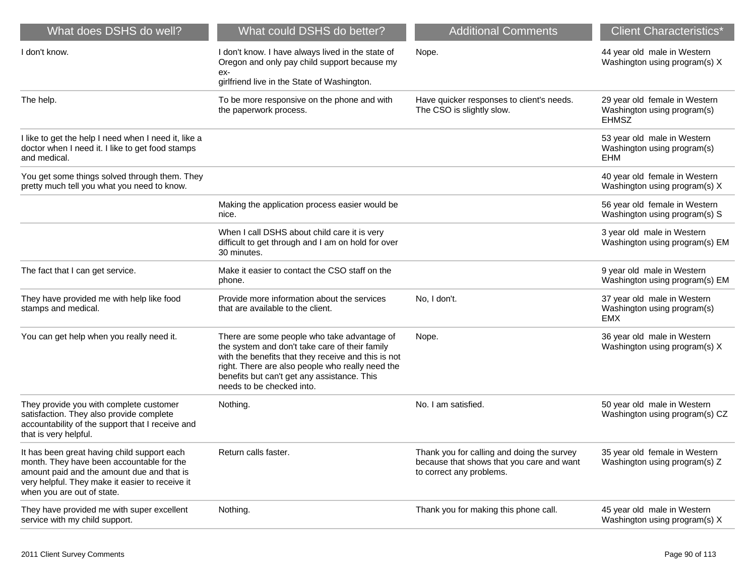| What does DSHS do well? | What could DSHS do better? | Additional Comments | Client Characteristics* |
| --- | --- | --- | --- |
| I don't know. | I don't know. I have always lived in the state of Oregon and only pay child support because my ex-girlfriend live in the State of Washington. | Nope. | 44 year old male in Western Washington using program(s) X |
| The help. | To be more responsive on the phone and with the paperwork process. | Have quicker responses to client's needs. The CSO is slightly slow. | 29 year old female in Western Washington using program(s) EHMSZ |
| I like to get the help I need when I need it, like a doctor when I need it. I like to get food stamps and medical. | | | 53 year old male in Western Washington using program(s) EHM |
| You get some things solved through them. They pretty much tell you what you need to know. | | | 40 year old female in Western Washington using program(s) X |
| | Making the application process easier would be nice. | | 56 year old female in Western Washington using program(s) S |
| | When I call DSHS about child care it is very difficult to get through and I am on hold for over 30 minutes. | | 3 year old male in Western Washington using program(s) EM |
| The fact that I can get service. | Make it easier to contact the CSO staff on the phone. | | 9 year old male in Western Washington using program(s) EM |
| They have provided me with help like food stamps and medical. | Provide more information about the services that are available to the client. | No, I don't. | 37 year old male in Western Washington using program(s) EMX |
| You can get help when you really need it. | There are some people who take advantage of the system and don't take care of their family with the benefits that they receive and this is not right. There are also people who really need the benefits but can't get any assistance. This needs to be checked into. | Nope. | 36 year old male in Western Washington using program(s) X |
| They provide you with complete customer satisfaction. They also provide complete accountability of the support that I receive and that is very helpful. | Nothing. | No. I am satisfied. | 50 year old male in Western Washington using program(s) CZ |
| It has been great having child support each month. They have been accountable for the amount paid and the amount due and that is very helpful. They make it easier to receive it when you are out of state. | Return calls faster. | Thank you for calling and doing the survey because that shows that you care and want to correct any problems. | 35 year old female in Western Washington using program(s) Z |
| They have provided me with super excellent service with my child support. | Nothing. | Thank you for making this phone call. | 45 year old male in Western Washington using program(s) X |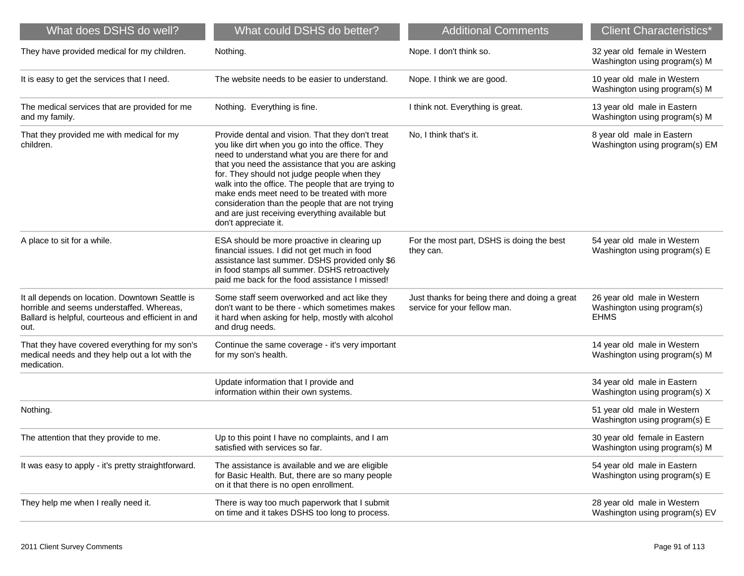| What does DSHS do well? | What could DSHS do better? | Additional Comments | Client Characteristics* |
|---|---|---|---|
| They have provided medical for my children. | Nothing. | Nope. I don't think so. | 32 year old female in Western Washington using program(s) M |
| It is easy to get the services that I need. | The website needs to be easier to understand. | Nope. I think we are good. | 10 year old male in Western Washington using program(s) M |
| The medical services that are provided for me and my family. | Nothing. Everything is fine. | I think not. Everything is great. | 13 year old male in Eastern Washington using program(s) M |
| That they provided me with medical for my children. | Provide dental and vision. That they don't treat you like dirt when you go into the office. They need to understand what you are there for and that you need the assistance that you are asking for. They should not judge people when they walk into the office. The people that are trying to make ends meet need to be treated with more consideration than the people that are not trying and are just receiving everything available but don't appreciate it. | No, I think that's it. | 8 year old male in Eastern Washington using program(s) EM |
| A place to sit for a while. | ESA should be more proactive in clearing up financial issues. I did not get much in food assistance last summer. DSHS provided only $6 in food stamps all summer. DSHS retroactively paid me back for the food assistance I missed! | For the most part, DSHS is doing the best they can. | 54 year old male in Western Washington using program(s) E |
| It all depends on location. Downtown Seattle is horrible and seems understaffed. Whereas, Ballard is helpful, courteous and efficient in and out. | Some staff seem overworked and act like they don't want to be there - which sometimes makes it hard when asking for help, mostly with alcohol and drug needs. | Just thanks for being there and doing a great service for your fellow man. | 26 year old male in Western Washington using program(s) EHMS |
| That they have covered everything for my son's medical needs and they help out a lot with the medication. | Continue the same coverage - it's very important for my son's health. | | 14 year old male in Western Washington using program(s) M |
| | Update information that I provide and information within their own systems. | | 34 year old male in Eastern Washington using program(s) X |
| Nothing. | | | 51 year old male in Western Washington using program(s) E |
| The attention that they provide to me. | Up to this point I have no complaints, and I am satisfied with services so far. | | 30 year old female in Eastern Washington using program(s) M |
| It was easy to apply - it's pretty straightforward. | The assistance is available and we are eligible for Basic Health. But, there are so many people on it that there is no open enrollment. | | 54 year old male in Eastern Washington using program(s) E |
| They help me when I really need it. | There is way too much paperwork that I submit on time and it takes DSHS too long to process. | | 28 year old male in Western Washington using program(s) EV |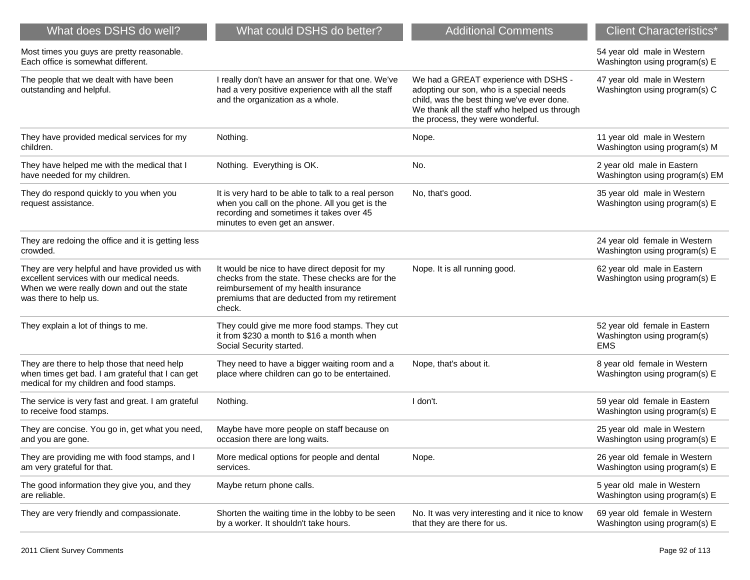| What does DSHS do well? | What could DSHS do better? | Additional Comments | Client Characteristics* |
| --- | --- | --- | --- |
| Most times you guys are pretty reasonable. Each office is somewhat different. | | | 54 year old male in Western Washington using program(s) E |
| The people that we dealt with have been outstanding and helpful. | I really don't have an answer for that one. We've had a very positive experience with all the staff and the organization as a whole. | We had a GREAT experience with DSHS - adopting our son, who is a special needs child, was the best thing we've ever done. We thank all the staff who helped us through the process, they were wonderful. | 47 year old male in Western Washington using program(s) C |
| They have provided medical services for my children. | Nothing. | Nope. | 11 year old male in Western Washington using program(s) M |
| They have helped me with the medical that I have needed for my children. | Nothing. Everything is OK. | No. | 2 year old male in Eastern Washington using program(s) EM |
| They do respond quickly to you when you request assistance. | It is very hard to be able to talk to a real person when you call on the phone. All you get is the recording and sometimes it takes over 45 minutes to even get an answer. | No, that's good. | 35 year old male in Western Washington using program(s) E |
| They are redoing the office and it is getting less crowded. | | | 24 year old female in Western Washington using program(s) E |
| They are very helpful and have provided us with excellent services with our medical needs. When we were really down and out the state was there to help us. | It would be nice to have direct deposit for my checks from the state. These checks are for the reimbursement of my health insurance premiums that are deducted from my retirement check. | Nope. It is all running good. | 62 year old male in Eastern Washington using program(s) E |
| They explain a lot of things to me. | They could give me more food stamps. They cut it from $230 a month to $16 a month when Social Security started. | | 52 year old female in Eastern Washington using program(s) EMS |
| They are there to help those that need help when times get bad. I am grateful that I can get medical for my children and food stamps. | They need to have a bigger waiting room and a place where children can go to be entertained. | Nope, that's about it. | 8 year old female in Western Washington using program(s) E |
| The service is very fast and great. I am grateful to receive food stamps. | Nothing. | I don't. | 59 year old female in Eastern Washington using program(s) E |
| They are concise. You go in, get what you need, and you are gone. | Maybe have more people on staff because on occasion there are long waits. | | 25 year old male in Western Washington using program(s) E |
| They are providing me with food stamps, and I am very grateful for that. | More medical options for people and dental services. | Nope. | 26 year old female in Western Washington using program(s) E |
| The good information they give you, and they are reliable. | Maybe return phone calls. | | 5 year old male in Western Washington using program(s) E |
| They are very friendly and compassionate. | Shorten the waiting time in the lobby to be seen by a worker. It shouldn't take hours. | No. It was very interesting and it nice to know that they are there for us. | 69 year old female in Western Washington using program(s) E |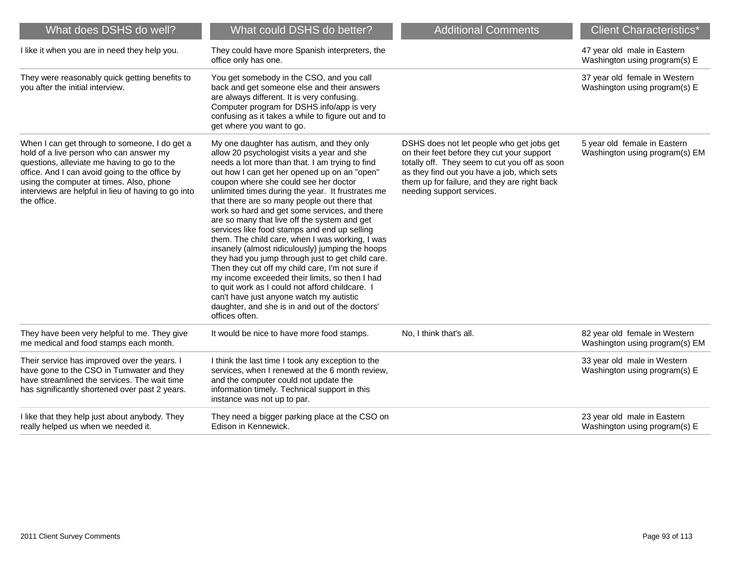| What does DSHS do well? | What could DSHS do better? | Additional Comments | Client Characteristics* |
|---|---|---|---|
| I like it when you are in need they help you. | They could have more Spanish interpreters, the office only has one. | | 47 year old male in Eastern Washington using program(s) E |
| They were reasonably quick getting benefits to you after the initial interview. | You get somebody in the CSO, and you call back and get someone else and their answers are always different. It is very confusing. Computer program for DSHS info/app is very confusing as it takes a while to figure out and to get where you want to go. | | 37 year old female in Western Washington using program(s) E |
| When I can get through to someone, I do get a hold of a live person who can answer my questions, alleviate me having to go to the office. And I can avoid going to the office by using the computer at times. Also, phone interviews are helpful in lieu of having to go into the office. | My one daughter has autism, and they only allow 20 psychologist visits a year and she needs a lot more than that. I am trying to find out how I can get her opened up on an "open" coupon where she could see her doctor unlimited times during the year. It frustrates me that there are so many people out there that work so hard and get some services, and there are so many that live off the system and get services like food stamps and end up selling them. The child care, when I was working, I was insanely (almost ridiculously) jumping the hoops they had you jump through just to get child care. Then they cut off my child care, I'm not sure if my income exceeded their limits, so then I had to quit work as I could not afford childcare. I can't have just anyone watch my autistic daughter, and she is in and out of the doctors' offices often. | DSHS does not let people who get jobs get on their feet before they cut your support totally off. They seem to cut you off as soon as they find out you have a job, which sets them up for failure, and they are right back needing support services. | 5 year old female in Eastern Washington using program(s) EM |
| They have been very helpful to me. They give me medical and food stamps each month. | It would be nice to have more food stamps. | No, I think that's all. | 82 year old female in Western Washington using program(s) EM |
| Their service has improved over the years. I have gone to the CSO in Tumwater and they have streamlined the services. The wait time has significantly shortened over past 2 years. | I think the last time I took any exception to the services, when I renewed at the 6 month review, and the computer could not update the information timely. Technical support in this instance was not up to par. | | 33 year old male in Western Washington using program(s) E |
| I like that they help just about anybody. They really helped us when we needed it. | They need a bigger parking place at the CSO on Edison in Kennewick. | | 23 year old male in Eastern Washington using program(s) E |

2011 Client Survey Comments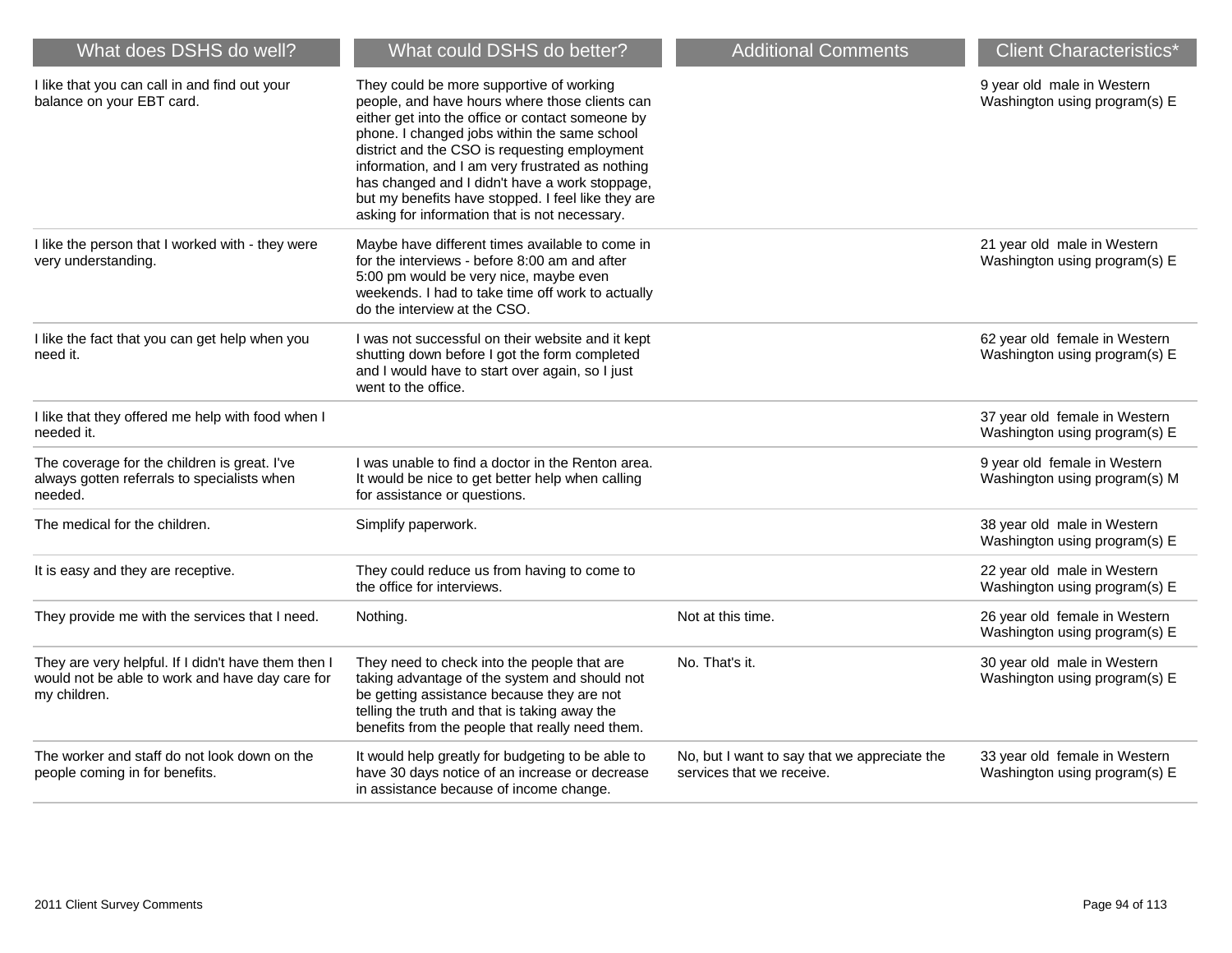| What does DSHS do well? | What could DSHS do better? | Additional Comments | Client Characteristics* |
|---|---|---|---|
| I like that you can call in and find out your balance on your EBT card. | They could be more supportive of working people, and have hours where those clients can either get into the office or contact someone by phone. I changed jobs within the same school district and the CSO is requesting employment information, and I am very frustrated as nothing has changed and I didn't have a work stoppage, but my benefits have stopped. I feel like they are asking for information that is not necessary. | | 9 year old male in Western Washington using program(s) E |
| I like the person that I worked with - they were very understanding. | Maybe have different times available to come in for the interviews - before 8:00 am and after 5:00 pm would be very nice, maybe even weekends. I had to take time off work to actually do the interview at the CSO. | | 21 year old male in Western Washington using program(s) E |
| I like the fact that you can get help when you need it. | I was not successful on their website and it kept shutting down before I got the form completed and I would have to start over again, so I just went to the office. | | 62 year old female in Western Washington using program(s) E |
| I like that they offered me help with food when I needed it. | | | 37 year old female in Western Washington using program(s) E |
| The coverage for the children is great. I've always gotten referrals to specialists when needed. | I was unable to find a doctor in the Renton area. It would be nice to get better help when calling for assistance or questions. | | 9 year old female in Western Washington using program(s) M |
| The medical for the children. | Simplify paperwork. | | 38 year old male in Western Washington using program(s) E |
| It is easy and they are receptive. | They could reduce us from having to come to the office for interviews. | | 22 year old male in Western Washington using program(s) E |
| They provide me with the services that I need. | Nothing. | Not at this time. | 26 year old female in Western Washington using program(s) E |
| They are very helpful. If I didn't have them then I would not be able to work and have day care for my children. | They need to check into the people that are taking advantage of the system and should not be getting assistance because they are not telling the truth and that is taking away the benefits from the people that really need them. | No. That's it. | 30 year old male in Western Washington using program(s) E |
| The worker and staff do not look down on the people coming in for benefits. | It would help greatly for budgeting to be able to have 30 days notice of an increase or decrease in assistance because of income change. | No, but I want to say that we appreciate the services that we receive. | 33 year old female in Western Washington using program(s) E |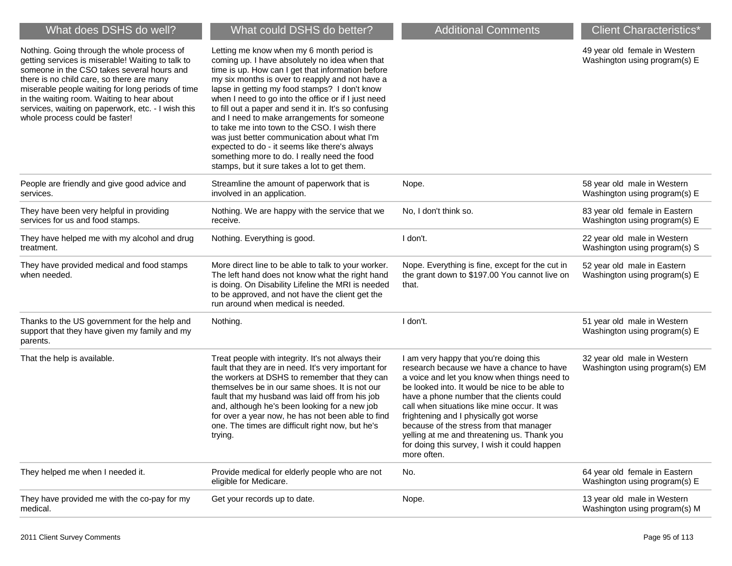| What does DSHS do well? | What could DSHS do better? | Additional Comments | Client Characteristics* |
|---|---|---|---|
| Nothing. Going through the whole process of getting services is miserable! Waiting to talk to someone in the CSO takes several hours and there is no child care, so there are many miserable people waiting for long periods of time in the waiting room. Waiting to hear about services, waiting on paperwork, etc. - I wish this whole process could be faster! | Letting me know when my 6 month period is coming up. I have absolutely no idea when that time is up. How can I get that information before my six months is over to reapply and not have a lapse in getting my food stamps? I don't know when I need to go into the office or if I just need to fill out a paper and send it in. It's so confusing and I need to make arrangements for someone to take me into town to the CSO. I wish there was just better communication about what I'm expected to do - it seems like there's always something more to do. I really need the food stamps, but it sure takes a lot to get them. | | 49 year old female in Western Washington using program(s) E |
| People are friendly and give good advice and services. | Streamline the amount of paperwork that is involved in an application. | Nope. | 58 year old male in Western Washington using program(s) E |
| They have been very helpful in providing services for us and food stamps. | Nothing. We are happy with the service that we receive. | No, I don't think so. | 83 year old female in Eastern Washington using program(s) E |
| They have helped me with my alcohol and drug treatment. | Nothing. Everything is good. | I don't. | 22 year old male in Western Washington using program(s) S |
| They have provided medical and food stamps when needed. | More direct line to be able to talk to your worker. The left hand does not know what the right hand is doing. On Disability Lifeline the MRI is needed to be approved, and not have the client get the run around when medical is needed. | Nope. Everything is fine, except for the cut in the grant down to $197.00 You cannot live on that. | 52 year old male in Eastern Washington using program(s) E |
| Thanks to the US government for the help and support that they have given my family and my parents. | Nothing. | I don't. | 51 year old male in Western Washington using program(s) E |
| That the help is available. | Treat people with integrity. It's not always their fault that they are in need. It's very important for the workers at DSHS to remember that they can themselves be in our same shoes. It is not our fault that my husband was laid off from his job and, although he's been looking for a new job for over a year now, he has not been able to find one. The times are difficult right now, but he's trying. | I am very happy that you're doing this research because we have a chance to have a voice and let you know when things need to be looked into. It would be nice to be able to have a phone number that the clients could call when situations like mine occur. It was frightening and I physically got worse because of the stress from that manager yelling at me and threatening us. Thank you for doing this survey, I wish it could happen more often. | 32 year old male in Western Washington using program(s) EM |
| They helped me when I needed it. | Provide medical for elderly people who are not eligible for Medicare. | No. | 64 year old female in Eastern Washington using program(s) E |
| They have provided me with the co-pay for my medical. | Get your records up to date. | Nope. | 13 year old male in Western Washington using program(s) M |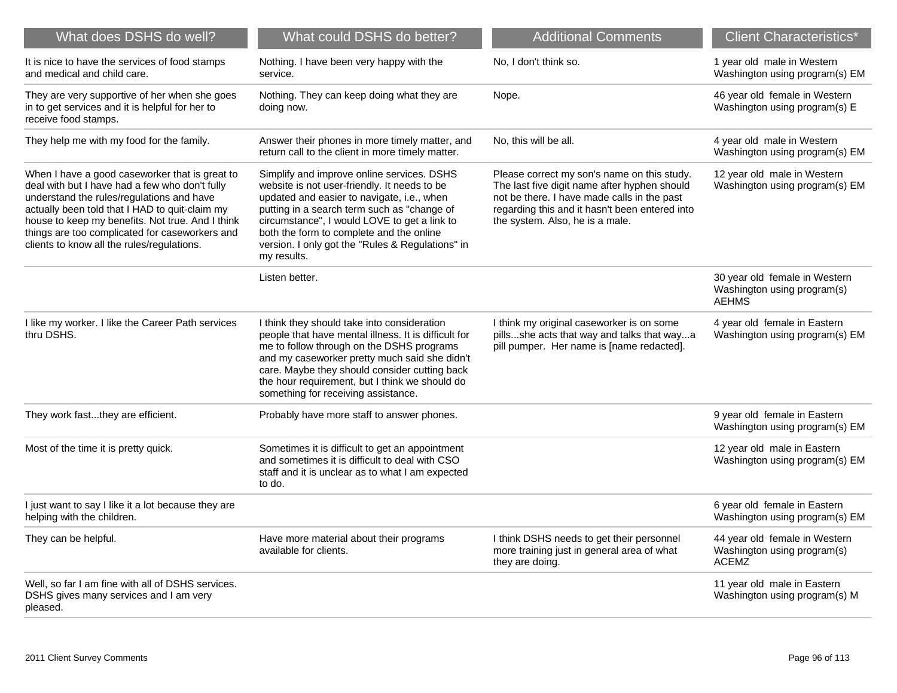| What does DSHS do well? | What could DSHS do better? | Additional Comments | Client Characteristics* |
|---|---|---|---|
| It is nice to have the services of food stamps and medical and child care. | Nothing. I have been very happy with the service. | No, I don't think so. | 1 year old male in Western Washington using program(s) EM |
| They are very supportive of her when she goes in to get services and it is helpful for her to receive food stamps. | Nothing. They can keep doing what they are doing now. | Nope. | 46 year old female in Western Washington using program(s) E |
| They help me with my food for the family. | Answer their phones in more timely matter, and return call to the client in more timely matter. | No, this will be all. | 4 year old male in Western Washington using program(s) EM |
| When I have a good caseworker that is great to deal with but I have had a few who don't fully understand the rules/regulations and have actually been told that I HAD to quit-claim my house to keep my benefits. Not true. And I think things are too complicated for caseworkers and clients to know all the rules/regulations. | Simplify and improve online services. DSHS website is not user-friendly. It needs to be updated and easier to navigate, i.e., when putting in a search term such as "change of circumstance", I would LOVE to get a link to both the form to complete and the online version. I only got the "Rules & Regulations" in my results. | Please correct my son's name on this study. The last five digit name after hyphen should not be there. I have made calls in the past regarding this and it hasn't been entered into the system. Also, he is a male. | 12 year old male in Western Washington using program(s) EM |
| | Listen better. | | 30 year old female in Western Washington using program(s) AEHMS |
| I like my worker. I like the Career Path services thru DSHS. | I think they should take into consideration people that have mental illness. It is difficult for me to follow through on the DSHS programs and my caseworker pretty much said she didn't care. Maybe they should consider cutting back the hour requirement, but I think we should do something for receiving assistance. | I think my original caseworker is on some pills...she acts that way and talks that way...a pill pumper. Her name is [name redacted]. | 4 year old female in Eastern Washington using program(s) EM |
| They work fast...they are efficient. | Probably have more staff to answer phones. | | 9 year old female in Eastern Washington using program(s) EM |
| Most of the time it is pretty quick. | Sometimes it is difficult to get an appointment and sometimes it is difficult to deal with CSO staff and it is unclear as to what I am expected to do. | | 12 year old male in Eastern Washington using program(s) EM |
| I just want to say I like it a lot because they are helping with the children. | | | 6 year old female in Eastern Washington using program(s) EM |
| They can be helpful. | Have more material about their programs available for clients. | I think DSHS needs to get their personnel more training just in general area of what they are doing. | 44 year old female in Western Washington using program(s) ACEMZ |
| Well, so far I am fine with all of DSHS services. DSHS gives many services and I am very pleased. | | | 11 year old male in Eastern Washington using program(s) M |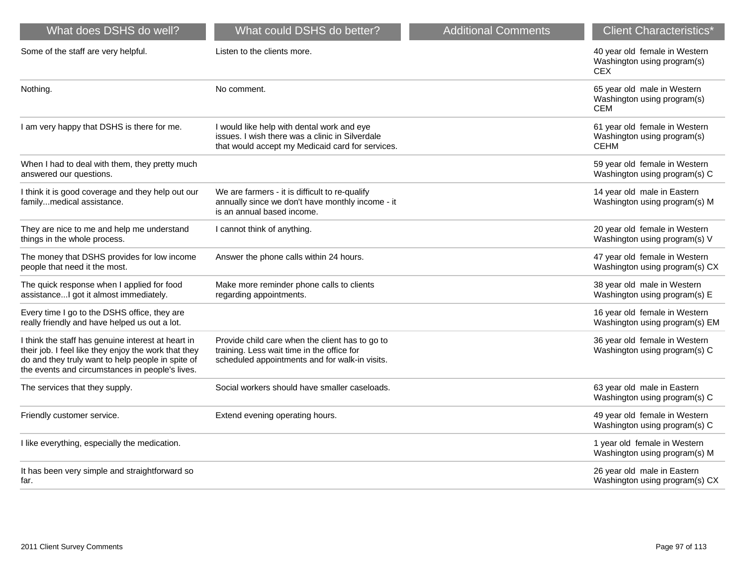| What does DSHS do well? | What could DSHS do better? | Additional Comments | Client Characteristics* |
|---|---|---|---|
| Some of the staff are very helpful. | Listen to the clients more. | | 40 year old female in Western Washington using program(s) CEX |
| Nothing. | No comment. | | 65 year old male in Western Washington using program(s) CEM |
| I am very happy that DSHS is there for me. | I would like help with dental work and eye issues. I wish there was a clinic in Silverdale that would accept my Medicaid card for services. | | 61 year old female in Western Washington using program(s) CEHM |
| When I had to deal with them, they pretty much answered our questions. | | | 59 year old female in Western Washington using program(s) C |
| I think it is good coverage and they help out our family...medical assistance. | We are farmers - it is difficult to re-qualify annually since we don't have monthly income - it is an annual based income. | | 14 year old male in Eastern Washington using program(s) M |
| They are nice to me and help me understand things in the whole process. | I cannot think of anything. | | 20 year old female in Western Washington using program(s) V |
| The money that DSHS provides for low income people that need it the most. | Answer the phone calls within 24 hours. | | 47 year old female in Western Washington using program(s) CX |
| The quick response when I applied for food assistance...I got it almost immediately. | Make more reminder phone calls to clients regarding appointments. | | 38 year old male in Western Washington using program(s) E |
| Every time I go to the DSHS office, they are really friendly and have helped us out a lot. | | | 16 year old female in Western Washington using program(s) EM |
| I think the staff has genuine interest at heart in their job. I feel like they enjoy the work that they do and they truly want to help people in spite of the events and circumstances in people's lives. | Provide child care when the client has to go to training. Less wait time in the office for scheduled appointments and for walk-in visits. | | 36 year old female in Western Washington using program(s) C |
| The services that they supply. | Social workers should have smaller caseloads. | | 63 year old male in Eastern Washington using program(s) C |
| Friendly customer service. | Extend evening operating hours. | | 49 year old female in Western Washington using program(s) C |
| I like everything, especially the medication. | | | 1 year old female in Western Washington using program(s) M |
| It has been very simple and straightforward so far. | | | 26 year old male in Eastern Washington using program(s) CX |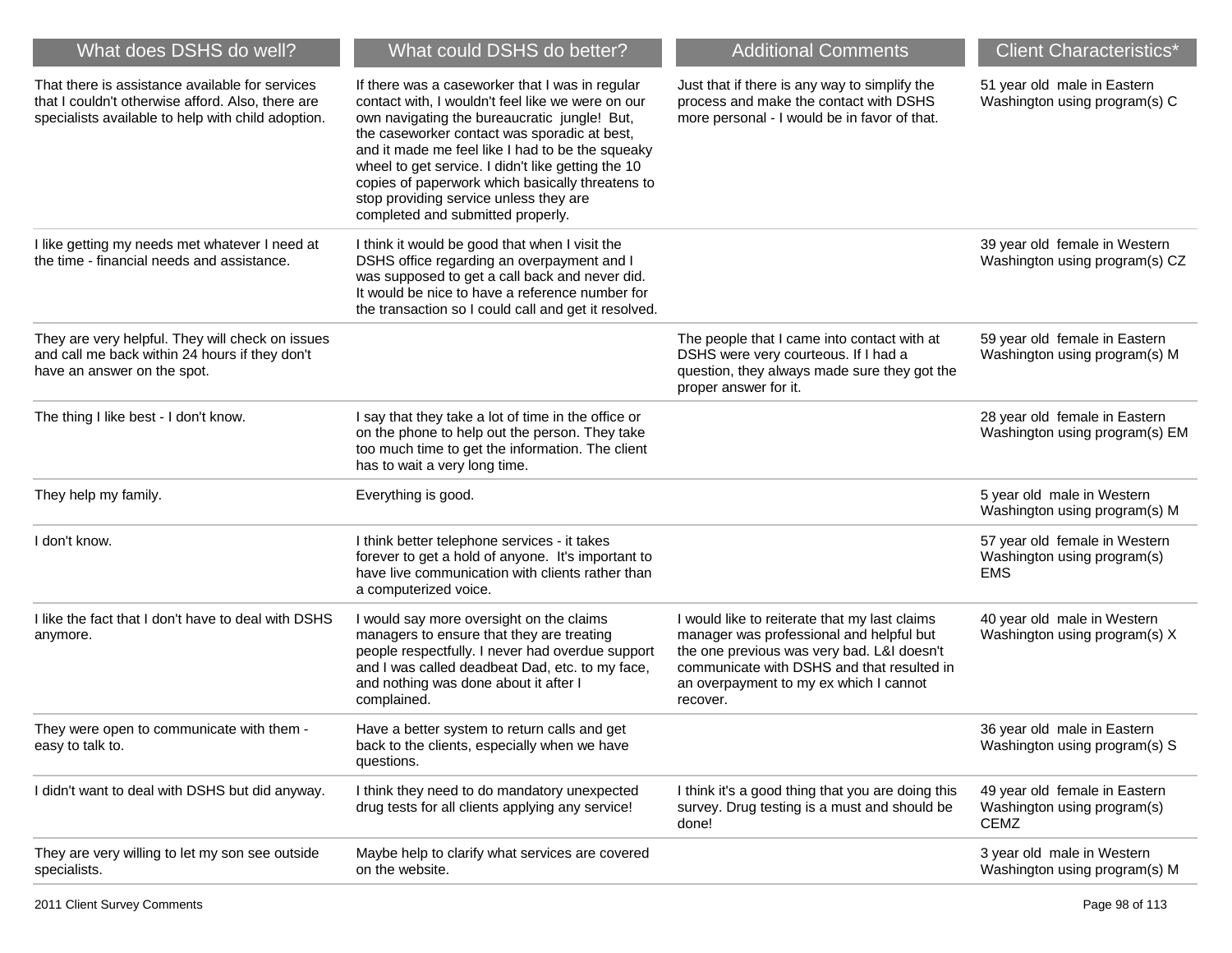| What does DSHS do well? | What could DSHS do better? | Additional Comments | Client Characteristics* |
|---|---|---|---|
| That there is assistance available for services that I couldn't otherwise afford. Also, there are specialists available to help with child adoption. | If there was a caseworker that I was in regular contact with, I wouldn't feel like we were on our own navigating the bureaucratic jungle! But, the caseworker contact was sporadic at best, and it made me feel like I had to be the squeaky wheel to get service. I didn't like getting the 10 copies of paperwork which basically threatens to stop providing service unless they are completed and submitted properly. | Just that if there is any way to simplify the process and make the contact with DSHS more personal - I would be in favor of that. | 51 year old male in Eastern Washington using program(s) C |
| I like getting my needs met whatever I need at the time - financial needs and assistance. | I think it would be good that when I visit the DSHS office regarding an overpayment and I was supposed to get a call back and never did. It would be nice to have a reference number for the transaction so I could call and get it resolved. | | 39 year old female in Western Washington using program(s) CZ |
| They are very helpful. They will check on issues and call me back within 24 hours if they don't have an answer on the spot. | | The people that I came into contact with at DSHS were very courteous. If I had a question, they always made sure they got the proper answer for it. | 59 year old female in Eastern Washington using program(s) M |
| The thing I like best - I don't know. | I say that they take a lot of time in the office or on the phone to help out the person. They take too much time to get the information. The client has to wait a very long time. | | 28 year old female in Eastern Washington using program(s) EM |
| They help my family. | Everything is good. | | 5 year old male in Western Washington using program(s) M |
| I don't know. | I think better telephone services - it takes forever to get a hold of anyone. It's important to have live communication with clients rather than a computerized voice. | | 57 year old female in Western Washington using program(s) EMS |
| I like the fact that I don't have to deal with DSHS anymore. | I would say more oversight on the claims managers to ensure that they are treating people respectfully. I never had overdue support and I was called deadbeat Dad, etc. to my face, and nothing was done about it after I complained. | I would like to reiterate that my last claims manager was professional and helpful but the one previous was very bad. L&I doesn't communicate with DSHS and that resulted in an overpayment to my ex which I cannot recover. | 40 year old male in Western Washington using program(s) X |
| They were open to communicate with them - easy to talk to. | Have a better system to return calls and get back to the clients, especially when we have questions. | | 36 year old male in Eastern Washington using program(s) S |
| I didn't want to deal with DSHS but did anyway. | I think they need to do mandatory unexpected drug tests for all clients applying any service! | I think it's a good thing that you are doing this survey. Drug testing is a must and should be done! | 49 year old female in Eastern Washington using program(s) CEMZ |
| They are very willing to let my son see outside specialists. | Maybe help to clarify what services are covered on the website. | | 3 year old male in Western Washington using program(s) M |

2011 Client Survey Comments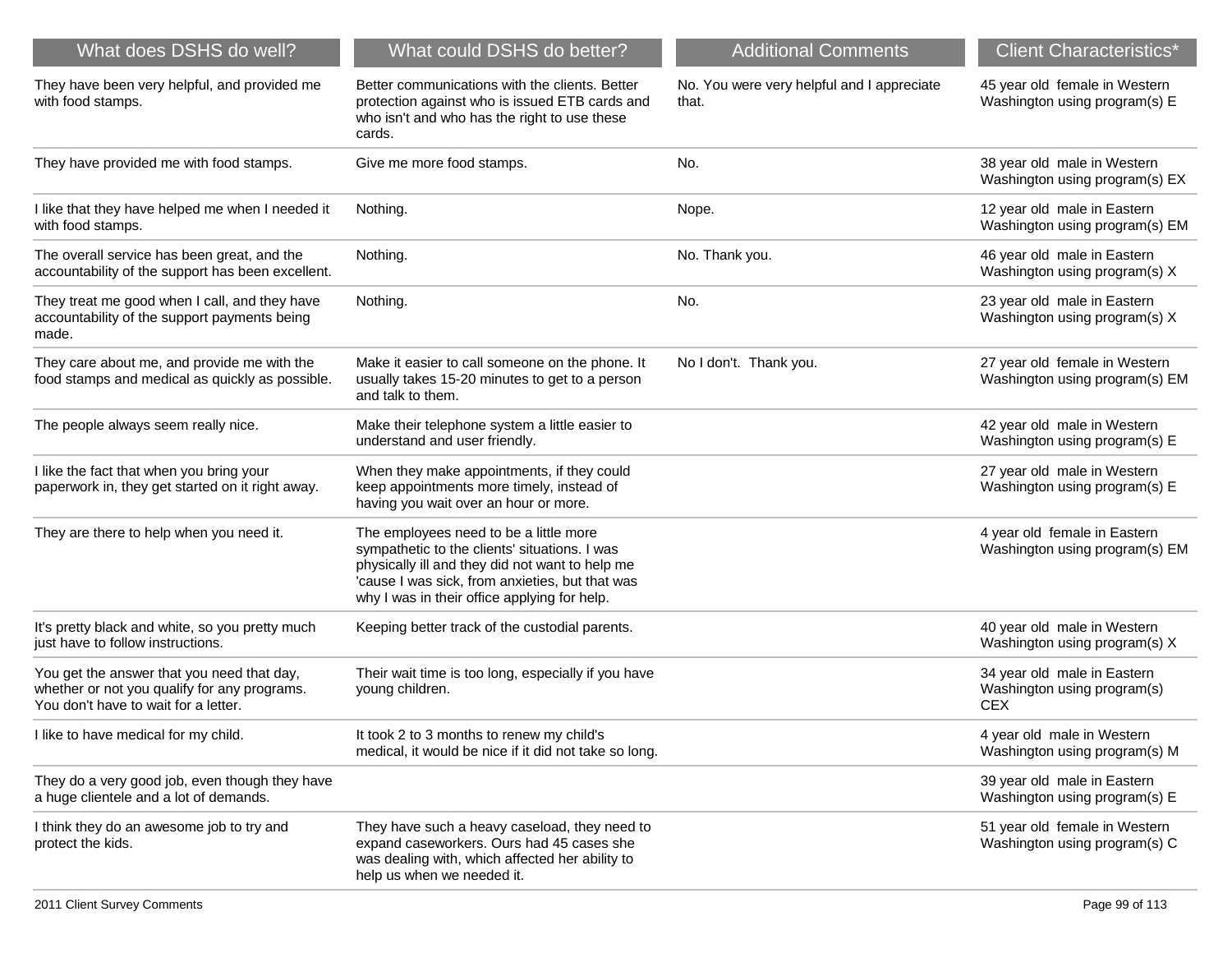| What does DSHS do well? | What could DSHS do better? | Additional Comments | Client Characteristics* |
|---|---|---|---|
| They have been very helpful, and provided me with food stamps. | Better communications with the clients. Better protection against who is issued ETB cards and who isn't and who has the right to use these cards. | No. You were very helpful and I appreciate that. | 45 year old female in Western Washington using program(s) E |
| They have provided me with food stamps. | Give me more food stamps. | No. | 38 year old male in Western Washington using program(s) EX |
| I like that they have helped me when I needed it with food stamps. | Nothing. | Nope. | 12 year old male in Eastern Washington using program(s) EM |
| The overall service has been great, and the accountability of the support has been excellent. | Nothing. | No. Thank you. | 46 year old male in Eastern Washington using program(s) X |
| They treat me good when I call, and they have accountability of the support payments being made. | Nothing. | No. | 23 year old male in Eastern Washington using program(s) X |
| They care about me, and provide me with the food stamps and medical as quickly as possible. | Make it easier to call someone on the phone. It usually takes 15-20 minutes to get to a person and talk to them. | No I don't. Thank you. | 27 year old female in Western Washington using program(s) EM |
| The people always seem really nice. | Make their telephone system a little easier to understand and user friendly. | | 42 year old male in Western Washington using program(s) E |
| I like the fact that when you bring your paperwork in, they get started on it right away. | When they make appointments, if they could keep appointments more timely, instead of having you wait over an hour or more. | | 27 year old male in Western Washington using program(s) E |
| They are there to help when you need it. | The employees need to be a little more sympathetic to the clients' situations. I was physically ill and they did not want to help me 'cause I was sick, from anxieties, but that was why I was in their office applying for help. | | 4 year old female in Eastern Washington using program(s) EM |
| It's pretty black and white, so you pretty much just have to follow instructions. | Keeping better track of the custodial parents. | | 40 year old male in Western Washington using program(s) X |
| You get the answer that you need that day, whether or not you qualify for any programs. You don't have to wait for a letter. | Their wait time is too long, especially if you have young children. | | 34 year old male in Eastern Washington using program(s) CEX |
| I like to have medical for my child. | It took 2 to 3 months to renew my child's medical, it would be nice if it did not take so long. | | 4 year old male in Western Washington using program(s) M |
| They do a very good job, even though they have a huge clientele and a lot of demands. | | | 39 year old male in Eastern Washington using program(s) E |
| I think they do an awesome job to try and protect the kids. | They have such a heavy caseload, they need to expand caseworkers. Ours had 45 cases she was dealing with, which affected her ability to help us when we needed it. | | 51 year old female in Western Washington using program(s) C |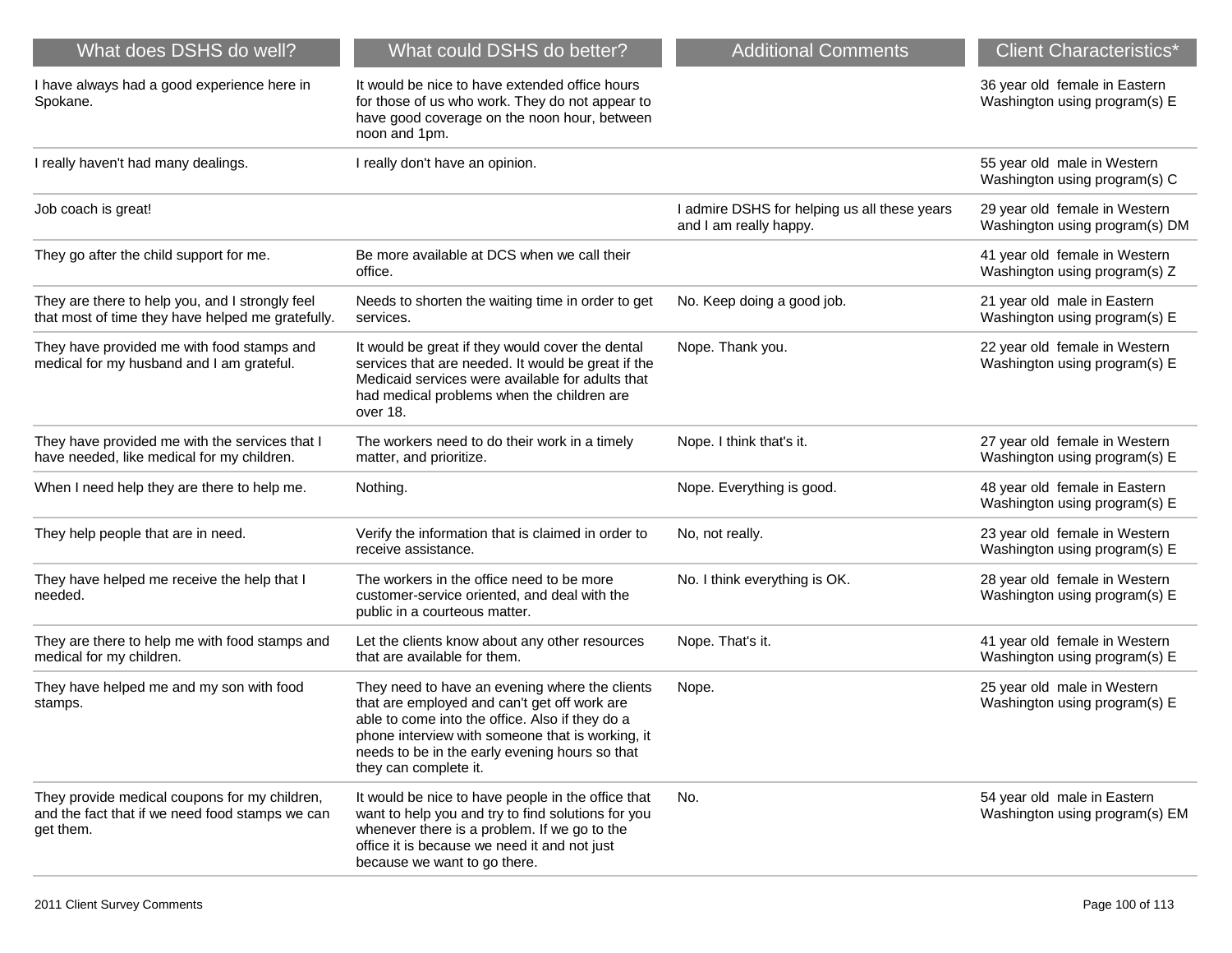| What does DSHS do well? | What could DSHS do better? | Additional Comments | Client Characteristics* |
|---|---|---|---|
| I have always had a good experience here in Spokane. | It would be nice to have extended office hours for those of us who work. They do not appear to have good coverage on the noon hour, between noon and 1pm. | | 36 year old female in Eastern Washington using program(s) E |
| I really haven't had many dealings. | I really don't have an opinion. | | 55 year old male in Western Washington using program(s) C |
| Job coach is great! | | I admire DSHS for helping us all these years and I am really happy. | 29 year old female in Western Washington using program(s) DM |
| They go after the child support for me. | Be more available at DCS when we call their office. | | 41 year old female in Western Washington using program(s) Z |
| They are there to help you, and I strongly feel that most of time they have helped me gratefully. | Needs to shorten the waiting time in order to get services. | No. Keep doing a good job. | 21 year old male in Eastern Washington using program(s) E |
| They have provided me with food stamps and medical for my husband and I am grateful. | It would be great if they would cover the dental services that are needed. It would be great if the Medicaid services were available for adults that had medical problems when the children are over 18. | Nope. Thank you. | 22 year old female in Western Washington using program(s) E |
| They have provided me with the services that I have needed, like medical for my children. | The workers need to do their work in a timely matter, and prioritize. | Nope. I think that's it. | 27 year old female in Western Washington using program(s) E |
| When I need help they are there to help me. | Nothing. | Nope. Everything is good. | 48 year old female in Eastern Washington using program(s) E |
| They help people that are in need. | Verify the information that is claimed in order to receive assistance. | No, not really. | 23 year old female in Western Washington using program(s) E |
| They have helped me receive the help that I needed. | The workers in the office need to be more customer-service oriented, and deal with the public in a courteous matter. | No. I think everything is OK. | 28 year old female in Western Washington using program(s) E |
| They are there to help me with food stamps and medical for my children. | Let the clients know about any other resources that are available for them. | Nope. That's it. | 41 year old female in Western Washington using program(s) E |
| They have helped me and my son with food stamps. | They need to have an evening where the clients that are employed and can't get off work are able to come into the office. Also if they do a phone interview with someone that is working, it needs to be in the early evening hours so that they can complete it. | Nope. | 25 year old male in Western Washington using program(s) E |
| They provide medical coupons for my children, and the fact that if we need food stamps we can get them. | It would be nice to have people in the office that want to help you and try to find solutions for you whenever there is a problem. If we go to the office it is because we need it and not just because we want to go there. | No. | 54 year old male in Eastern Washington using program(s) EM |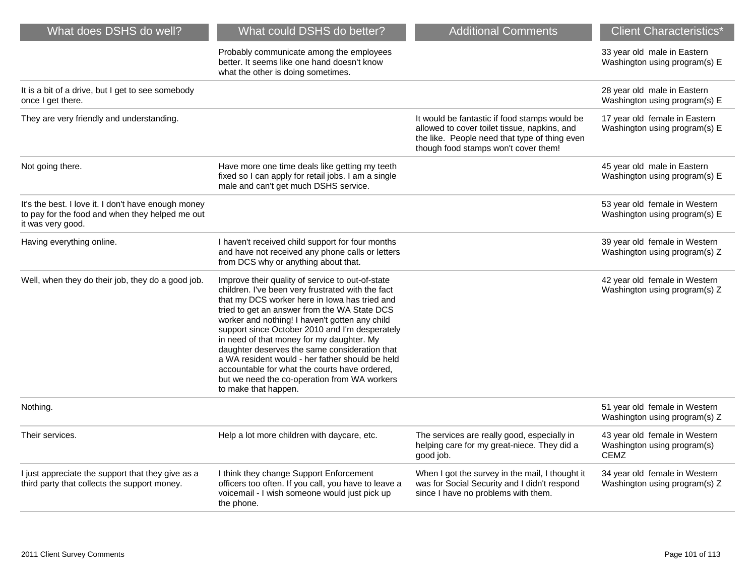| What does DSHS do well? | What could DSHS do better? | Additional Comments | Client Characteristics* |
| --- | --- | --- | --- |
| | Probably communicate among the employees better. It seems like one hand doesn't know what the other is doing sometimes. | | 33 year old male in Eastern Washington using program(s) E |
| It is a bit of a drive, but I get to see somebody once I get there. | | | 28 year old male in Eastern Washington using program(s) E |
| They are very friendly and understanding. | | It would be fantastic if food stamps would be allowed to cover toilet tissue, napkins, and the like. People need that type of thing even though food stamps won't cover them! | 17 year old female in Eastern Washington using program(s) E |
| Not going there. | Have more one time deals like getting my teeth fixed so I can apply for retail jobs. I am a single male and can't get much DSHS service. | | 45 year old male in Eastern Washington using program(s) E |
| It's the best. I love it. I don't have enough money to pay for the food and when they helped me out it was very good. | | | 53 year old female in Western Washington using program(s) E |
| Having everything online. | I haven't received child support for four months and have not received any phone calls or letters from DCS why or anything about that. | | 39 year old female in Western Washington using program(s) Z |
| Well, when they do their job, they do a good job. | Improve their quality of service to out-of-state children. I've been very frustrated with the fact that my DCS worker here in Iowa has tried and tried to get an answer from the WA State DCS worker and nothing! I haven't gotten any child support since October 2010 and I'm desperately in need of that money for my daughter. My daughter deserves the same consideration that a WA resident would - her father should be held accountable for what the courts have ordered, but we need the co-operation from WA workers to make that happen. | | 42 year old female in Western Washington using program(s) Z |
| Nothing. | | | 51 year old female in Western Washington using program(s) Z |
| Their services. | Help a lot more children with daycare, etc. | The services are really good, especially in helping care for my great-niece. They did a good job. | 43 year old female in Western Washington using program(s) CEMZ |
| I just appreciate the support that they give as a third party that collects the support money. | I think they change Support Enforcement officers too often. If you call, you have to leave a voicemail - I wish someone would just pick up the phone. | When I got the survey in the mail, I thought it was for Social Security and I didn't respond since I have no problems with them. | 34 year old female in Western Washington using program(s) Z |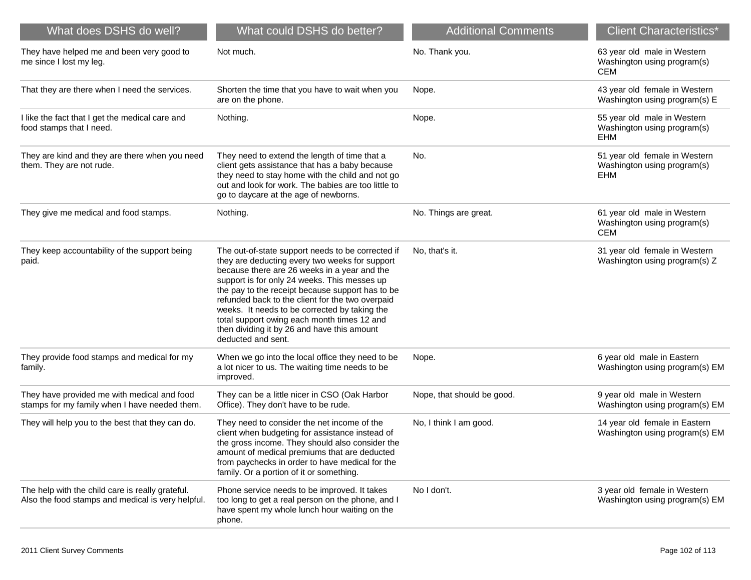| What does DSHS do well? | What could DSHS do better? | Additional Comments | Client Characteristics* |
|---|---|---|---|
| They have helped me and been very good to me since I lost my leg. | Not much. | No. Thank you. | 63 year old male in Western Washington using program(s) CEM |
| That they are there when I need the services. | Shorten the time that you have to wait when you are on the phone. | Nope. | 43 year old female in Western Washington using program(s) E |
| I like the fact that I get the medical care and food stamps that I need. | Nothing. | Nope. | 55 year old male in Western Washington using program(s) EHM |
| They are kind and they are there when you need them. They are not rude. | They need to extend the length of time that a client gets assistance that has a baby because they need to stay home with the child and not go out and look for work. The babies are too little to go to daycare at the age of newborns. | No. | 51 year old female in Western Washington using program(s) EHM |
| They give me medical and food stamps. | Nothing. | No. Things are great. | 61 year old male in Western Washington using program(s) CEM |
| They keep accountability of the support being paid. | The out-of-state support needs to be corrected if they are deducting every two weeks for support because there are 26 weeks in a year and the support is for only 24 weeks. This messes up the pay to the receipt because support has to be refunded back to the client for the two overpaid weeks. It needs to be corrected by taking the total support owing each month times 12 and then dividing it by 26 and have this amount deducted and sent. | No, that's it. | 31 year old female in Western Washington using program(s) Z |
| They provide food stamps and medical for my family. | When we go into the local office they need to be a lot nicer to us. The waiting time needs to be improved. | Nope. | 6 year old male in Eastern Washington using program(s) EM |
| They have provided me with medical and food stamps for my family when I have needed them. | They can be a little nicer in CSO (Oak Harbor Office). They don't have to be rude. | Nope, that should be good. | 9 year old male in Western Washington using program(s) EM |
| They will help you to the best that they can do. | They need to consider the net income of the client when budgeting for assistance instead of the gross income. They should also consider the amount of medical premiums that are deducted from paychecks in order to have medical for the family. Or a portion of it or something. | No, I think I am good. | 14 year old female in Eastern Washington using program(s) EM |
| The help with the child care is really grateful. Also the food stamps and medical is very helpful. | Phone service needs to be improved. It takes too long to get a real person on the phone, and I have spent my whole lunch hour waiting on the phone. | No I don't. | 3 year old female in Western Washington using program(s) EM |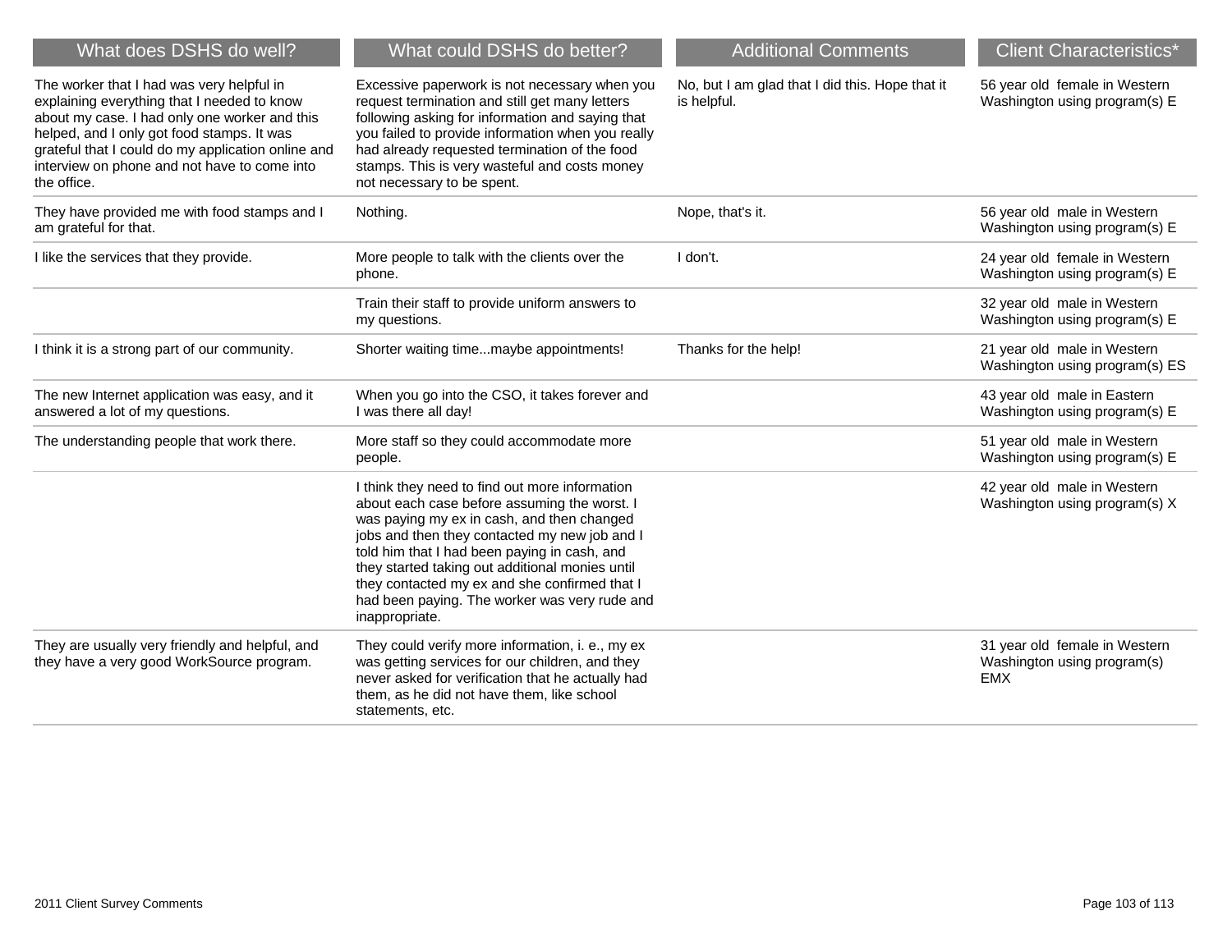| What does DSHS do well? | What could DSHS do better? | Additional Comments | Client Characteristics* |
|---|---|---|---|
| The worker that I had was very helpful in explaining everything that I needed to know about my case. I had only one worker and this helped, and I only got food stamps. It was grateful that I could do my application online and interview on phone and not have to come into the office. | Excessive paperwork is not necessary when you request termination and still get many letters following asking for information and saying that you failed to provide information when you really had already requested termination of the food stamps. This is very wasteful and costs money not necessary to be spent. | No, but I am glad that I did this. Hope that it is helpful. | 56 year old female in Western Washington using program(s) E |
| They have provided me with food stamps and I am grateful for that. | Nothing. | Nope, that's it. | 56 year old male in Western Washington using program(s) E |
| I like the services that they provide. | More people to talk with the clients over the phone. | I don't. | 24 year old female in Western Washington using program(s) E |
| | Train their staff to provide uniform answers to my questions. | | 32 year old male in Western Washington using program(s) E |
| I think it is a strong part of our community. | Shorter waiting time...maybe appointments! | Thanks for the help! | 21 year old male in Western Washington using program(s) ES |
| The new Internet application was easy, and it answered a lot of my questions. | When you go into the CSO, it takes forever and I was there all day! | | 43 year old male in Eastern Washington using program(s) E |
| The understanding people that work there. | More staff so they could accommodate more people. | | 51 year old male in Western Washington using program(s) E |
| | I think they need to find out more information about each case before assuming the worst. I was paying my ex in cash, and then changed jobs and then they contacted my new job and I told him that I had been paying in cash, and they started taking out additional monies until they contacted my ex and she confirmed that I had been paying. The worker was very rude and inappropriate. | | 42 year old male in Western Washington using program(s) X |
| They are usually very friendly and helpful, and they have a very good WorkSource program. | They could verify more information, i. e., my ex was getting services for our children, and they never asked for verification that he actually had them, as he did not have them, like school statements, etc. | | 31 year old female in Western Washington using program(s) EMX |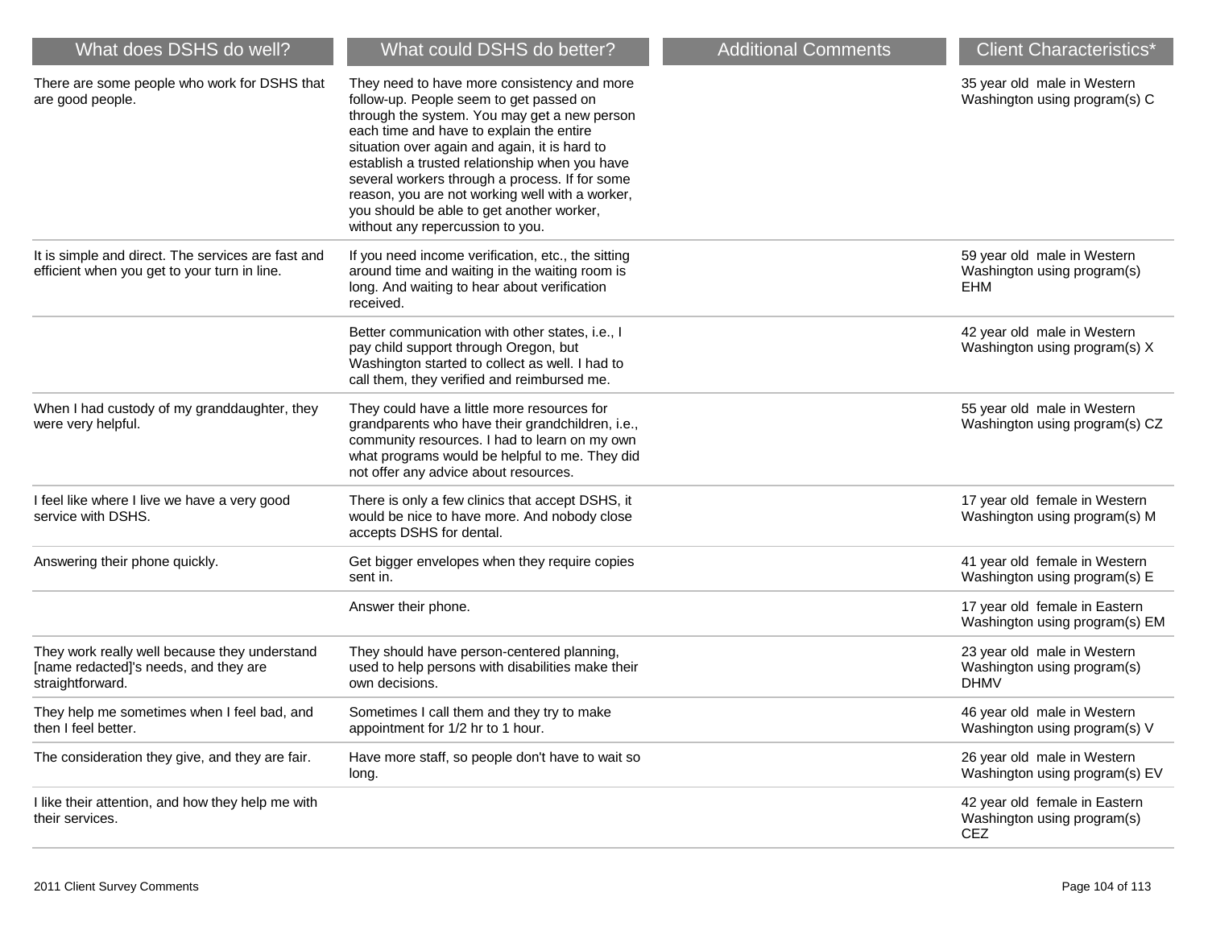| What does DSHS do well? | What could DSHS do better? | Additional Comments | Client Characteristics* |
|---|---|---|---|
| There are some people who work for DSHS that are good people. | They need to have more consistency and more follow-up. People seem to get passed on through the system. You may get a new person each time and have to explain the entire situation over again and again, it is hard to establish a trusted relationship when you have several workers through a process. If for some reason, you are not working well with a worker, you should be able to get another worker, without any repercussion to you. | | 35 year old male in Western Washington using program(s) C |
| It is simple and direct. The services are fast and efficient when you get to your turn in line. | If you need income verification, etc., the sitting around time and waiting in the waiting room is long. And waiting to hear about verification received. | | 59 year old male in Western Washington using program(s) EHM |
| | Better communication with other states, i.e., I pay child support through Oregon, but Washington started to collect as well. I had to call them, they verified and reimbursed me. | | 42 year old male in Western Washington using program(s) X |
| When I had custody of my granddaughter, they were very helpful. | They could have a little more resources for grandparents who have their grandchildren, i.e., community resources. I had to learn on my own what programs would be helpful to me. They did not offer any advice about resources. | | 55 year old male in Western Washington using program(s) CZ |
| I feel like where I live we have a very good service with DSHS. | There is only a few clinics that accept DSHS, it would be nice to have more. And nobody close accepts DSHS for dental. | | 17 year old female in Western Washington using program(s) M |
| Answering their phone quickly. | Get bigger envelopes when they require copies sent in. | | 41 year old female in Western Washington using program(s) E |
| | Answer their phone. | | 17 year old female in Eastern Washington using program(s) EM |
| They work really well because they understand [name redacted]'s needs, and they are straightforward. | They should have person-centered planning, used to help persons with disabilities make their own decisions. | | 23 year old male in Western Washington using program(s) DHMV |
| They help me sometimes when I feel bad, and then I feel better. | Sometimes I call them and they try to make appointment for 1/2 hr to 1 hour. | | 46 year old male in Western Washington using program(s) V |
| The consideration they give, and they are fair. | Have more staff, so people don't have to wait so long. | | 26 year old male in Western Washington using program(s) EV |
| I like their attention, and how they help me with their services. | | | 42 year old female in Eastern Washington using program(s) CEZ |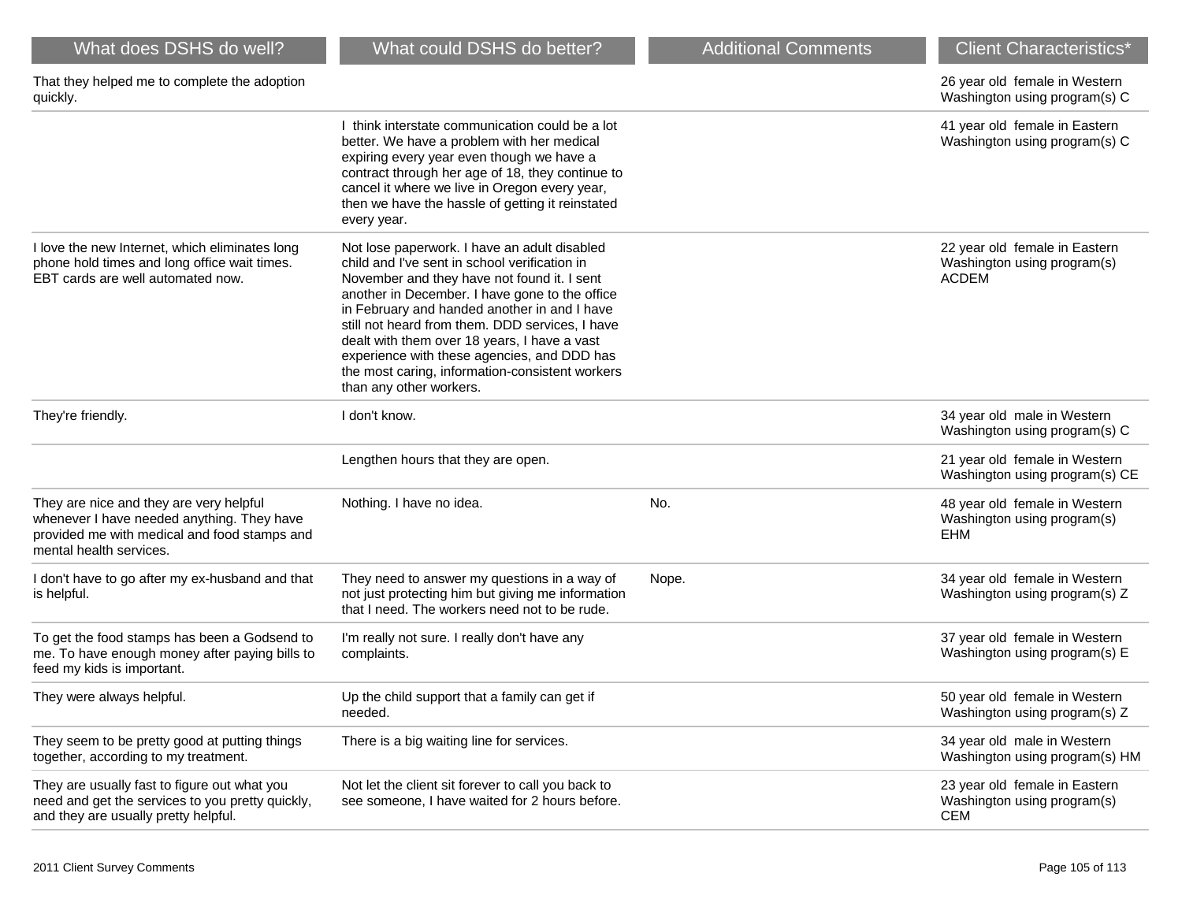| What does DSHS do well? | What could DSHS do better? | Additional Comments | Client Characteristics* |
|---|---|---|---|
| That they helped me to complete the adoption quickly. | | | 26 year old female in Western Washington using program(s) C |
| | I think interstate communication could be a lot better. We have a problem with her medical expiring every year even though we have a contract through her age of 18, they continue to cancel it where we live in Oregon every year, then we have the hassle of getting it reinstated every year. | | 41 year old female in Eastern Washington using program(s) C |
| I love the new Internet, which eliminates long phone hold times and long office wait times. EBT cards are well automated now. | Not lose paperwork. I have an adult disabled child and I've sent in school verification in November and they have not found it. I sent another in December. I have gone to the office in February and handed another in and I have still not heard from them. DDD services, I have dealt with them over 18 years, I have a vast experience with these agencies, and DDD has the most caring, information-consistent workers than any other workers. | | 22 year old female in Eastern Washington using program(s) ACDEM |
| They're friendly. | I don't know. | | 34 year old male in Western Washington using program(s) C |
| | Lengthen hours that they are open. | | 21 year old female in Western Washington using program(s) CE |
| They are nice and they are very helpful whenever I have needed anything. They have provided me with medical and food stamps and mental health services. | Nothing. I have no idea. | No. | 48 year old female in Western Washington using program(s) EHM |
| I don't have to go after my ex-husband and that is helpful. | They need to answer my questions in a way of not just protecting him but giving me information that I need. The workers need not to be rude. | Nope. | 34 year old female in Western Washington using program(s) Z |
| To get the food stamps has been a Godsend to me. To have enough money after paying bills to feed my kids is important. | I'm really not sure. I really don't have any complaints. | | 37 year old female in Western Washington using program(s) E |
| They were always helpful. | Up the child support that a family can get if needed. | | 50 year old female in Western Washington using program(s) Z |
| They seem to be pretty good at putting things together, according to my treatment. | There is a big waiting line for services. | | 34 year old male in Western Washington using program(s) HM |
| They are usually fast to figure out what you need and get the services to you pretty quickly, and they are usually pretty helpful. | Not let the client sit forever to call you back to see someone, I have waited for 2 hours before. | | 23 year old female in Eastern Washington using program(s) CEM |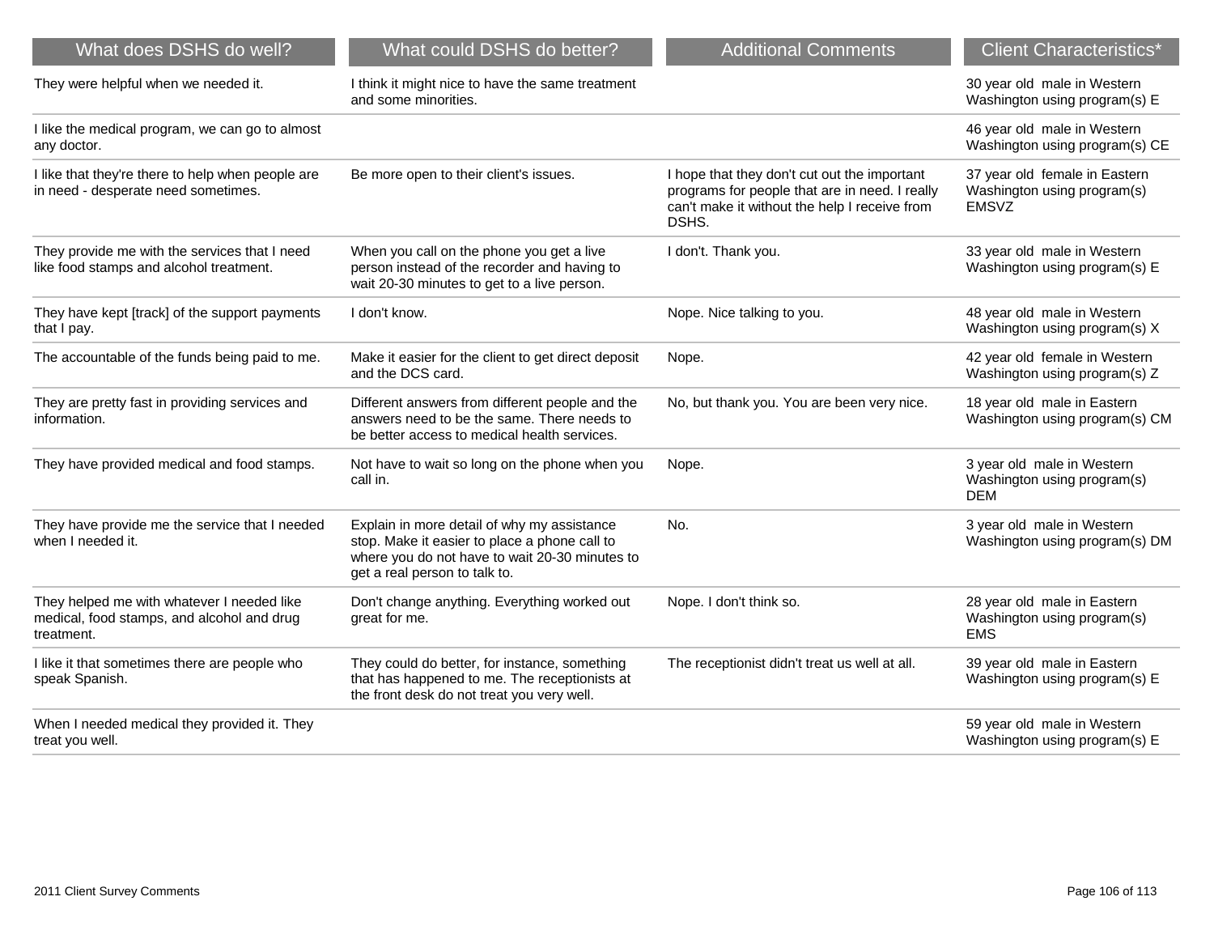| What does DSHS do well? | What could DSHS do better? | Additional Comments | Client Characteristics* |
|---|---|---|---|
| They were helpful when we needed it. | I think it might nice to have the same treatment and some minorities. | | 30 year old male in Western Washington using program(s) E |
| I like the medical program, we can go to almost any doctor. | | | 46 year old male in Western Washington using program(s) CE |
| I like that they're there to help when people are in need - desperate need sometimes. | Be more open to their client's issues. | I hope that they don't cut out the important programs for people that are in need. I really can't make it without the help I receive from DSHS. | 37 year old female in Eastern Washington using program(s) EMSVZ |
| They provide me with the services that I need like food stamps and alcohol treatment. | When you call on the phone you get a live person instead of the recorder and having to wait 20-30 minutes to get to a live person. | I don't. Thank you. | 33 year old male in Western Washington using program(s) E |
| They have kept [track] of the support payments that I pay. | I don't know. | Nope. Nice talking to you. | 48 year old male in Western Washington using program(s) X |
| The accountable of the funds being paid to me. | Make it easier for the client to get direct deposit and the DCS card. | Nope. | 42 year old female in Western Washington using program(s) Z |
| They are pretty fast in providing services and information. | Different answers from different people and the answers need to be the same. There needs to be better access to medical health services. | No, but thank you. You are been very nice. | 18 year old male in Eastern Washington using program(s) CM |
| They have provided medical and food stamps. | Not have to wait so long on the phone when you call in. | Nope. | 3 year old male in Western Washington using program(s) DEM |
| They have provide me the service that I needed when I needed it. | Explain in more detail of why my assistance stop. Make it easier to place a phone call to where you do not have to wait 20-30 minutes to get a real person to talk to. | No. | 3 year old male in Western Washington using program(s) DM |
| They helped me with whatever I needed like medical, food stamps, and alcohol and drug treatment. | Don't change anything. Everything worked out great for me. | Nope. I don't think so. | 28 year old male in Eastern Washington using program(s) EMS |
| I like it that sometimes there are people who speak Spanish. | They could do better, for instance, something that has happened to me. The receptionists at the front desk do not treat you very well. | The receptionist didn't treat us well at all. | 39 year old male in Eastern Washington using program(s) E |
| When I needed medical they provided it. They treat you well. | | | 59 year old male in Western Washington using program(s) E |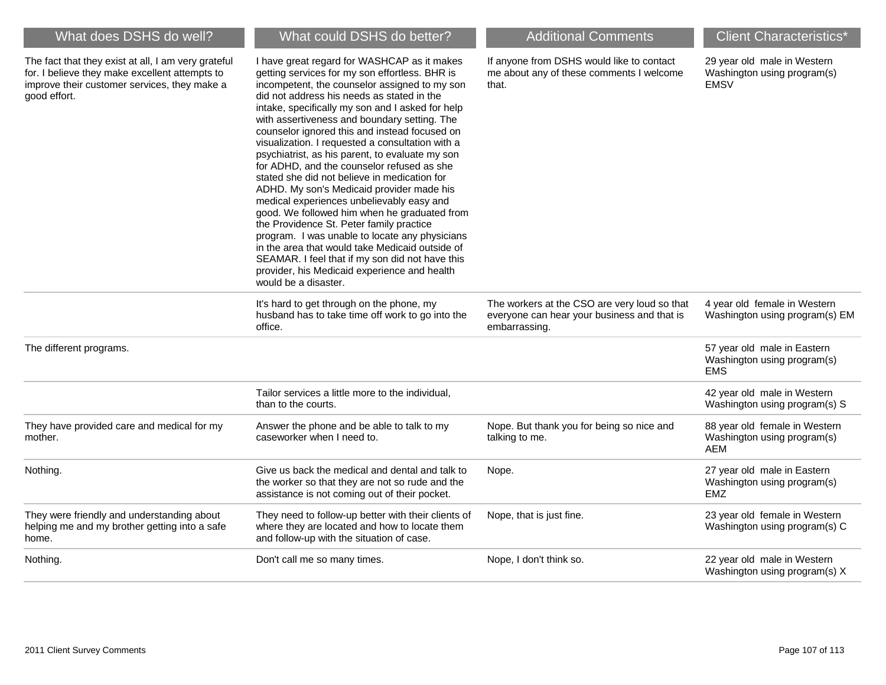| What does DSHS do well? | What could DSHS do better? | Additional Comments | Client Characteristics* |
|---|---|---|---|
| The fact that they exist at all, I am very grateful for. I believe they make excellent attempts to improve their customer services, they make a good effort. | I have great regard for WASHCAP as it makes getting services for my son effortless. BHR is incompetent, the counselor assigned to my son did not address his needs as stated in the intake, specifically my son and I asked for help with assertiveness and boundary setting. The counselor ignored this and instead focused on visualization. I requested a consultation with a psychiatrist, as his parent, to evaluate my son for ADHD, and the counselor refused as she stated she did not believe in medication for ADHD. My son's Medicaid provider made his medical experiences unbelievably easy and good. We followed him when he graduated from the Providence St. Peter family practice program. I was unable to locate any physicians in the area that would take Medicaid outside of SEAMAR. I feel that if my son did not have this provider, his Medicaid experience and health would be a disaster. | If anyone from DSHS would like to contact me about any of these comments I welcome that. | 29 year old male in Western Washington using program(s) EMSV |
| | It's hard to get through on the phone, my husband has to take time off work to go into the office. | The workers at the CSO are very loud so that everyone can hear your business and that is embarrassing. | 4 year old female in Western Washington using program(s) EM |
| The different programs. | | | 57 year old male in Eastern Washington using program(s) EMS |
| | Tailor services a little more to the individual, than to the courts. | | 42 year old male in Western Washington using program(s) S |
| They have provided care and medical for my mother. | Answer the phone and be able to talk to my caseworker when I need to. | Nope. But thank you for being so nice and talking to me. | 88 year old female in Western Washington using program(s) AEM |
| Nothing. | Give us back the medical and dental and talk to the worker so that they are not so rude and the assistance is not coming out of their pocket. | Nope. | 27 year old male in Eastern Washington using program(s) EMZ |
| They were friendly and understanding about helping me and my brother getting into a safe home. | They need to follow-up better with their clients of where they are located and how to locate them and follow-up with the situation of case. | Nope, that is just fine. | 23 year old female in Western Washington using program(s) C |
| Nothing. | Don't call me so many times. | Nope, I don't think so. | 22 year old male in Western Washington using program(s) X |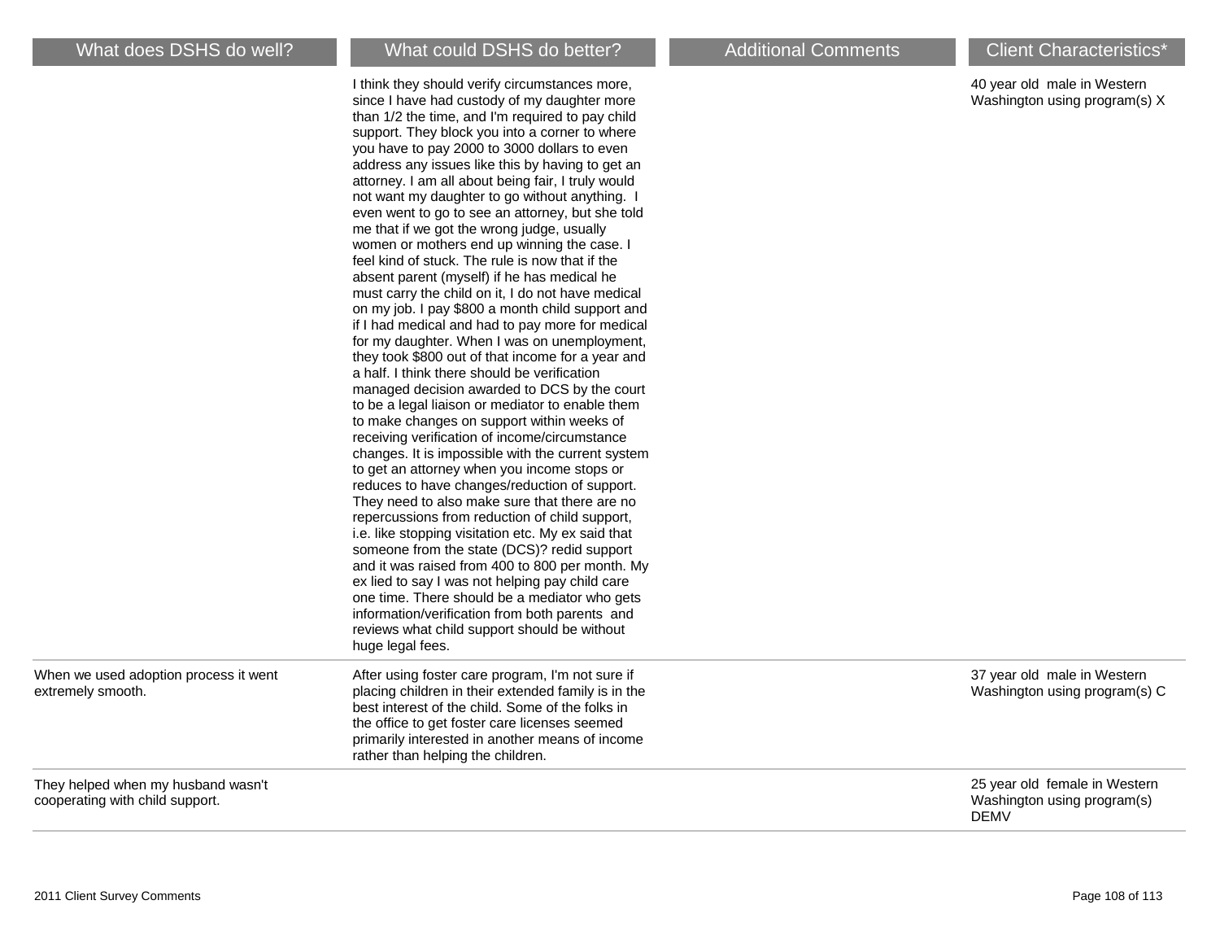| What does DSHS do well? | What could DSHS do better? | Additional Comments | Client Characteristics* |
|---|---|---|---|
| | I think they should verify circumstances more, since I have had custody of my daughter more than 1/2 the time, and I'm required to pay child support. They block you into a corner to where you have to pay 2000 to 3000 dollars to even address any issues like this by having to get an attorney. I am all about being fair, I truly would not want my daughter to go without anything. I even went to go to see an attorney, but she told me that if we got the wrong judge, usually women or mothers end up winning the case. I feel kind of stuck. The rule is now that if the absent parent (myself) if he has medical he must carry the child on it, I do not have medical on my job. I pay $800 a month child support and if I had medical and had to pay more for medical for my daughter. When I was on unemployment, they took $800 out of that income for a year and a half. I think there should be verification managed decision awarded to DCS by the court to be a legal liaison or mediator to enable them to make changes on support within weeks of receiving verification of income/circumstance changes. It is impossible with the current system to get an attorney when you income stops or reduces to have changes/reduction of support. They need to also make sure that there are no repercussions from reduction of child support, i.e. like stopping visitation etc. My ex said that someone from the state (DCS)? redid support and it was raised from 400 to 800 per month. My ex lied to say I was not helping pay child care one time. There should be a mediator who gets information/verification from both parents and reviews what child support should be without huge legal fees. | | 40 year old male in Western Washington using program(s) X |
| When we used adoption process it went extremely smooth. | After using foster care program, I'm not sure if placing children in their extended family is in the best interest of the child. Some of the folks in the office to get foster care licenses seemed primarily interested in another means of income rather than helping the children. | | 37 year old male in Western Washington using program(s) C |
| They helped when my husband wasn't cooperating with child support. | | | 25 year old female in Western Washington using program(s) DEMV |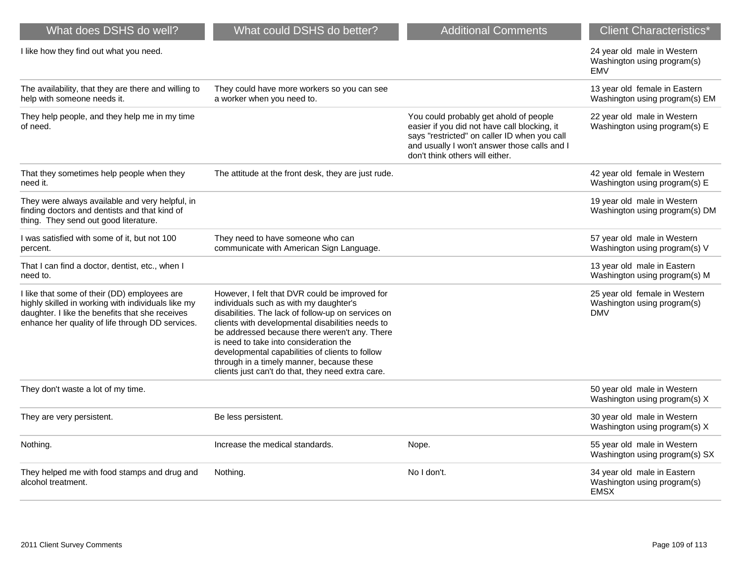| What does DSHS do well? | What could DSHS do better? | Additional Comments | Client Characteristics* |
|---|---|---|---|
| I like how they find out what you need. | | | 24 year old male in Western Washington using program(s) EMV |
| The availability, that they are there and willing to help with someone needs it. | They could have more workers so you can see a worker when you need to. | | 13 year old female in Eastern Washington using program(s) EM |
| They help people, and they help me in my time of need. | | You could probably get ahold of people easier if you did not have call blocking, it says "restricted" on caller ID when you call and usually I won't answer those calls and I don't think others will either. | 22 year old male in Western Washington using program(s) E |
| That they sometimes help people when they need it. | The attitude at the front desk, they are just rude. | | 42 year old female in Western Washington using program(s) E |
| They were always available and very helpful, in finding doctors and dentists and that kind of thing. They send out good literature. | | | 19 year old male in Western Washington using program(s) DM |
| I was satisfied with some of it, but not 100 percent. | They need to have someone who can communicate with American Sign Language. | | 57 year old male in Western Washington using program(s) V |
| That I can find a doctor, dentist, etc., when I need to. | | | 13 year old male in Eastern Washington using program(s) M |
| I like that some of their (DD) employees are highly skilled in working with individuals like my daughter. I like the benefits that she receives enhance her quality of life through DD services. | However, I felt that DVR could be improved for individuals such as with my daughter's disabilities. The lack of follow-up on services on clients with developmental disabilities needs to be addressed because there weren't any. There is need to take into consideration the developmental capabilities of clients to follow through in a timely manner, because these clients just can't do that, they need extra care. | | 25 year old female in Western Washington using program(s) DMV |
| They don't waste a lot of my time. | | | 50 year old male in Western Washington using program(s) X |
| They are very persistent. | Be less persistent. | | 30 year old male in Western Washington using program(s) X |
| Nothing. | Increase the medical standards. | Nope. | 55 year old male in Western Washington using program(s) SX |
| They helped me with food stamps and drug and alcohol treatment. | Nothing. | No I don't. | 34 year old male in Eastern Washington using program(s) EMSX |

2011 Client Survey Comments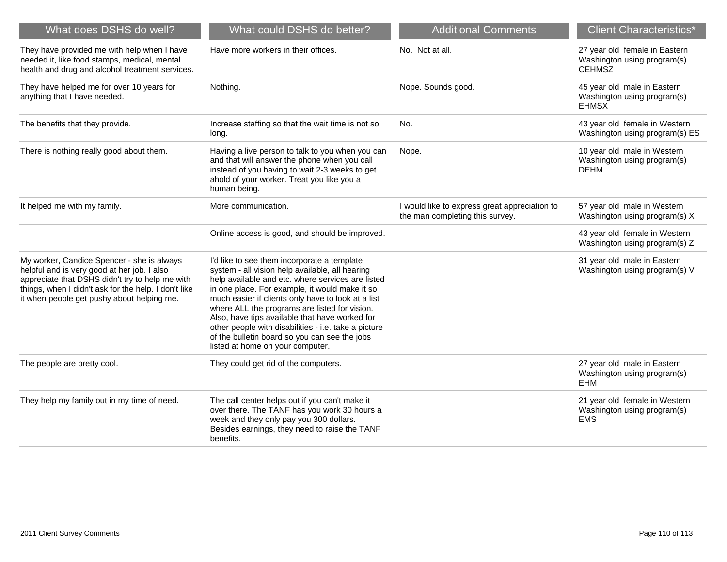| What does DSHS do well? | What could DSHS do better? | Additional Comments | Client Characteristics* |
|---|---|---|---|
| They have provided me with help when I have needed it, like food stamps, medical, mental health and drug and alcohol treatment services. | Have more workers in their offices. | No. Not at all. | 27 year old female in Eastern Washington using program(s) CEHMSZ |
| They have helped me for over 10 years for anything that I have needed. | Nothing. | Nope. Sounds good. | 45 year old male in Eastern Washington using program(s) EHMSX |
| The benefits that they provide. | Increase staffing so that the wait time is not so long. | No. | 43 year old female in Western Washington using program(s) ES |
| There is nothing really good about them. | Having a live person to talk to you when you can and that will answer the phone when you call instead of you having to wait 2-3 weeks to get ahold of your worker. Treat you like you a human being. | Nope. | 10 year old male in Western Washington using program(s) DEHM |
| It helped me with my family. | More communication. | I would like to express great appreciation to the man completing this survey. | 57 year old male in Western Washington using program(s) X |
| | Online access is good, and should be improved. | | 43 year old female in Western Washington using program(s) Z |
| My worker, Candice Spencer - she is always helpful and is very good at her job. I also appreciate that DSHS didn't try to help me with things, when I didn't ask for the help. I don't like it when people get pushy about helping me. | I'd like to see them incorporate a template system - all vision help available, all hearing help available and etc. where services are listed in one place. For example, it would make it so much easier if clients only have to look at a list where ALL the programs are listed for vision. Also, have tips available that have worked for other people with disabilities - i.e. take a picture of the bulletin board so you can see the jobs listed at home on your computer. | | 31 year old male in Eastern Washington using program(s) V |
| The people are pretty cool. | They could get rid of the computers. | | 27 year old male in Eastern Washington using program(s) EHM |
| They help my family out in my time of need. | The call center helps out if you can't make it over there. The TANF has you work 30 hours a week and they only pay you 300 dollars. Besides earnings, they need to raise the TANF benefits. | | 21 year old female in Western Washington using program(s) EMS |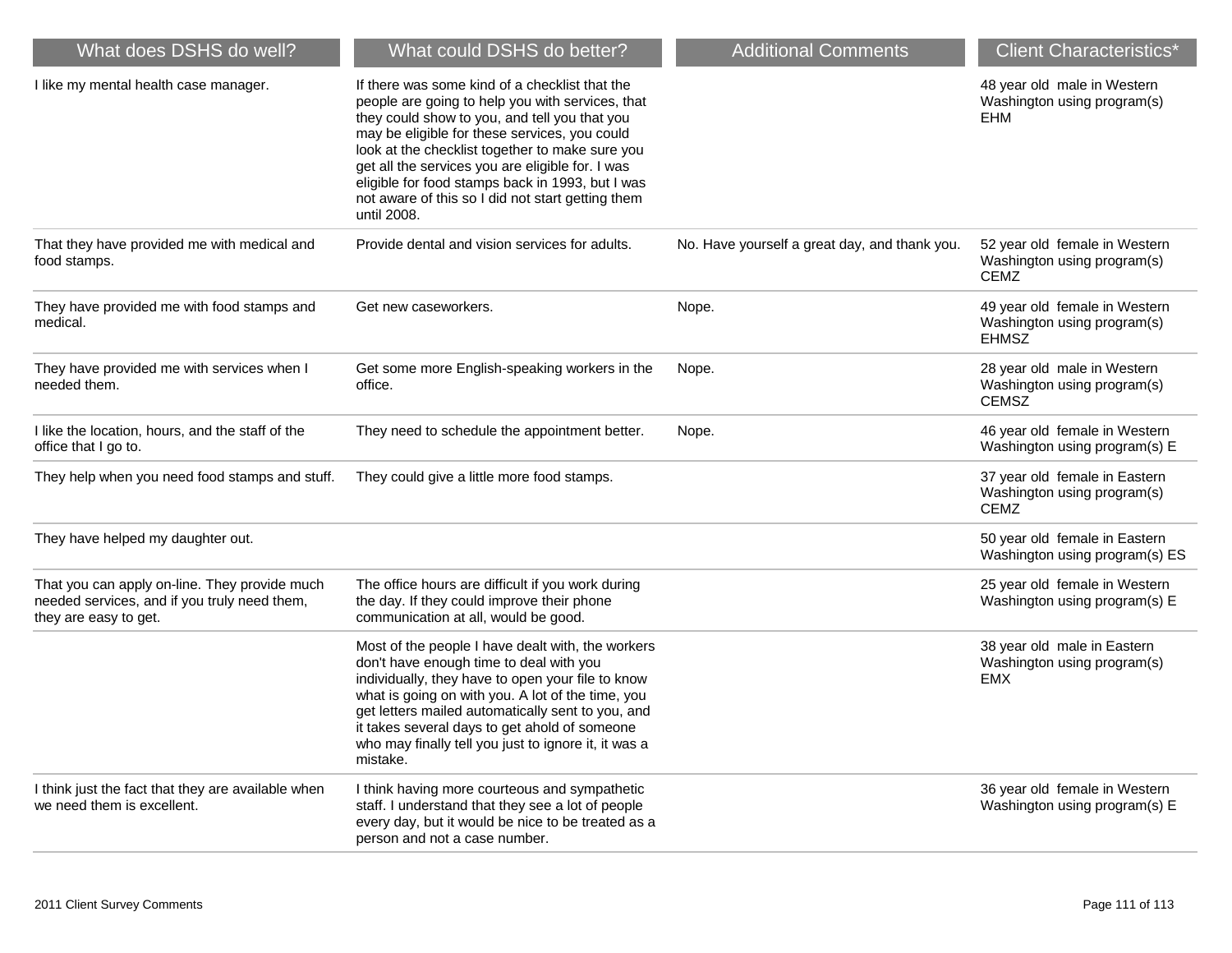| What does DSHS do well? | What could DSHS do better? | Additional Comments | Client Characteristics* |
|---|---|---|---|
| I like my mental health case manager. | If there was some kind of a checklist that the people are going to help you with services, that they could show to you, and tell you that you may be eligible for these services, you could look at the checklist together to make sure you get all the services you are eligible for. I was eligible for food stamps back in 1993, but I was not aware of this so I did not start getting them until 2008. | | 48 year old male in Western Washington using program(s) EHM |
| That they have provided me with medical and food stamps. | Provide dental and vision services for adults. | No. Have yourself a great day, and thank you. | 52 year old female in Western Washington using program(s) CEMZ |
| They have provided me with food stamps and medical. | Get new caseworkers. | Nope. | 49 year old female in Western Washington using program(s) EHMSZ |
| They have provided me with services when I needed them. | Get some more English-speaking workers in the office. | Nope. | 28 year old male in Western Washington using program(s) CEMSZ |
| I like the location, hours, and the staff of the office that I go to. | They need to schedule the appointment better. | Nope. | 46 year old female in Western Washington using program(s) E |
| They help when you need food stamps and stuff. | They could give a little more food stamps. | | 37 year old female in Eastern Washington using program(s) CEMZ |
| They have helped my daughter out. | | | 50 year old female in Eastern Washington using program(s) ES |
| That you can apply on-line. They provide much needed services, and if you truly need them, they are easy to get. | The office hours are difficult if you work during the day. If they could improve their phone communication at all, would be good. | | 25 year old female in Western Washington using program(s) E |
| | Most of the people I have dealt with, the workers don't have enough time to deal with you individually, they have to open your file to know what is going on with you. A lot of the time, you get letters mailed automatically sent to you, and it takes several days to get ahold of someone who may finally tell you just to ignore it, it was a mistake. | | 38 year old male in Eastern Washington using program(s) EMX |
| I think just the fact that they are available when we need them is excellent. | I think having more courteous and sympathetic staff. I understand that they see a lot of people every day, but it would be nice to be treated as a person and not a case number. | | 36 year old female in Western Washington using program(s) E |

2011 Client Survey Comments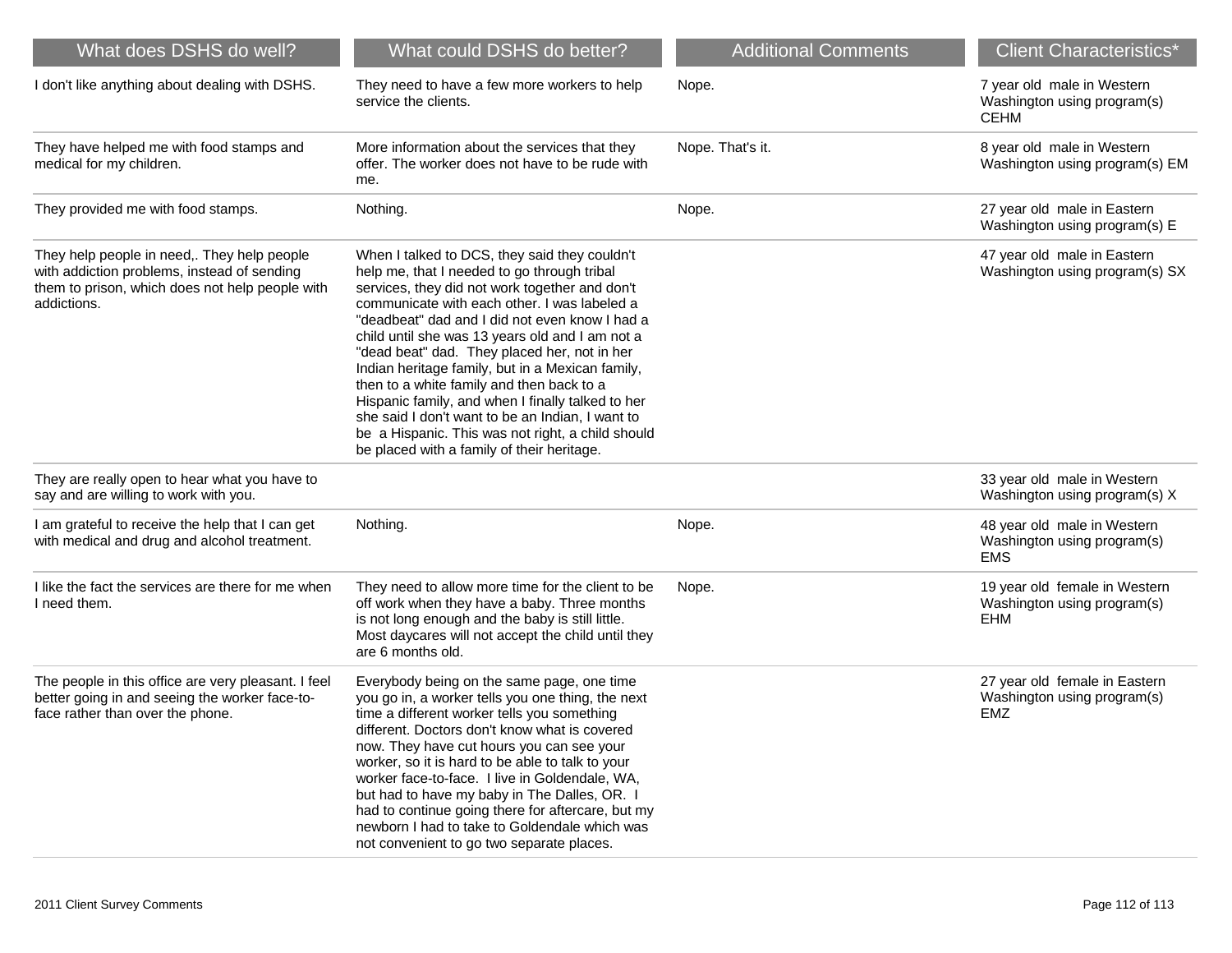| What does DSHS do well? | What could DSHS do better? | Additional Comments | Client Characteristics* |
| --- | --- | --- | --- |
| I don't like anything about dealing with DSHS. | They need to have a few more workers to help service the clients. | Nope. | 7 year old male in Western Washington using program(s) CEHM |
| They have helped me with food stamps and medical for my children. | More information about the services that they offer. The worker does not have to be rude with me. | Nope. That's it. | 8 year old male in Western Washington using program(s) EM |
| They provided me with food stamps. | Nothing. | Nope. | 27 year old male in Eastern Washington using program(s) E |
| They help people in need,. They help people with addiction problems, instead of sending them to prison, which does not help people with addictions. | When I talked to DCS, they said they couldn't help me, that I needed to go through tribal services, they did not work together and don't communicate with each other. I was labeled a "deadbeat" dad and I did not even know I had a child until she was 13 years old and I am not a "dead beat" dad. They placed her, not in her Indian heritage family, but in a Mexican family, then to a white family and then back to a Hispanic family, and when I finally talked to her she said I don't want to be an Indian, I want to be a Hispanic. This was not right, a child should be placed with a family of their heritage. | | 47 year old male in Eastern Washington using program(s) SX |
| They are really open to hear what you have to say and are willing to work with you. | | | 33 year old male in Western Washington using program(s) X |
| I am grateful to receive the help that I can get with medical and drug and alcohol treatment. | Nothing. | Nope. | 48 year old male in Western Washington using program(s) EMS |
| I like the fact the services are there for me when I need them. | They need to allow more time for the client to be off work when they have a baby. Three months is not long enough and the baby is still little. Most daycares will not accept the child until they are 6 months old. | Nope. | 19 year old female in Western Washington using program(s) EHM |
| The people in this office are very pleasant. I feel better going in and seeing the worker face-to-face rather than over the phone. | Everybody being on the same page, one time you go in, a worker tells you one thing, the next time a different worker tells you something different. Doctors don't know what is covered now. They have cut hours you can see your worker, so it is hard to be able to talk to your worker face-to-face. I live in Goldendale, WA, but had to have my baby in The Dalles, OR. I had to continue going there for aftercare, but my newborn I had to take to Goldendale which was not convenient to go two separate places. | | 27 year old female in Eastern Washington using program(s) EMZ |

2011 Client Survey Comments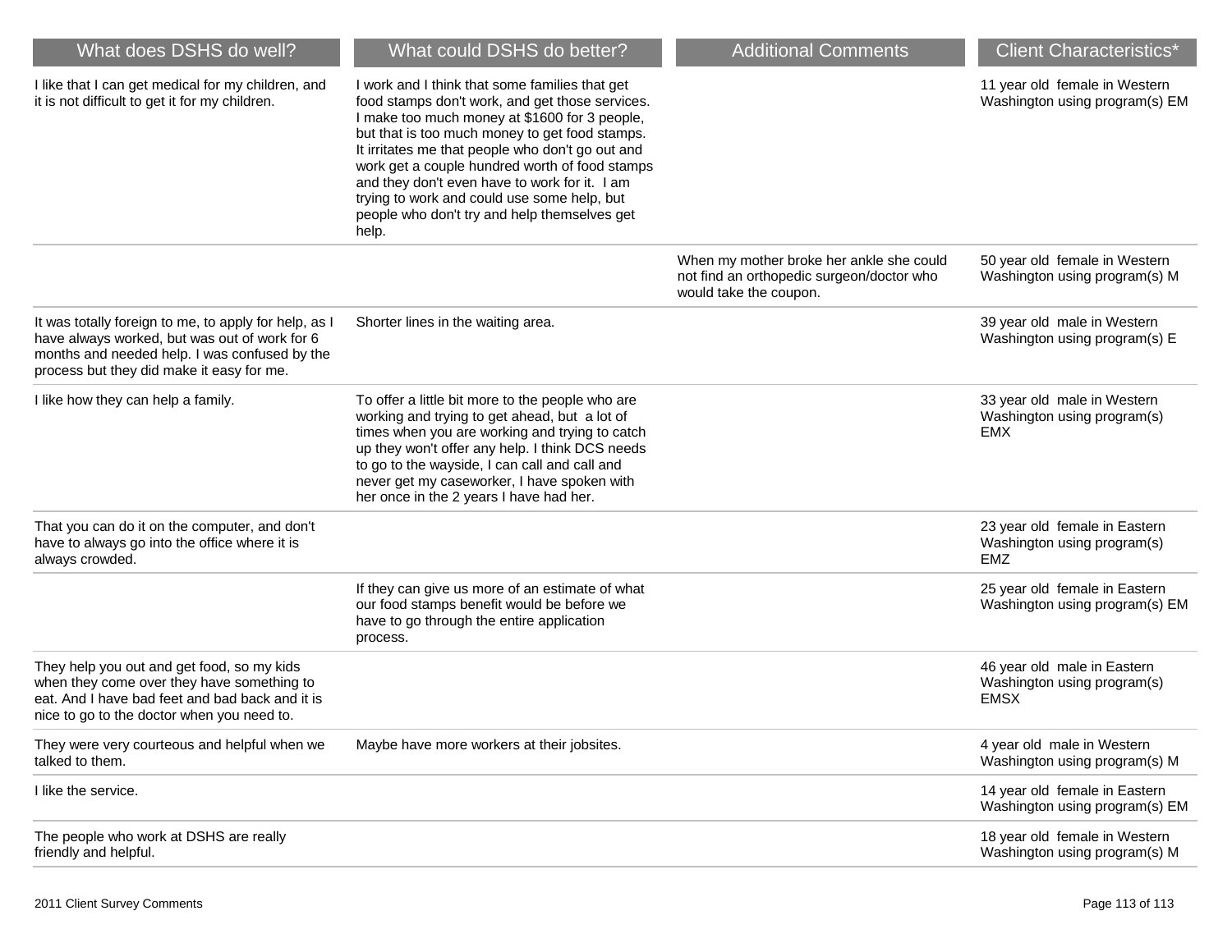| What does DSHS do well? | What could DSHS do better? | Additional Comments | Client Characteristics* |
|---|---|---|---|
| I like that I can get medical for my children, and it is not difficult to get it for my children. | I work and I think that some families that get food stamps don't work, and get those services. I make too much money at $1600 for 3 people, but that is too much money to get food stamps. It irritates me that people who don't go out and work get a couple hundred worth of food stamps and they don't even have to work for it. I am trying to work and could use some help, but people who don't try and help themselves get help. | | 11 year old female in Western Washington using program(s) EM |
| | | When my mother broke her ankle she could not find an orthopedic surgeon/doctor who would take the coupon. | 50 year old female in Western Washington using program(s) M |
| It was totally foreign to me, to apply for help, as I have always worked, but was out of work for 6 months and needed help. I was confused by the process but they did make it easy for me. | Shorter lines in the waiting area. | | 39 year old male in Western Washington using program(s) E |
| I like how they can help a family. | To offer a little bit more to the people who are working and trying to get ahead, but a lot of times when you are working and trying to catch up they won't offer any help. I think DCS needs to go to the wayside, I can call and call and never get my caseworker, I have spoken with her once in the 2 years I have had her. | | 33 year old male in Western Washington using program(s) EMX |
| That you can do it on the computer, and don't have to always go into the office where it is always crowded. | | | 23 year old female in Eastern Washington using program(s) EMZ |
| | If they can give us more of an estimate of what our food stamps benefit would be before we have to go through the entire application process. | | 25 year old female in Eastern Washington using program(s) EM |
| They help you out and get food, so my kids when they come over they have something to eat. And I have bad feet and bad back and it is nice to go to the doctor when you need to. | | | 46 year old male in Eastern Washington using program(s) EMSX |
| They were very courteous and helpful when we talked to them. | Maybe have more workers at their jobsites. | | 4 year old male in Western Washington using program(s) M |
| I like the service. | | | 14 year old female in Eastern Washington using program(s) EM |
| The people who work at DSHS are really friendly and helpful. | | | 18 year old female in Western Washington using program(s) M |